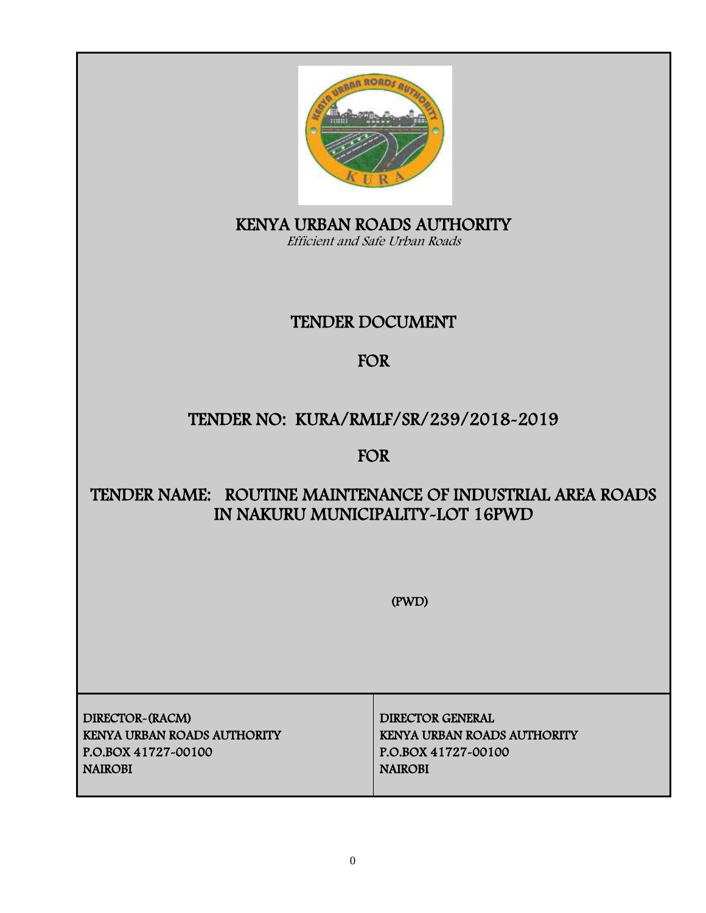# KENYA URBAN ROADS AUTHORITY

*Efficient and Safe Urban Roads*

## TENDER DOCUMENT

## FOR

## TENDER NO: KURA/RMLF/SR/239/2018-2019

## FOR

## TENDER NAME: ROUTINE MAINTENANCE OF INDUSTRIAL AREA ROADS IN NAKURU MUNICIPALITY-LOT 16PWD

(PWD)

| | |
|---|---|
| DIRECTOR-(RACM)<br>KENYA URBAN ROADS AUTHORITY<br>P.O.BOX 41727-00100<br>NAIROBI | DIRECTOR GENERAL<br>KENYA URBAN ROADS AUTHORITY<br>P.O.BOX 41727-00100<br>NAIROBI |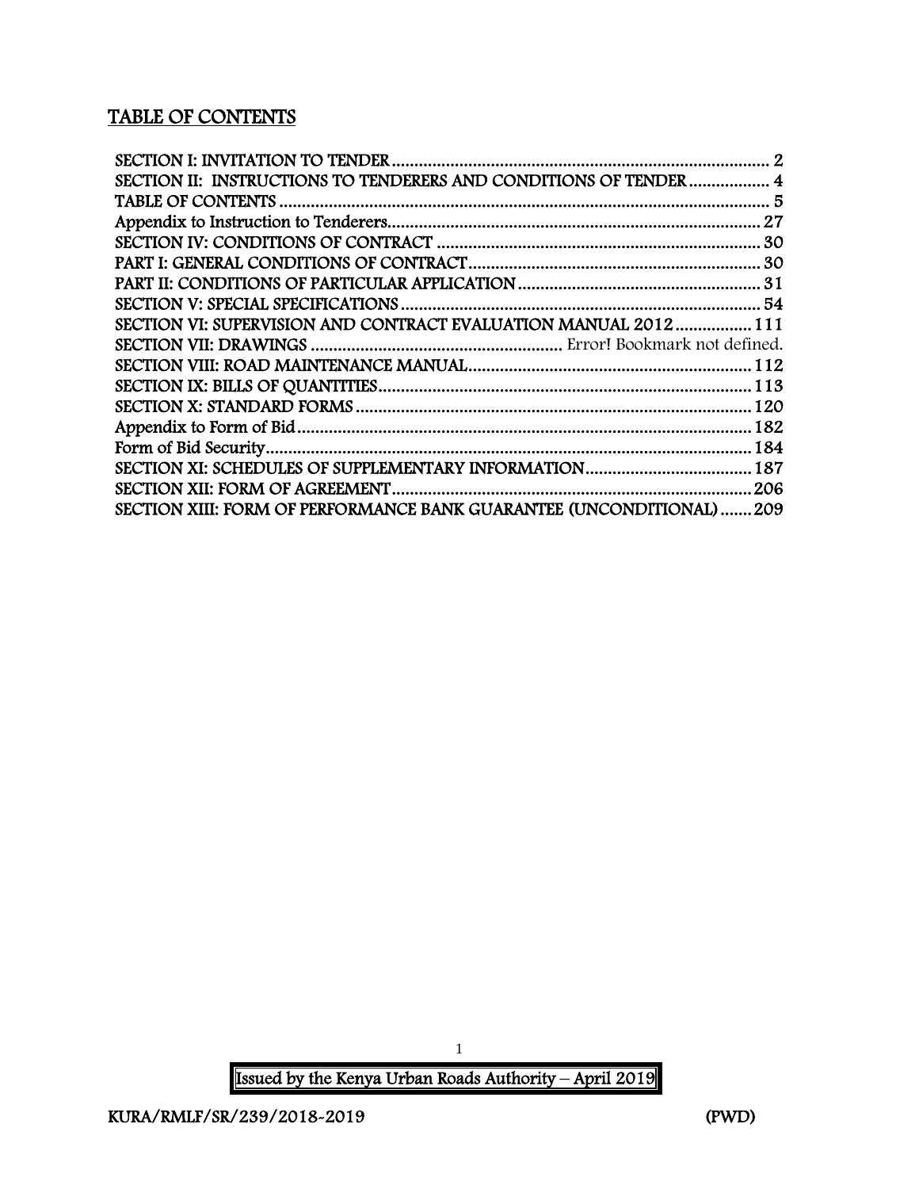## TABLE OF CONTENTS

SECTION I: INVITATION TO TENDER .................................................................................... 2
SECTION II: INSTRUCTIONS TO TENDERERS AND CONDITIONS OF TENDER .................. 4
TABLE OF CONTENTS ............................................................................................................ 5
Appendix to Instruction to Tenderers.................................................................................. 27
SECTION IV: CONDITIONS OF CONTRACT ....................................................................... 30
PART I: GENERAL CONDITIONS OF CONTRACT................................................................ 30
PART II: CONDITIONS OF PARTICULAR APPLICATION ...................................................... 31
SECTION V: SPECIAL SPECIFICATIONS ................................................................................ 54
SECTION VI: SUPERVISION AND CONTRACT EVALUATION MANUAL 2012 ................. 111
SECTION VII: DRAWINGS ........................................................ Error! Bookmark not defined.
SECTION VIII: ROAD MAINTENANCE MANUAL............................................................. 112
SECTION IX: BILLS OF QUANTITIES.................................................................................. 113
SECTION X: STANDARD FORMS ........................................................................................ 120
Appendix to Form of Bid..................................................................................................... 182
Form of Bid Security............................................................................................................ 184
SECTION XI: SCHEDULES OF SUPPLEMENTARY INFORMATION..................................... 187
SECTION XII: FORM OF AGREEMENT............................................................................... 206
SECTION XIII: FORM OF PERFORMANCE BANK GUARANTEE (UNCONDITIONAL) ....... 209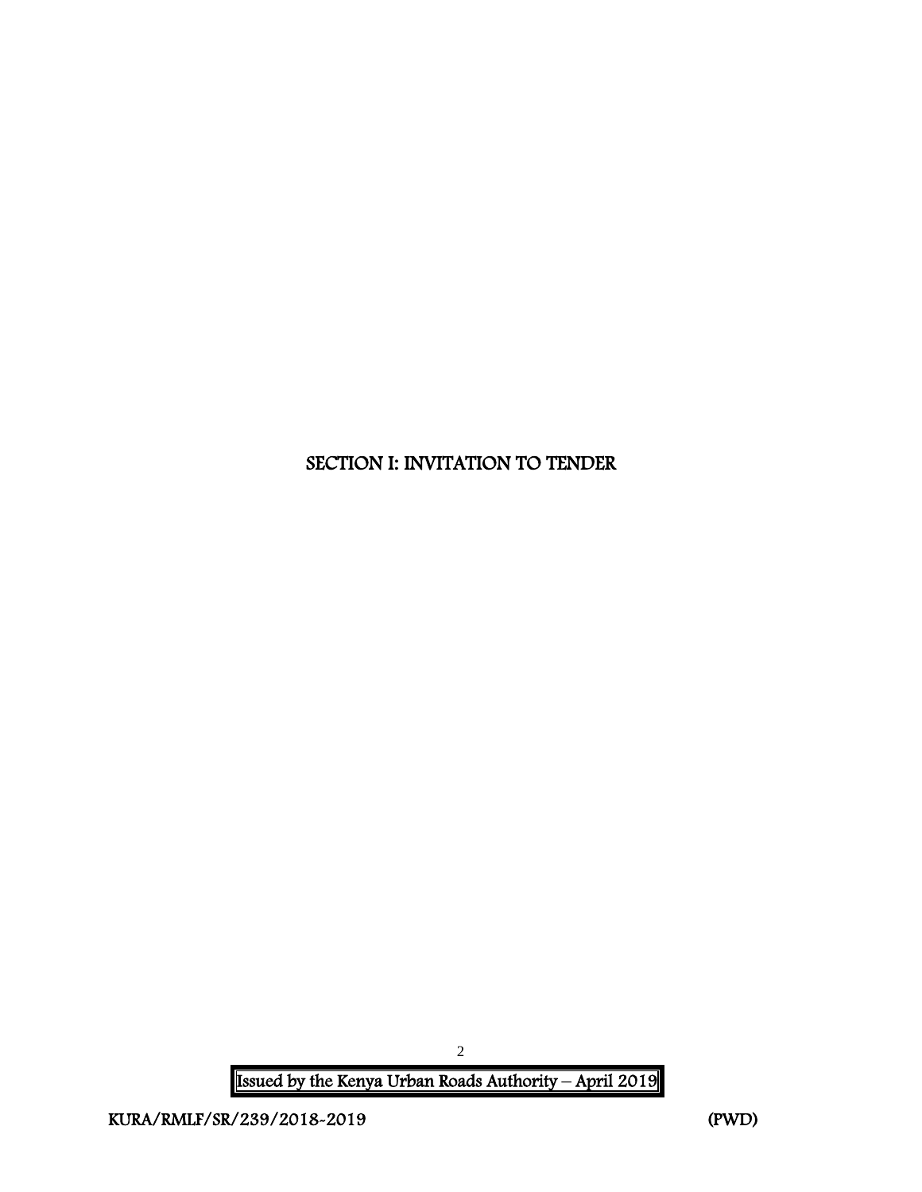# SECTION I: INVITATION TO TENDER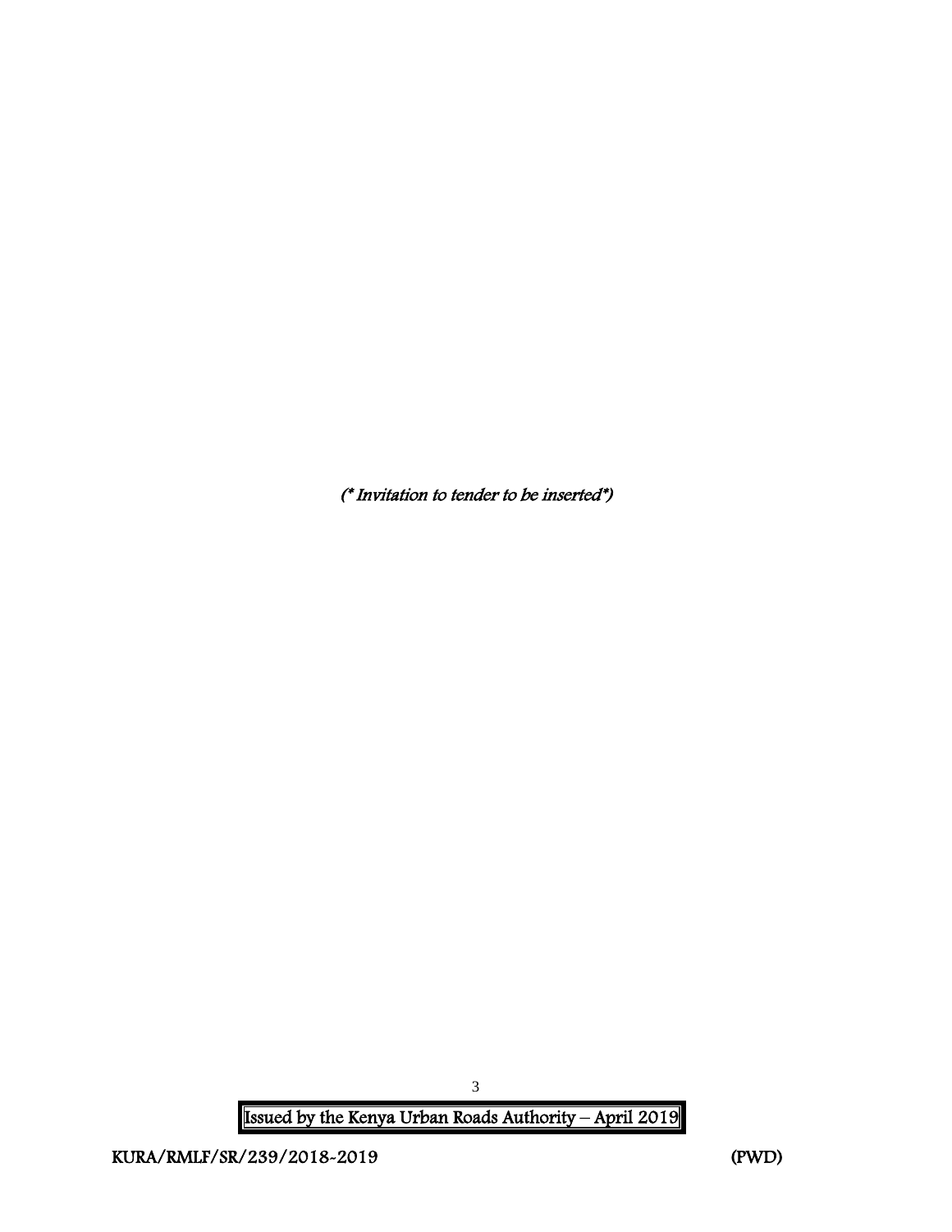*(\* Invitation to tender to be inserted\*)*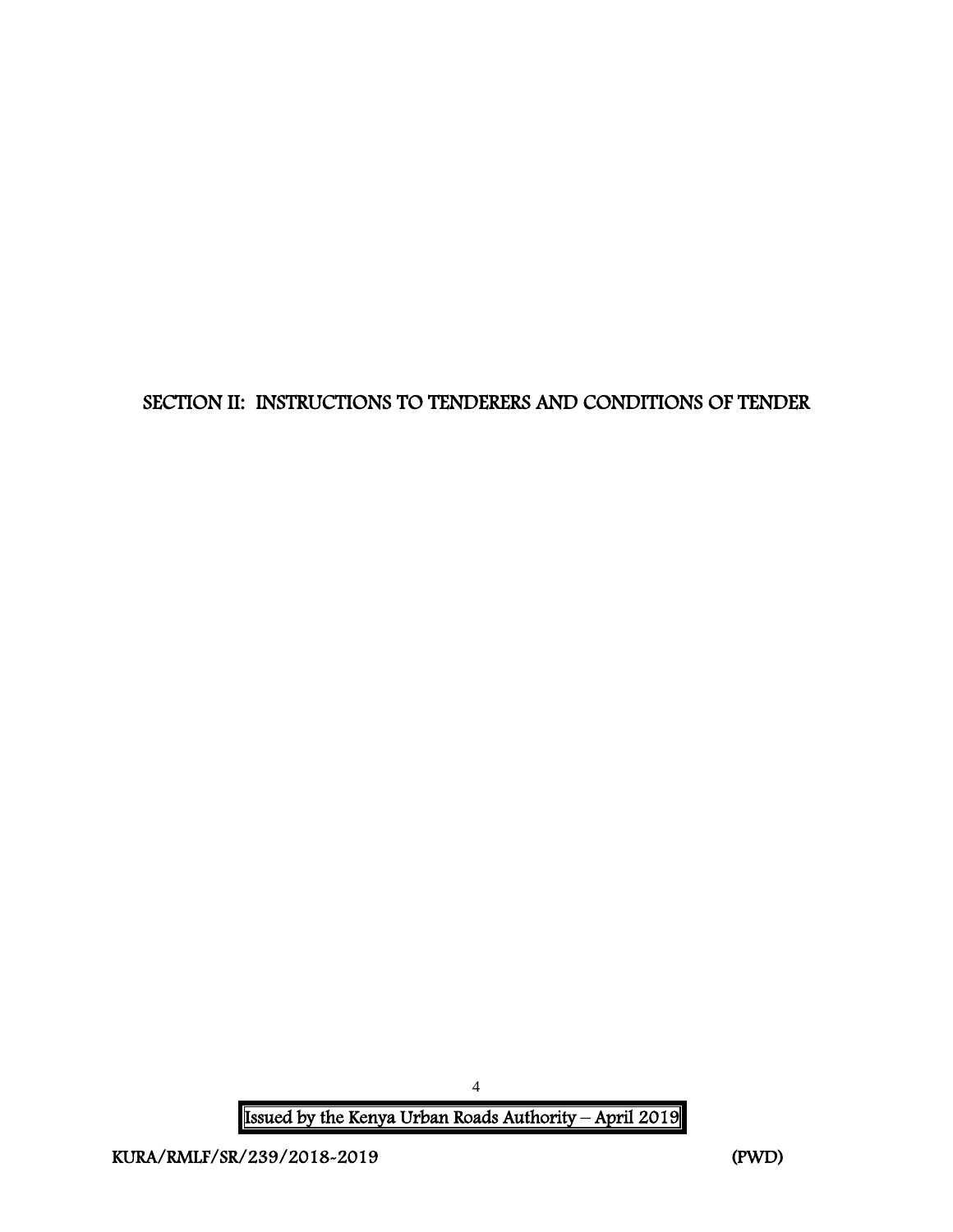# SECTION II: INSTRUCTIONS TO TENDERERS AND CONDITIONS OF TENDER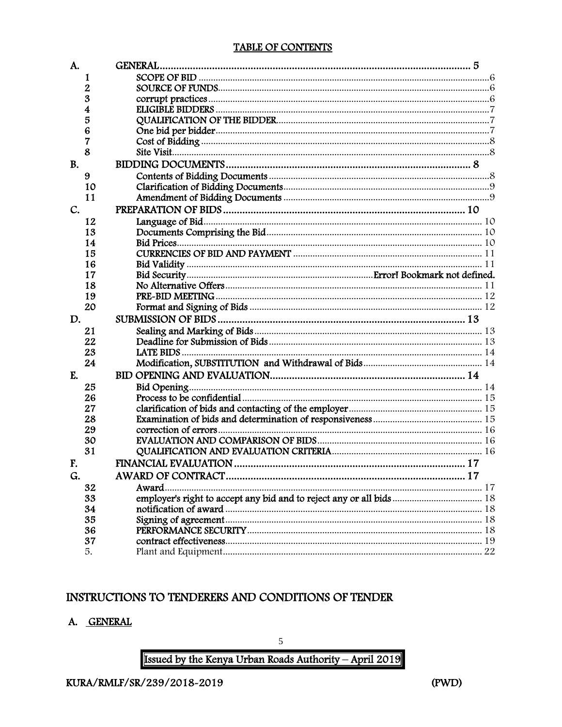## TABLE OF CONTENTS

| | | |
|---|---|---|
| A. | GENERAL | 5 |
| 1 | SCOPE OF BID | 6 |
| 2 | SOURCE OF FUNDS | 6 |
| 3 | corrupt practices | 6 |
| 4 | ELIGIBLE BIDDERS | 7 |
| 5 | QUALIFICATION OF THE BIDDER | 7 |
| 6 | One bid per bidder | 7 |
| 7 | Cost of Bidding | 8 |
| 8 | Site Visit | 8 |
| B. | BIDDING DOCUMENTS | 8 |
| 9 | Contents of Bidding Documents | 8 |
| 10 | Clarification of Bidding Documents | 9 |
| 11 | Amendment of Bidding Documents | 9 |
| C. | PREPARATION OF BIDS | 10 |
| 12 | Language of Bid | 10 |
| 13 | Documents Comprising the Bid | 10 |
| 14 | Bid Prices | 10 |
| 15 | CURRENCIES OF BID AND PAYMENT | 11 |
| 16 | Bid Validity | 11 |
| 17 | Bid Security | Error! Bookmark not defined. |
| 18 | No Alternative Offers | 11 |
| 19 | PRE-BID MEETING | 12 |
| 20 | Format and Signing of Bids | 12 |
| D. | SUBMISSION OF BIDS | 13 |
| 21 | Sealing and Marking of Bids | 13 |
| 22 | Deadline for Submission of Bids | 13 |
| 23 | LATE BIDS | 14 |
| 24 | Modification, SUBSTITUTION and Withdrawal of Bids | 14 |
| E. | BID OPENING AND EVALUATION | 14 |
| 25 | Bid Opening | 14 |
| 26 | Process to be confidential | 15 |
| 27 | clarification of bids and contacting of the employer | 15 |
| 28 | Examination of bids and determination of responsiveness | 15 |
| 29 | correction of errors | 16 |
| 30 | EVALUATION AND COMPARISON OF BIDS | 16 |
| 31 | QUALIFICATION AND EVALUATION CRITERIA | 16 |
| F. | FINANCIAL EVALUATION | 17 |
| G. | AWARD OF CONTRACT | 17 |
| 32 | Award | 17 |
| 33 | employer's right to accept any bid and to reject any or all bids | 18 |
| 34 | notification of award | 18 |
| 35 | Signing of agreement | 18 |
| 36 | PERFORMANCE SECURITY | 18 |
| 37 | contract effectiveness | 19 |
| 5. | Plant and Equipment | 22 |

# INSTRUCTIONS TO TENDERERS AND CONDITIONS OF TENDER

## A. GENERAL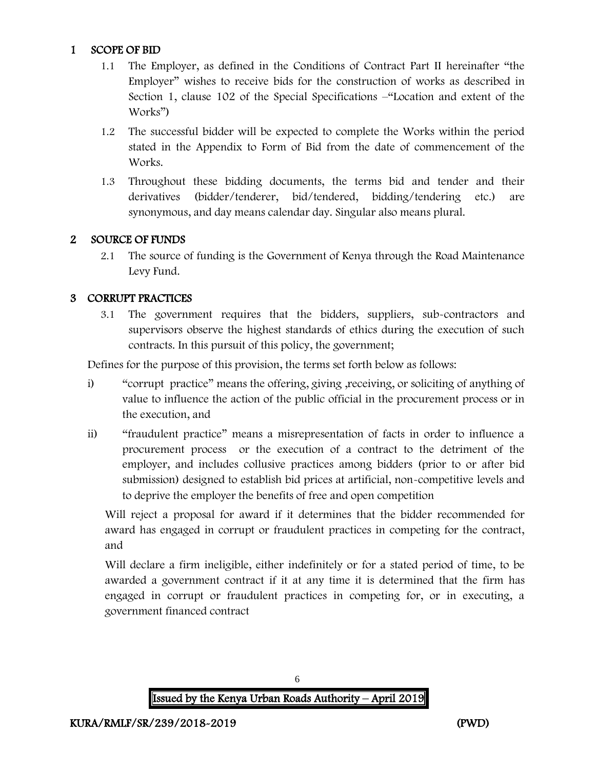## 1 SCOPE OF BID

1.1 The Employer, as defined in the Conditions of Contract Part II hereinafter "the Employer" wishes to receive bids for the construction of works as described in Section 1, clause 102 of the Special Specifications –"Location and extent of the Works")

1.2 The successful bidder will be expected to complete the Works within the period stated in the Appendix to Form of Bid from the date of commencement of the Works.

1.3 Throughout these bidding documents, the terms bid and tender and their derivatives (bidder/tenderer, bid/tendered, bidding/tendering etc.) are synonymous, and day means calendar day. Singular also means plural.

## 2 SOURCE OF FUNDS

2.1 The source of funding is the Government of Kenya through the Road Maintenance Levy Fund.

## 3 CORRUPT PRACTICES

3.1 The government requires that the bidders, suppliers, sub-contractors and supervisors observe the highest standards of ethics during the execution of such contracts. In this pursuit of this policy, the government;

Defines for the purpose of this provision, the terms set forth below as follows:

i) "corrupt practice" means the offering, giving ,receiving, or soliciting of anything of value to influence the action of the public official in the procurement process or in the execution, and

ii) "fraudulent practice" means a misrepresentation of facts in order to influence a procurement process or the execution of a contract to the detriment of the employer, and includes collusive practices among bidders (prior to or after bid submission) designed to establish bid prices at artificial, non-competitive levels and to deprive the employer the benefits of free and open competition

Will reject a proposal for award if it determines that the bidder recommended for award has engaged in corrupt or fraudulent practices in competing for the contract, and

Will declare a firm ineligible, either indefinitely or for a stated period of time, to be awarded a government contract if it at any time it is determined that the firm has engaged in corrupt or fraudulent practices in competing for, or in executing, a government financed contract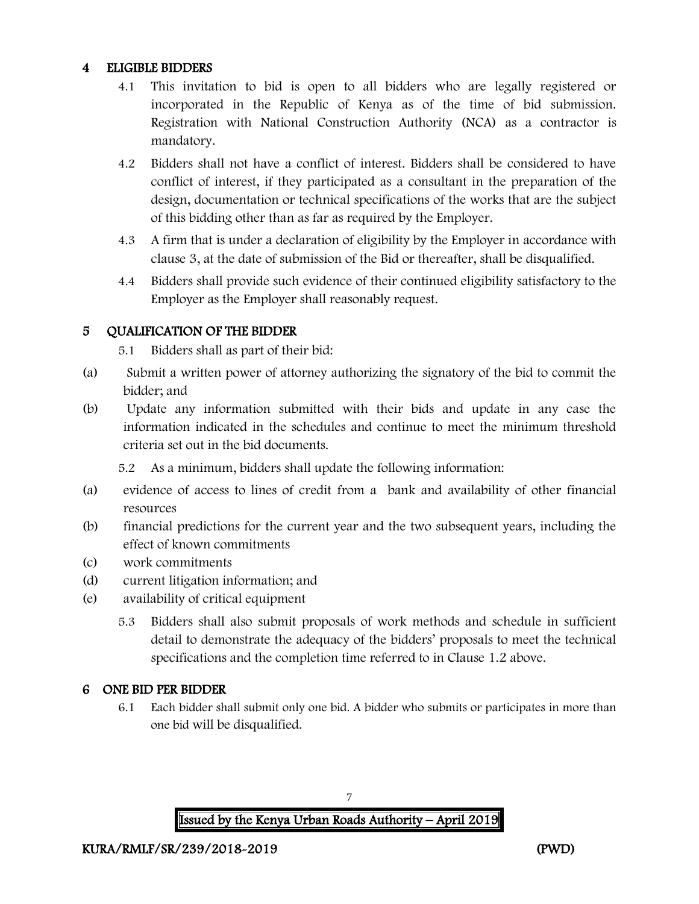## 4 ELIGIBLE BIDDERS

4.1 This invitation to bid is open to all bidders who are legally registered or incorporated in the Republic of Kenya as of the time of bid submission. Registration with National Construction Authority (NCA) as a contractor is mandatory.

4.2 Bidders shall not have a conflict of interest. Bidders shall be considered to have conflict of interest, if they participated as a consultant in the preparation of the design, documentation or technical specifications of the works that are the subject of this bidding other than as far as required by the Employer.

4.3 A firm that is under a declaration of eligibility by the Employer in accordance with clause 3, at the date of submission of the Bid or thereafter, shall be disqualified.

4.4 Bidders shall provide such evidence of their continued eligibility satisfactory to the Employer as the Employer shall reasonably request.

## 5 QUALIFICATION OF THE BIDDER

5.1 Bidders shall as part of their bid:

(a) Submit a written power of attorney authorizing the signatory of the bid to commit the bidder; and

(b) Update any information submitted with their bids and update in any case the information indicated in the schedules and continue to meet the minimum threshold criteria set out in the bid documents.

5.2 As a minimum, bidders shall update the following information:

(a) evidence of access to lines of credit from a bank and availability of other financial resources

(b) financial predictions for the current year and the two subsequent years, including the effect of known commitments

(c) work commitments

(d) current litigation information; and

(e) availability of critical equipment

5.3 Bidders shall also submit proposals of work methods and schedule in sufficient detail to demonstrate the adequacy of the bidders' proposals to meet the technical specifications and the completion time referred to in Clause 1.2 above.

## 6 ONE BID PER BIDDER

6.1 Each bidder shall submit only one bid. A bidder who submits or participates in more than one bid will be disqualified.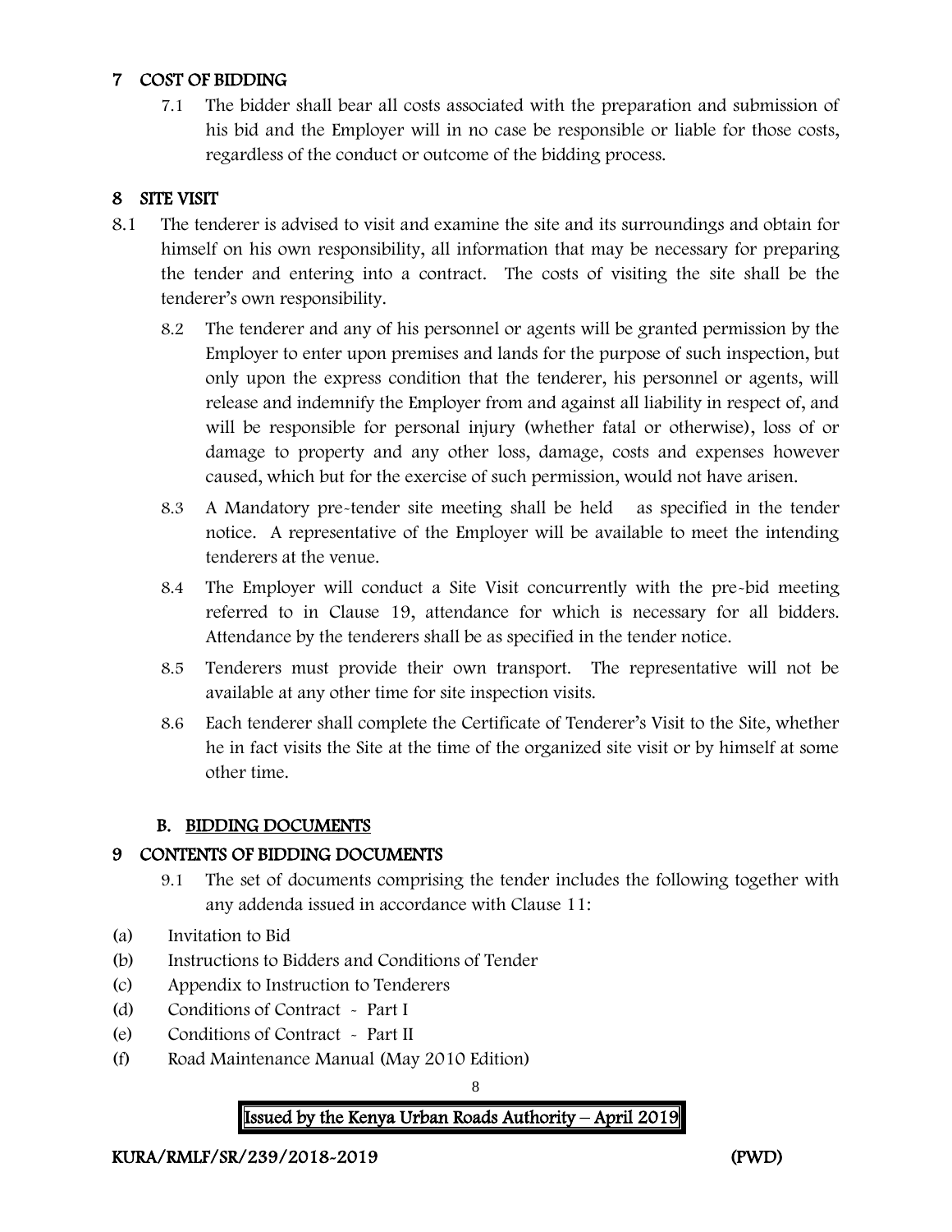## 7 COST OF BIDDING

7.1 The bidder shall bear all costs associated with the preparation and submission of his bid and the Employer will in no case be responsible or liable for those costs, regardless of the conduct or outcome of the bidding process.

## 8 SITE VISIT

8.1 The tenderer is advised to visit and examine the site and its surroundings and obtain for himself on his own responsibility, all information that may be necessary for preparing the tender and entering into a contract. The costs of visiting the site shall be the tenderer's own responsibility.

8.2 The tenderer and any of his personnel or agents will be granted permission by the Employer to enter upon premises and lands for the purpose of such inspection, but only upon the express condition that the tenderer, his personnel or agents, will release and indemnify the Employer from and against all liability in respect of, and will be responsible for personal injury (whether fatal or otherwise), loss of or damage to property and any other loss, damage, costs and expenses however caused, which but for the exercise of such permission, would not have arisen.

8.3 A Mandatory pre-tender site meeting shall be held as specified in the tender notice. A representative of the Employer will be available to meet the intending tenderers at the venue.

8.4 The Employer will conduct a Site Visit concurrently with the pre-bid meeting referred to in Clause 19, attendance for which is necessary for all bidders. Attendance by the tenderers shall be as specified in the tender notice.

8.5 Tenderers must provide their own transport. The representative will not be available at any other time for site inspection visits.

8.6 Each tenderer shall complete the Certificate of Tenderer's Visit to the Site, whether he in fact visits the Site at the time of the organized site visit or by himself at some other time.

## B. BIDDING DOCUMENTS

## 9 CONTENTS OF BIDDING DOCUMENTS

9.1 The set of documents comprising the tender includes the following together with any addenda issued in accordance with Clause 11:

(a) Invitation to Bid
(b) Instructions to Bidders and Conditions of Tender
(c) Appendix to Instruction to Tenderers
(d) Conditions of Contract - Part I
(e) Conditions of Contract - Part II
(f) Road Maintenance Manual (May 2010 Edition)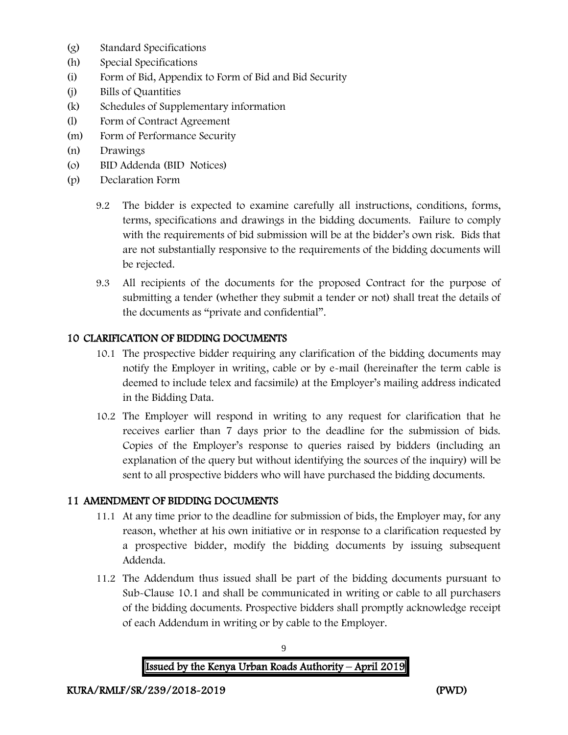(g) Standard Specifications
(h) Special Specifications
(i) Form of Bid, Appendix to Form of Bid and Bid Security
(j) Bills of Quantities
(k) Schedules of Supplementary information
(l) Form of Contract Agreement
(m) Form of Performance Security
(n) Drawings
(o) BID Addenda (BID Notices)
(p) Declaration Form

9.2 The bidder is expected to examine carefully all instructions, conditions, forms, terms, specifications and drawings in the bidding documents. Failure to comply with the requirements of bid submission will be at the bidder's own risk. Bids that are not substantially responsive to the requirements of the bidding documents will be rejected.

9.3 All recipients of the documents for the proposed Contract for the purpose of submitting a tender (whether they submit a tender or not) shall treat the details of the documents as "private and confidential".

## 10 CLARIFICATION OF BIDDING DOCUMENTS

10.1 The prospective bidder requiring any clarification of the bidding documents may notify the Employer in writing, cable or by e-mail (hereinafter the term cable is deemed to include telex and facsimile) at the Employer's mailing address indicated in the Bidding Data.

10.2 The Employer will respond in writing to any request for clarification that he receives earlier than 7 days prior to the deadline for the submission of bids. Copies of the Employer's response to queries raised by bidders (including an explanation of the query but without identifying the sources of the inquiry) will be sent to all prospective bidders who will have purchased the bidding documents.

## 11 AMENDMENT OF BIDDING DOCUMENTS

11.1 At any time prior to the deadline for submission of bids, the Employer may, for any reason, whether at his own initiative or in response to a clarification requested by a prospective bidder, modify the bidding documents by issuing subsequent Addenda.

11.2 The Addendum thus issued shall be part of the bidding documents pursuant to Sub-Clause 10.1 and shall be communicated in writing or cable to all purchasers of the bidding documents. Prospective bidders shall promptly acknowledge receipt of each Addendum in writing or by cable to the Employer.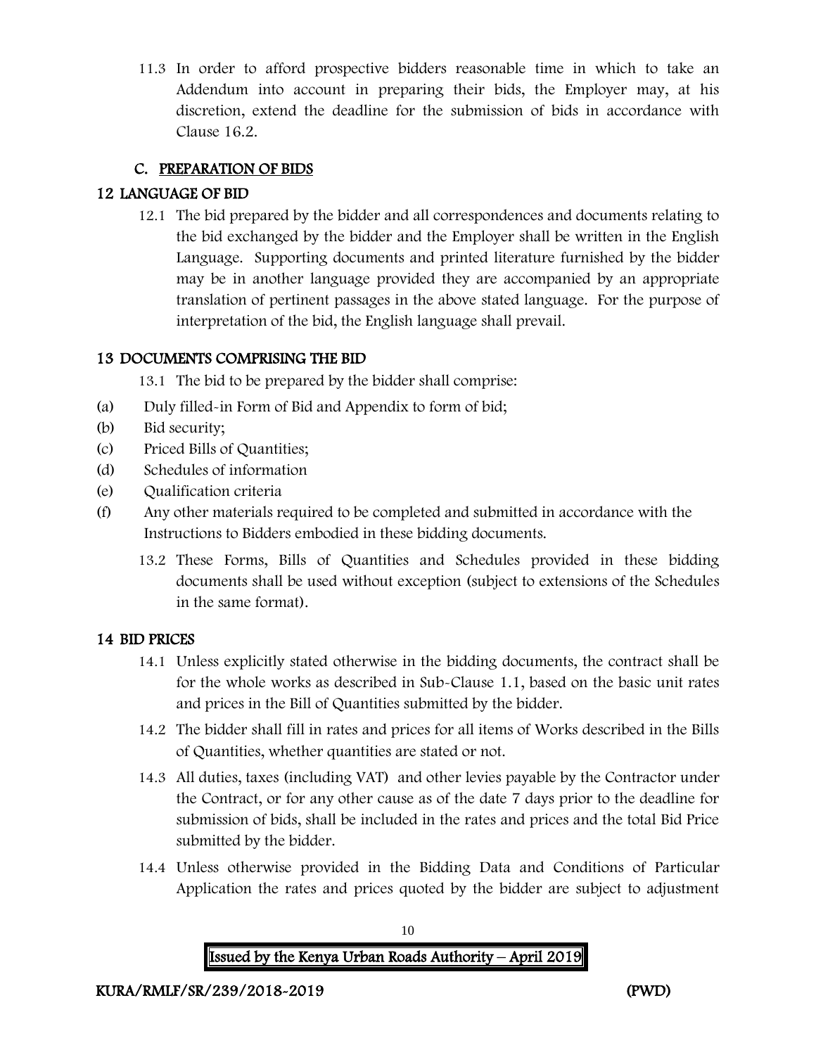11.3 In order to afford prospective bidders reasonable time in which to take an Addendum into account in preparing their bids, the Employer may, at his discretion, extend the deadline for the submission of bids in accordance with Clause 16.2.

## C. PREPARATION OF BIDS

### 12 LANGUAGE OF BID

12.1 The bid prepared by the bidder and all correspondences and documents relating to the bid exchanged by the bidder and the Employer shall be written in the English Language. Supporting documents and printed literature furnished by the bidder may be in another language provided they are accompanied by an appropriate translation of pertinent passages in the above stated language. For the purpose of interpretation of the bid, the English language shall prevail.

### 13 DOCUMENTS COMPRISING THE BID

13.1 The bid to be prepared by the bidder shall comprise:

(a) Duly filled-in Form of Bid and Appendix to form of bid;

(b) Bid security;

(c) Priced Bills of Quantities;

(d) Schedules of information

(e) Qualification criteria

(f) Any other materials required to be completed and submitted in accordance with the Instructions to Bidders embodied in these bidding documents.

13.2 These Forms, Bills of Quantities and Schedules provided in these bidding documents shall be used without exception (subject to extensions of the Schedules in the same format).

### 14 BID PRICES

14.1 Unless explicitly stated otherwise in the bidding documents, the contract shall be for the whole works as described in Sub-Clause 1.1, based on the basic unit rates and prices in the Bill of Quantities submitted by the bidder.

14.2 The bidder shall fill in rates and prices for all items of Works described in the Bills of Quantities, whether quantities are stated or not.

14.3 All duties, taxes (including VAT) and other levies payable by the Contractor under the Contract, or for any other cause as of the date 7 days prior to the deadline for submission of bids, shall be included in the rates and prices and the total Bid Price submitted by the bidder.

14.4 Unless otherwise provided in the Bidding Data and Conditions of Particular Application the rates and prices quoted by the bidder are subject to adjustment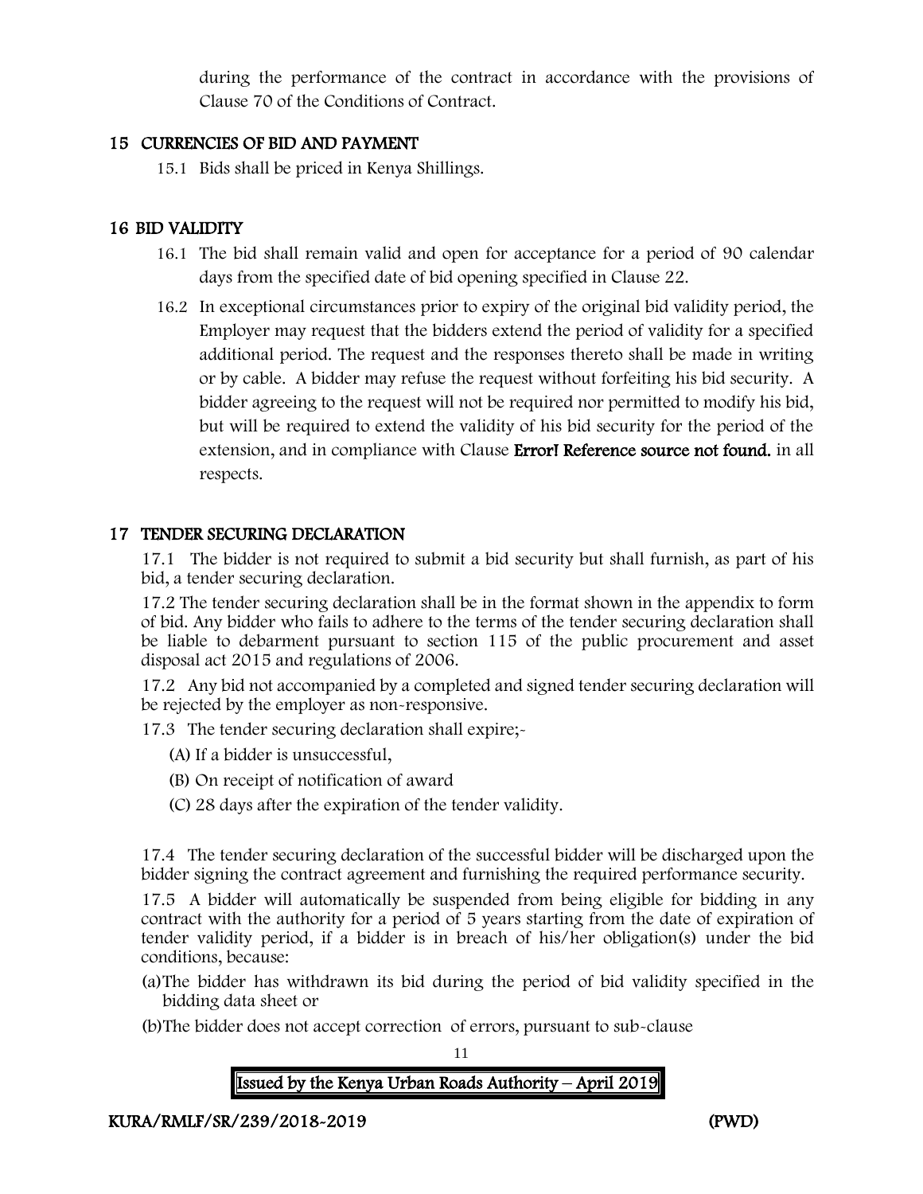during the performance of the contract in accordance with the provisions of Clause 70 of the Conditions of Contract.

## 15 CURRENCIES OF BID AND PAYMENT

15.1 Bids shall be priced in Kenya Shillings.

## 16 BID VALIDITY

16.1 The bid shall remain valid and open for acceptance for a period of 90 calendar days from the specified date of bid opening specified in Clause 22.

16.2 In exceptional circumstances prior to expiry of the original bid validity period, the Employer may request that the bidders extend the period of validity for a specified additional period. The request and the responses thereto shall be made in writing or by cable. A bidder may refuse the request without forfeiting his bid security. A bidder agreeing to the request will not be required nor permitted to modify his bid, but will be required to extend the validity of his bid security for the period of the extension, and in compliance with Clause **Error! Reference source not found.** in all respects.

## 17 TENDER SECURING DECLARATION

17.1 The bidder is not required to submit a bid security but shall furnish, as part of his bid, a tender securing declaration.

17.2 The tender securing declaration shall be in the format shown in the appendix to form of bid. Any bidder who fails to adhere to the terms of the tender securing declaration shall be liable to debarment pursuant to section 115 of the public procurement and asset disposal act 2015 and regulations of 2006.

17.2 Any bid not accompanied by a completed and signed tender securing declaration will be rejected by the employer as non-responsive.

17.3 The tender securing declaration shall expire;-

(A) If a bidder is unsuccessful,

(B) On receipt of notification of award

(C) 28 days after the expiration of the tender validity.

17.4 The tender securing declaration of the successful bidder will be discharged upon the bidder signing the contract agreement and furnishing the required performance security.

17.5 A bidder will automatically be suspended from being eligible for bidding in any contract with the authority for a period of 5 years starting from the date of expiration of tender validity period, if a bidder is in breach of his/her obligation(s) under the bid conditions, because:

(a) The bidder has withdrawn its bid during the period of bid validity specified in the bidding data sheet or

(b) The bidder does not accept correction of errors, pursuant to sub-clause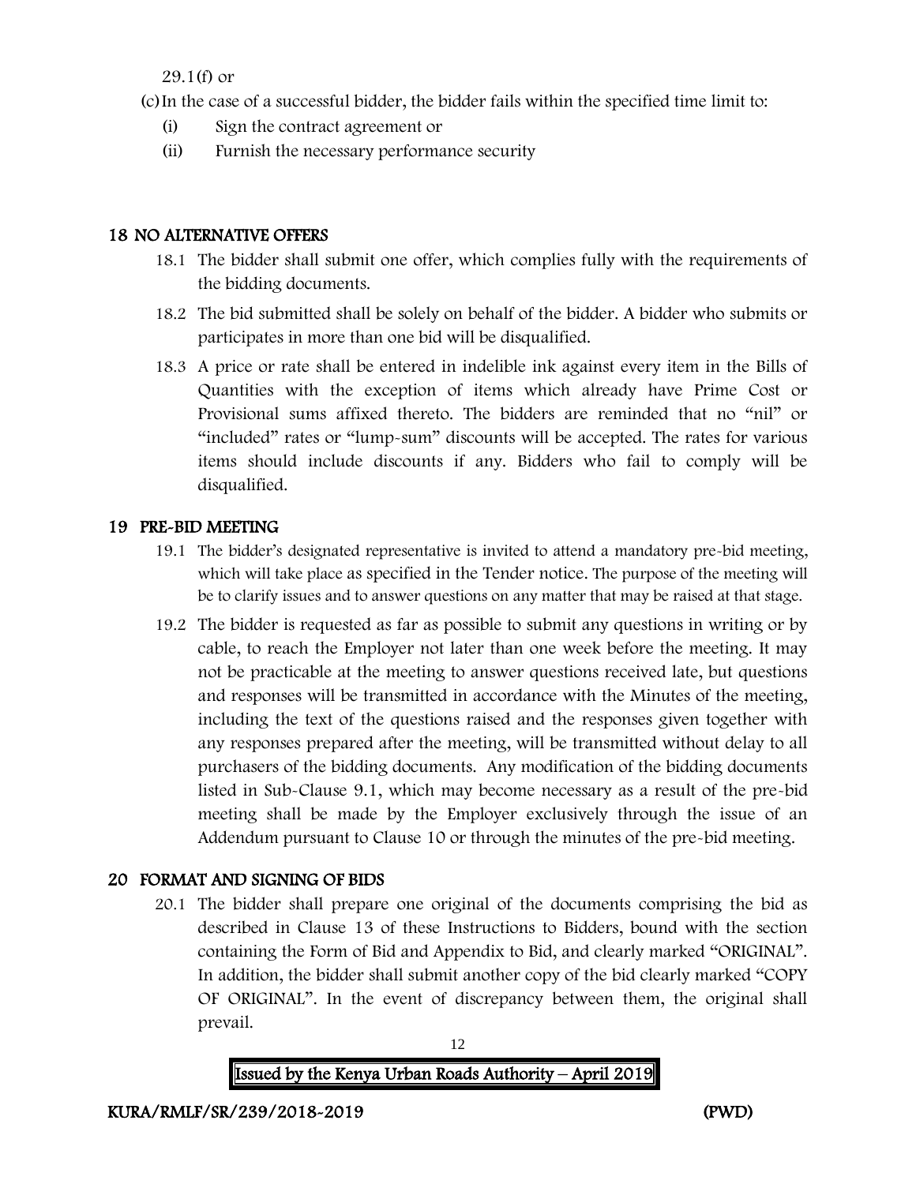29.1(f) or

(c) In the case of a successful bidder, the bidder fails within the specified time limit to:

   (i) Sign the contract agreement or
   (ii) Furnish the necessary performance security

## 18 NO ALTERNATIVE OFFERS

18.1 The bidder shall submit one offer, which complies fully with the requirements of the bidding documents.

18.2 The bid submitted shall be solely on behalf of the bidder. A bidder who submits or participates in more than one bid will be disqualified.

18.3 A price or rate shall be entered in indelible ink against every item in the Bills of Quantities with the exception of items which already have Prime Cost or Provisional sums affixed thereto. The bidders are reminded that no "nil" or "included" rates or "lump-sum" discounts will be accepted. The rates for various items should include discounts if any. Bidders who fail to comply will be disqualified.

## 19 PRE-BID MEETING

19.1 The bidder's designated representative is invited to attend a mandatory pre-bid meeting, which will take place as specified in the Tender notice. The purpose of the meeting will be to clarify issues and to answer questions on any matter that may be raised at that stage.

19.2 The bidder is requested as far as possible to submit any questions in writing or by cable, to reach the Employer not later than one week before the meeting. It may not be practicable at the meeting to answer questions received late, but questions and responses will be transmitted in accordance with the Minutes of the meeting, including the text of the questions raised and the responses given together with any responses prepared after the meeting, will be transmitted without delay to all purchasers of the bidding documents. Any modification of the bidding documents listed in Sub-Clause 9.1, which may become necessary as a result of the pre-bid meeting shall be made by the Employer exclusively through the issue of an Addendum pursuant to Clause 10 or through the minutes of the pre-bid meeting.

## 20 FORMAT AND SIGNING OF BIDS

20.1 The bidder shall prepare one original of the documents comprising the bid as described in Clause 13 of these Instructions to Bidders, bound with the section containing the Form of Bid and Appendix to Bid, and clearly marked "ORIGINAL". In addition, the bidder shall submit another copy of the bid clearly marked "COPY OF ORIGINAL". In the event of discrepancy between them, the original shall prevail.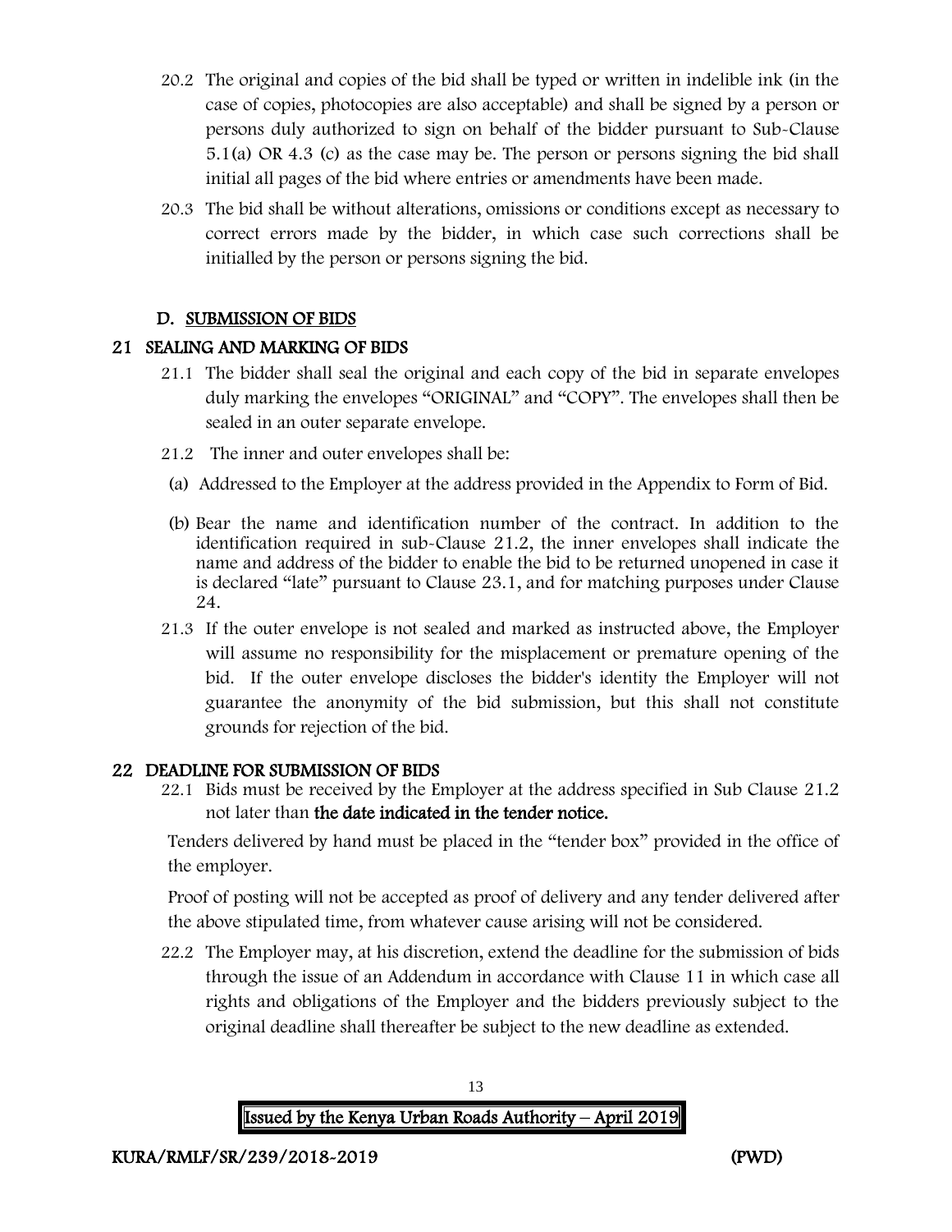20.2 The original and copies of the bid shall be typed or written in indelible ink (in the case of copies, photocopies are also acceptable) and shall be signed by a person or persons duly authorized to sign on behalf of the bidder pursuant to Sub-Clause 5.1(a) OR 4.3 (c) as the case may be. The person or persons signing the bid shall initial all pages of the bid where entries or amendments have been made.

20.3 The bid shall be without alterations, omissions or conditions except as necessary to correct errors made by the bidder, in which case such corrections shall be initialled by the person or persons signing the bid.

## D. SUBMISSION OF BIDS

## 21 SEALING AND MARKING OF BIDS

21.1 The bidder shall seal the original and each copy of the bid in separate envelopes duly marking the envelopes "ORIGINAL" and "COPY". The envelopes shall then be sealed in an outer separate envelope.

21.2 The inner and outer envelopes shall be:

(a) Addressed to the Employer at the address provided in the Appendix to Form of Bid.

(b) Bear the name and identification number of the contract. In addition to the identification required in sub-Clause 21.2, the inner envelopes shall indicate the name and address of the bidder to enable the bid to be returned unopened in case it is declared "late" pursuant to Clause 23.1, and for matching purposes under Clause 24.

21.3 If the outer envelope is not sealed and marked as instructed above, the Employer will assume no responsibility for the misplacement or premature opening of the bid. If the outer envelope discloses the bidder's identity the Employer will not guarantee the anonymity of the bid submission, but this shall not constitute grounds for rejection of the bid.

## 22 DEADLINE FOR SUBMISSION OF BIDS

22.1 Bids must be received by the Employer at the address specified in Sub Clause 21.2 not later than **the date indicated in the tender notice.**

Tenders delivered by hand must be placed in the "tender box" provided in the office of the employer.

Proof of posting will not be accepted as proof of delivery and any tender delivered after the above stipulated time, from whatever cause arising will not be considered.

22.2 The Employer may, at his discretion, extend the deadline for the submission of bids through the issue of an Addendum in accordance with Clause 11 in which case all rights and obligations of the Employer and the bidders previously subject to the original deadline shall thereafter be subject to the new deadline as extended.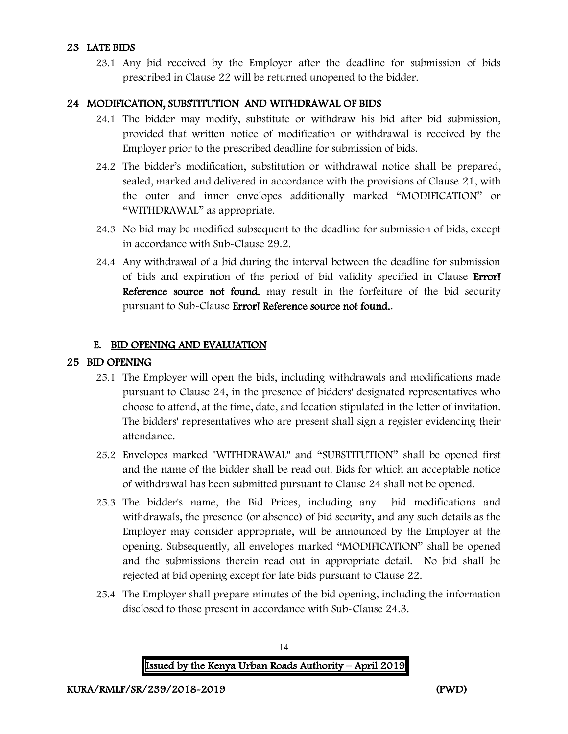## 23 LATE BIDS

23.1 Any bid received by the Employer after the deadline for submission of bids prescribed in Clause 22 will be returned unopened to the bidder.

## 24 MODIFICATION, SUBSTITUTION AND WITHDRAWAL OF BIDS

24.1 The bidder may modify, substitute or withdraw his bid after bid submission, provided that written notice of modification or withdrawal is received by the Employer prior to the prescribed deadline for submission of bids.

24.2 The bidder's modification, substitution or withdrawal notice shall be prepared, sealed, marked and delivered in accordance with the provisions of Clause 21, with the outer and inner envelopes additionally marked "MODIFICATION" or "WITHDRAWAL" as appropriate.

24.3 No bid may be modified subsequent to the deadline for submission of bids, except in accordance with Sub-Clause 29.2.

24.4 Any withdrawal of a bid during the interval between the deadline for submission of bids and expiration of the period of bid validity specified in Clause **Error! Reference source not found.** may result in the forfeiture of the bid security pursuant to Sub-Clause **Error! Reference source not found.**.

### E. BID OPENING AND EVALUATION

## 25 BID OPENING

25.1 The Employer will open the bids, including withdrawals and modifications made pursuant to Clause 24, in the presence of bidders' designated representatives who choose to attend, at the time, date, and location stipulated in the letter of invitation. The bidders' representatives who are present shall sign a register evidencing their attendance.

25.2 Envelopes marked "WITHDRAWAL" and "SUBSTITUTION" shall be opened first and the name of the bidder shall be read out. Bids for which an acceptable notice of withdrawal has been submitted pursuant to Clause 24 shall not be opened.

25.3 The bidder's name, the Bid Prices, including any bid modifications and withdrawals, the presence (or absence) of bid security, and any such details as the Employer may consider appropriate, will be announced by the Employer at the opening. Subsequently, all envelopes marked "MODIFICATION" shall be opened and the submissions therein read out in appropriate detail. No bid shall be rejected at bid opening except for late bids pursuant to Clause 22.

25.4 The Employer shall prepare minutes of the bid opening, including the information disclosed to those present in accordance with Sub-Clause 24.3.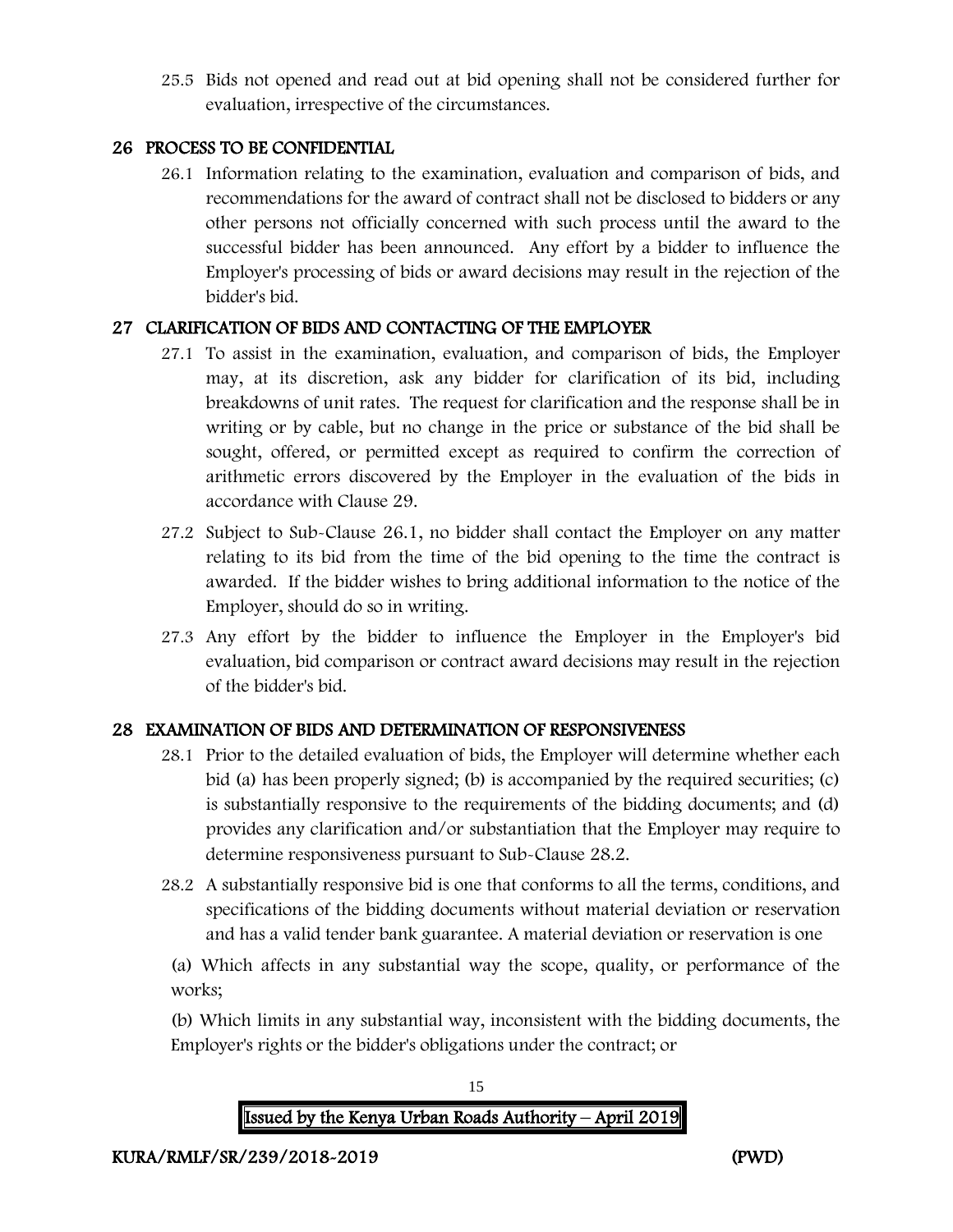25.5 Bids not opened and read out at bid opening shall not be considered further for evaluation, irrespective of the circumstances.

## 26 PROCESS TO BE CONFIDENTIAL

26.1 Information relating to the examination, evaluation and comparison of bids, and recommendations for the award of contract shall not be disclosed to bidders or any other persons not officially concerned with such process until the award to the successful bidder has been announced. Any effort by a bidder to influence the Employer's processing of bids or award decisions may result in the rejection of the bidder's bid.

## 27 CLARIFICATION OF BIDS AND CONTACTING OF THE EMPLOYER

27.1 To assist in the examination, evaluation, and comparison of bids, the Employer may, at its discretion, ask any bidder for clarification of its bid, including breakdowns of unit rates. The request for clarification and the response shall be in writing or by cable, but no change in the price or substance of the bid shall be sought, offered, or permitted except as required to confirm the correction of arithmetic errors discovered by the Employer in the evaluation of the bids in accordance with Clause 29.

27.2 Subject to Sub-Clause 26.1, no bidder shall contact the Employer on any matter relating to its bid from the time of the bid opening to the time the contract is awarded. If the bidder wishes to bring additional information to the notice of the Employer, should do so in writing.

27.3 Any effort by the bidder to influence the Employer in the Employer's bid evaluation, bid comparison or contract award decisions may result in the rejection of the bidder's bid.

## 28 EXAMINATION OF BIDS AND DETERMINATION OF RESPONSIVENESS

28.1 Prior to the detailed evaluation of bids, the Employer will determine whether each bid (a) has been properly signed; (b) is accompanied by the required securities; (c) is substantially responsive to the requirements of the bidding documents; and (d) provides any clarification and/or substantiation that the Employer may require to determine responsiveness pursuant to Sub-Clause 28.2.

28.2 A substantially responsive bid is one that conforms to all the terms, conditions, and specifications of the bidding documents without material deviation or reservation and has a valid tender bank guarantee. A material deviation or reservation is one

(a) Which affects in any substantial way the scope, quality, or performance of the works;

(b) Which limits in any substantial way, inconsistent with the bidding documents, the Employer's rights or the bidder's obligations under the contract; or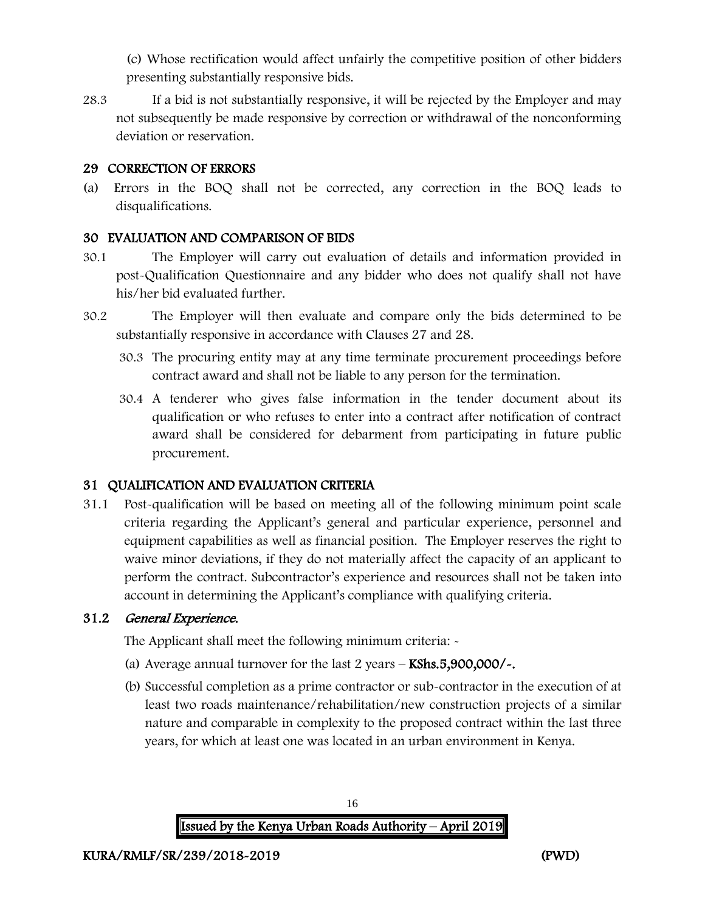(c) Whose rectification would affect unfairly the competitive position of other bidders presenting substantially responsive bids.

28.3 If a bid is not substantially responsive, it will be rejected by the Employer and may not subsequently be made responsive by correction or withdrawal of the nonconforming deviation or reservation.

## 29 CORRECTION OF ERRORS

(a) Errors in the BOQ shall not be corrected, any correction in the BOQ leads to disqualifications.

## 30 EVALUATION AND COMPARISON OF BIDS

30.1 The Employer will carry out evaluation of details and information provided in post-Qualification Questionnaire and any bidder who does not qualify shall not have his/her bid evaluated further.

30.2 The Employer will then evaluate and compare only the bids determined to be substantially responsive in accordance with Clauses 27 and 28.

30.3 The procuring entity may at any time terminate procurement proceedings before contract award and shall not be liable to any person for the termination.

30.4 A tenderer who gives false information in the tender document about its qualification or who refuses to enter into a contract after notification of contract award shall be considered for debarment from participating in future public procurement.

## 31 QUALIFICATION AND EVALUATION CRITERIA

31.1 Post-qualification will be based on meeting all of the following minimum point scale criteria regarding the Applicant's general and particular experience, personnel and equipment capabilities as well as financial position. The Employer reserves the right to waive minor deviations, if they do not materially affect the capacity of an applicant to perform the contract. Subcontractor's experience and resources shall not be taken into account in determining the Applicant's compliance with qualifying criteria.

### 31.2 *General Experience.*

The Applicant shall meet the following minimum criteria: -

(a) Average annual turnover for the last 2 years – **KShs.5,900,000/-.**

(b) Successful completion as a prime contractor or sub-contractor in the execution of at least two roads maintenance/rehabilitation/new construction projects of a similar nature and comparable in complexity to the proposed contract within the last three years, for which at least one was located in an urban environment in Kenya.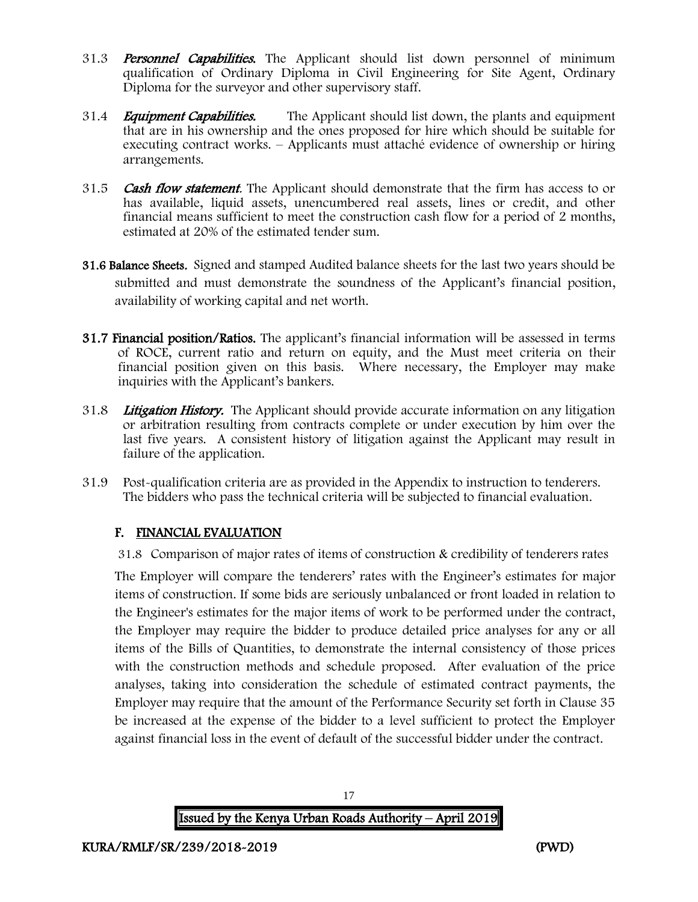31.3 ***Personnel Capabilities.*** The Applicant should list down personnel of minimum qualification of Ordinary Diploma in Civil Engineering for Site Agent, Ordinary Diploma for the surveyor and other supervisory staff.

31.4 ***Equipment Capabilities.*** The Applicant should list down, the plants and equipment that are in his ownership and the ones proposed for hire which should be suitable for executing contract works. – Applicants must attaché evidence of ownership or hiring arrangements.

31.5 ***Cash flow statement***. The Applicant should demonstrate that the firm has access to or has available, liquid assets, unencumbered real assets, lines or credit, and other financial means sufficient to meet the construction cash flow for a period of 2 months, estimated at 20% of the estimated tender sum.

**31.6 Balance Sheets.** Signed and stamped Audited balance sheets for the last two years should be submitted and must demonstrate the soundness of the Applicant's financial position, availability of working capital and net worth.

**31.7 Financial position/Ratios.** The applicant's financial information will be assessed in terms of ROCE, current ratio and return on equity, and the Must meet criteria on their financial position given on this basis. Where necessary, the Employer may make inquiries with the Applicant's bankers.

31.8 ***Litigation History.*** The Applicant should provide accurate information on any litigation or arbitration resulting from contracts complete or under execution by him over the last five years. A consistent history of litigation against the Applicant may result in failure of the application.

31.9 Post-qualification criteria are as provided in the Appendix to instruction to tenderers. The bidders who pass the technical criteria will be subjected to financial evaluation.

## F. FINANCIAL EVALUATION

31.8 Comparison of major rates of items of construction & credibility of tenderers rates

The Employer will compare the tenderers' rates with the Engineer's estimates for major items of construction. If some bids are seriously unbalanced or front loaded in relation to the Engineer's estimates for the major items of work to be performed under the contract, the Employer may require the bidder to produce detailed price analyses for any or all items of the Bills of Quantities, to demonstrate the internal consistency of those prices with the construction methods and schedule proposed. After evaluation of the price analyses, taking into consideration the schedule of estimated contract payments, the Employer may require that the amount of the Performance Security set forth in Clause 35 be increased at the expense of the bidder to a level sufficient to protect the Employer against financial loss in the event of default of the successful bidder under the contract.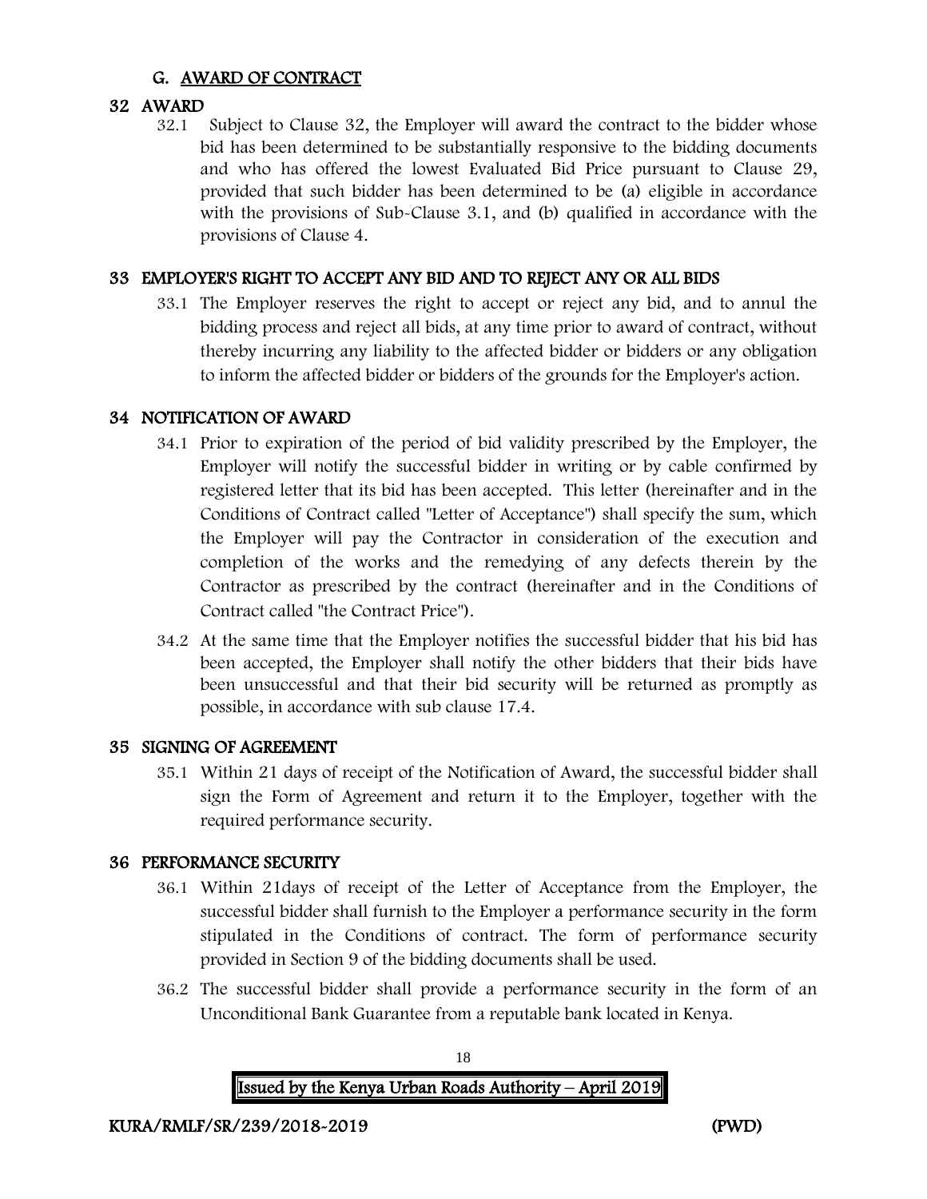## G. AWARD OF CONTRACT

### 32 AWARD

32.1 Subject to Clause 32, the Employer will award the contract to the bidder whose bid has been determined to be substantially responsive to the bidding documents and who has offered the lowest Evaluated Bid Price pursuant to Clause 29, provided that such bidder has been determined to be (a) eligible in accordance with the provisions of Sub-Clause 3.1, and (b) qualified in accordance with the provisions of Clause 4.

### 33 EMPLOYER'S RIGHT TO ACCEPT ANY BID AND TO REJECT ANY OR ALL BIDS

33.1 The Employer reserves the right to accept or reject any bid, and to annul the bidding process and reject all bids, at any time prior to award of contract, without thereby incurring any liability to the affected bidder or bidders or any obligation to inform the affected bidder or bidders of the grounds for the Employer's action.

### 34 NOTIFICATION OF AWARD

34.1 Prior to expiration of the period of bid validity prescribed by the Employer, the Employer will notify the successful bidder in writing or by cable confirmed by registered letter that its bid has been accepted. This letter (hereinafter and in the Conditions of Contract called "Letter of Acceptance") shall specify the sum, which the Employer will pay the Contractor in consideration of the execution and completion of the works and the remedying of any defects therein by the Contractor as prescribed by the contract (hereinafter and in the Conditions of Contract called "the Contract Price").

34.2 At the same time that the Employer notifies the successful bidder that his bid has been accepted, the Employer shall notify the other bidders that their bids have been unsuccessful and that their bid security will be returned as promptly as possible, in accordance with sub clause 17.4.

### 35 SIGNING OF AGREEMENT

35.1 Within 21 days of receipt of the Notification of Award, the successful bidder shall sign the Form of Agreement and return it to the Employer, together with the required performance security.

### 36 PERFORMANCE SECURITY

36.1 Within 21days of receipt of the Letter of Acceptance from the Employer, the successful bidder shall furnish to the Employer a performance security in the form stipulated in the Conditions of contract. The form of performance security provided in Section 9 of the bidding documents shall be used.

36.2 The successful bidder shall provide a performance security in the form of an Unconditional Bank Guarantee from a reputable bank located in Kenya.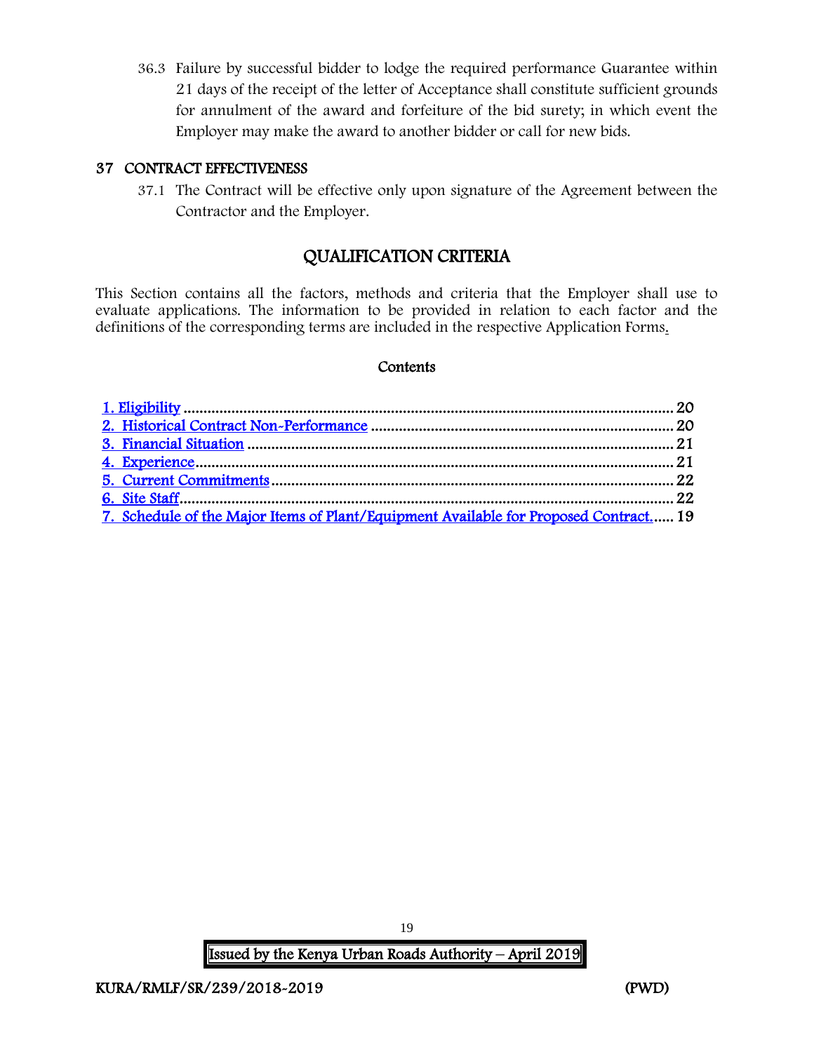36.3 Failure by successful bidder to lodge the required performance Guarantee within 21 days of the receipt of the letter of Acceptance shall constitute sufficient grounds for annulment of the award and forfeiture of the bid surety; in which event the Employer may make the award to another bidder or call for new bids.

## 37 CONTRACT EFFECTIVENESS

37.1 The Contract will be effective only upon signature of the Agreement between the Contractor and the Employer.

# QUALIFICATION CRITERIA

This Section contains all the factors, methods and criteria that the Employer shall use to evaluate applications. The information to be provided in relation to each factor and the definitions of the corresponding terms are included in the respective Application Forms.

### Contents

1. Eligibility ........................................................................................................ 20
2. Historical Contract Non-Performance ............................................................ 20
3. Financial Situation ......................................................................................... 21
4. Experience ..................................................................................................... 21
5. Current Commitments .................................................................................... 22
6. Site Staff ........................................................................................................ 22
7. Schedule of the Major Items of Plant/Equipment Available for Proposed Contract...... 19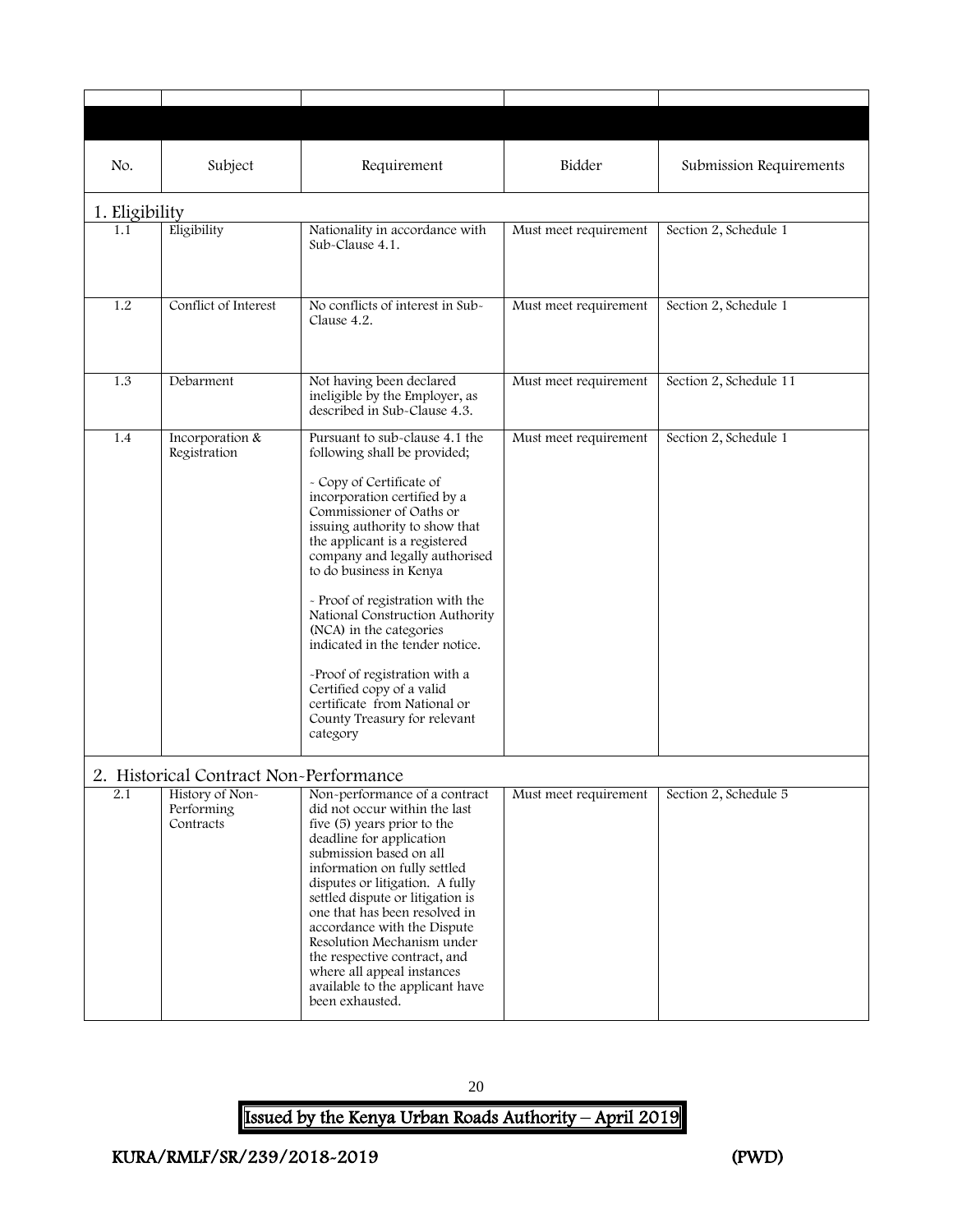| No. | Subject | Requirement | Bidder | Submission Requirements |
|---|---|---|---|---|
| **1. Eligibility** | | | | |
| 1.1 | Eligibility | Nationality in accordance with Sub-Clause 4.1. | Must meet requirement | Section 2, Schedule 1 |
| 1.2 | Conflict of Interest | No conflicts of interest in Sub-Clause 4.2. | Must meet requirement | Section 2, Schedule 1 |
| 1.3 | Debarment | Not having been declared ineligible by the Employer, as described in Sub-Clause 4.3. | Must meet requirement | Section 2, Schedule 11 |
| 1.4 | Incorporation & Registration | Pursuant to sub-clause 4.1 the following shall be provided;<br><br>- Copy of Certificate of incorporation certified by a Commissioner of Oaths or issuing authority to show that the applicant is a registered company and legally authorised to do business in Kenya<br><br>- Proof of registration with the National Construction Authority (NCA) in the categories indicated in the tender notice.<br><br>-Proof of registration with a Certified copy of a valid certificate from National or County Treasury for relevant category | Must meet requirement | Section 2, Schedule 1 |
| **2. Historical Contract Non-Performance** | | | | |
| 2.1 | History of Non-Performing Contracts | Non-performance of a contract did not occur within the last five (5) years prior to the deadline for application submission based on all information on fully settled disputes or litigation. A fully settled dispute or litigation is one that has been resolved in accordance with the Dispute Resolution Mechanism under the respective contract, and where all appeal instances available to the applicant have been exhausted. | Must meet requirement | Section 2, Schedule 5 |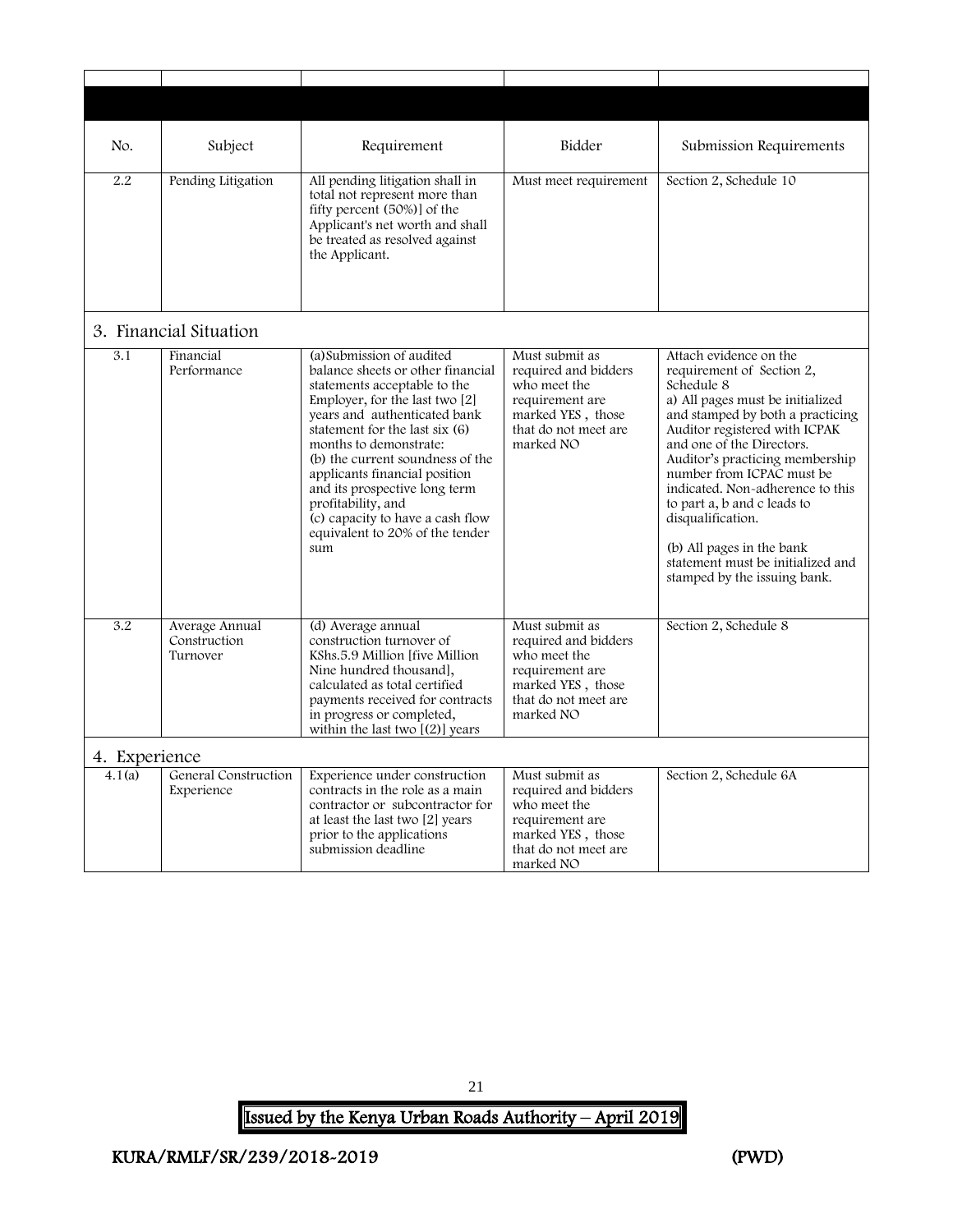| No. | Subject | Requirement | Bidder | Submission Requirements |
|---|---|---|---|---|
| 2.2 | Pending Litigation | All pending litigation shall in total not represent more than fifty percent (50%)] of the Applicant's net worth and shall be treated as resolved against the Applicant. | Must meet requirement | Section 2, Schedule 10 |
| **3. Financial Situation** | | | | |
| 3.1 | Financial Performance | (a)Submission of audited balance sheets or other financial statements acceptable to the Employer, for the last two [2] years and authenticated bank statement for the last six (6) months to demonstrate:<br>(b) the current soundness of the applicants financial position and its prospective long term profitability, and<br>(c) capacity to have a cash flow equivalent to 20% of the tender sum | Must submit as required and bidders who meet the requirement are marked YES , those that do not meet are marked NO | Attach evidence on the requirement of Section 2, Schedule 8<br>a) All pages must be initialized and stamped by both a practicing Auditor registered with ICPAK and one of the Directors. Auditor's practicing membership number from ICPAC must be indicated. Non-adherence to this to part a, b and c leads to disqualification.<br>(b) All pages in the bank statement must be initialized and stamped by the issuing bank. |
| 3.2 | Average Annual Construction Turnover | (d) Average annual construction turnover of KShs.5.9 Million [five Million Nine hundred thousand], calculated as total certified payments received for contracts in progress or completed, within the last two [(2)] years | Must submit as required and bidders who meet the requirement are marked YES , those that do not meet are marked NO | Section 2, Schedule 8 |
| **4. Experience** | | | | |
| 4.1(a) | General Construction Experience | Experience under construction contracts in the role as a main contractor or subcontractor for at least the last two [2] years prior to the applications submission deadline | Must submit as required and bidders who meet the requirement are marked YES , those that do not meet are marked NO | Section 2, Schedule 6A |

Issued by the Kenya Urban Roads Authority – April 2019

KURA/RMLF/SR/239/2018-2019 (PWD)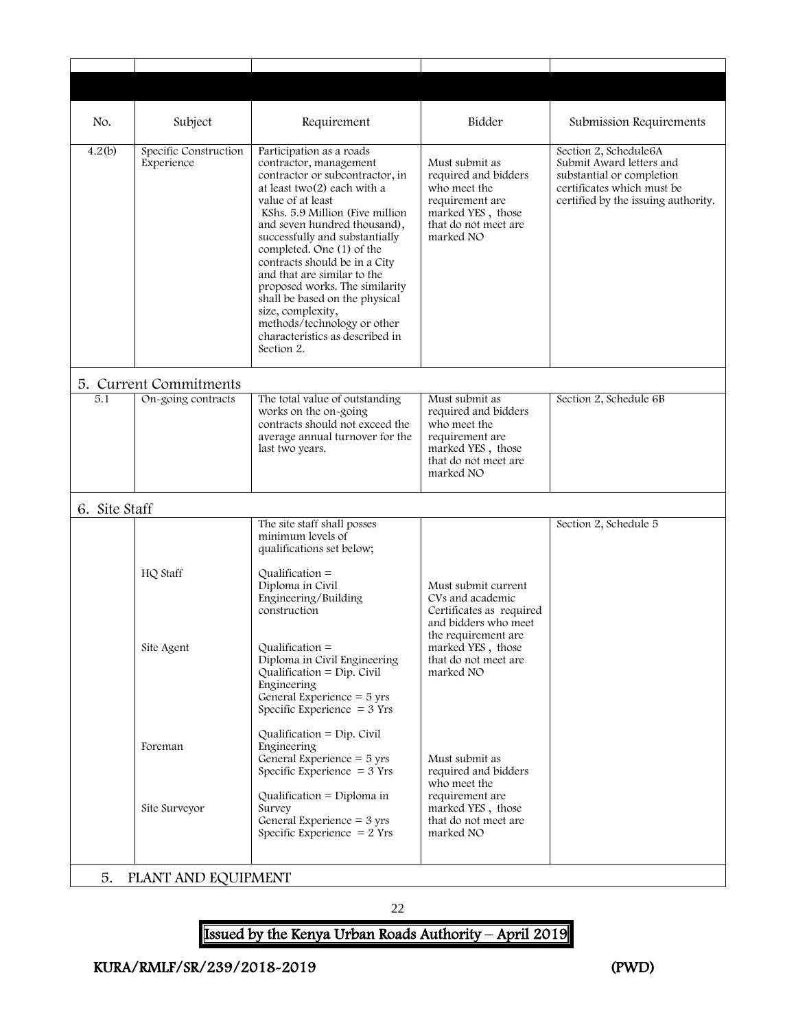| No. | Subject | Requirement | Bidder | Submission Requirements |
|---|---|---|---|---|
| 4.2(b) | Specific Construction Experience | Participation as a roads contractor, management contractor or subcontractor, in at least two(2) each with a value of at least KShs. 5.9 Million (Five million and seven hundred thousand), successfully and substantially completed. One (1) of the contracts should be in a City and that are similar to the proposed works. The similarity shall be based on the physical size, complexity, methods/technology or other characteristics as described in Section 2. | Must submit as required and bidders who meet the requirement are marked YES , those that do not meet are marked NO | Section 2, Schedule6A Submit Award letters and substantial or completion certificates which must be certified by the issuing authority. |
| 5. Current Commitments | | | | |
| 5.1 | On-going contracts | The total value of outstanding works on the on-going contracts should not exceed the average annual turnover for the last two years. | Must submit as required and bidders who meet the requirement are marked YES , those that do not meet are marked NO | Section 2, Schedule 6B |
| 6. Site Staff | | | | |
| | | The site staff shall posses minimum levels of qualifications set below; | | Section 2, Schedule 5 |
| | HQ Staff | Qualification = Diploma in Civil Engineering/Building construction | Must submit current CVs and academic Certificates as required and bidders who meet the requirement are marked YES , those that do not meet are marked NO | |
| | Site Agent | Qualification = Diploma in Civil Engineering Qualification = Dip. Civil Engineering General Experience = 5 yrs Specific Experience = 3 Yrs | | |
| | Foreman | Qualification = Dip. Civil Engineering General Experience = 5 yrs Specific Experience = 3 Yrs | Must submit as required and bidders who meet the requirement are marked YES , those that do not meet are marked NO | |
| | Site Surveyor | Qualification = Diploma in Survey General Experience = 3 yrs Specific Experience = 2 Yrs | | |
| 5. PLANT AND EQUIPMENT | | | | |

Issued by the Kenya Urban Roads Authority – April 2019

KURA/RMLF/SR/239/2018-2019 (PWD)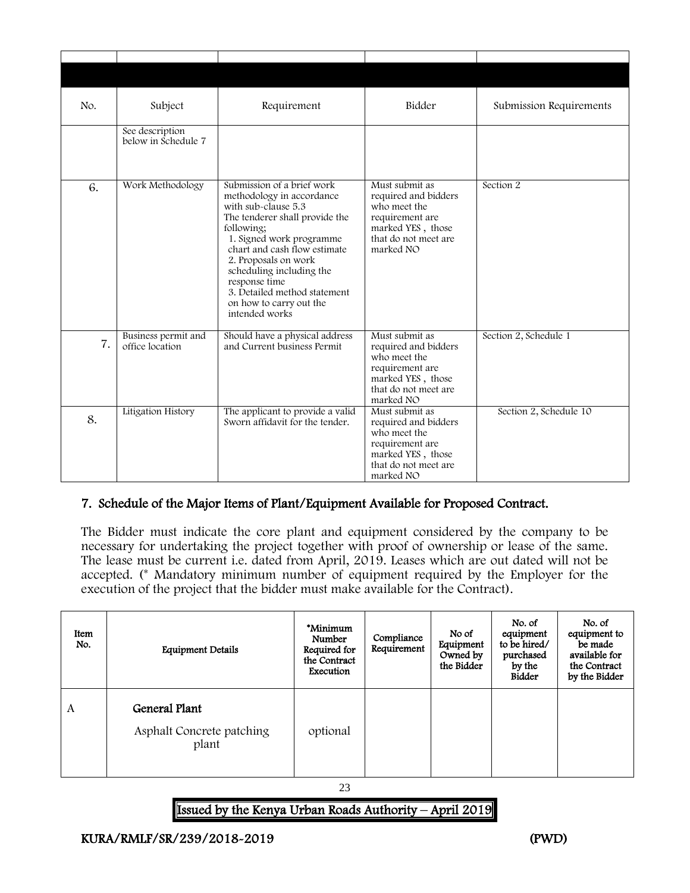| No. | Subject | Requirement | Bidder | Submission Requirements |
|---|---|---|---|---|
| | See description below in Schedule 7 | | | |
| 6. | Work Methodology | Submission of a brief work methodology in accordance with sub-clause 5.3 The tenderer shall provide the following; 1. Signed work programme chart and cash flow estimate 2. Proposals on work scheduling including the response time 3. Detailed method statement on how to carry out the intended works | Must submit as required and bidders who meet the requirement are marked YES , those that do not meet are marked NO | Section 2 |
| 7. | Business permit and office location | Should have a physical address and Current business Permit | Must submit as required and bidders who meet the requirement are marked YES , those that do not meet are marked NO | Section 2, Schedule 1 |
| 8. | Litigation History | The applicant to provide a valid Sworn affidavit for the tender. | Must submit as required and bidders who meet the requirement are marked YES , those that do not meet are marked NO | Section 2, Schedule 10 |

## 7. Schedule of the Major Items of Plant/Equipment Available for Proposed Contract.

The Bidder must indicate the core plant and equipment considered by the company to be necessary for undertaking the project together with proof of ownership or lease of the same. The lease must be current i.e. dated from April, 2019. Leases which are out dated will not be accepted. (* Mandatory minimum number of equipment required by the Employer for the execution of the project that the bidder must make available for the Contract).

| Item No. | Equipment Details | *Minimum Number Required for the Contract Execution | Compliance Requirement | No of Equipment Owned by the Bidder | No. of equipment to be hired/ purchased by the Bidder | No. of equipment to be made available for the Contract by the Bidder |
|---|---|---|---|---|---|---|
| A | **General Plant**<br>Asphalt Concrete patching plant | optional | | | | |

**Issued by the Kenya Urban Roads Authority – April 2019**

**KURA/RMLF/SR/239/2018-2019 (PWD)**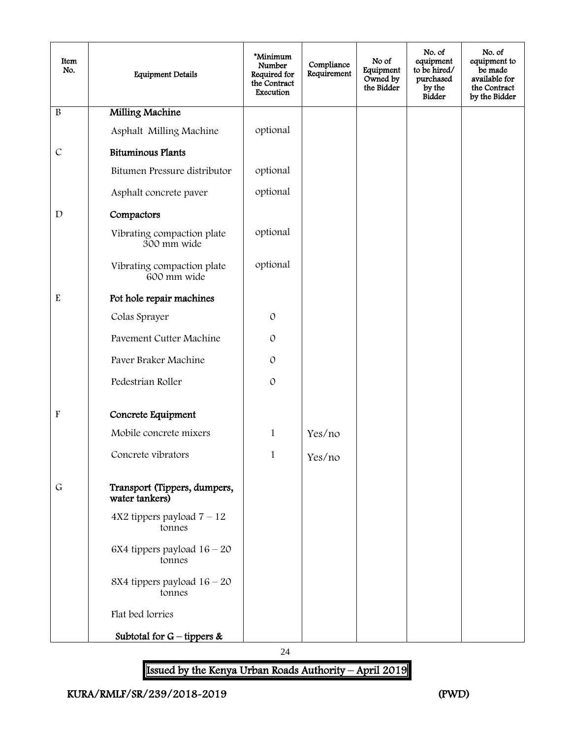| Item No. | Equipment Details | *Minimum Number Required for the Contract Execution | Compliance Requirement | No of Equipment Owned by the Bidder | No. of equipment to be hired/ purchased by the Bidder | No. of equipment to be made available for the Contract by the Bidder |
|---|---|---|---|---|---|---|
| B | **Milling Machine** | | | | | |
| | Asphalt Milling Machine | optional | | | | |
| C | **Bituminous Plants** | | | | | |
| | Bitumen Pressure distributor | optional | | | | |
| | Asphalt concrete paver | optional | | | | |
| D | **Compactors** | | | | | |
| | Vibrating compaction plate 300 mm wide | optional | | | | |
| | Vibrating compaction plate 600 mm wide | optional | | | | |
| E | **Pot hole repair machines** | | | | | |
| | Colas Sprayer | 0 | | | | |
| | Pavement Cutter Machine | 0 | | | | |
| | Paver Braker Machine | 0 | | | | |
| | Pedestrian Roller | 0 | | | | |
| F | **Concrete Equipment** | | | | | |
| | Mobile concrete mixers | 1 | Yes/no | | | |
| | Concrete vibrators | 1 | Yes/no | | | |
| G | **Transport (Tippers, dumpers, water tankers)** | | | | | |
| | 4X2 tippers payload 7 – 12 tonnes | | | | | |
| | 6X4 tippers payload 16 – 20 tonnes | | | | | |
| | 8X4 tippers payload 16 – 20 tonnes | | | | | |
| | Flat bed lorries | | | | | |
| | **Subtotal for G – tippers &** | | | | | |

Issued by the Kenya Urban Roads Authority – April 2019

KURA/RMLF/SR/239/2018-2019 (PWD)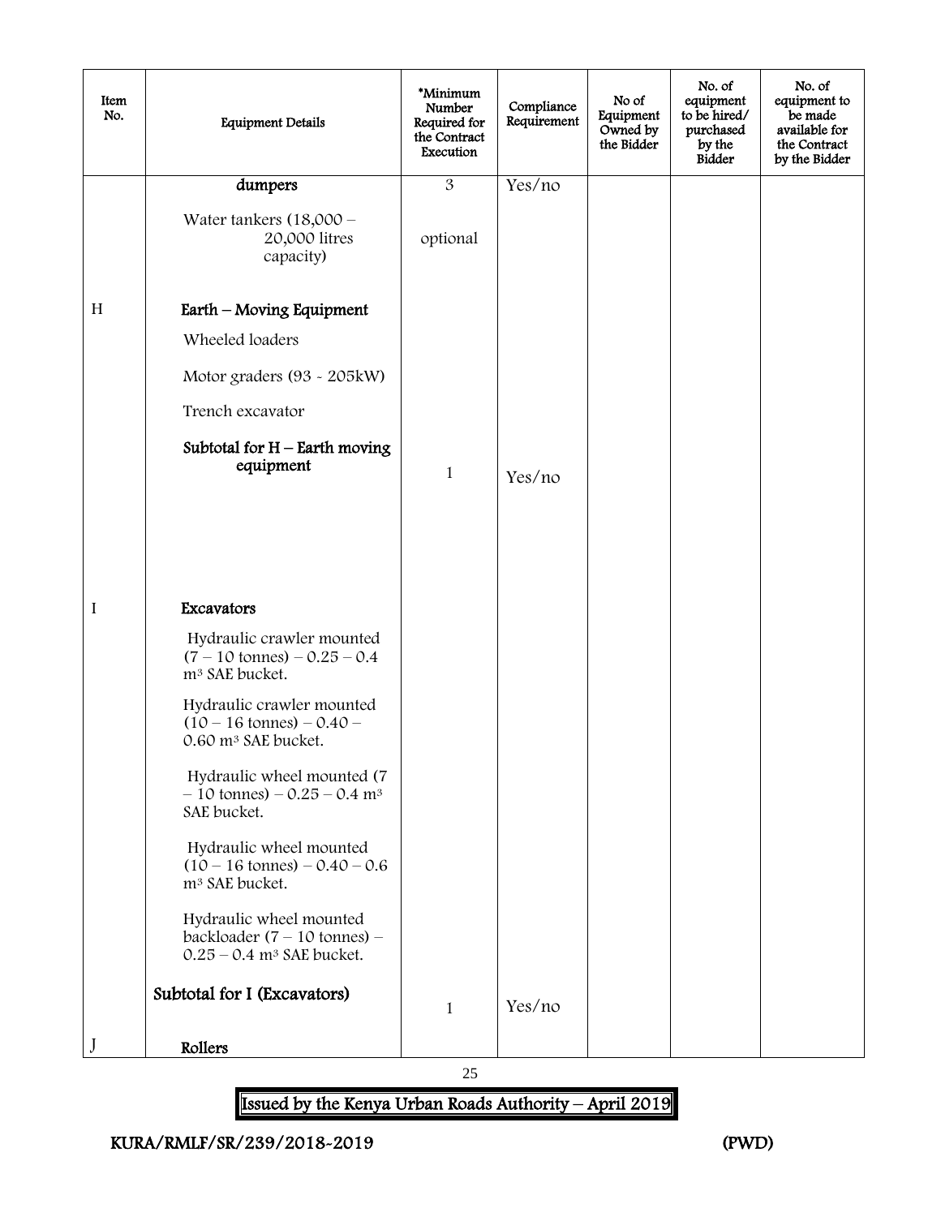| Item No. | Equipment Details | *Minimum Number Required for the Contract Execution | Compliance Requirement | No of Equipment Owned by the Bidder | No. of equipment to be hired/ purchased by the Bidder | No. of equipment to be made available for the Contract by the Bidder |
|---|---|---|---|---|---|---|
| | **dumpers** | 3 | Yes/no | | | |
| | Water tankers (18,000 – 20,000 litres capacity) | optional | | | | |
| H | **Earth – Moving Equipment** | | | | | |
| | Wheeled loaders | | | | | |
| | Motor graders (93 - 205kW) | | | | | |
| | Trench excavator | | | | | |
| | **Subtotal for H – Earth moving equipment** | 1 | Yes/no | | | |
| I | **Excavators** | | | | | |
| | Hydraulic crawler mounted (7 – 10 tonnes) – 0.25 – 0.4 $m^3$ SAE bucket. | | | | | |
| | Hydraulic crawler mounted (10 – 16 tonnes) – 0.40 – 0.60 $m^3$ SAE bucket. | | | | | |
| | Hydraulic wheel mounted (7 – 10 tonnes) – 0.25 – 0.4 $m^3$ SAE bucket. | | | | | |
| | Hydraulic wheel mounted (10 – 16 tonnes) – 0.40 – 0.6 $m^3$ SAE bucket. | | | | | |
| | Hydraulic wheel mounted backloader (7 – 10 tonnes) – 0.25 – 0.4 $m^3$ SAE bucket. | | | | | |
| | **Subtotal for I (Excavators)** | 1 | Yes/no | | | |
| J | **Rollers** | | | | | |

Issued by the Kenya Urban Roads Authority – April 2019

KURA/RMLF/SR/239/2018-2019 (PWD)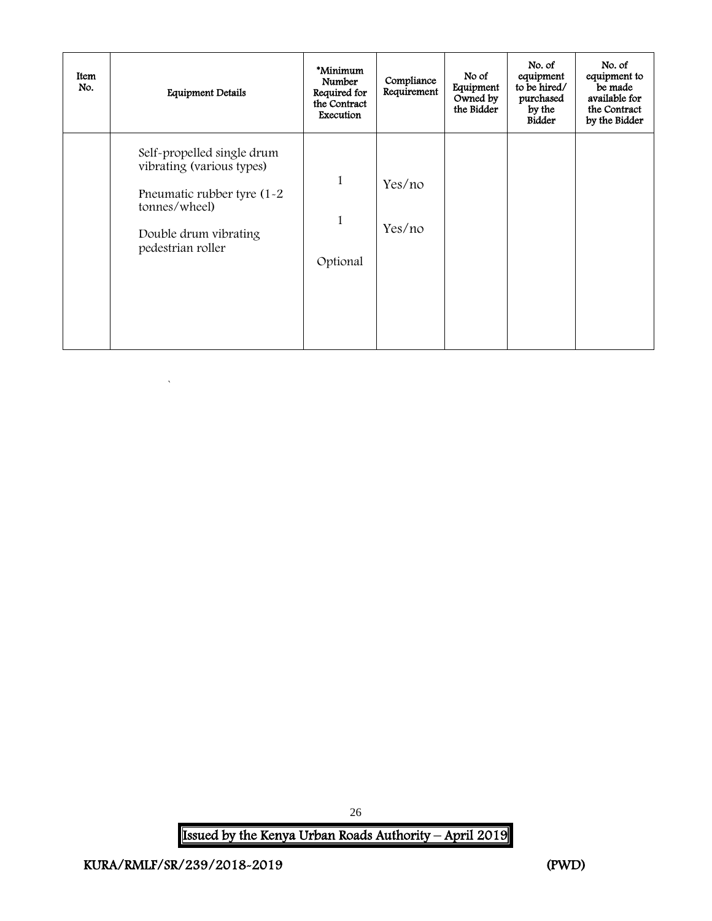| Item No. | Equipment Details | *Minimum Number Required for the Contract Execution | Compliance Requirement | No of Equipment Owned by the Bidder | No. of equipment to be hired/ purchased by the Bidder | No. of equipment to be made available for the Contract by the Bidder |
|---|---|---|---|---|---|---|
| | Self-propelled single drum vibrating (various types) | 1 | Yes/no | | | |
| | Pneumatic rubber tyre (1-2 tonnes/wheel) | 1 | Yes/no | | | |
| | Double drum vibrating pedestrian roller | Optional | | | | |

KURA/RMLF/SR/239/2018-2019 (PWD)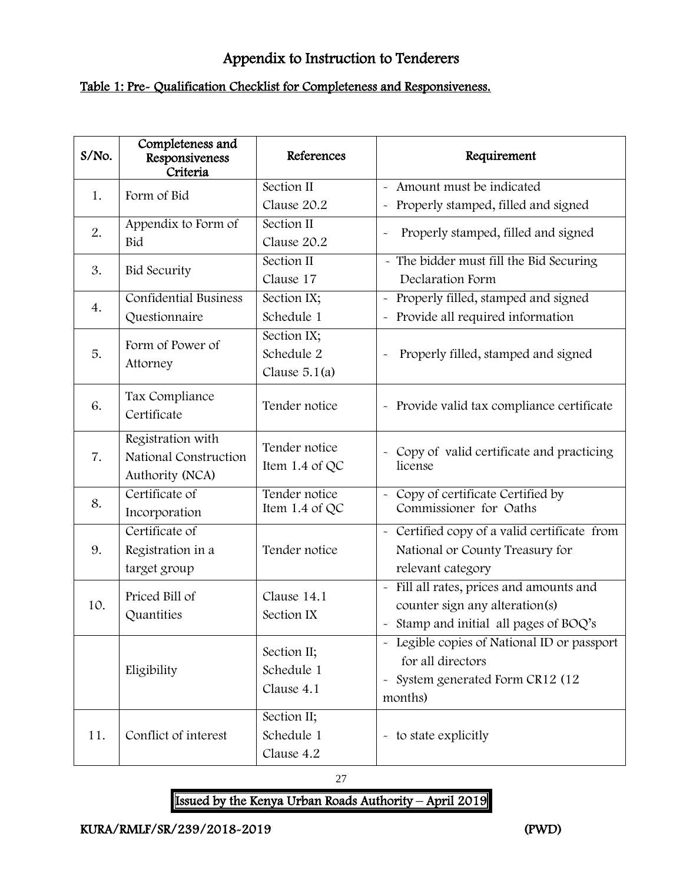# Appendix to Instruction to Tenderers

**Table 1: Pre- Qualification Checklist for Completeness and Responsiveness.**

| S/No. | Completeness and Responsiveness Criteria | References | Requirement |
|---|---|---|---|
| 1. | Form of Bid | Section II Clause 20.2 | - Amount must be indicated<br>- Properly stamped, filled and signed |
| 2. | Appendix to Form of Bid | Section II Clause 20.2 | - Properly stamped, filled and signed |
| 3. | Bid Security | Section II Clause 17 | - The bidder must fill the Bid Securing Declaration Form |
| 4. | Confidential Business Questionnaire | Section IX; Schedule 1 | - Properly filled, stamped and signed<br>- Provide all required information |
| 5. | Form of Power of Attorney | Section IX; Schedule 2 Clause 5.1(a) | - Properly filled, stamped and signed |
| 6. | Tax Compliance Certificate | Tender notice | - Provide valid tax compliance certificate |
| 7. | Registration with National Construction Authority (NCA) | Tender notice Item 1.4 of QC | - Copy of valid certificate and practicing license |
| 8. | Certificate of Incorporation | Tender notice Item 1.4 of QC | - Copy of certificate Certified by Commissioner for Oaths |
| 9. | Certificate of Registration in a target group | Tender notice | - Certified copy of a valid certificate from National or County Treasury for relevant category |
| 10. | Priced Bill of Quantities | Clause 14.1 Section IX | - Fill all rates, prices and amounts and counter sign any alteration(s)<br>- Stamp and initial all pages of BOQ's |
| | Eligibility | Section II; Schedule 1 Clause 4.1 | - Legible copies of National ID or passport for all directors<br>- System generated Form CR12 (12 months) |
| 11. | Conflict of interest | Section II; Schedule 1 Clause 4.2 | - to state explicitly |

Issued by the Kenya Urban Roads Authority – April 2019

KURA/RMLF/SR/239/2018-2019 (PWD)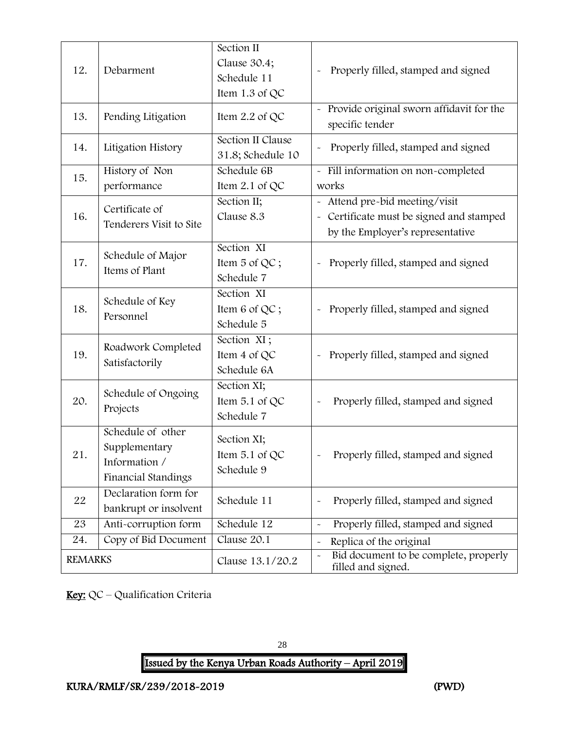| | | | |
|---|---|---|---|
| 12. | Debarment | Section II Clause 30.4; Schedule 11 Item 1.3 of QC | - Properly filled, stamped and signed |
| 13. | Pending Litigation | Item 2.2 of QC | - Provide original sworn affidavit for the specific tender |
| 14. | Litigation History | Section II Clause 31.8; Schedule 10 | - Properly filled, stamped and signed |
| 15. | History of Non performance | Schedule 6B Item 2.1 of QC | - Fill information on non-completed works |
| 16. | Certificate of Tenderers Visit to Site | Section II; Clause 8.3 | - Attend pre-bid meeting/visit<br>- Certificate must be signed and stamped by the Employer's representative |
| 17. | Schedule of Major Items of Plant | Section XI Item 5 of QC ; Schedule 7 | - Properly filled, stamped and signed |
| 18. | Schedule of Key Personnel | Section XI Item 6 of QC ; Schedule 5 | - Properly filled, stamped and signed |
| 19. | Roadwork Completed Satisfactorily | Section XI ; Item 4 of QC Schedule 6A | - Properly filled, stamped and signed |
| 20. | Schedule of Ongoing Projects | Section XI; Item 5.1 of QC Schedule 7 | - Properly filled, stamped and signed |
| 21. | Schedule of other Supplementary Information / Financial Standings | Section XI; Item 5.1 of QC Schedule 9 | - Properly filled, stamped and signed |
| 22 | Declaration form for bankrupt or insolvent | Schedule 11 | - Properly filled, stamped and signed |
| 23 | Anti-corruption form | Schedule 12 | - Properly filled, stamped and signed |
| 24. | Copy of Bid Document | Clause 20.1 | - Replica of the original |
| REMARKS | | Clause 13.1/20.2 | - Bid document to be complete, properly filled and signed. |

**Key:** QC – Qualification Criteria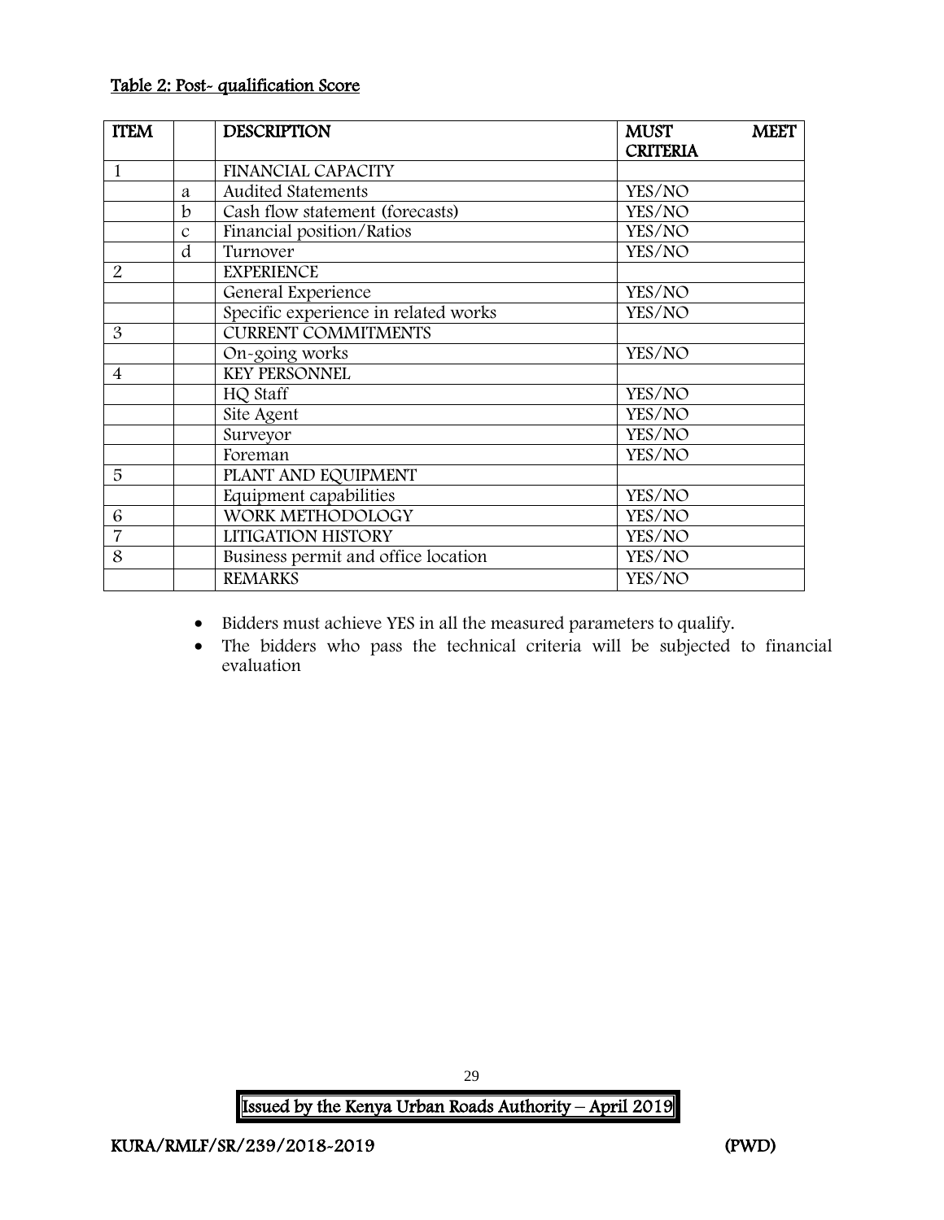Table 2: Post- qualification Score

| ITEM | | DESCRIPTION | MUST MEET CRITERIA |
|---|---|---|---|
| 1 | | FINANCIAL CAPACITY | |
| | a | Audited Statements | YES/NO |
| | b | Cash flow statement (forecasts) | YES/NO |
| | c | Financial position/Ratios | YES/NO |
| | d | Turnover | YES/NO |
| 2 | | EXPERIENCE | |
| | | General Experience | YES/NO |
| | | Specific experience in related works | YES/NO |
| 3 | | CURRENT COMMITMENTS | |
| | | On-going works | YES/NO |
| 4 | | KEY PERSONNEL | |
| | | HQ Staff | YES/NO |
| | | Site Agent | YES/NO |
| | | Surveyor | YES/NO |
| | | Foreman | YES/NO |
| 5 | | PLANT AND EQUIPMENT | |
| | | Equipment capabilities | YES/NO |
| 6 | | WORK METHODOLOGY | YES/NO |
| 7 | | LITIGATION HISTORY | YES/NO |
| 8 | | Business permit and office location | YES/NO |
| | | REMARKS | YES/NO |

- Bidders must achieve YES in all the measured parameters to qualify.
- The bidders who pass the technical criteria will be subjected to financial evaluation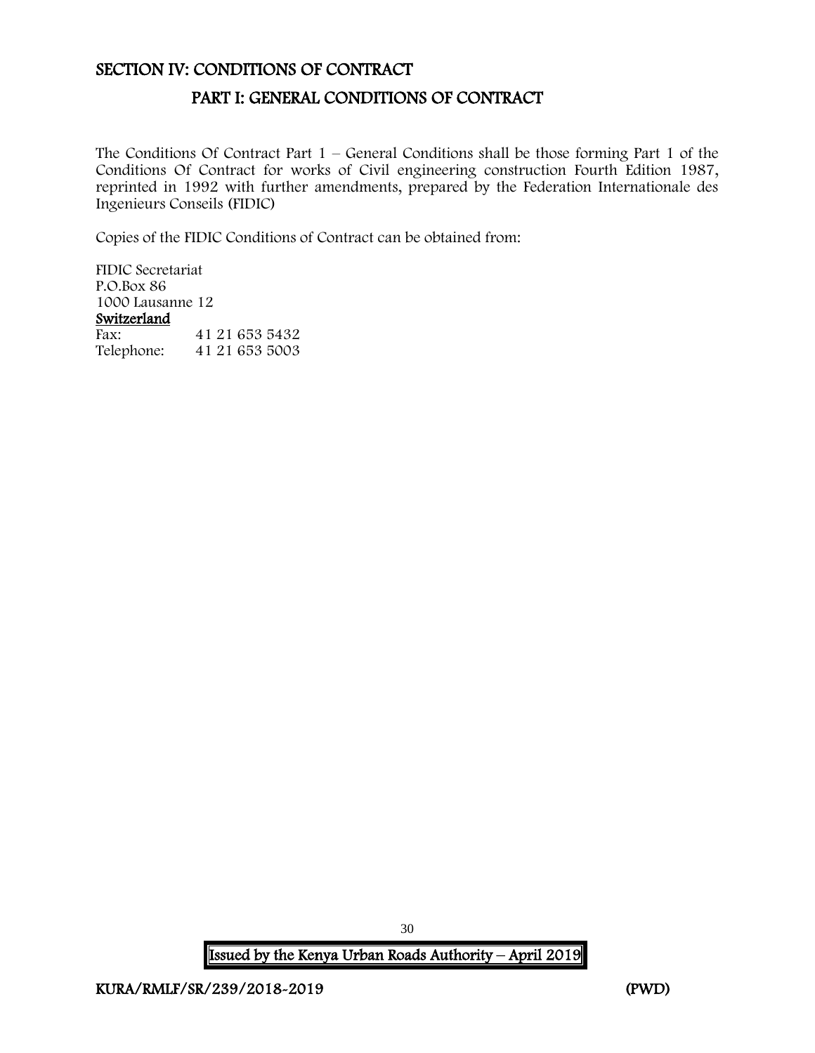# SECTION IV: CONDITIONS OF CONTRACT

## PART I: GENERAL CONDITIONS OF CONTRACT

The Conditions Of Contract Part 1 – General Conditions shall be those forming Part 1 of the Conditions Of Contract for works of Civil engineering construction Fourth Edition 1987, reprinted in 1992 with further amendments, prepared by the Federation Internationale des Ingenieurs Conseils (FIDIC)

Copies of the FIDIC Conditions of Contract can be obtained from:

FIDIC Secretariat
P.O.Box 86
1000 Lausanne 12
**Switzerland**
Fax: 41 21 653 5432
Telephone: 41 21 653 5003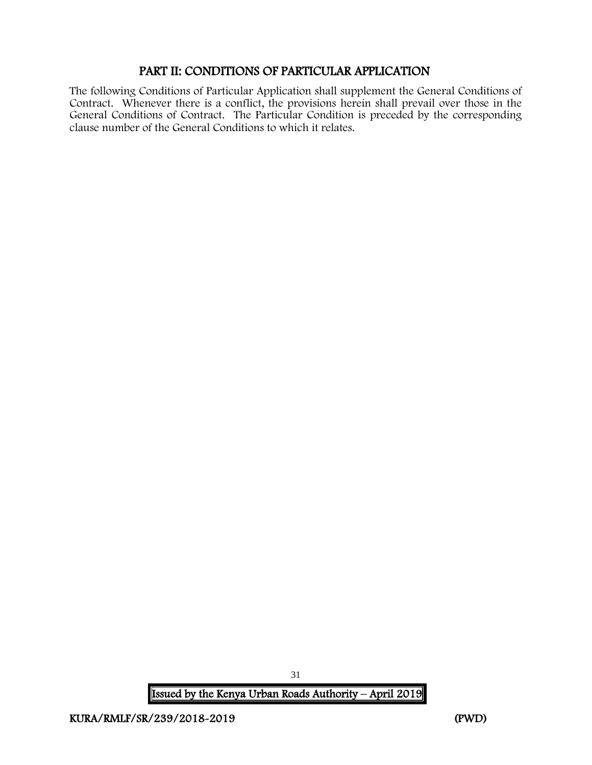# PART II: CONDITIONS OF PARTICULAR APPLICATION

The following Conditions of Particular Application shall supplement the General Conditions of Contract. Whenever there is a conflict, the provisions herein shall prevail over those in the General Conditions of Contract. The Particular Condition is preceded by the corresponding clause number of the General Conditions to which it relates.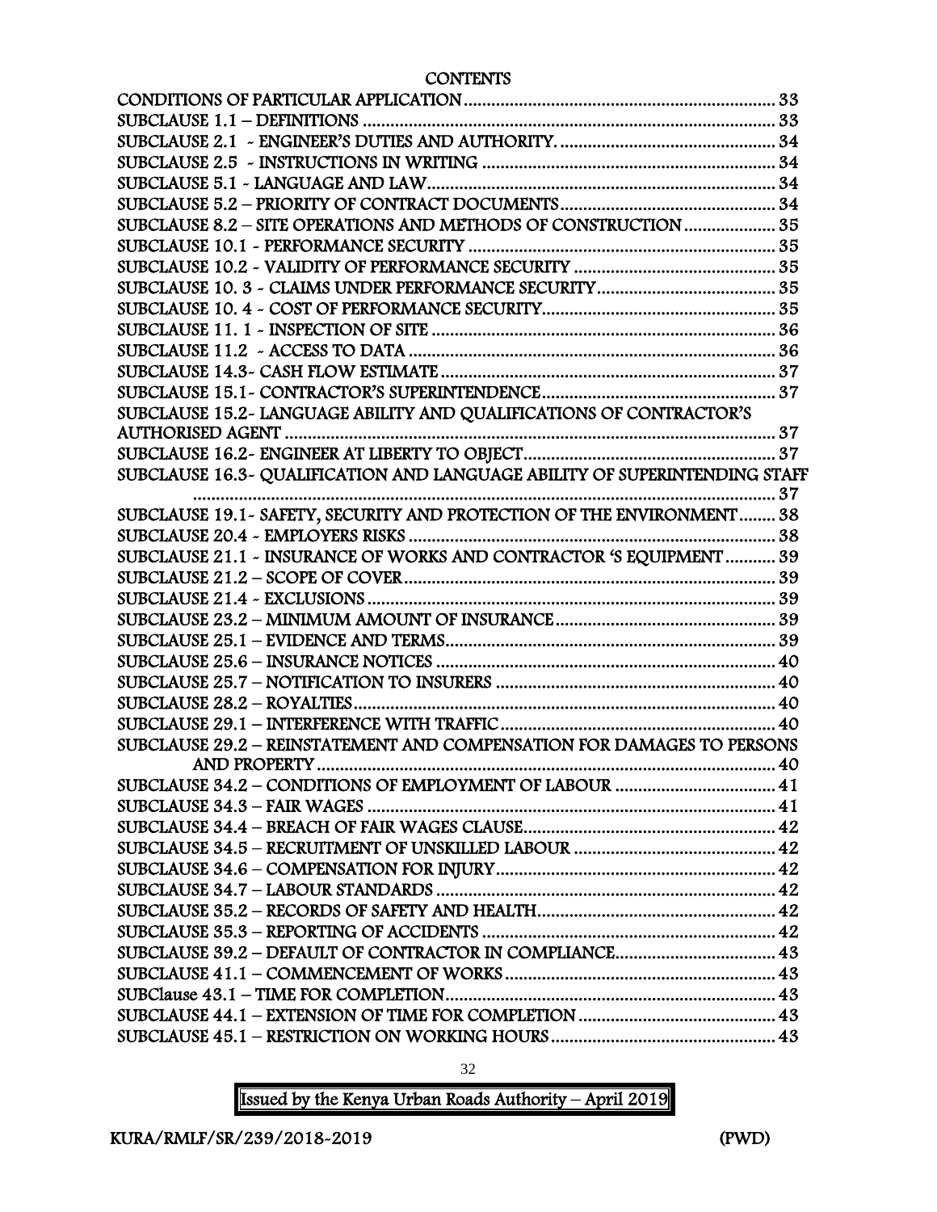# CONTENTS

CONDITIONS OF PARTICULAR APPLICATION ... 33
SUBCLAUSE 1.1 – DEFINITIONS ... 33
SUBCLAUSE 2.1 - ENGINEER'S DUTIES AND AUTHORITY. ... 34
SUBCLAUSE 2.5 - INSTRUCTIONS IN WRITING ... 34
SUBCLAUSE 5.1 - LANGUAGE AND LAW ... 34
SUBCLAUSE 5.2 – PRIORITY OF CONTRACT DOCUMENTS ... 34
SUBCLAUSE 8.2 – SITE OPERATIONS AND METHODS OF CONSTRUCTION ... 35
SUBCLAUSE 10.1 - PERFORMANCE SECURITY ... 35
SUBCLAUSE 10.2 - VALIDITY OF PERFORMANCE SECURITY ... 35
SUBCLAUSE 10. 3 - CLAIMS UNDER PERFORMANCE SECURITY ... 35
SUBCLAUSE 10. 4 - COST OF PERFORMANCE SECURITY ... 35
SUBCLAUSE 11. 1 - INSPECTION OF SITE ... 36
SUBCLAUSE 11.2 - ACCESS TO DATA ... 36
SUBCLAUSE 14.3- CASH FLOW ESTIMATE ... 37
SUBCLAUSE 15.1- CONTRACTOR'S SUPERINTENDENCE ... 37
SUBCLAUSE 15.2- LANGUAGE ABILITY AND QUALIFICATIONS OF CONTRACTOR'S AUTHORISED AGENT ... 37
SUBCLAUSE 16.2- ENGINEER AT LIBERTY TO OBJECT ... 37
SUBCLAUSE 16.3- QUALIFICATION AND LANGUAGE ABILITY OF SUPERINTENDING STAFF ... 37
SUBCLAUSE 19.1- SAFETY, SECURITY AND PROTECTION OF THE ENVIRONMENT ... 38
SUBCLAUSE 20.4 - EMPLOYERS RISKS ... 38
SUBCLAUSE 21.1 - INSURANCE OF WORKS AND CONTRACTOR 'S EQUIPMENT ... 39
SUBCLAUSE 21.2 – SCOPE OF COVER ... 39
SUBCLAUSE 21.4 - EXCLUSIONS ... 39
SUBCLAUSE 23.2 – MINIMUM AMOUNT OF INSURANCE ... 39
SUBCLAUSE 25.1 – EVIDENCE AND TERMS ... 39
SUBCLAUSE 25.6 – INSURANCE NOTICES ... 40
SUBCLAUSE 25.7 – NOTIFICATION TO INSURERS ... 40
SUBCLAUSE 28.2 – ROYALTIES ... 40
SUBCLAUSE 29.1 – INTERFERENCE WITH TRAFFIC ... 40
SUBCLAUSE 29.2 – REINSTATEMENT AND COMPENSATION FOR DAMAGES TO PERSONS AND PROPERTY ... 40
SUBCLAUSE 34.2 – CONDITIONS OF EMPLOYMENT OF LABOUR ... 41
SUBCLAUSE 34.3 – FAIR WAGES ... 41
SUBCLAUSE 34.4 – BREACH OF FAIR WAGES CLAUSE ... 42
SUBCLAUSE 34.5 – RECRUITMENT OF UNSKILLED LABOUR ... 42
SUBCLAUSE 34.6 – COMPENSATION FOR INJURY ... 42
SUBCLAUSE 34.7 – LABOUR STANDARDS ... 42
SUBCLAUSE 35.2 – RECORDS OF SAFETY AND HEALTH ... 42
SUBCLAUSE 35.3 – REPORTING OF ACCIDENTS ... 42
SUBCLAUSE 39.2 – DEFAULT OF CONTRACTOR IN COMPLIANCE ... 43
SUBCLAUSE 41.1 – COMMENCEMENT OF WORKS ... 43
SUBClause 43.1 – TIME FOR COMPLETION ... 43
SUBCLAUSE 44.1 – EXTENSION OF TIME FOR COMPLETION ... 43
SUBCLAUSE 45.1 – RESTRICTION ON WORKING HOURS ... 43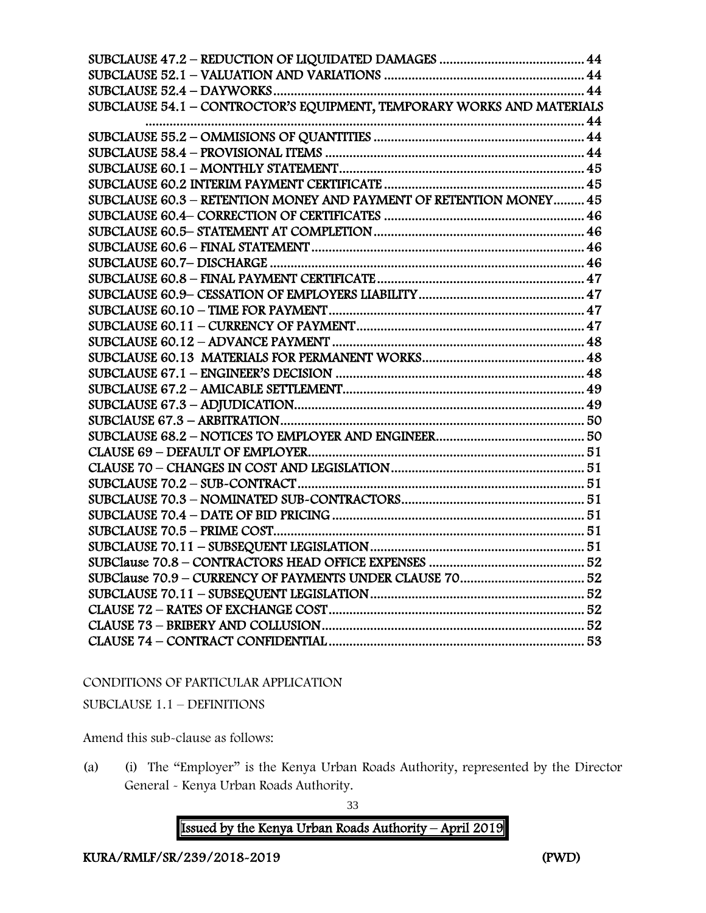SUBCLAUSE 47.2 – REDUCTION OF LIQUIDATED DAMAGES .......................................... 44
SUBCLAUSE 52.1 – VALUATION AND VARIATIONS .......................................................... 44
SUBCLAUSE 52.4 – DAYWORKS ......................................................................................... 44
SUBCLAUSE 54.1 – CONTROCTOR'S EQUIPMENT, TEMPORARY WORKS AND MATERIALS ........................................................................................................................... 44
SUBCLAUSE 55.2 – OMMISIONS OF QUANTITIES ............................................................ 44
SUBCLAUSE 58.4 – PROVISIONAL ITEMS .......................................................................... 44
SUBCLAUSE 60.1 – MONTHLY STATEMENT ....................................................................... 45
SUBCLAUSE 60.2 INTERIM PAYMENT CERTIFICATE .......................................................... 45
SUBCLAUSE 60.3 – RETENTION MONEY AND PAYMENT OF RETENTION MONEY......... 45
SUBCLAUSE 60.4– CORRECTION OF CERTIFICATES .......................................................... 46
SUBCLAUSE 60.5– STATEMENT AT COMPLETION ............................................................. 46
SUBCLAUSE 60.6 – FINAL STATEMENT .............................................................................. 46
SUBCLAUSE 60.7– DISCHARGE ........................................................................................... 46
SUBCLAUSE 60.8 – FINAL PAYMENT CERTIFICATE ............................................................ 47
SUBCLAUSE 60.9– CESSATION OF EMPLOYERS LIABILITY ................................................ 47
SUBCLAUSE 60.10 – TIME FOR PAYMENT .......................................................................... 47
SUBCLAUSE 60.11 – CURRENCY OF PAYMENT .................................................................. 47
SUBCLAUSE 60.12 – ADVANCE PAYMENT ......................................................................... 48
SUBCLAUSE 60.13 MATERIALS FOR PERMANENT WORKS ............................................... 48
SUBCLAUSE 67.1 – ENGINEER'S DECISION ........................................................................ 48
SUBCLAUSE 67.2 – AMICABLE SETTLEMENT ...................................................................... 49
SUBCLAUSE 67.3 – ADJUDICATION .................................................................................... 49
SUBClAUSE 67.3 – ARBITRATION ........................................................................................ 50
SUBCLAUSE 68.2 – NOTICES TO EMPLOYER AND ENGINEER ........................................... 50
CLAUSE 69 – DEFAULT OF EMPLOYER ............................................................................... 51
CLAUSE 70 – CHANGES IN COST AND LEGISLATION ........................................................ 51
SUBCLAUSE 70.2 – SUB-CONTRACT ................................................................................... 51
SUBCLAUSE 70.3 – NOMINATED SUB-CONTRACTORS ...................................................... 51
SUBCLAUSE 70.4 – DATE OF BID PRICING ......................................................................... 51
SUBCLAUSE 70.5 – PRIME COST .......................................................................................... 51
SUBCLAUSE 70.11 – SUBSEQUENT LEGISLATION .............................................................. 51
SUBClause 70.8 – CONTRACTORS HEAD OFFICE EXPENSES ............................................. 52
SUBClause 70.9 – CURRENCY OF PAYMENTS UNDER CLAUSE 70 .................................... 52
SUBCLAUSE 70.11 – SUBSEQUENT LEGISLATION .............................................................. 52
CLAUSE 72 – RATES OF EXCHANGE COST .......................................................................... 52
CLAUSE 73 – BRIBERY AND COLLUSION ............................................................................ 52
CLAUSE 74 – CONTRACT CONFIDENTIAL .......................................................................... 53

CONDITIONS OF PARTICULAR APPLICATION

SUBCLAUSE 1.1 – DEFINITIONS

Amend this sub-clause as follows:

(a) (i) The "Employer" is the Kenya Urban Roads Authority, represented by the Director General - Kenya Urban Roads Authority.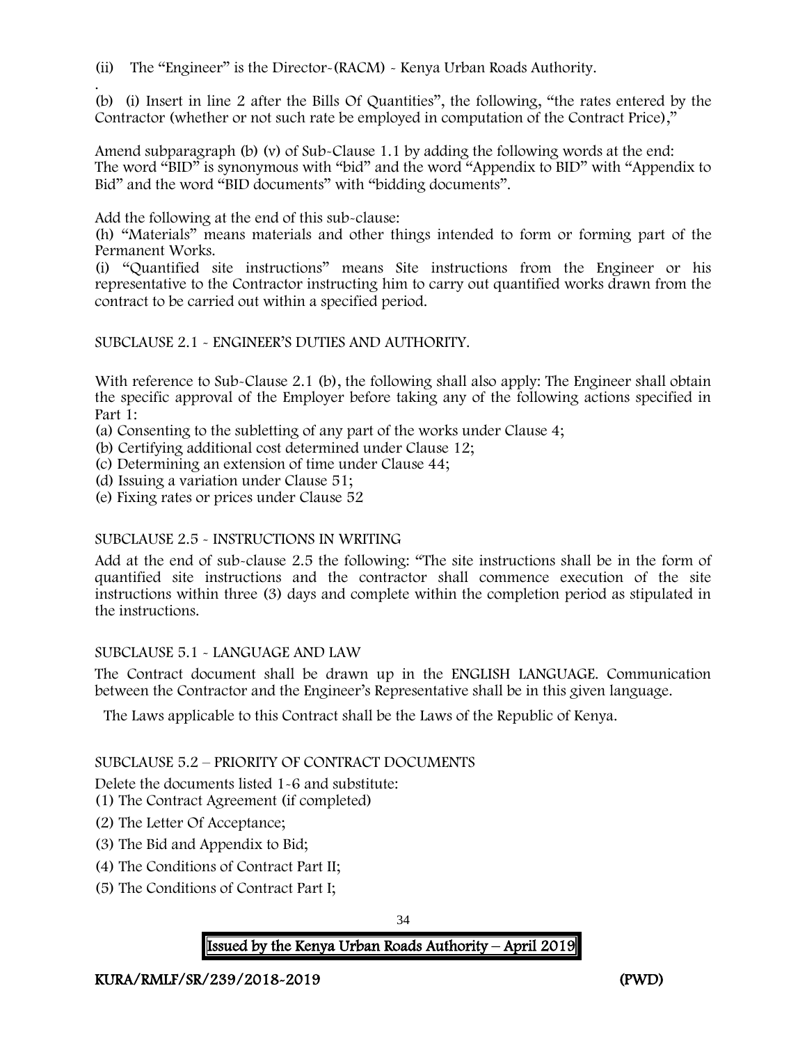(ii) The "Engineer" is the Director-(RACM) - Kenya Urban Roads Authority.

.
(b) (i) Insert in line 2 after the Bills Of Quantities", the following, "the rates entered by the Contractor (whether or not such rate be employed in computation of the Contract Price),"

Amend subparagraph (b) (v) of Sub-Clause 1.1 by adding the following words at the end:
The word "BID" is synonymous with "bid" and the word "Appendix to BID" with "Appendix to Bid" and the word "BID documents" with "bidding documents".

Add the following at the end of this sub-clause:
(h) "Materials" means materials and other things intended to form or forming part of the Permanent Works.
(i) "Quantified site instructions" means Site instructions from the Engineer or his representative to the Contractor instructing him to carry out quantified works drawn from the contract to be carried out within a specified period.

SUBCLAUSE 2.1 - ENGINEER'S DUTIES AND AUTHORITY.

With reference to Sub-Clause 2.1 (b), the following shall also apply: The Engineer shall obtain the specific approval of the Employer before taking any of the following actions specified in Part 1:
(a) Consenting to the subletting of any part of the works under Clause 4;
(b) Certifying additional cost determined under Clause 12;
(c) Determining an extension of time under Clause 44;
(d) Issuing a variation under Clause 51;
(e) Fixing rates or prices under Clause 52

SUBCLAUSE 2.5 - INSTRUCTIONS IN WRITING

Add at the end of sub-clause 2.5 the following: "The site instructions shall be in the form of quantified site instructions and the contractor shall commence execution of the site instructions within three (3) days and complete within the completion period as stipulated in the instructions.

SUBCLAUSE 5.1 - LANGUAGE AND LAW

The Contract document shall be drawn up in the ENGLISH LANGUAGE. Communication between the Contractor and the Engineer's Representative shall be in this given language.

The Laws applicable to this Contract shall be the Laws of the Republic of Kenya.

SUBCLAUSE 5.2 – PRIORITY OF CONTRACT DOCUMENTS

Delete the documents listed 1-6 and substitute:
(1) The Contract Agreement (if completed)
(2) The Letter Of Acceptance;
(3) The Bid and Appendix to Bid;
(4) The Conditions of Contract Part II;
(5) The Conditions of Contract Part I;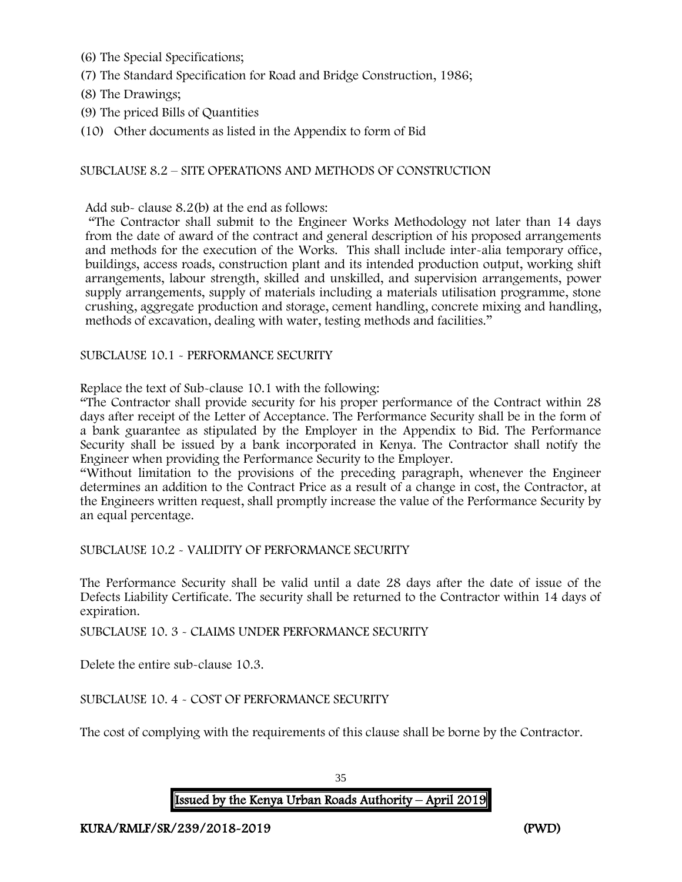(6) The Special Specifications;

(7) The Standard Specification for Road and Bridge Construction, 1986;

(8) The Drawings;

(9) The priced Bills of Quantities

(10) Other documents as listed in the Appendix to form of Bid

SUBCLAUSE 8.2 – SITE OPERATIONS AND METHODS OF CONSTRUCTION

Add sub- clause 8.2(b) at the end as follows:

"The Contractor shall submit to the Engineer Works Methodology not later than 14 days from the date of award of the contract and general description of his proposed arrangements and methods for the execution of the Works. This shall include inter-alia temporary office, buildings, access roads, construction plant and its intended production output, working shift arrangements, labour strength, skilled and unskilled, and supervision arrangements, power supply arrangements, supply of materials including a materials utilisation programme, stone crushing, aggregate production and storage, cement handling, concrete mixing and handling, methods of excavation, dealing with water, testing methods and facilities."

SUBCLAUSE 10.1 - PERFORMANCE SECURITY

Replace the text of Sub-clause 10.1 with the following:

"The Contractor shall provide security for his proper performance of the Contract within 28 days after receipt of the Letter of Acceptance. The Performance Security shall be in the form of a bank guarantee as stipulated by the Employer in the Appendix to Bid. The Performance Security shall be issued by a bank incorporated in Kenya. The Contractor shall notify the Engineer when providing the Performance Security to the Employer.

"Without limitation to the provisions of the preceding paragraph, whenever the Engineer determines an addition to the Contract Price as a result of a change in cost, the Contractor, at the Engineers written request, shall promptly increase the value of the Performance Security by an equal percentage.

SUBCLAUSE 10.2 - VALIDITY OF PERFORMANCE SECURITY

The Performance Security shall be valid until a date 28 days after the date of issue of the Defects Liability Certificate. The security shall be returned to the Contractor within 14 days of expiration.

SUBCLAUSE 10. 3 - CLAIMS UNDER PERFORMANCE SECURITY

Delete the entire sub-clause 10.3.

SUBCLAUSE 10. 4 - COST OF PERFORMANCE SECURITY

The cost of complying with the requirements of this clause shall be borne by the Contractor.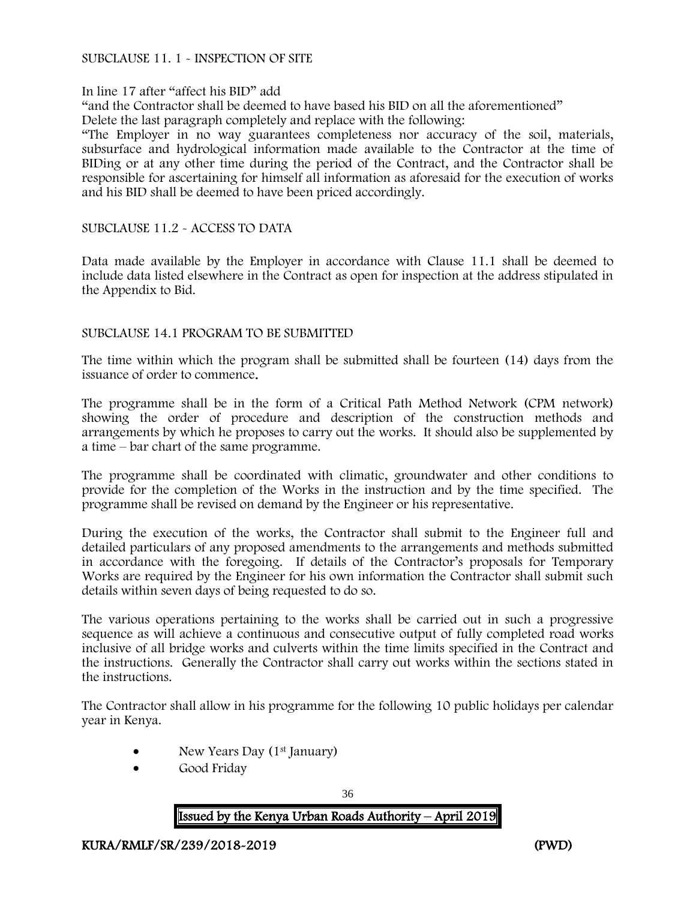SUBCLAUSE 11. 1 - INSPECTION OF SITE

In line 17 after "affect his BID" add

"and the Contractor shall be deemed to have based his BID on all the aforementioned"

Delete the last paragraph completely and replace with the following:

"The Employer in no way guarantees completeness nor accuracy of the soil, materials, subsurface and hydrological information made available to the Contractor at the time of BIDing or at any other time during the period of the Contract, and the Contractor shall be responsible for ascertaining for himself all information as aforesaid for the execution of works and his BID shall be deemed to have been priced accordingly.

SUBCLAUSE 11.2 - ACCESS TO DATA

Data made available by the Employer in accordance with Clause 11.1 shall be deemed to include data listed elsewhere in the Contract as open for inspection at the address stipulated in the Appendix to Bid.

SUBCLAUSE 14.1 PROGRAM TO BE SUBMITTED

The time within which the program shall be submitted shall be fourteen (14) days from the issuance of order to commence.

The programme shall be in the form of a Critical Path Method Network (CPM network) showing the order of procedure and description of the construction methods and arrangements by which he proposes to carry out the works. It should also be supplemented by a time – bar chart of the same programme.

The programme shall be coordinated with climatic, groundwater and other conditions to provide for the completion of the Works in the instruction and by the time specified. The programme shall be revised on demand by the Engineer or his representative.

During the execution of the works, the Contractor shall submit to the Engineer full and detailed particulars of any proposed amendments to the arrangements and methods submitted in accordance with the foregoing. If details of the Contractor's proposals for Temporary Works are required by the Engineer for his own information the Contractor shall submit such details within seven days of being requested to do so.

The various operations pertaining to the works shall be carried out in such a progressive sequence as will achieve a continuous and consecutive output of fully completed road works inclusive of all bridge works and culverts within the time limits specified in the Contract and the instructions. Generally the Contractor shall carry out works within the sections stated in the instructions.

The Contractor shall allow in his programme for the following 10 public holidays per calendar year in Kenya.

- New Years Day (1st January)
- Good Friday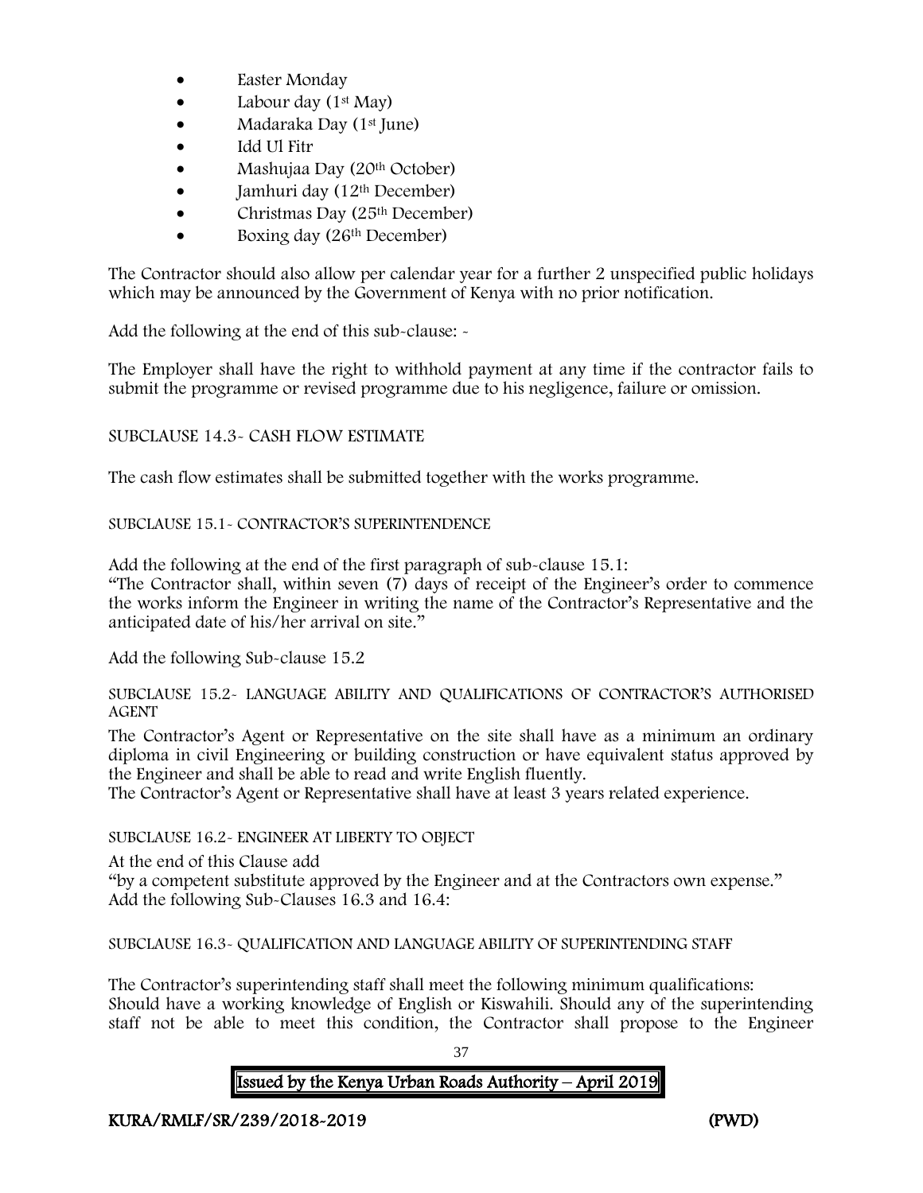- Easter Monday
- Labour day (1st May)
- Madaraka Day (1st June)
- Idd Ul Fitr
- Mashujaa Day (20th October)
- Jamhuri day (12th December)
- Christmas Day (25th December)
- Boxing day (26th December)

The Contractor should also allow per calendar year for a further 2 unspecified public holidays which may be announced by the Government of Kenya with no prior notification.

Add the following at the end of this sub-clause: -

The Employer shall have the right to withhold payment at any time if the contractor fails to submit the programme or revised programme due to his negligence, failure or omission.

SUBCLAUSE 14.3- CASH FLOW ESTIMATE

The cash flow estimates shall be submitted together with the works programme.

SUBCLAUSE 15.1- CONTRACTOR'S SUPERINTENDENCE

Add the following at the end of the first paragraph of sub-clause 15.1:
"The Contractor shall, within seven (7) days of receipt of the Engineer's order to commence the works inform the Engineer in writing the name of the Contractor's Representative and the anticipated date of his/her arrival on site."

Add the following Sub-clause 15.2

SUBCLAUSE 15.2- LANGUAGE ABILITY AND QUALIFICATIONS OF CONTRACTOR'S AUTHORISED AGENT

The Contractor's Agent or Representative on the site shall have as a minimum an ordinary diploma in civil Engineering or building construction or have equivalent status approved by the Engineer and shall be able to read and write English fluently.
The Contractor's Agent or Representative shall have at least 3 years related experience.

SUBCLAUSE 16.2- ENGINEER AT LIBERTY TO OBJECT

At the end of this Clause add
"by a competent substitute approved by the Engineer and at the Contractors own expense."
Add the following Sub-Clauses 16.3 and 16.4:

SUBCLAUSE 16.3- QUALIFICATION AND LANGUAGE ABILITY OF SUPERINTENDING STAFF

The Contractor's superintending staff shall meet the following minimum qualifications:
Should have a working knowledge of English or Kiswahili. Should any of the superintending staff not be able to meet this condition, the Contractor shall propose to the Engineer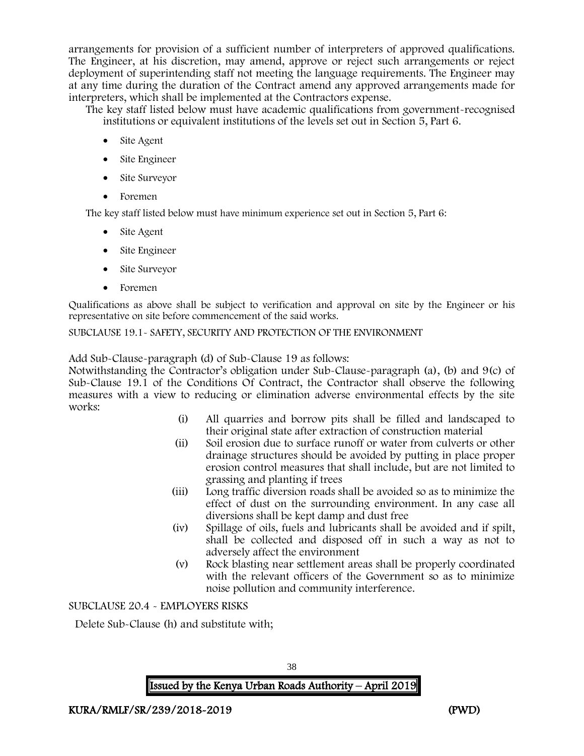arrangements for provision of a sufficient number of interpreters of approved qualifications. The Engineer, at his discretion, may amend, approve or reject such arrangements or reject deployment of superintending staff not meeting the language requirements. The Engineer may at any time during the duration of the Contract amend any approved arrangements made for interpreters, which shall be implemented at the Contractors expense.

The key staff listed below must have academic qualifications from government-recognised institutions or equivalent institutions of the levels set out in Section 5, Part 6.

- Site Agent
- Site Engineer
- Site Surveyor
- Foremen

The key staff listed below must have minimum experience set out in Section 5, Part 6:

- Site Agent
- Site Engineer
- Site Surveyor
- Foremen

Qualifications as above shall be subject to verification and approval on site by the Engineer or his representative on site before commencement of the said works.

SUBCLAUSE 19.1- SAFETY, SECURITY AND PROTECTION OF THE ENVIRONMENT

Add Sub-Clause-paragraph (d) of Sub-Clause 19 as follows:

Notwithstanding the Contractor's obligation under Sub-Clause-paragraph (a), (b) and 9(c) of Sub-Clause 19.1 of the Conditions Of Contract, the Contractor shall observe the following measures with a view to reducing or elimination adverse environmental effects by the site works:

(i) All quarries and borrow pits shall be filled and landscaped to their original state after extraction of construction material

(ii) Soil erosion due to surface runoff or water from culverts or other drainage structures should be avoided by putting in place proper erosion control measures that shall include, but are not limited to grassing and planting if trees

(iii) Long traffic diversion roads shall be avoided so as to minimize the effect of dust on the surrounding environment. In any case all diversions shall be kept damp and dust free

(iv) Spillage of oils, fuels and lubricants shall be avoided and if spilt, shall be collected and disposed off in such a way as not to adversely affect the environment

(v) Rock blasting near settlement areas shall be properly coordinated with the relevant officers of the Government so as to minimize noise pollution and community interference.

SUBCLAUSE 20.4 - EMPLOYERS RISKS

Delete Sub-Clause (h) and substitute with;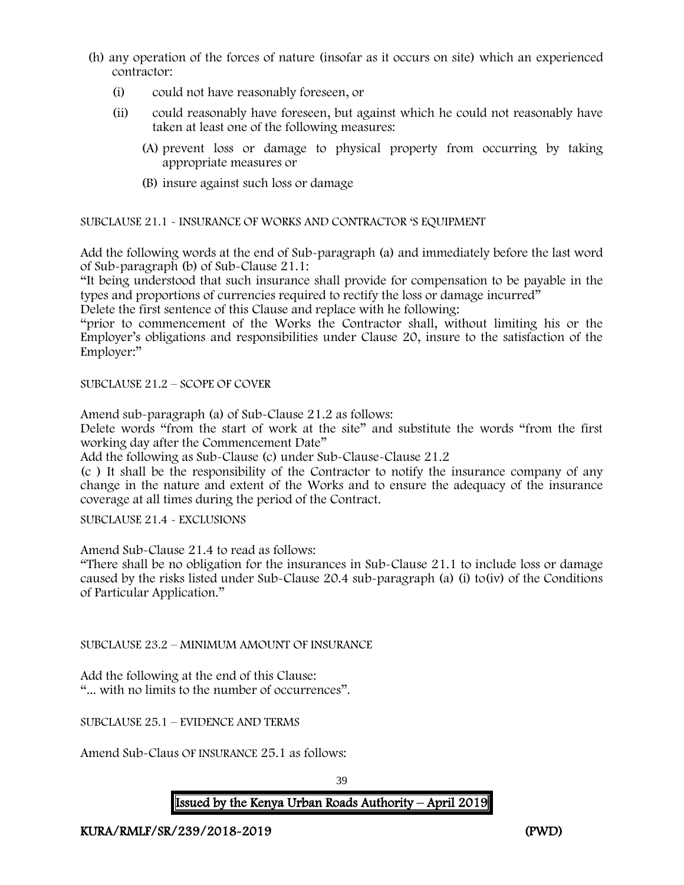(h) any operation of the forces of nature (insofar as it occurs on site) which an experienced contractor:

   (i) could not have reasonably foreseen, or

   (ii) could reasonably have foreseen, but against which he could not reasonably have taken at least one of the following measures:

      (A) prevent loss or damage to physical property from occurring by taking appropriate measures or

      (B) insure against such loss or damage

SUBCLAUSE 21.1 - INSURANCE OF WORKS AND CONTRACTOR 'S EQUIPMENT

Add the following words at the end of Sub-paragraph (a) and immediately before the last word of Sub-paragraph (b) of Sub-Clause 21.1:

"It being understood that such insurance shall provide for compensation to be payable in the types and proportions of currencies required to rectify the loss or damage incurred"

Delete the first sentence of this Clause and replace with he following:

"prior to commencement of the Works the Contractor shall, without limiting his or the Employer's obligations and responsibilities under Clause 20, insure to the satisfaction of the Employer:"

SUBCLAUSE 21.2 – SCOPE OF COVER

Amend sub-paragraph (a) of Sub-Clause 21.2 as follows:

Delete words "from the start of work at the site" and substitute the words "from the first working day after the Commencement Date"

Add the following as Sub-Clause (c) under Sub-Clause-Clause 21.2

(c ) It shall be the responsibility of the Contractor to notify the insurance company of any change in the nature and extent of the Works and to ensure the adequacy of the insurance coverage at all times during the period of the Contract.

SUBCLAUSE 21.4 - EXCLUSIONS

Amend Sub-Clause 21.4 to read as follows:

"There shall be no obligation for the insurances in Sub-Clause 21.1 to include loss or damage caused by the risks listed under Sub-Clause 20.4 sub-paragraph (a) (i) to(iv) of the Conditions of Particular Application."

SUBCLAUSE 23.2 – MINIMUM AMOUNT OF INSURANCE

Add the following at the end of this Clause:

"... with no limits to the number of occurrences".

SUBCLAUSE 25.1 – EVIDENCE AND TERMS

Amend Sub-Claus OF INSURANCE 25.1 as follows: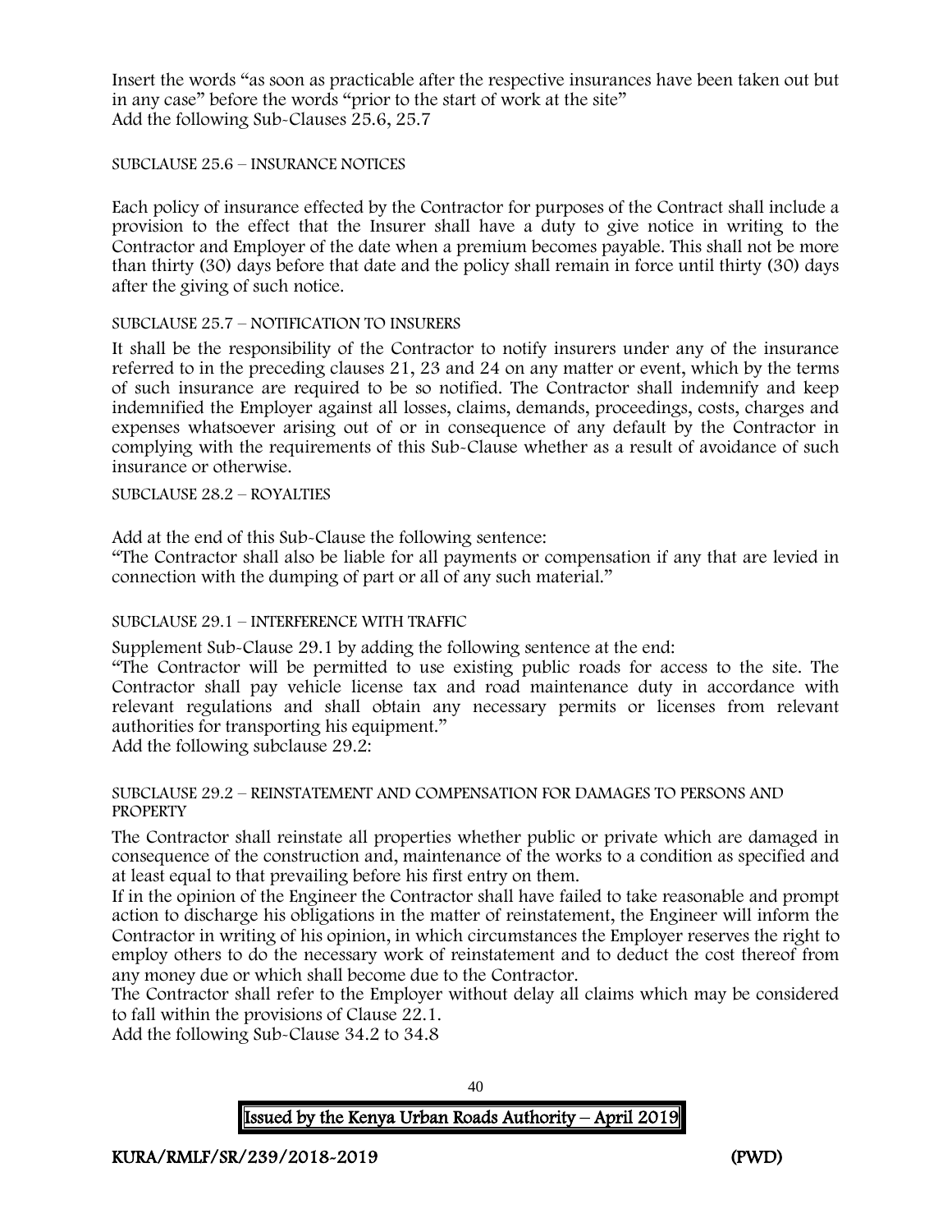Insert the words "as soon as practicable after the respective insurances have been taken out but in any case" before the words "prior to the start of work at the site"
Add the following Sub-Clauses 25.6, 25.7

SUBCLAUSE 25.6 – INSURANCE NOTICES

Each policy of insurance effected by the Contractor for purposes of the Contract shall include a provision to the effect that the Insurer shall have a duty to give notice in writing to the Contractor and Employer of the date when a premium becomes payable. This shall not be more than thirty (30) days before that date and the policy shall remain in force until thirty (30) days after the giving of such notice.

SUBCLAUSE 25.7 – NOTIFICATION TO INSURERS

It shall be the responsibility of the Contractor to notify insurers under any of the insurance referred to in the preceding clauses 21, 23 and 24 on any matter or event, which by the terms of such insurance are required to be so notified. The Contractor shall indemnify and keep indemnified the Employer against all losses, claims, demands, proceedings, costs, charges and expenses whatsoever arising out of or in consequence of any default by the Contractor in complying with the requirements of this Sub-Clause whether as a result of avoidance of such insurance or otherwise.

SUBCLAUSE 28.2 – ROYALTIES

Add at the end of this Sub-Clause the following sentence:
"The Contractor shall also be liable for all payments or compensation if any that are levied in connection with the dumping of part or all of any such material."

SUBCLAUSE 29.1 – INTERFERENCE WITH TRAFFIC

Supplement Sub-Clause 29.1 by adding the following sentence at the end:
"The Contractor will be permitted to use existing public roads for access to the site. The Contractor shall pay vehicle license tax and road maintenance duty in accordance with relevant regulations and shall obtain any necessary permits or licenses from relevant authorities for transporting his equipment."
Add the following subclause 29.2:

SUBCLAUSE 29.2 – REINSTATEMENT AND COMPENSATION FOR DAMAGES TO PERSONS AND PROPERTY

The Contractor shall reinstate all properties whether public or private which are damaged in consequence of the construction and, maintenance of the works to a condition as specified and at least equal to that prevailing before his first entry on them.
If in the opinion of the Engineer the Contractor shall have failed to take reasonable and prompt action to discharge his obligations in the matter of reinstatement, the Engineer will inform the Contractor in writing of his opinion, in which circumstances the Employer reserves the right to employ others to do the necessary work of reinstatement and to deduct the cost thereof from any money due or which shall become due to the Contractor.
The Contractor shall refer to the Employer without delay all claims which may be considered to fall within the provisions of Clause 22.1.
Add the following Sub-Clause 34.2 to 34.8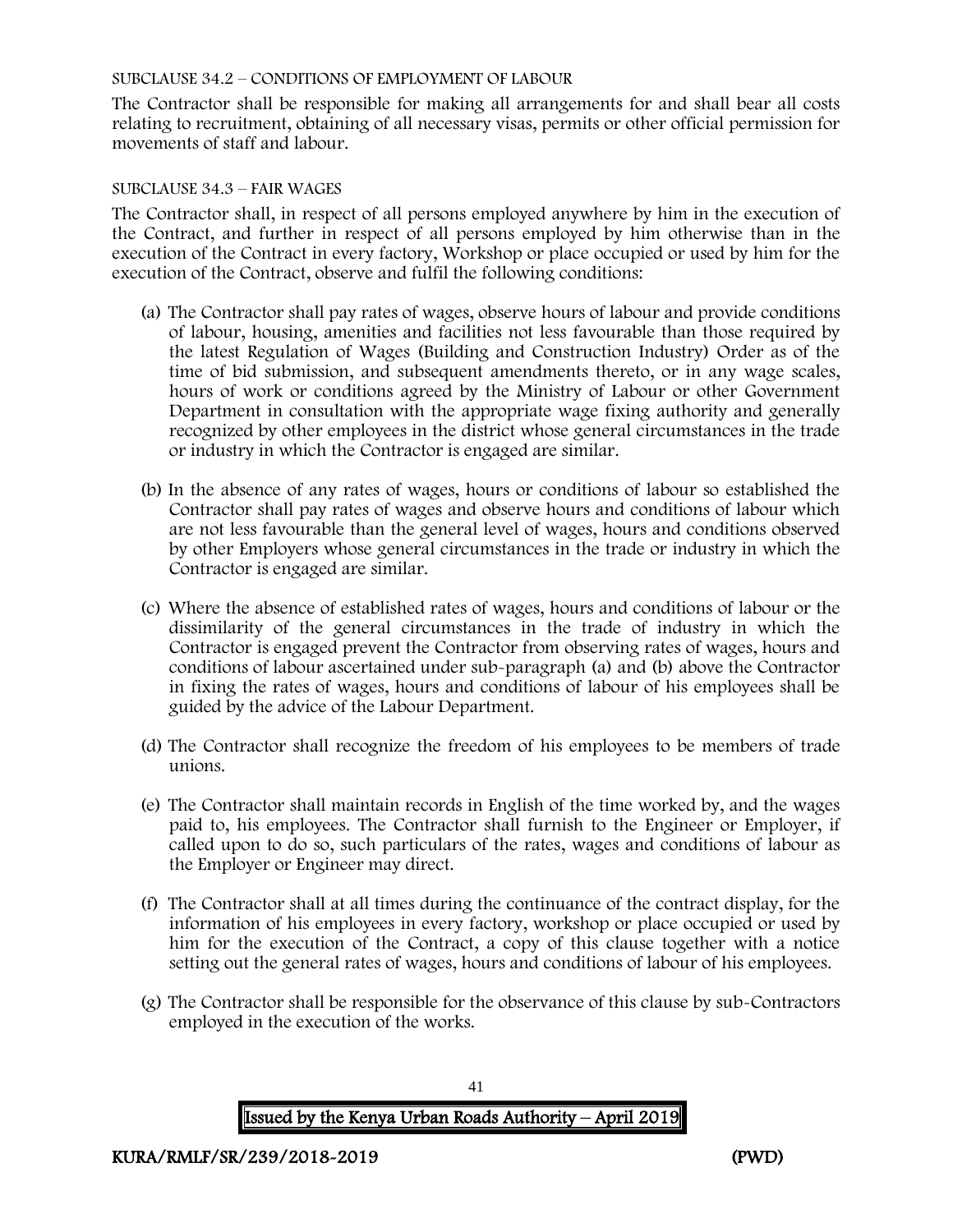SUBCLAUSE 34.2 – CONDITIONS OF EMPLOYMENT OF LABOUR

The Contractor shall be responsible for making all arrangements for and shall bear all costs relating to recruitment, obtaining of all necessary visas, permits or other official permission for movements of staff and labour.

SUBCLAUSE 34.3 – FAIR WAGES

The Contractor shall, in respect of all persons employed anywhere by him in the execution of the Contract, and further in respect of all persons employed by him otherwise than in the execution of the Contract in every factory, Workshop or place occupied or used by him for the execution of the Contract, observe and fulfil the following conditions:

(a) The Contractor shall pay rates of wages, observe hours of labour and provide conditions of labour, housing, amenities and facilities not less favourable than those required by the latest Regulation of Wages (Building and Construction Industry) Order as of the time of bid submission, and subsequent amendments thereto, or in any wage scales, hours of work or conditions agreed by the Ministry of Labour or other Government Department in consultation with the appropriate wage fixing authority and generally recognized by other employees in the district whose general circumstances in the trade or industry in which the Contractor is engaged are similar.

(b) In the absence of any rates of wages, hours or conditions of labour so established the Contractor shall pay rates of wages and observe hours and conditions of labour which are not less favourable than the general level of wages, hours and conditions observed by other Employers whose general circumstances in the trade or industry in which the Contractor is engaged are similar.

(c) Where the absence of established rates of wages, hours and conditions of labour or the dissimilarity of the general circumstances in the trade of industry in which the Contractor is engaged prevent the Contractor from observing rates of wages, hours and conditions of labour ascertained under sub-paragraph (a) and (b) above the Contractor in fixing the rates of wages, hours and conditions of labour of his employees shall be guided by the advice of the Labour Department.

(d) The Contractor shall recognize the freedom of his employees to be members of trade unions.

(e) The Contractor shall maintain records in English of the time worked by, and the wages paid to, his employees. The Contractor shall furnish to the Engineer or Employer, if called upon to do so, such particulars of the rates, wages and conditions of labour as the Employer or Engineer may direct.

(f) The Contractor shall at all times during the continuance of the contract display, for the information of his employees in every factory, workshop or place occupied or used by him for the execution of the Contract, a copy of this clause together with a notice setting out the general rates of wages, hours and conditions of labour of his employees.

(g) The Contractor shall be responsible for the observance of this clause by sub-Contractors employed in the execution of the works.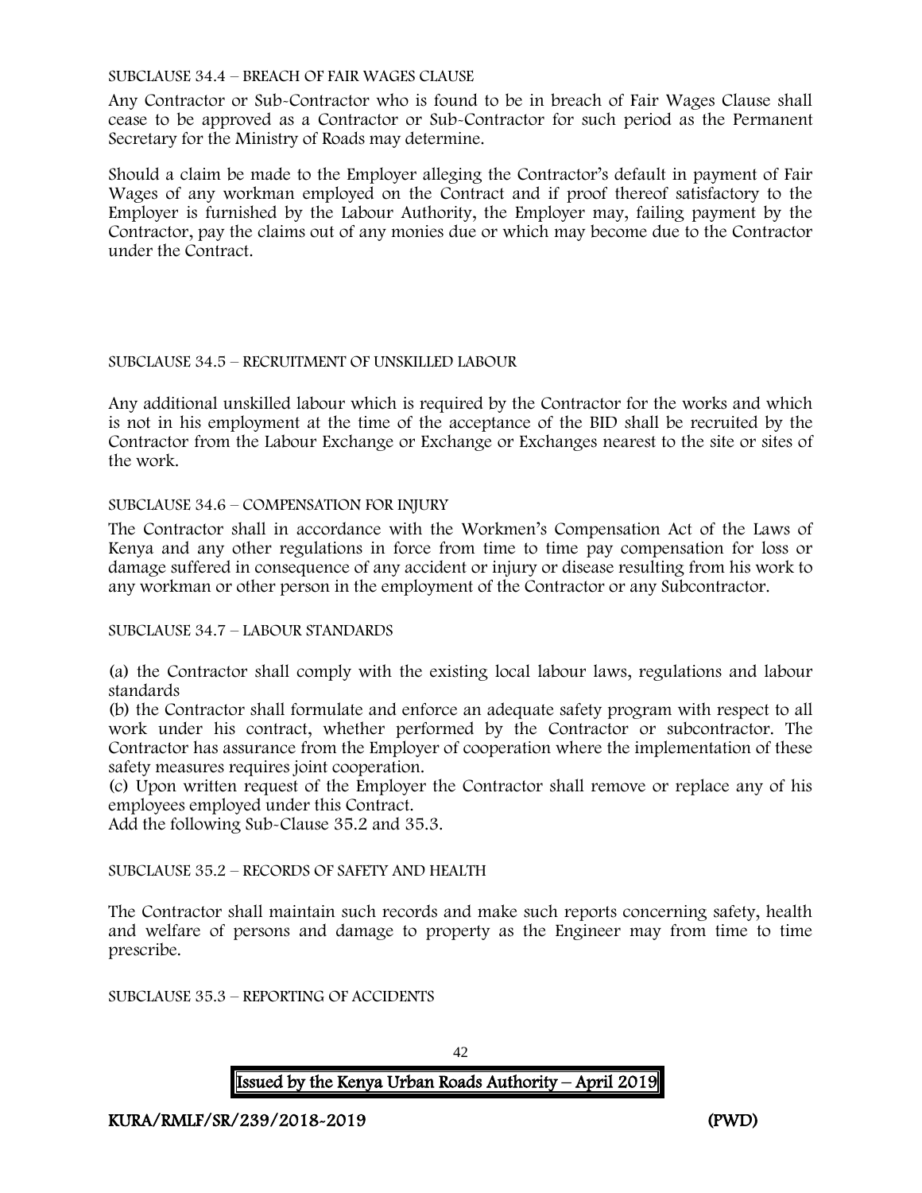SUBCLAUSE 34.4 – BREACH OF FAIR WAGES CLAUSE

Any Contractor or Sub-Contractor who is found to be in breach of Fair Wages Clause shall cease to be approved as a Contractor or Sub-Contractor for such period as the Permanent Secretary for the Ministry of Roads may determine.

Should a claim be made to the Employer alleging the Contractor's default in payment of Fair Wages of any workman employed on the Contract and if proof thereof satisfactory to the Employer is furnished by the Labour Authority, the Employer may, failing payment by the Contractor, pay the claims out of any monies due or which may become due to the Contractor under the Contract.

SUBCLAUSE 34.5 – RECRUITMENT OF UNSKILLED LABOUR

Any additional unskilled labour which is required by the Contractor for the works and which is not in his employment at the time of the acceptance of the BID shall be recruited by the Contractor from the Labour Exchange or Exchange or Exchanges nearest to the site or sites of the work.

SUBCLAUSE 34.6 – COMPENSATION FOR INJURY

The Contractor shall in accordance with the Workmen's Compensation Act of the Laws of Kenya and any other regulations in force from time to time pay compensation for loss or damage suffered in consequence of any accident or injury or disease resulting from his work to any workman or other person in the employment of the Contractor or any Subcontractor.

SUBCLAUSE 34.7 – LABOUR STANDARDS

(a) the Contractor shall comply with the existing local labour laws, regulations and labour standards

(b) the Contractor shall formulate and enforce an adequate safety program with respect to all work under his contract, whether performed by the Contractor or subcontractor. The Contractor has assurance from the Employer of cooperation where the implementation of these safety measures requires joint cooperation.

(c) Upon written request of the Employer the Contractor shall remove or replace any of his employees employed under this Contract.

Add the following Sub-Clause 35.2 and 35.3.

SUBCLAUSE 35.2 – RECORDS OF SAFETY AND HEALTH

The Contractor shall maintain such records and make such reports concerning safety, health and welfare of persons and damage to property as the Engineer may from time to time prescribe.

SUBCLAUSE 35.3 – REPORTING OF ACCIDENTS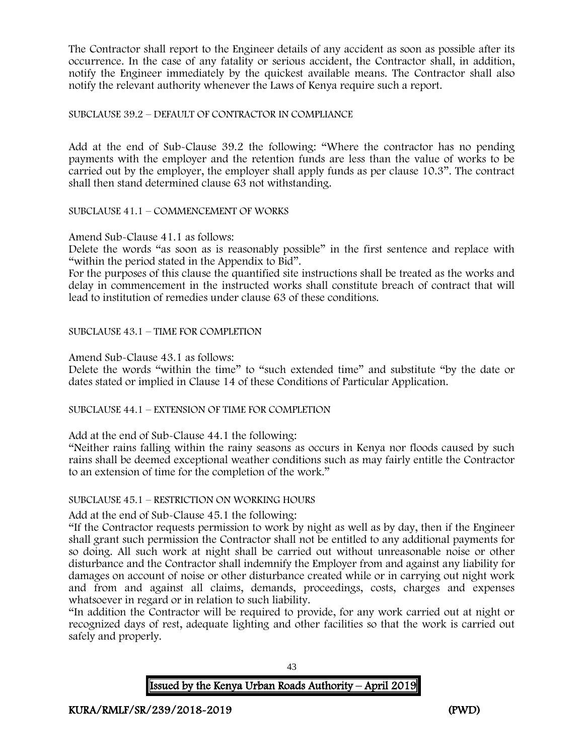The Contractor shall report to the Engineer details of any accident as soon as possible after its occurrence. In the case of any fatality or serious accident, the Contractor shall, in addition, notify the Engineer immediately by the quickest available means. The Contractor shall also notify the relevant authority whenever the Laws of Kenya require such a report.

SUBCLAUSE 39.2 – DEFAULT OF CONTRACTOR IN COMPLIANCE

Add at the end of Sub-Clause 39.2 the following: "Where the contractor has no pending payments with the employer and the retention funds are less than the value of works to be carried out by the employer, the employer shall apply funds as per clause 10.3". The contract shall then stand determined clause 63 not withstanding.

SUBCLAUSE 41.1 – COMMENCEMENT OF WORKS

Amend Sub-Clause 41.1 as follows:

Delete the words "as soon as is reasonably possible" in the first sentence and replace with "within the period stated in the Appendix to Bid".

For the purposes of this clause the quantified site instructions shall be treated as the works and delay in commencement in the instructed works shall constitute breach of contract that will lead to institution of remedies under clause 63 of these conditions.

SUBCLAUSE 43.1 – TIME FOR COMPLETION

Amend Sub-Clause 43.1 as follows:

Delete the words "within the time" to "such extended time" and substitute "by the date or dates stated or implied in Clause 14 of these Conditions of Particular Application.

SUBCLAUSE 44.1 – EXTENSION OF TIME FOR COMPLETION

Add at the end of Sub-Clause 44.1 the following:

"Neither rains falling within the rainy seasons as occurs in Kenya nor floods caused by such rains shall be deemed exceptional weather conditions such as may fairly entitle the Contractor to an extension of time for the completion of the work."

SUBCLAUSE 45.1 – RESTRICTION ON WORKING HOURS

Add at the end of Sub-Clause 45.1 the following:

"If the Contractor requests permission to work by night as well as by day, then if the Engineer shall grant such permission the Contractor shall not be entitled to any additional payments for so doing. All such work at night shall be carried out without unreasonable noise or other disturbance and the Contractor shall indemnify the Employer from and against any liability for damages on account of noise or other disturbance created while or in carrying out night work and from and against all claims, demands, proceedings, costs, charges and expenses whatsoever in regard or in relation to such liability.

"In addition the Contractor will be required to provide, for any work carried out at night or recognized days of rest, adequate lighting and other facilities so that the work is carried out safely and properly.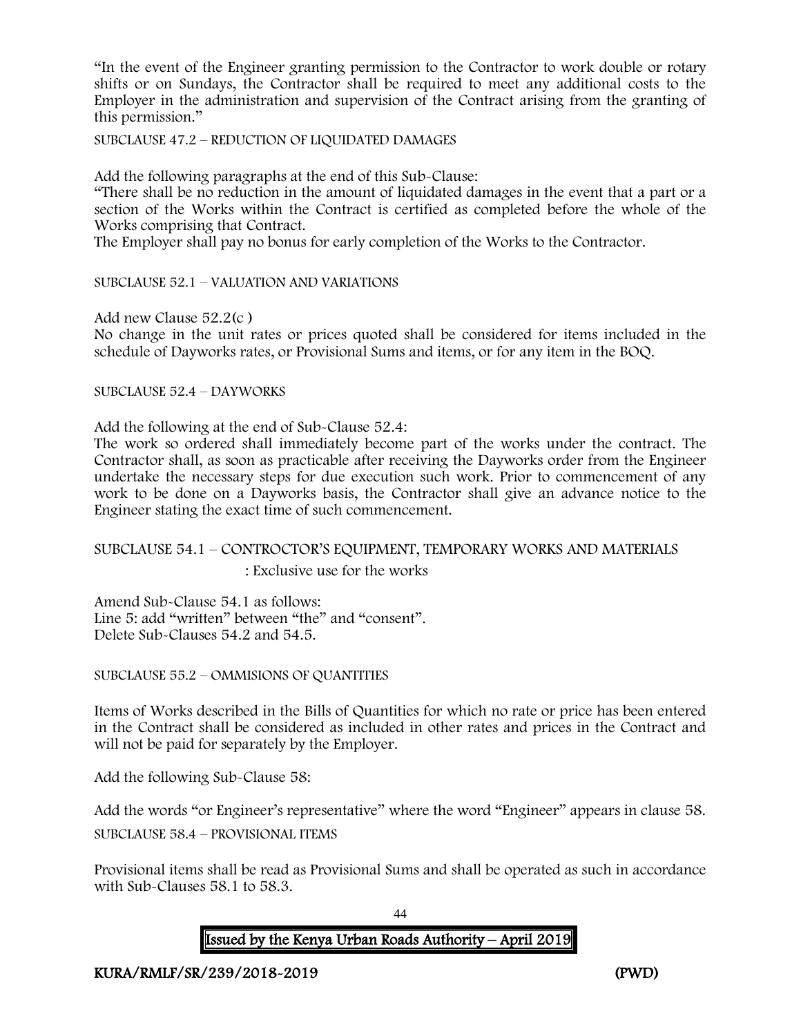"In the event of the Engineer granting permission to the Contractor to work double or rotary shifts or on Sundays, the Contractor shall be required to meet any additional costs to the Employer in the administration and supervision of the Contract arising from the granting of this permission."

SUBCLAUSE 47.2 – REDUCTION OF LIQUIDATED DAMAGES

Add the following paragraphs at the end of this Sub-Clause:

"There shall be no reduction in the amount of liquidated damages in the event that a part or a section of the Works within the Contract is certified as completed before the whole of the Works comprising that Contract.

The Employer shall pay no bonus for early completion of the Works to the Contractor.

SUBCLAUSE 52.1 – VALUATION AND VARIATIONS

Add new Clause 52.2(c )

No change in the unit rates or prices quoted shall be considered for items included in the schedule of Dayworks rates, or Provisional Sums and items, or for any item in the BOQ.

SUBCLAUSE 52.4 – DAYWORKS

Add the following at the end of Sub-Clause 52.4:

The work so ordered shall immediately become part of the works under the contract. The Contractor shall, as soon as practicable after receiving the Dayworks order from the Engineer undertake the necessary steps for due execution such work. Prior to commencement of any work to be done on a Dayworks basis, the Contractor shall give an advance notice to the Engineer stating the exact time of such commencement.

SUBCLAUSE 54.1 – CONTROCTOR'S EQUIPMENT, TEMPORARY WORKS AND MATERIALS

: Exclusive use for the works

Amend Sub-Clause 54.1 as follows:

Line 5: add "written" between "the" and "consent".

Delete Sub-Clauses 54.2 and 54.5.

SUBCLAUSE 55.2 – OMMISIONS OF QUANTITIES

Items of Works described in the Bills of Quantities for which no rate or price has been entered in the Contract shall be considered as included in other rates and prices in the Contract and will not be paid for separately by the Employer.

Add the following Sub-Clause 58:

Add the words "or Engineer's representative" where the word "Engineer" appears in clause 58.

SUBCLAUSE 58.4 – PROVISIONAL ITEMS

Provisional items shall be read as Provisional Sums and shall be operated as such in accordance with Sub-Clauses 58.1 to 58.3.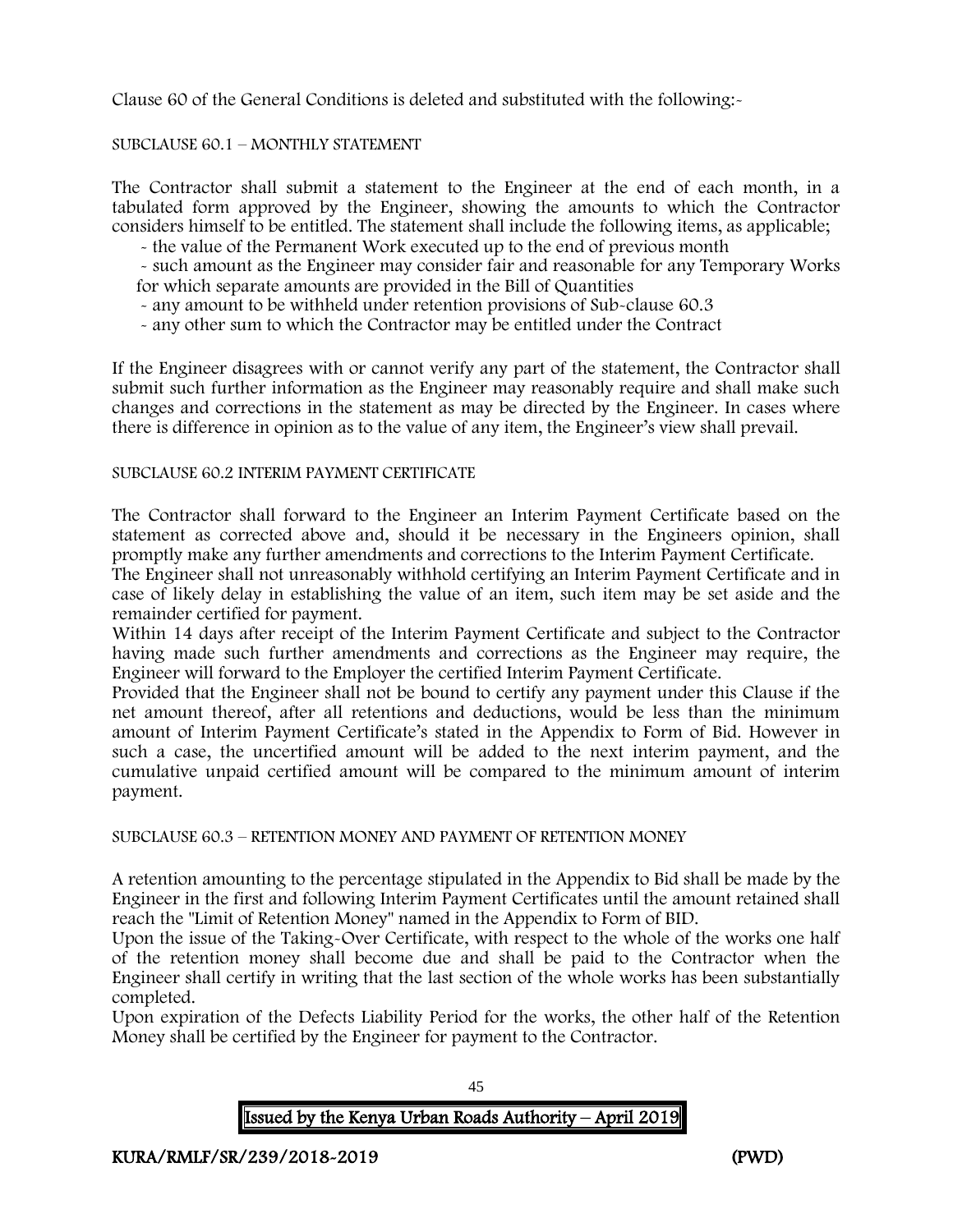Clause 60 of the General Conditions is deleted and substituted with the following:-

SUBCLAUSE 60.1 – MONTHLY STATEMENT

The Contractor shall submit a statement to the Engineer at the end of each month, in a tabulated form approved by the Engineer, showing the amounts to which the Contractor considers himself to be entitled. The statement shall include the following items, as applicable;

- the value of the Permanent Work executed up to the end of previous month
- such amount as the Engineer may consider fair and reasonable for any Temporary Works for which separate amounts are provided in the Bill of Quantities
- any amount to be withheld under retention provisions of Sub-clause 60.3
- any other sum to which the Contractor may be entitled under the Contract

If the Engineer disagrees with or cannot verify any part of the statement, the Contractor shall submit such further information as the Engineer may reasonably require and shall make such changes and corrections in the statement as may be directed by the Engineer. In cases where there is difference in opinion as to the value of any item, the Engineer's view shall prevail.

SUBCLAUSE 60.2 INTERIM PAYMENT CERTIFICATE

The Contractor shall forward to the Engineer an Interim Payment Certificate based on the statement as corrected above and, should it be necessary in the Engineers opinion, shall promptly make any further amendments and corrections to the Interim Payment Certificate.
The Engineer shall not unreasonably withhold certifying an Interim Payment Certificate and in case of likely delay in establishing the value of an item, such item may be set aside and the remainder certified for payment.
Within 14 days after receipt of the Interim Payment Certificate and subject to the Contractor having made such further amendments and corrections as the Engineer may require, the Engineer will forward to the Employer the certified Interim Payment Certificate.
Provided that the Engineer shall not be bound to certify any payment under this Clause if the net amount thereof, after all retentions and deductions, would be less than the minimum amount of Interim Payment Certificate's stated in the Appendix to Form of Bid. However in such a case, the uncertified amount will be added to the next interim payment, and the cumulative unpaid certified amount will be compared to the minimum amount of interim payment.

SUBCLAUSE 60.3 – RETENTION MONEY AND PAYMENT OF RETENTION MONEY

A retention amounting to the percentage stipulated in the Appendix to Bid shall be made by the Engineer in the first and following Interim Payment Certificates until the amount retained shall reach the "Limit of Retention Money" named in the Appendix to Form of BID.
Upon the issue of the Taking-Over Certificate, with respect to the whole of the works one half of the retention money shall become due and shall be paid to the Contractor when the Engineer shall certify in writing that the last section of the whole works has been substantially completed.
Upon expiration of the Defects Liability Period for the works, the other half of the Retention Money shall be certified by the Engineer for payment to the Contractor.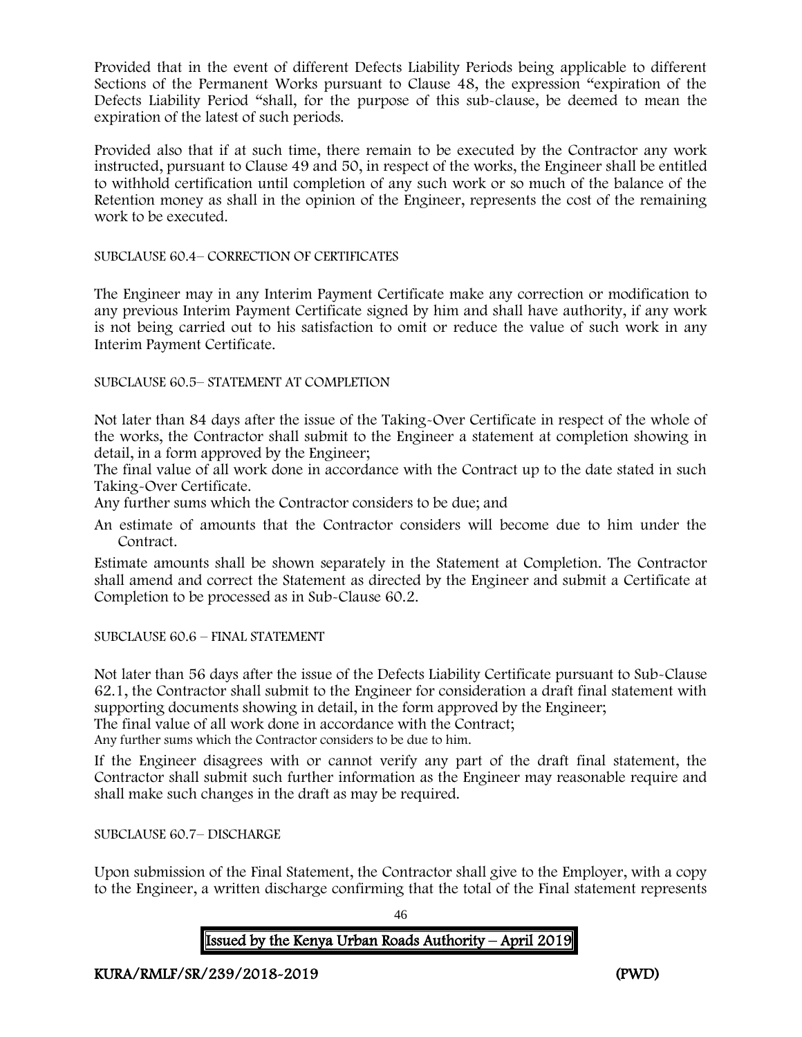Provided that in the event of different Defects Liability Periods being applicable to different Sections of the Permanent Works pursuant to Clause 48, the expression "expiration of the Defects Liability Period "shall, for the purpose of this sub-clause, be deemed to mean the expiration of the latest of such periods.

Provided also that if at such time, there remain to be executed by the Contractor any work instructed, pursuant to Clause 49 and 50, in respect of the works, the Engineer shall be entitled to withhold certification until completion of any such work or so much of the balance of the Retention money as shall in the opinion of the Engineer, represents the cost of the remaining work to be executed.

SUBCLAUSE 60.4– CORRECTION OF CERTIFICATES

The Engineer may in any Interim Payment Certificate make any correction or modification to any previous Interim Payment Certificate signed by him and shall have authority, if any work is not being carried out to his satisfaction to omit or reduce the value of such work in any Interim Payment Certificate.

SUBCLAUSE 60.5– STATEMENT AT COMPLETION

Not later than 84 days after the issue of the Taking-Over Certificate in respect of the whole of the works, the Contractor shall submit to the Engineer a statement at completion showing in detail, in a form approved by the Engineer;

The final value of all work done in accordance with the Contract up to the date stated in such Taking-Over Certificate.

Any further sums which the Contractor considers to be due; and

An estimate of amounts that the Contractor considers will become due to him under the Contract.

Estimate amounts shall be shown separately in the Statement at Completion. The Contractor shall amend and correct the Statement as directed by the Engineer and submit a Certificate at Completion to be processed as in Sub-Clause 60.2.

SUBCLAUSE 60.6 – FINAL STATEMENT

Not later than 56 days after the issue of the Defects Liability Certificate pursuant to Sub-Clause 62.1, the Contractor shall submit to the Engineer for consideration a draft final statement with supporting documents showing in detail, in the form approved by the Engineer;

The final value of all work done in accordance with the Contract;

Any further sums which the Contractor considers to be due to him.

If the Engineer disagrees with or cannot verify any part of the draft final statement, the Contractor shall submit such further information as the Engineer may reasonable require and shall make such changes in the draft as may be required.

SUBCLAUSE 60.7– DISCHARGE

Upon submission of the Final Statement, the Contractor shall give to the Employer, with a copy to the Engineer, a written discharge confirming that the total of the Final statement represents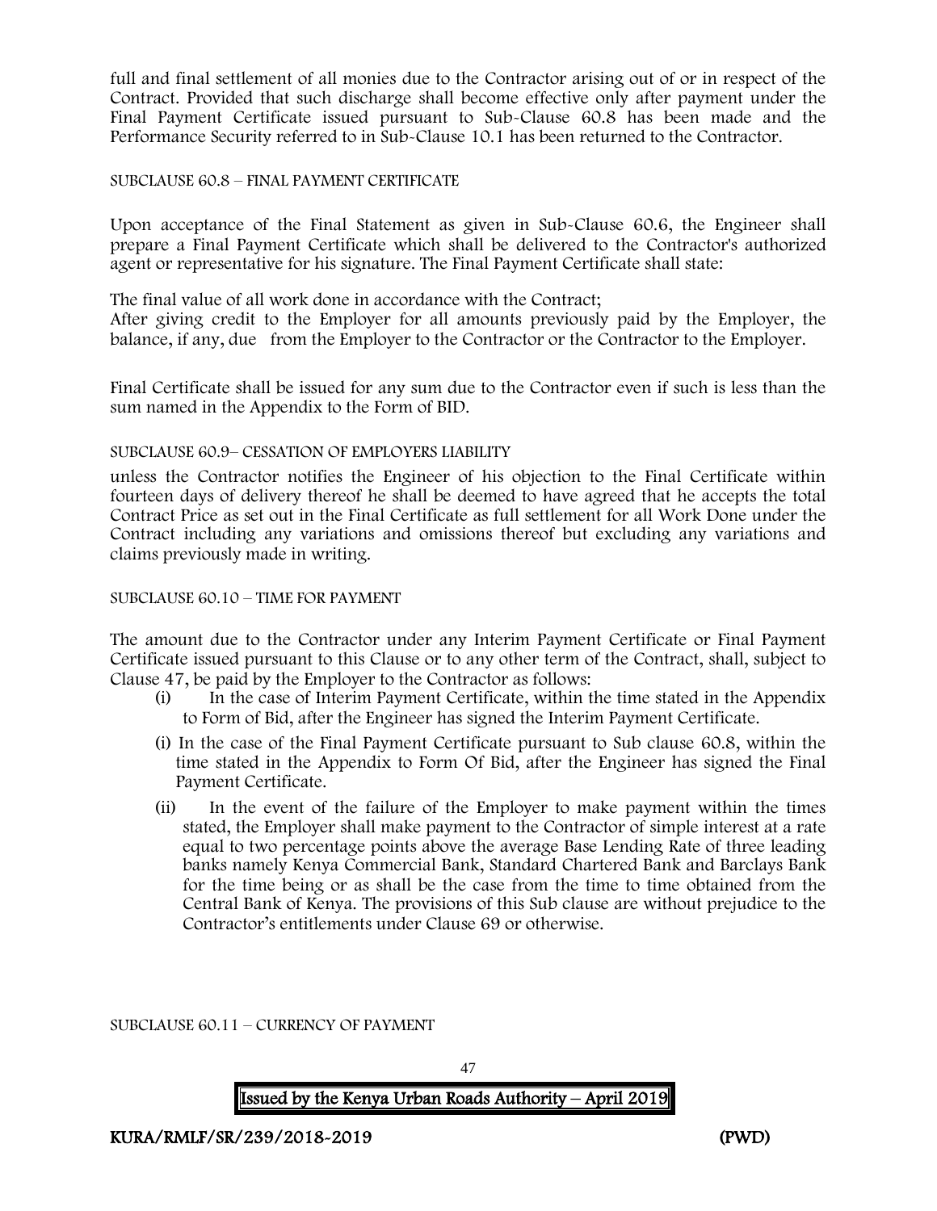full and final settlement of all monies due to the Contractor arising out of or in respect of the Contract. Provided that such discharge shall become effective only after payment under the Final Payment Certificate issued pursuant to Sub-Clause 60.8 has been made and the Performance Security referred to in Sub-Clause 10.1 has been returned to the Contractor.

SUBCLAUSE 60.8 – FINAL PAYMENT CERTIFICATE

Upon acceptance of the Final Statement as given in Sub-Clause 60.6, the Engineer shall prepare a Final Payment Certificate which shall be delivered to the Contractor's authorized agent or representative for his signature. The Final Payment Certificate shall state:

The final value of all work done in accordance with the Contract;
After giving credit to the Employer for all amounts previously paid by the Employer, the balance, if any, due from the Employer to the Contractor or the Contractor to the Employer.

Final Certificate shall be issued for any sum due to the Contractor even if such is less than the sum named in the Appendix to the Form of BID.

SUBCLAUSE 60.9– CESSATION OF EMPLOYERS LIABILITY

unless the Contractor notifies the Engineer of his objection to the Final Certificate within fourteen days of delivery thereof he shall be deemed to have agreed that he accepts the total Contract Price as set out in the Final Certificate as full settlement for all Work Done under the Contract including any variations and omissions thereof but excluding any variations and claims previously made in writing.

SUBCLAUSE 60.10 – TIME FOR PAYMENT

The amount due to the Contractor under any Interim Payment Certificate or Final Payment Certificate issued pursuant to this Clause or to any other term of the Contract, shall, subject to Clause 47, be paid by the Employer to the Contractor as follows:

(i) In the case of Interim Payment Certificate, within the time stated in the Appendix to Form of Bid, after the Engineer has signed the Interim Payment Certificate.

(i) In the case of the Final Payment Certificate pursuant to Sub clause 60.8, within the time stated in the Appendix to Form Of Bid, after the Engineer has signed the Final Payment Certificate.

(ii) In the event of the failure of the Employer to make payment within the times stated, the Employer shall make payment to the Contractor of simple interest at a rate equal to two percentage points above the average Base Lending Rate of three leading banks namely Kenya Commercial Bank, Standard Chartered Bank and Barclays Bank for the time being or as shall be the case from the time to time obtained from the Central Bank of Kenya. The provisions of this Sub clause are without prejudice to the Contractor's entitlements under Clause 69 or otherwise.

SUBCLAUSE 60.11 – CURRENCY OF PAYMENT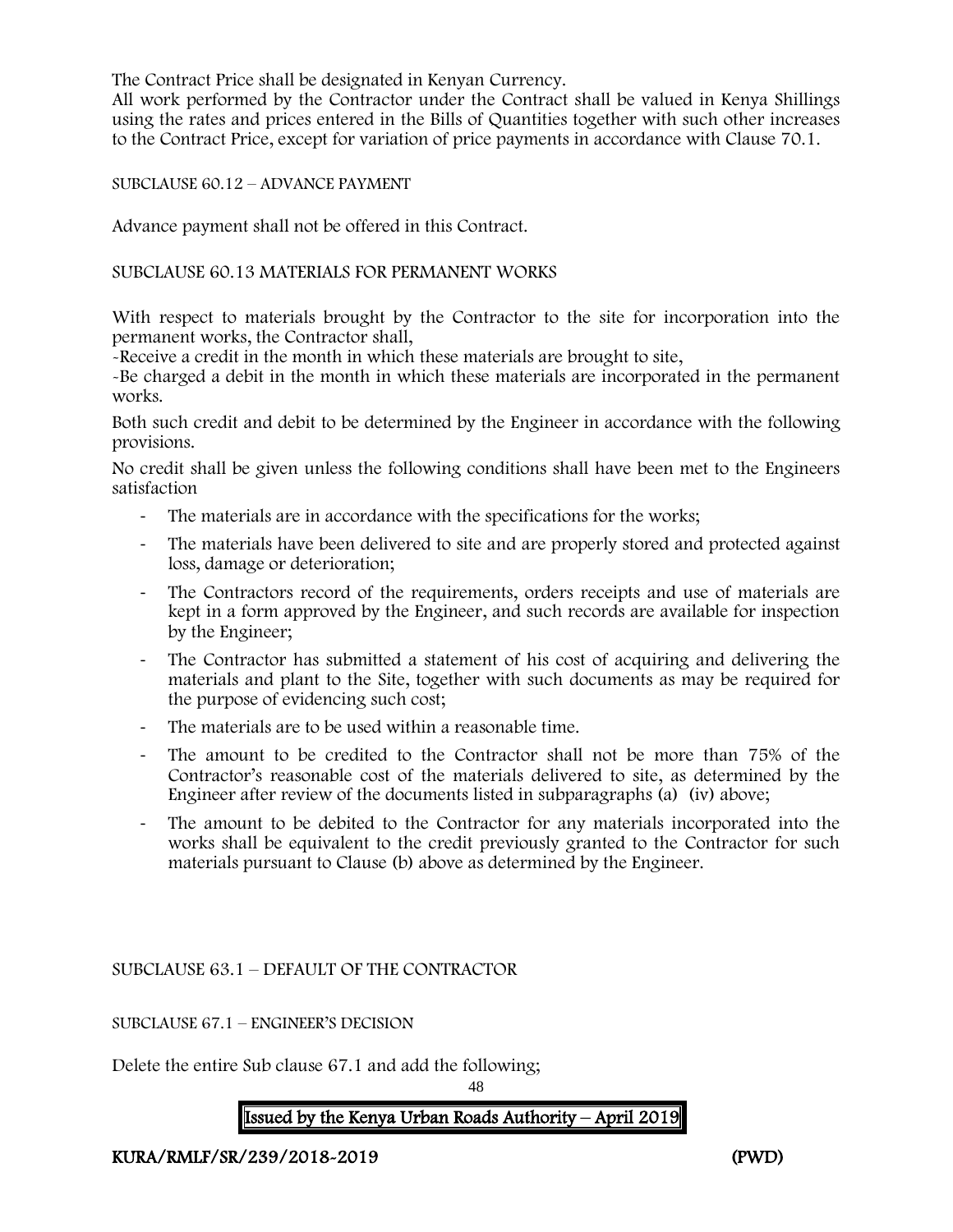The Contract Price shall be designated in Kenyan Currency.

All work performed by the Contractor under the Contract shall be valued in Kenya Shillings using the rates and prices entered in the Bills of Quantities together with such other increases to the Contract Price, except for variation of price payments in accordance with Clause 70.1.

SUBCLAUSE 60.12 – ADVANCE PAYMENT

Advance payment shall not be offered in this Contract.

SUBCLAUSE 60.13 MATERIALS FOR PERMANENT WORKS

With respect to materials brought by the Contractor to the site for incorporation into the permanent works, the Contractor shall,

-Receive a credit in the month in which these materials are brought to site,

-Be charged a debit in the month in which these materials are incorporated in the permanent works.

Both such credit and debit to be determined by the Engineer in accordance with the following provisions.

No credit shall be given unless the following conditions shall have been met to the Engineers satisfaction

- The materials are in accordance with the specifications for the works;
- The materials have been delivered to site and are properly stored and protected against loss, damage or deterioration;
- The Contractors record of the requirements, orders receipts and use of materials are kept in a form approved by the Engineer, and such records are available for inspection by the Engineer;
- The Contractor has submitted a statement of his cost of acquiring and delivering the materials and plant to the Site, together with such documents as may be required for the purpose of evidencing such cost;
- The materials are to be used within a reasonable time.
- The amount to be credited to the Contractor shall not be more than 75% of the Contractor's reasonable cost of the materials delivered to site, as determined by the Engineer after review of the documents listed in subparagraphs (a) (iv) above;
- The amount to be debited to the Contractor for any materials incorporated into the works shall be equivalent to the credit previously granted to the Contractor for such materials pursuant to Clause (b) above as determined by the Engineer.

SUBCLAUSE 63.1 – DEFAULT OF THE CONTRACTOR

SUBCLAUSE 67.1 – ENGINEER'S DECISION

Delete the entire Sub clause 67.1 and add the following;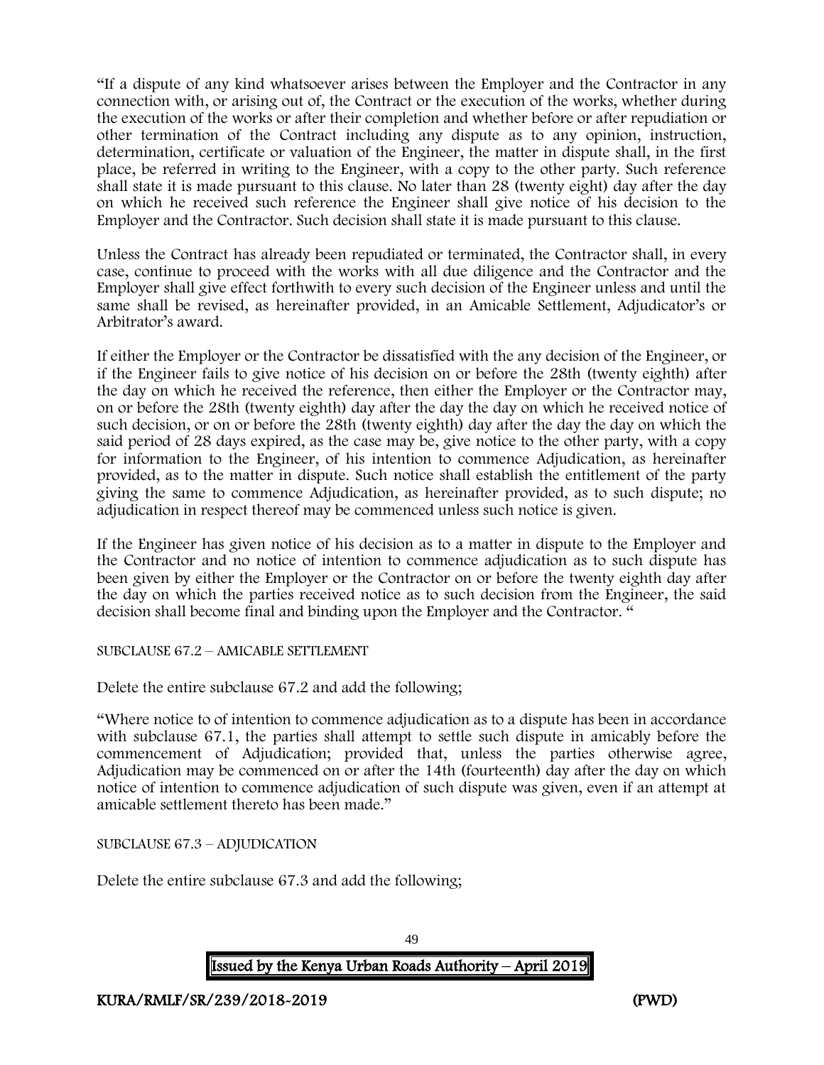"If a dispute of any kind whatsoever arises between the Employer and the Contractor in any connection with, or arising out of, the Contract or the execution of the works, whether during the execution of the works or after their completion and whether before or after repudiation or other termination of the Contract including any dispute as to any opinion, instruction, determination, certificate or valuation of the Engineer, the matter in dispute shall, in the first place, be referred in writing to the Engineer, with a copy to the other party. Such reference shall state it is made pursuant to this clause. No later than 28 (twenty eight) day after the day on which he received such reference the Engineer shall give notice of his decision to the Employer and the Contractor. Such decision shall state it is made pursuant to this clause.

Unless the Contract has already been repudiated or terminated, the Contractor shall, in every case, continue to proceed with the works with all due diligence and the Contractor and the Employer shall give effect forthwith to every such decision of the Engineer unless and until the same shall be revised, as hereinafter provided, in an Amicable Settlement, Adjudicator's or Arbitrator's award.

If either the Employer or the Contractor be dissatisfied with the any decision of the Engineer, or if the Engineer fails to give notice of his decision on or before the 28th (twenty eighth) after the day on which he received the reference, then either the Employer or the Contractor may, on or before the 28th (twenty eighth) day after the day the day on which he received notice of such decision, or on or before the 28th (twenty eighth) day after the day the day on which the said period of 28 days expired, as the case may be, give notice to the other party, with a copy for information to the Engineer, of his intention to commence Adjudication, as hereinafter provided, as to the matter in dispute. Such notice shall establish the entitlement of the party giving the same to commence Adjudication, as hereinafter provided, as to such dispute; no adjudication in respect thereof may be commenced unless such notice is given.

If the Engineer has given notice of his decision as to a matter in dispute to the Employer and the Contractor and no notice of intention to commence adjudication as to such dispute has been given by either the Employer or the Contractor on or before the twenty eighth day after the day on which the parties received notice as to such decision from the Engineer, the said decision shall become final and binding upon the Employer and the Contractor. "

SUBCLAUSE 67.2 – AMICABLE SETTLEMENT

Delete the entire subclause 67.2 and add the following;

"Where notice to of intention to commence adjudication as to a dispute has been in accordance with subclause 67.1, the parties shall attempt to settle such dispute in amicably before the commencement of Adjudication; provided that, unless the parties otherwise agree, Adjudication may be commenced on or after the 14th (fourteenth) day after the day on which notice of intention to commence adjudication of such dispute was given, even if an attempt at amicable settlement thereto has been made."

SUBCLAUSE 67.3 – ADJUDICATION

Delete the entire subclause 67.3 and add the following;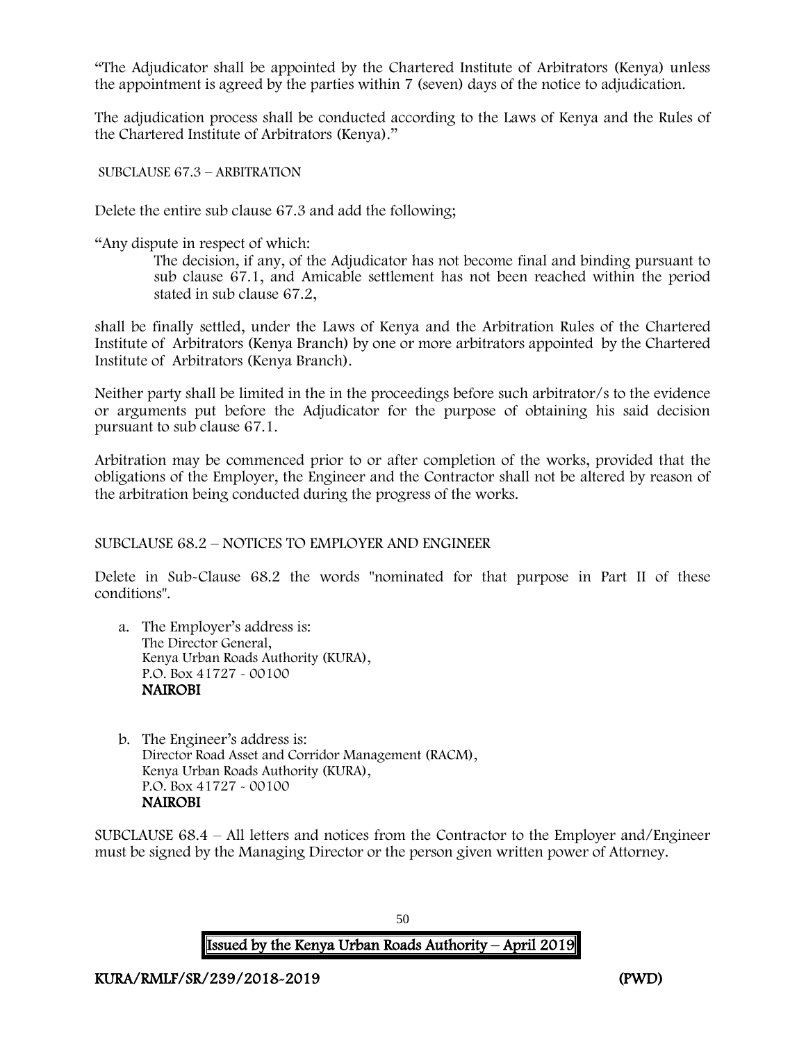"The Adjudicator shall be appointed by the Chartered Institute of Arbitrators (Kenya) unless the appointment is agreed by the parties within 7 (seven) days of the notice to adjudication.

The adjudication process shall be conducted according to the Laws of Kenya and the Rules of the Chartered Institute of Arbitrators (Kenya)."

SUBCLAUSE 67.3 – ARBITRATION

Delete the entire sub clause 67.3 and add the following;

"Any dispute in respect of which:

> The decision, if any, of the Adjudicator has not become final and binding pursuant to sub clause 67.1, and Amicable settlement has not been reached within the period stated in sub clause 67.2,

shall be finally settled, under the Laws of Kenya and the Arbitration Rules of the Chartered Institute of Arbitrators (Kenya Branch) by one or more arbitrators appointed by the Chartered Institute of Arbitrators (Kenya Branch).

Neither party shall be limited in the in the proceedings before such arbitrator/s to the evidence or arguments put before the Adjudicator for the purpose of obtaining his said decision pursuant to sub clause 67.1.

Arbitration may be commenced prior to or after completion of the works, provided that the obligations of the Employer, the Engineer and the Contractor shall not be altered by reason of the arbitration being conducted during the progress of the works.

SUBCLAUSE 68.2 – NOTICES TO EMPLOYER AND ENGINEER

Delete in Sub-Clause 68.2 the words "nominated for that purpose in Part II of these conditions".

a. The Employer's address is:
   The Director General,
   Kenya Urban Roads Authority (KURA),
   P.O. Box 41727 - 00100
   **NAIROBI**

b. The Engineer's address is:
   Director Road Asset and Corridor Management (RACM),
   Kenya Urban Roads Authority (KURA),
   P.O. Box 41727 - 00100
   **NAIROBI**

SUBCLAUSE 68.4 – All letters and notices from the Contractor to the Employer and/Engineer must be signed by the Managing Director or the person given written power of Attorney.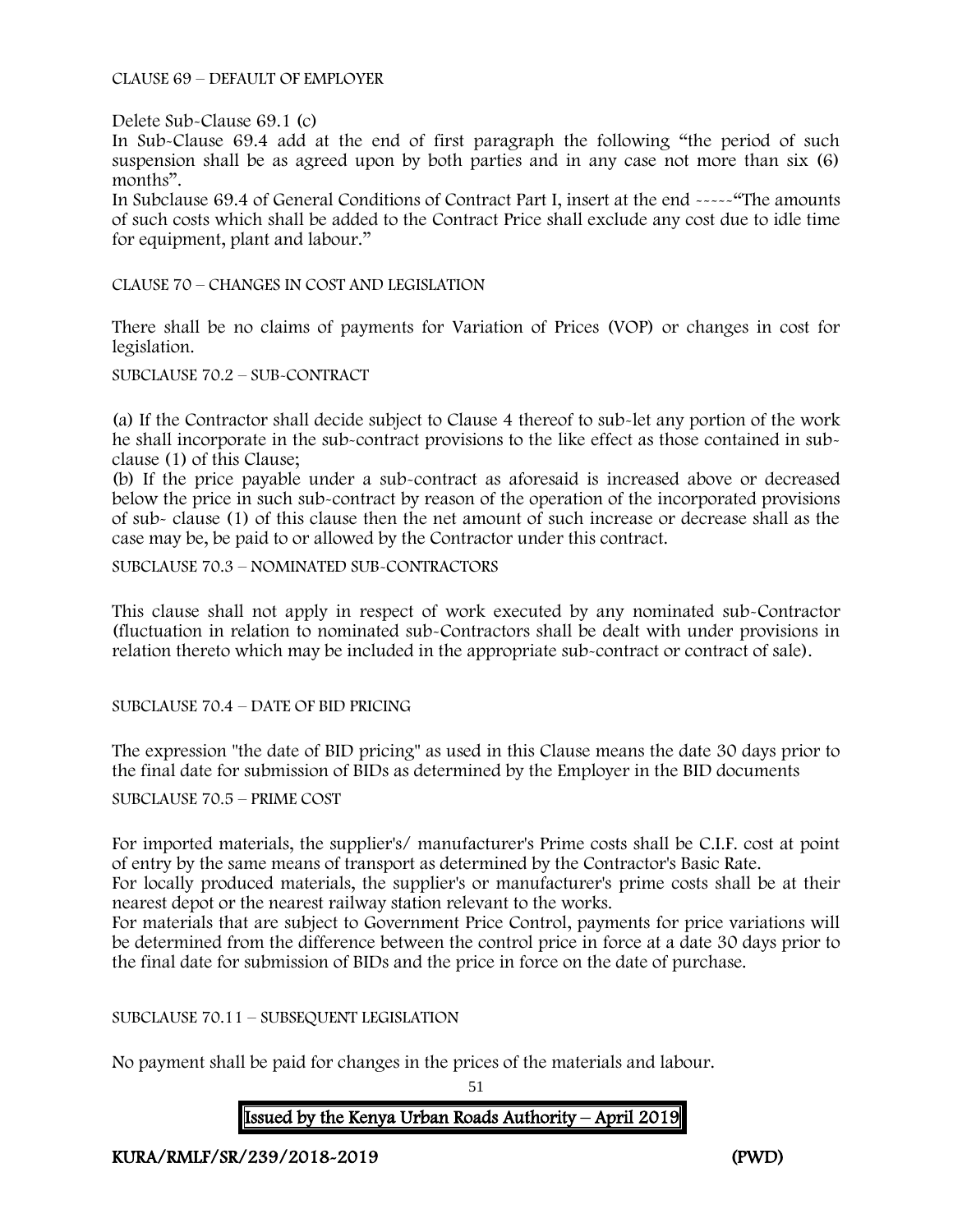CLAUSE 69 – DEFAULT OF EMPLOYER

Delete Sub-Clause 69.1 (c)

In Sub-Clause 69.4 add at the end of first paragraph the following "the period of such suspension shall be as agreed upon by both parties and in any case not more than six (6) months".

In Subclause 69.4 of General Conditions of Contract Part I, insert at the end -----"The amounts of such costs which shall be added to the Contract Price shall exclude any cost due to idle time for equipment, plant and labour."

CLAUSE 70 – CHANGES IN COST AND LEGISLATION

There shall be no claims of payments for Variation of Prices (VOP) or changes in cost for legislation.

SUBCLAUSE 70.2 – SUB-CONTRACT

(a) If the Contractor shall decide subject to Clause 4 thereof to sub-let any portion of the work he shall incorporate in the sub-contract provisions to the like effect as those contained in sub-clause (1) of this Clause;

(b) If the price payable under a sub-contract as aforesaid is increased above or decreased below the price in such sub-contract by reason of the operation of the incorporated provisions of sub- clause (1) of this clause then the net amount of such increase or decrease shall as the case may be, be paid to or allowed by the Contractor under this contract.

SUBCLAUSE 70.3 – NOMINATED SUB-CONTRACTORS

This clause shall not apply in respect of work executed by any nominated sub-Contractor (fluctuation in relation to nominated sub-Contractors shall be dealt with under provisions in relation thereto which may be included in the appropriate sub-contract or contract of sale).

SUBCLAUSE 70.4 – DATE OF BID PRICING

The expression "the date of BID pricing" as used in this Clause means the date 30 days prior to the final date for submission of BIDs as determined by the Employer in the BID documents

SUBCLAUSE 70.5 – PRIME COST

For imported materials, the supplier's/ manufacturer's Prime costs shall be C.I.F. cost at point of entry by the same means of transport as determined by the Contractor's Basic Rate.

For locally produced materials, the supplier's or manufacturer's prime costs shall be at their nearest depot or the nearest railway station relevant to the works.

For materials that are subject to Government Price Control, payments for price variations will be determined from the difference between the control price in force at a date 30 days prior to the final date for submission of BIDs and the price in force on the date of purchase.

SUBCLAUSE 70.11 – SUBSEQUENT LEGISLATION

No payment shall be paid for changes in the prices of the materials and labour.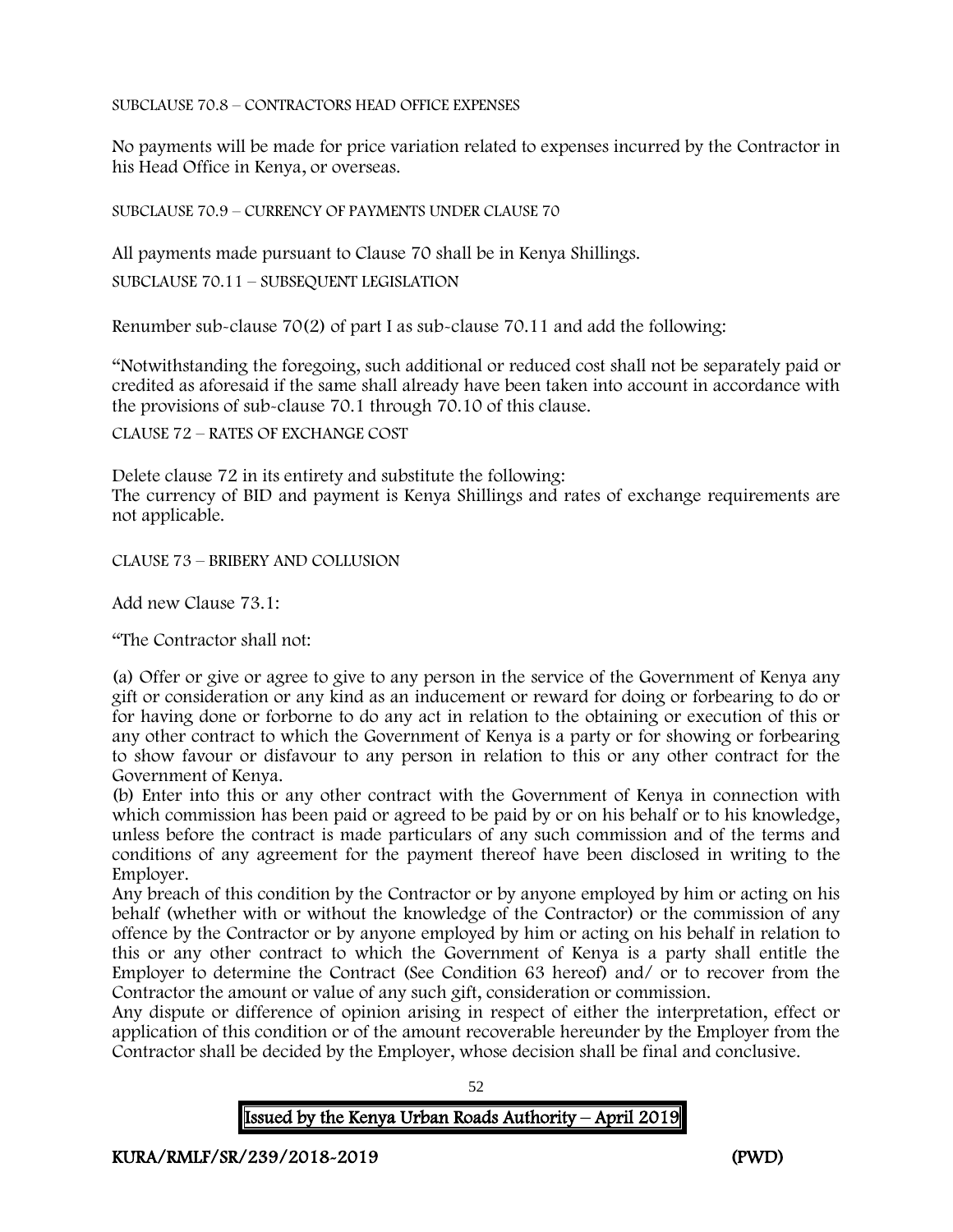SUBCLAUSE 70.8 – CONTRACTORS HEAD OFFICE EXPENSES

No payments will be made for price variation related to expenses incurred by the Contractor in his Head Office in Kenya, or overseas.

SUBCLAUSE 70.9 – CURRENCY OF PAYMENTS UNDER CLAUSE 70

All payments made pursuant to Clause 70 shall be in Kenya Shillings.

SUBCLAUSE 70.11 – SUBSEQUENT LEGISLATION

Renumber sub-clause 70(2) of part I as sub-clause 70.11 and add the following:

"Notwithstanding the foregoing, such additional or reduced cost shall not be separately paid or credited as aforesaid if the same shall already have been taken into account in accordance with the provisions of sub-clause 70.1 through 70.10 of this clause.

CLAUSE 72 – RATES OF EXCHANGE COST

Delete clause 72 in its entirety and substitute the following:
The currency of BID and payment is Kenya Shillings and rates of exchange requirements are not applicable.

CLAUSE 73 – BRIBERY AND COLLUSION

Add new Clause 73.1:

"The Contractor shall not:

(a) Offer or give or agree to give to any person in the service of the Government of Kenya any gift or consideration or any kind as an inducement or reward for doing or forbearing to do or for having done or forborne to do any act in relation to the obtaining or execution of this or any other contract to which the Government of Kenya is a party or for showing or forbearing to show favour or disfavour to any person in relation to this or any other contract for the Government of Kenya.
(b) Enter into this or any other contract with the Government of Kenya in connection with which commission has been paid or agreed to be paid by or on his behalf or to his knowledge, unless before the contract is made particulars of any such commission and of the terms and conditions of any agreement for the payment thereof have been disclosed in writing to the Employer.
Any breach of this condition by the Contractor or by anyone employed by him or acting on his behalf (whether with or without the knowledge of the Contractor) or the commission of any offence by the Contractor or by anyone employed by him or acting on his behalf in relation to this or any other contract to which the Government of Kenya is a party shall entitle the Employer to determine the Contract (See Condition 63 hereof) and/ or to recover from the Contractor the amount or value of any such gift, consideration or commission.
Any dispute or difference of opinion arising in respect of either the interpretation, effect or application of this condition or of the amount recoverable hereunder by the Employer from the Contractor shall be decided by the Employer, whose decision shall be final and conclusive.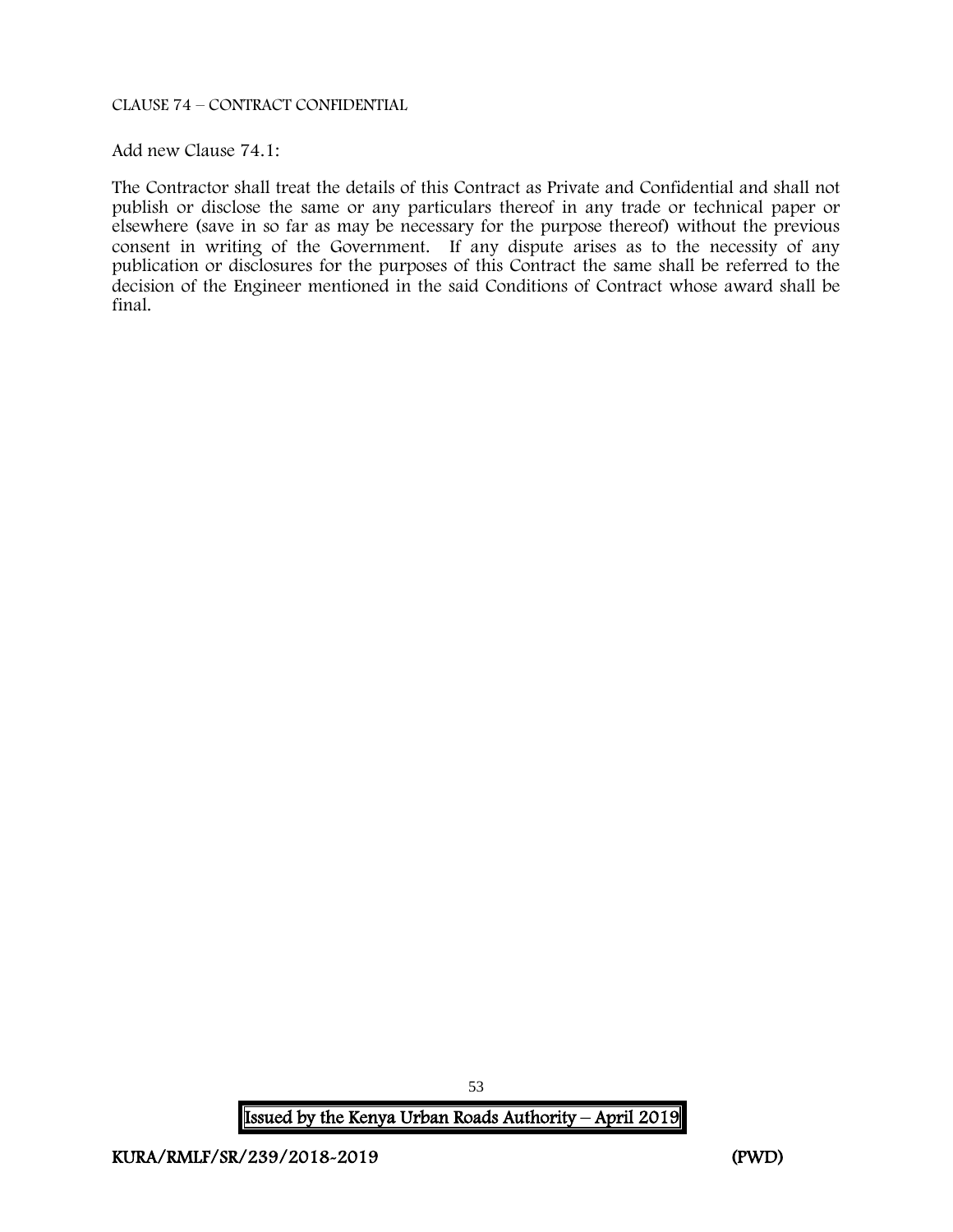CLAUSE 74 – CONTRACT CONFIDENTIAL

Add new Clause 74.1:

The Contractor shall treat the details of this Contract as Private and Confidential and shall not publish or disclose the same or any particulars thereof in any trade or technical paper or elsewhere (save in so far as may be necessary for the purpose thereof) without the previous consent in writing of the Government. If any dispute arises as to the necessity of any publication or disclosures for the purposes of this Contract the same shall be referred to the decision of the Engineer mentioned in the said Conditions of Contract whose award shall be final.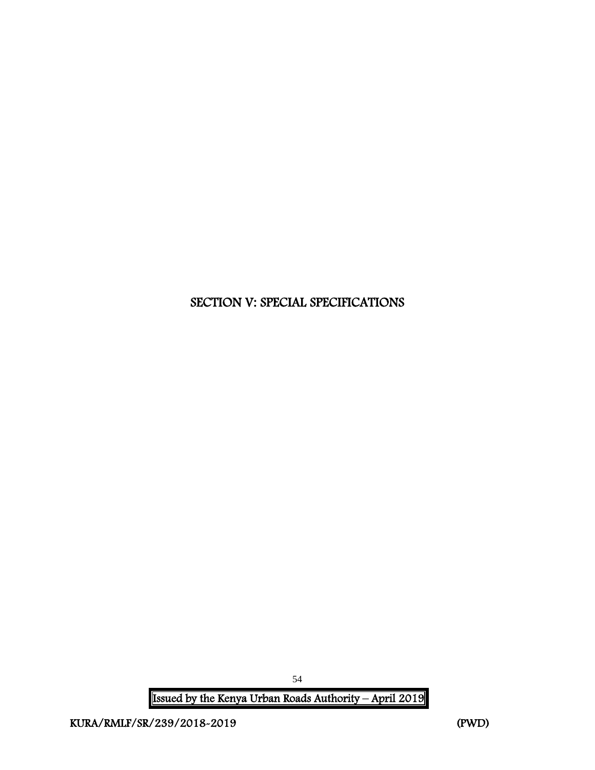# SECTION V: SPECIAL SPECIFICATIONS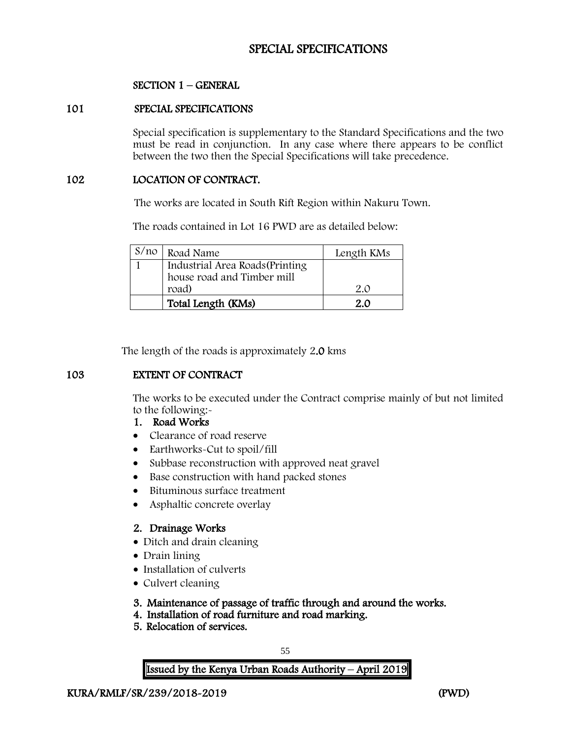# SPECIAL SPECIFICATIONS

## SECTION 1 – GENERAL

### 101 SPECIAL SPECIFICATIONS

Special specification is supplementary to the Standard Specifications and the two must be read in conjunction. In any case where there appears to be conflict between the two then the Special Specifications will take precedence.

### 102 LOCATION OF CONTRACT.

The works are located in South Rift Region within Nakuru Town.

The roads contained in Lot 16 PWD are as detailed below:

| S/no | Road Name | Length KMs |
|---|---|---|
| 1 | Industrial Area Roads(Printing house road and Timber mill road) | 2.0 |
| | **Total Length (KMs)** | **2.0** |

The length of the roads is approximately 2.0 kms

### 103 EXTENT OF CONTRACT

The works to be executed under the Contract comprise mainly of but not limited to the following:-

1. **Road Works**

- Clearance of road reserve
- Earthworks-Cut to spoil/fill
- Subbase reconstruction with approved neat gravel
- Base construction with hand packed stones
- Bituminous surface treatment
- Asphaltic concrete overlay

2. **Drainage Works**

- Ditch and drain cleaning
- Drain lining
- Installation of culverts
- Culvert cleaning

3. **Maintenance of passage of traffic through and around the works.**
4. **Installation of road furniture and road marking.**
5. **Relocation of services.**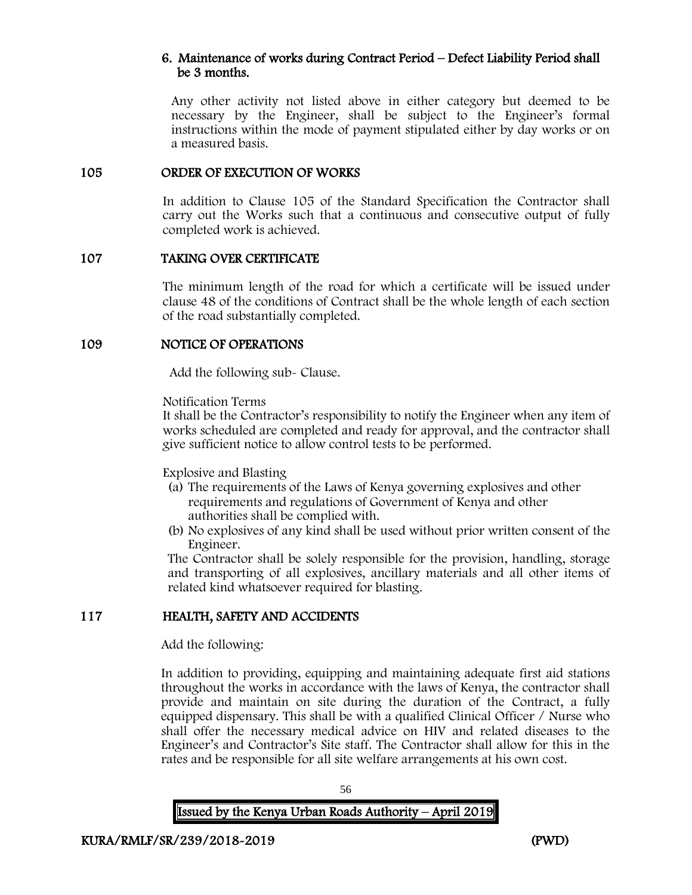## 6. Maintenance of works during Contract Period – Defect Liability Period shall be 3 months.

Any other activity not listed above in either category but deemed to be necessary by the Engineer, shall be subject to the Engineer's formal instructions within the mode of payment stipulated either by day works or on a measured basis.

## 105 ORDER OF EXECUTION OF WORKS

In addition to Clause 105 of the Standard Specification the Contractor shall carry out the Works such that a continuous and consecutive output of fully completed work is achieved.

## 107 TAKING OVER CERTIFICATE

The minimum length of the road for which a certificate will be issued under clause 48 of the conditions of Contract shall be the whole length of each section of the road substantially completed.

## 109 NOTICE OF OPERATIONS

Add the following sub- Clause.

Notification Terms

It shall be the Contractor's responsibility to notify the Engineer when any item of works scheduled are completed and ready for approval, and the contractor shall give sufficient notice to allow control tests to be performed.

Explosive and Blasting

(a) The requirements of the Laws of Kenya governing explosives and other requirements and regulations of Government of Kenya and other authorities shall be complied with.
(b) No explosives of any kind shall be used without prior written consent of the Engineer.

The Contractor shall be solely responsible for the provision, handling, storage and transporting of all explosives, ancillary materials and all other items of related kind whatsoever required for blasting.

## 117 HEALTH, SAFETY AND ACCIDENTS

Add the following:

In addition to providing, equipping and maintaining adequate first aid stations throughout the works in accordance with the laws of Kenya, the contractor shall provide and maintain on site during the duration of the Contract, a fully equipped dispensary. This shall be with a qualified Clinical Officer / Nurse who shall offer the necessary medical advice on HIV and related diseases to the Engineer's and Contractor's Site staff. The Contractor shall allow for this in the rates and be responsible for all site welfare arrangements at his own cost.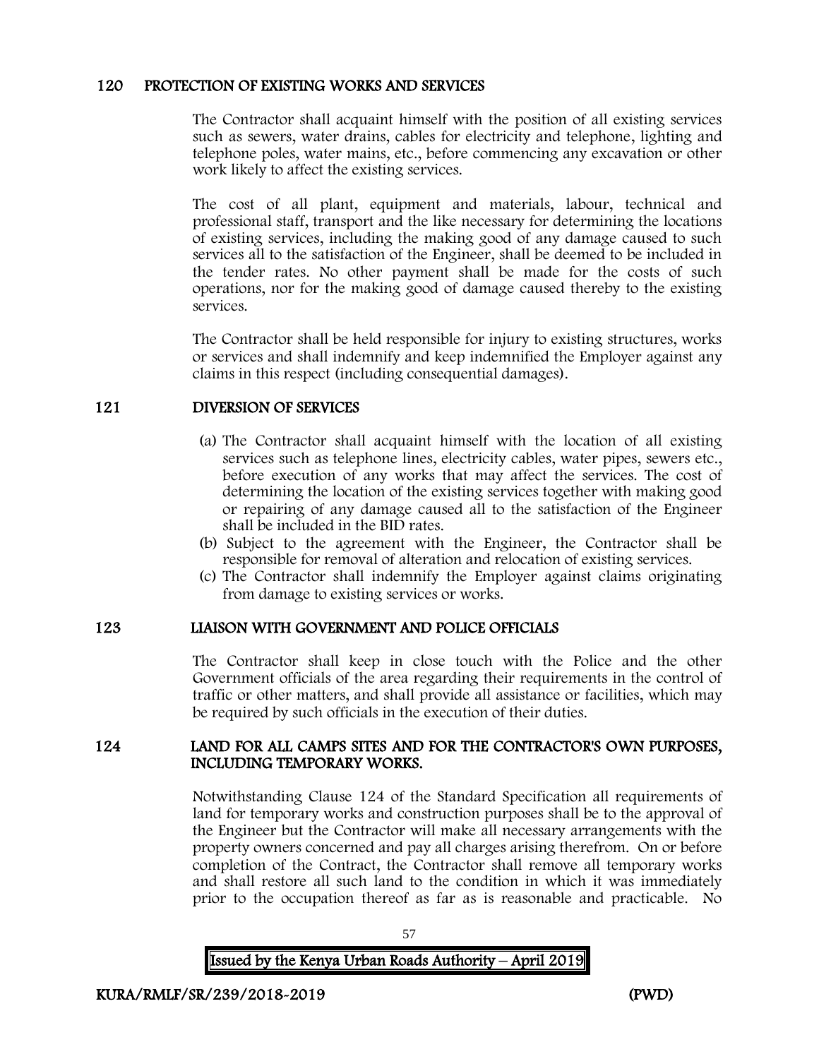## 120 PROTECTION OF EXISTING WORKS AND SERVICES

The Contractor shall acquaint himself with the position of all existing services such as sewers, water drains, cables for electricity and telephone, lighting and telephone poles, water mains, etc., before commencing any excavation or other work likely to affect the existing services.

The cost of all plant, equipment and materials, labour, technical and professional staff, transport and the like necessary for determining the locations of existing services, including the making good of any damage caused to such services all to the satisfaction of the Engineer, shall be deemed to be included in the tender rates. No other payment shall be made for the costs of such operations, nor for the making good of damage caused thereby to the existing services.

The Contractor shall be held responsible for injury to existing structures, works or services and shall indemnify and keep indemnified the Employer against any claims in this respect (including consequential damages).

## 121 DIVERSION OF SERVICES

(a) The Contractor shall acquaint himself with the location of all existing services such as telephone lines, electricity cables, water pipes, sewers etc., before execution of any works that may affect the services. The cost of determining the location of the existing services together with making good or repairing of any damage caused all to the satisfaction of the Engineer shall be included in the BID rates.

(b) Subject to the agreement with the Engineer, the Contractor shall be responsible for removal of alteration and relocation of existing services.

(c) The Contractor shall indemnify the Employer against claims originating from damage to existing services or works.

## 123 LIAISON WITH GOVERNMENT AND POLICE OFFICIALS

The Contractor shall keep in close touch with the Police and the other Government officials of the area regarding their requirements in the control of traffic or other matters, and shall provide all assistance or facilities, which may be required by such officials in the execution of their duties.

## 124 LAND FOR ALL CAMPS SITES AND FOR THE CONTRACTOR'S OWN PURPOSES, INCLUDING TEMPORARY WORKS.

Notwithstanding Clause 124 of the Standard Specification all requirements of land for temporary works and construction purposes shall be to the approval of the Engineer but the Contractor will make all necessary arrangements with the property owners concerned and pay all charges arising therefrom. On or before completion of the Contract, the Contractor shall remove all temporary works and shall restore all such land to the condition in which it was immediately prior to the occupation thereof as far as is reasonable and practicable. No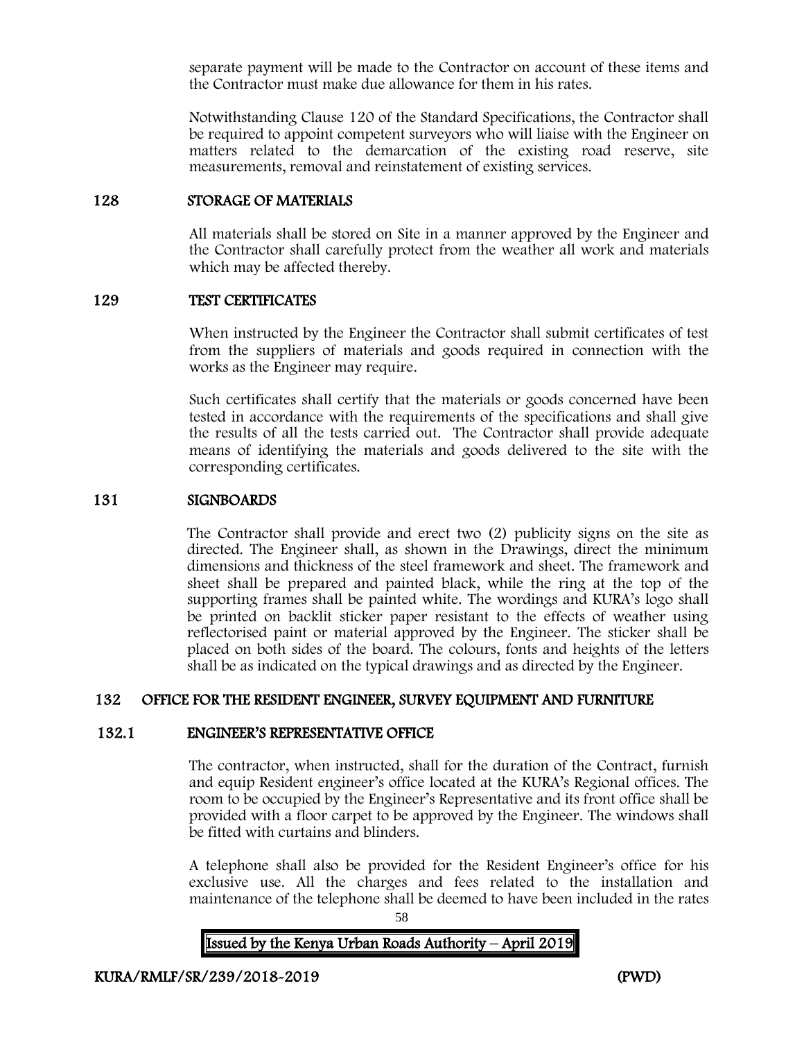separate payment will be made to the Contractor on account of these items and the Contractor must make due allowance for them in his rates.

Notwithstanding Clause 120 of the Standard Specifications, the Contractor shall be required to appoint competent surveyors who will liaise with the Engineer on matters related to the demarcation of the existing road reserve, site measurements, removal and reinstatement of existing services.

## 128 STORAGE OF MATERIALS

All materials shall be stored on Site in a manner approved by the Engineer and the Contractor shall carefully protect from the weather all work and materials which may be affected thereby.

## 129 TEST CERTIFICATES

When instructed by the Engineer the Contractor shall submit certificates of test from the suppliers of materials and goods required in connection with the works as the Engineer may require.

Such certificates shall certify that the materials or goods concerned have been tested in accordance with the requirements of the specifications and shall give the results of all the tests carried out. The Contractor shall provide adequate means of identifying the materials and goods delivered to the site with the corresponding certificates.

## 131 SIGNBOARDS

The Contractor shall provide and erect two (2) publicity signs on the site as directed. The Engineer shall, as shown in the Drawings, direct the minimum dimensions and thickness of the steel framework and sheet. The framework and sheet shall be prepared and painted black, while the ring at the top of the supporting frames shall be painted white. The wordings and KURA's logo shall be printed on backlit sticker paper resistant to the effects of weather using reflectorised paint or material approved by the Engineer. The sticker shall be placed on both sides of the board. The colours, fonts and heights of the letters shall be as indicated on the typical drawings and as directed by the Engineer.

## 132 OFFICE FOR THE RESIDENT ENGINEER, SURVEY EQUIPMENT AND FURNITURE

### 132.1 ENGINEER'S REPRESENTATIVE OFFICE

The contractor, when instructed, shall for the duration of the Contract, furnish and equip Resident engineer's office located at the KURA's Regional offices. The room to be occupied by the Engineer's Representative and its front office shall be provided with a floor carpet to be approved by the Engineer. The windows shall be fitted with curtains and blinders.

A telephone shall also be provided for the Resident Engineer's office for his exclusive use. All the charges and fees related to the installation and maintenance of the telephone shall be deemed to have been included in the rates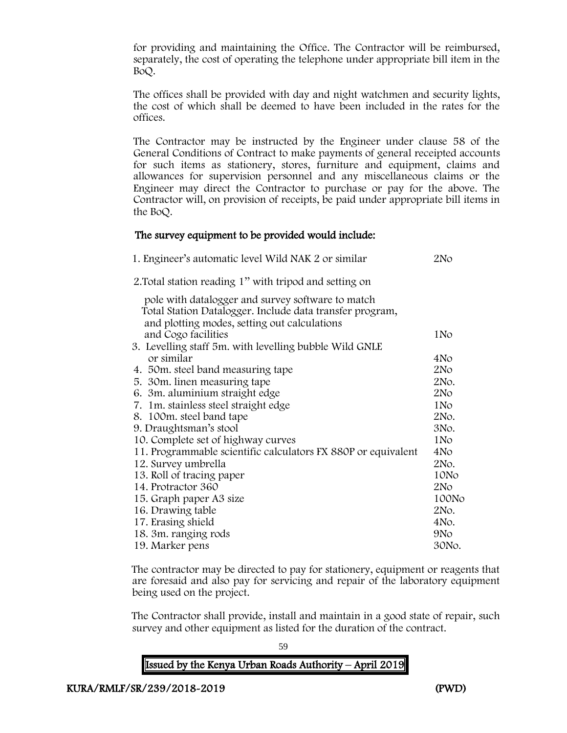for providing and maintaining the Office. The Contractor will be reimbursed, separately, the cost of operating the telephone under appropriate bill item in the BoQ.

The offices shall be provided with day and night watchmen and security lights, the cost of which shall be deemed to have been included in the rates for the offices.

The Contractor may be instructed by the Engineer under clause 58 of the General Conditions of Contract to make payments of general receipted accounts for such items as stationery, stores, furniture and equipment, claims and allowances for supervision personnel and any miscellaneous claims or the Engineer may direct the Contractor to purchase or pay for the above. The Contractor will, on provision of receipts, be paid under appropriate bill items in the BoQ.

**The survey equipment to be provided would include:**

| | |
|---|---|
| 1. Engineer's automatic level Wild NAK 2 or similar | 2No |
| 2. Total station reading 1" with tripod and setting on pole with datalogger and survey software to match Total Station Datalogger. Include data transfer program, and plotting modes, setting out calculations and Cogo facilities | 1No |
| 3. Levelling staff 5m. with levelling bubble Wild GNLE or similar | 4No |
| 4. 50m. steel band measuring tape | 2No |
| 5. 30m. linen measuring tape | 2No. |
| 6. 3m. aluminium straight edge | 2No |
| 7. 1m. stainless steel straight edge | 1No |
| 8. 100m. steel band tape | 2No. |
| 9. Draughtsman's stool | 3No. |
| 10. Complete set of highway curves | 1No |
| 11. Programmable scientific calculators FX 880P or equivalent | 4No |
| 12. Survey umbrella | 2No. |
| 13. Roll of tracing paper | 10No |
| 14. Protractor 360 | 2No |
| 15. Graph paper A3 size | 100No |
| 16. Drawing table | 2No. |
| 17. Erasing shield | 4No. |
| 18. 3m. ranging rods | 9No |
| 19. Marker pens | 30No. |

The contractor may be directed to pay for stationery, equipment or reagents that are foresaid and also pay for servicing and repair of the laboratory equipment being used on the project.

The Contractor shall provide, install and maintain in a good state of repair, such survey and other equipment as listed for the duration of the contract.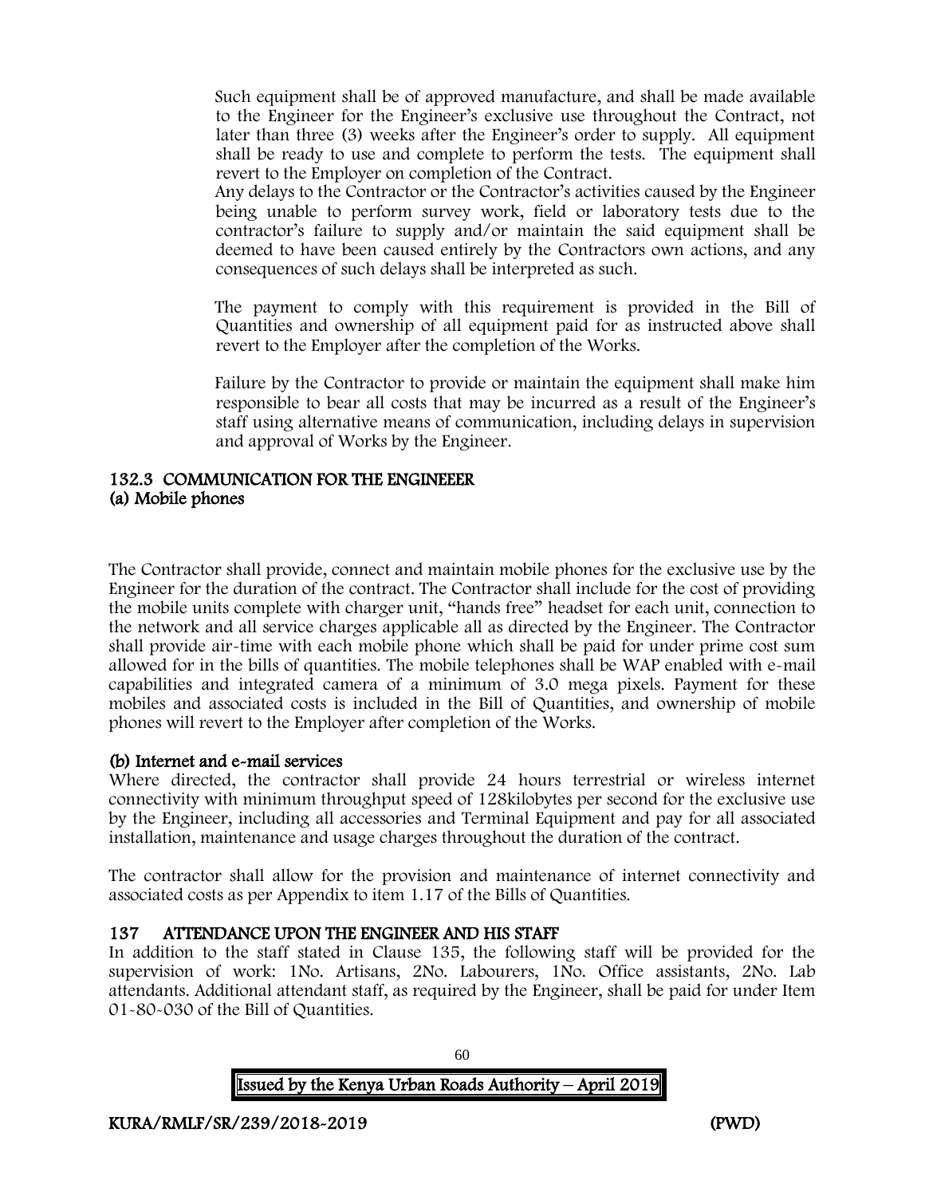Such equipment shall be of approved manufacture, and shall be made available to the Engineer for the Engineer's exclusive use throughout the Contract, not later than three (3) weeks after the Engineer's order to supply. All equipment shall be ready to use and complete to perform the tests. The equipment shall revert to the Employer on completion of the Contract.

Any delays to the Contractor or the Contractor's activities caused by the Engineer being unable to perform survey work, field or laboratory tests due to the contractor's failure to supply and/or maintain the said equipment shall be deemed to have been caused entirely by the Contractors own actions, and any consequences of such delays shall be interpreted as such.

The payment to comply with this requirement is provided in the Bill of Quantities and ownership of all equipment paid for as instructed above shall revert to the Employer after the completion of the Works.

Failure by the Contractor to provide or maintain the equipment shall make him responsible to bear all costs that may be incurred as a result of the Engineer's staff using alternative means of communication, including delays in supervision and approval of Works by the Engineer.

### 132.3 COMMUNICATION FOR THE ENGINEEER

**(a) Mobile phones**

The Contractor shall provide, connect and maintain mobile phones for the exclusive use by the Engineer for the duration of the contract. The Contractor shall include for the cost of providing the mobile units complete with charger unit, "hands free" headset for each unit, connection to the network and all service charges applicable all as directed by the Engineer. The Contractor shall provide air-time with each mobile phone which shall be paid for under prime cost sum allowed for in the bills of quantities. The mobile telephones shall be WAP enabled with e-mail capabilities and integrated camera of a minimum of 3.0 mega pixels. Payment for these mobiles and associated costs is included in the Bill of Quantities, and ownership of mobile phones will revert to the Employer after completion of the Works.

**(b) Internet and e-mail services**

Where directed, the contractor shall provide 24 hours terrestrial or wireless internet connectivity with minimum throughput speed of 128kilobytes per second for the exclusive use by the Engineer, including all accessories and Terminal Equipment and pay for all associated installation, maintenance and usage charges throughout the duration of the contract.

The contractor shall allow for the provision and maintenance of internet connectivity and associated costs as per Appendix to item 1.17 of the Bills of Quantities.

### 137 ATTENDANCE UPON THE ENGINEER AND HIS STAFF

In addition to the staff stated in Clause 135, the following staff will be provided for the supervision of work: 1No. Artisans, 2No. Labourers, 1No. Office assistants, 2No. Lab attendants. Additional attendant staff, as required by the Engineer, shall be paid for under Item 01-80-030 of the Bill of Quantities.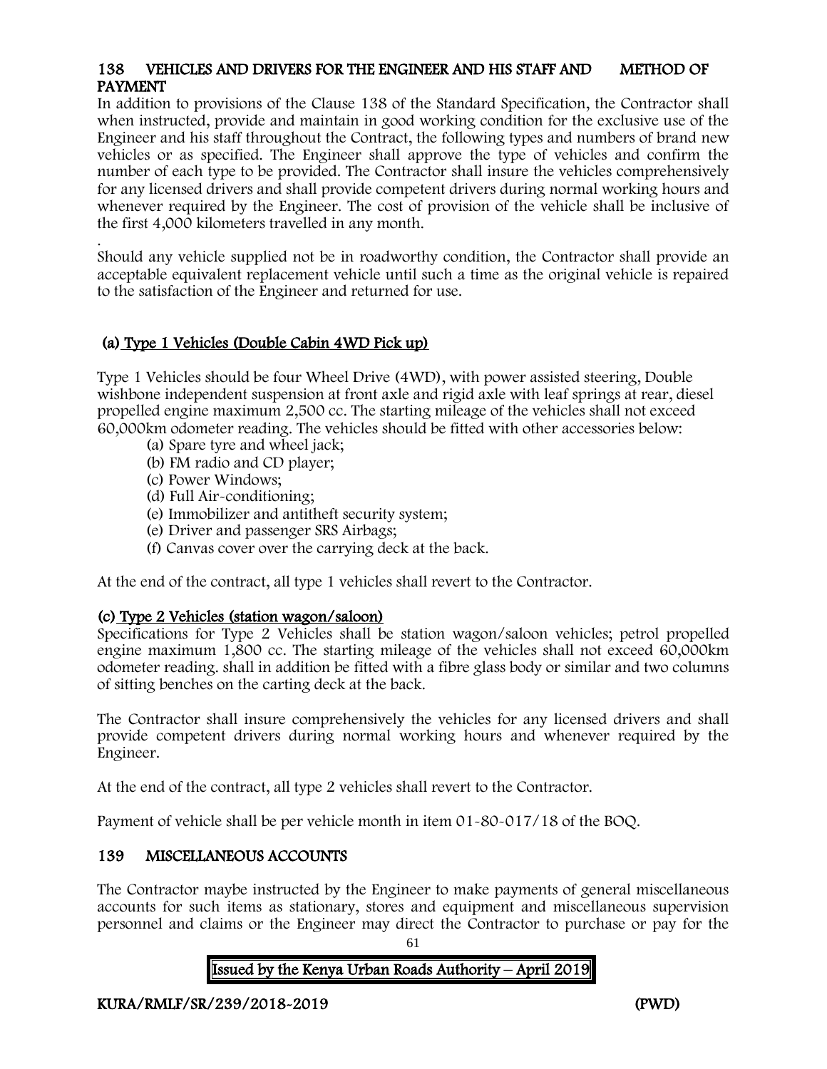## 138 VEHICLES AND DRIVERS FOR THE ENGINEER AND HIS STAFF AND METHOD OF PAYMENT

In addition to provisions of the Clause 138 of the Standard Specification, the Contractor shall when instructed, provide and maintain in good working condition for the exclusive use of the Engineer and his staff throughout the Contract, the following types and numbers of brand new vehicles or as specified. The Engineer shall approve the type of vehicles and confirm the number of each type to be provided. The Contractor shall insure the vehicles comprehensively for any licensed drivers and shall provide competent drivers during normal working hours and whenever required by the Engineer. The cost of provision of the vehicle shall be inclusive of the first 4,000 kilometers travelled in any month.

.
Should any vehicle supplied not be in roadworthy condition, the Contractor shall provide an acceptable equivalent replacement vehicle until such a time as the original vehicle is repaired to the satisfaction of the Engineer and returned for use.

### (a) Type 1 Vehicles (Double Cabin 4WD Pick up)

Type 1 Vehicles should be four Wheel Drive (4WD), with power assisted steering, Double wishbone independent suspension at front axle and rigid axle with leaf springs at rear, diesel propelled engine maximum 2,500 cc. The starting mileage of the vehicles shall not exceed 60,000km odometer reading. The vehicles should be fitted with other accessories below:

(a) Spare tyre and wheel jack;
(b) FM radio and CD player;
(c) Power Windows;
(d) Full Air-conditioning;
(e) Immobilizer and antitheft security system;
(e) Driver and passenger SRS Airbags;
(f) Canvas cover over the carrying deck at the back.

At the end of the contract, all type 1 vehicles shall revert to the Contractor.

### (c) Type 2 Vehicles (station wagon/saloon)

Specifications for Type 2 Vehicles shall be station wagon/saloon vehicles; petrol propelled engine maximum 1,800 cc. The starting mileage of the vehicles shall not exceed 60,000km odometer reading. shall in addition be fitted with a fibre glass body or similar and two columns of sitting benches on the carting deck at the back.

The Contractor shall insure comprehensively the vehicles for any licensed drivers and shall provide competent drivers during normal working hours and whenever required by the Engineer.

At the end of the contract, all type 2 vehicles shall revert to the Contractor.

Payment of vehicle shall be per vehicle month in item 01-80-017/18 of the BOQ.

## 139 MISCELLANEOUS ACCOUNTS

The Contractor maybe instructed by the Engineer to make payments of general miscellaneous accounts for such items as stationary, stores and equipment and miscellaneous supervision personnel and claims or the Engineer may direct the Contractor to purchase or pay for the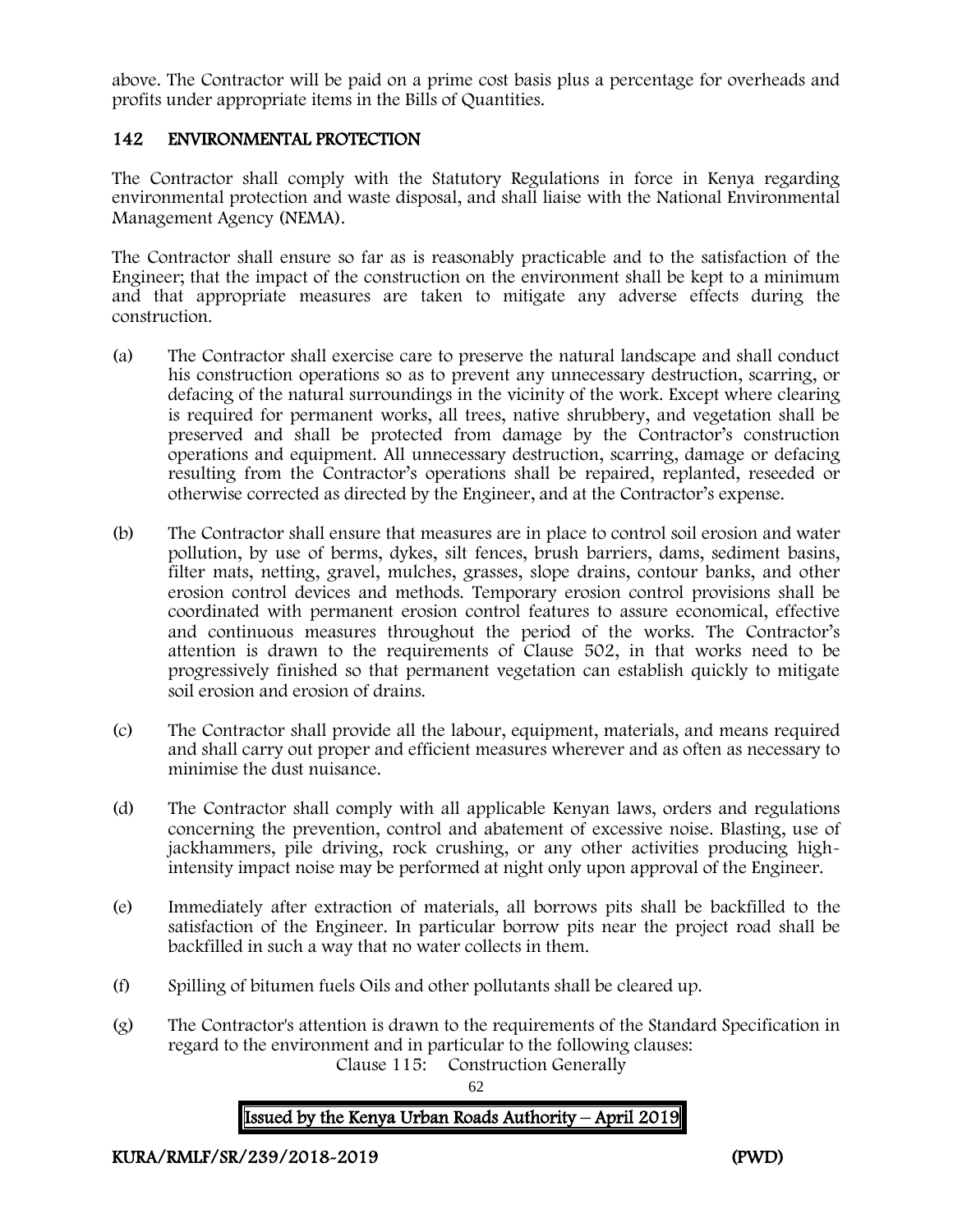above. The Contractor will be paid on a prime cost basis plus a percentage for overheads and profits under appropriate items in the Bills of Quantities.

## 142 ENVIRONMENTAL PROTECTION

The Contractor shall comply with the Statutory Regulations in force in Kenya regarding environmental protection and waste disposal, and shall liaise with the National Environmental Management Agency (NEMA).

The Contractor shall ensure so far as is reasonably practicable and to the satisfaction of the Engineer; that the impact of the construction on the environment shall be kept to a minimum and that appropriate measures are taken to mitigate any adverse effects during the construction.

(a) The Contractor shall exercise care to preserve the natural landscape and shall conduct his construction operations so as to prevent any unnecessary destruction, scarring, or defacing of the natural surroundings in the vicinity of the work. Except where clearing is required for permanent works, all trees, native shrubbery, and vegetation shall be preserved and shall be protected from damage by the Contractor's construction operations and equipment. All unnecessary destruction, scarring, damage or defacing resulting from the Contractor's operations shall be repaired, replanted, reseeded or otherwise corrected as directed by the Engineer, and at the Contractor's expense.

(b) The Contractor shall ensure that measures are in place to control soil erosion and water pollution, by use of berms, dykes, silt fences, brush barriers, dams, sediment basins, filter mats, netting, gravel, mulches, grasses, slope drains, contour banks, and other erosion control devices and methods. Temporary erosion control provisions shall be coordinated with permanent erosion control features to assure economical, effective and continuous measures throughout the period of the works. The Contractor's attention is drawn to the requirements of Clause 502, in that works need to be progressively finished so that permanent vegetation can establish quickly to mitigate soil erosion and erosion of drains.

(c) The Contractor shall provide all the labour, equipment, materials, and means required and shall carry out proper and efficient measures wherever and as often as necessary to minimise the dust nuisance.

(d) The Contractor shall comply with all applicable Kenyan laws, orders and regulations concerning the prevention, control and abatement of excessive noise. Blasting, use of jackhammers, pile driving, rock crushing, or any other activities producing high-intensity impact noise may be performed at night only upon approval of the Engineer.

(e) Immediately after extraction of materials, all borrows pits shall be backfilled to the satisfaction of the Engineer. In particular borrow pits near the project road shall be backfilled in such a way that no water collects in them.

(f) Spilling of bitumen fuels Oils and other pollutants shall be cleared up.

(g) The Contractor's attention is drawn to the requirements of the Standard Specification in regard to the environment and in particular to the following clauses:

Clause 115: Construction Generally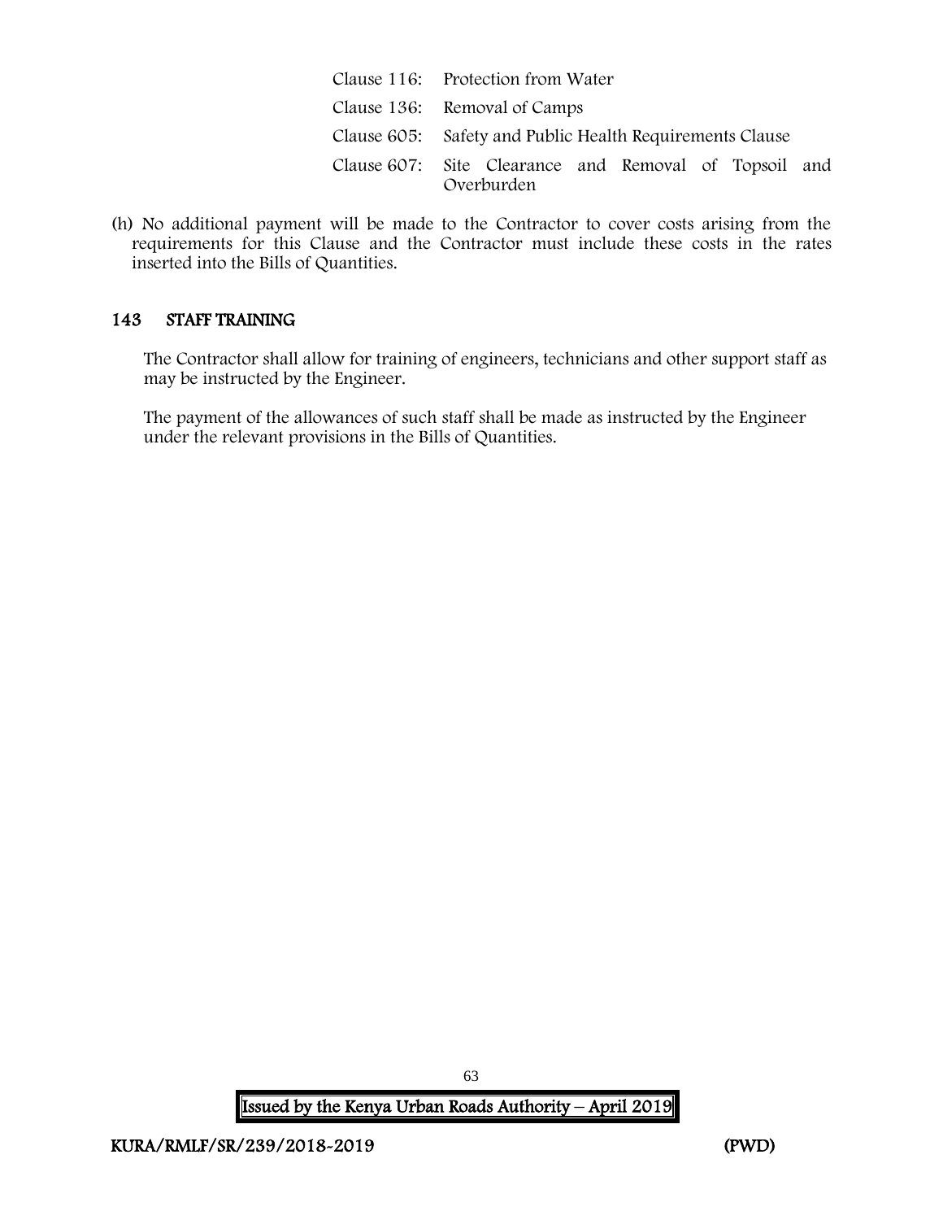Clause 116: Protection from Water

Clause 136: Removal of Camps

Clause 605: Safety and Public Health Requirements Clause

Clause 607: Site Clearance and Removal of Topsoil and Overburden

(h) No additional payment will be made to the Contractor to cover costs arising from the requirements for this Clause and the Contractor must include these costs in the rates inserted into the Bills of Quantities.

## 143 STAFF TRAINING

The Contractor shall allow for training of engineers, technicians and other support staff as may be instructed by the Engineer.

The payment of the allowances of such staff shall be made as instructed by the Engineer under the relevant provisions in the Bills of Quantities.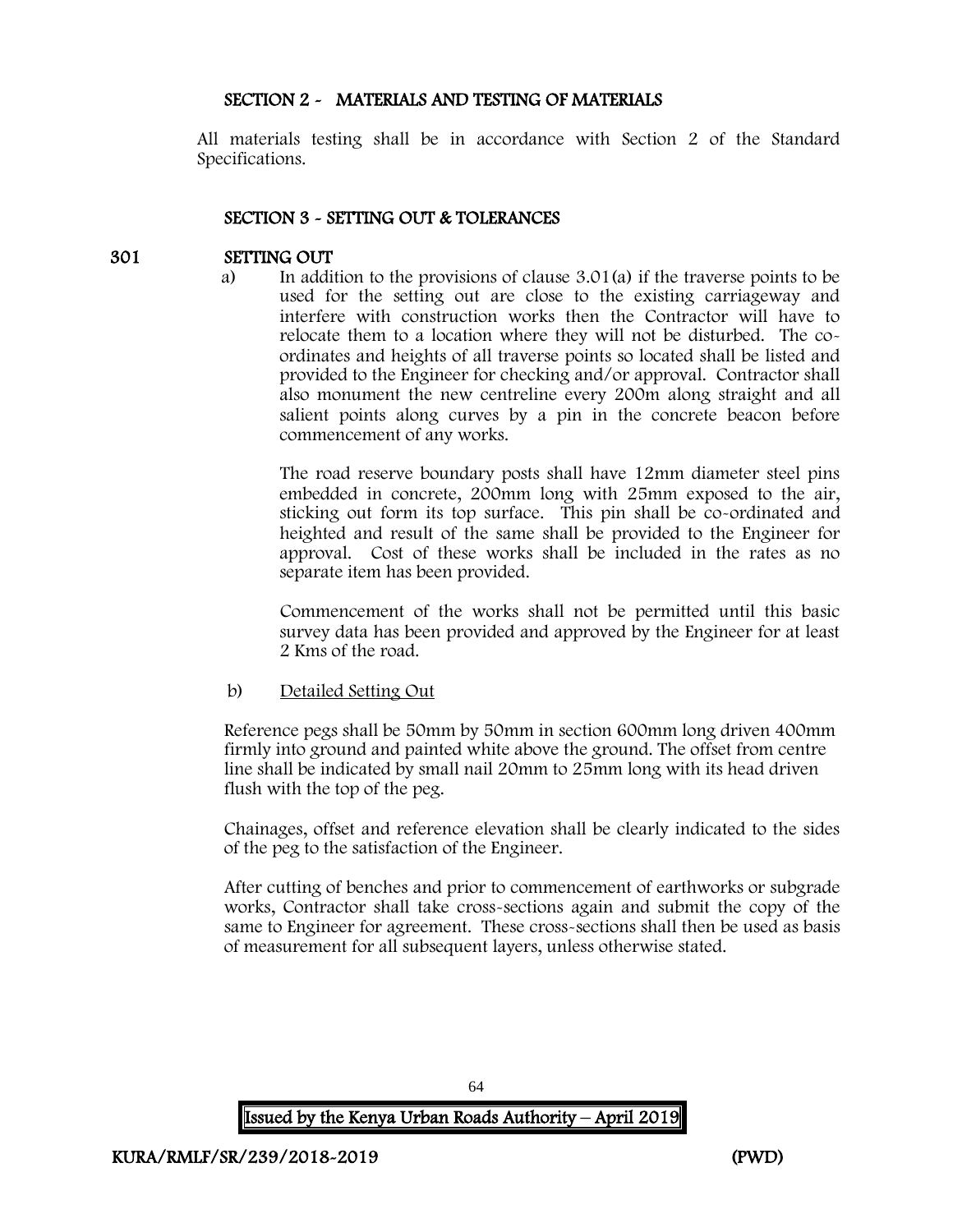## SECTION 2 - MATERIALS AND TESTING OF MATERIALS

All materials testing shall be in accordance with Section 2 of the Standard Specifications.

## SECTION 3 - SETTING OUT & TOLERANCES

### 301 SETTING OUT

a) In addition to the provisions of clause 3.01(a) if the traverse points to be used for the setting out are close to the existing carriageway and interfere with construction works then the Contractor will have to relocate them to a location where they will not be disturbed. The co-ordinates and heights of all traverse points so located shall be listed and provided to the Engineer for checking and/or approval. Contractor shall also monument the new centreline every 200m along straight and all salient points along curves by a pin in the concrete beacon before commencement of any works.

The road reserve boundary posts shall have 12mm diameter steel pins embedded in concrete, 200mm long with 25mm exposed to the air, sticking out form its top surface. This pin shall be co-ordinated and heighted and result of the same shall be provided to the Engineer for approval. Cost of these works shall be included in the rates as no separate item has been provided.

Commencement of the works shall not be permitted until this basic survey data has been provided and approved by the Engineer for at least 2 Kms of the road.

b) Detailed Setting Out

Reference pegs shall be 50mm by 50mm in section 600mm long driven 400mm firmly into ground and painted white above the ground. The offset from centre line shall be indicated by small nail 20mm to 25mm long with its head driven flush with the top of the peg.

Chainages, offset and reference elevation shall be clearly indicated to the sides of the peg to the satisfaction of the Engineer.

After cutting of benches and prior to commencement of earthworks or subgrade works, Contractor shall take cross-sections again and submit the copy of the same to Engineer for agreement. These cross-sections shall then be used as basis of measurement for all subsequent layers, unless otherwise stated.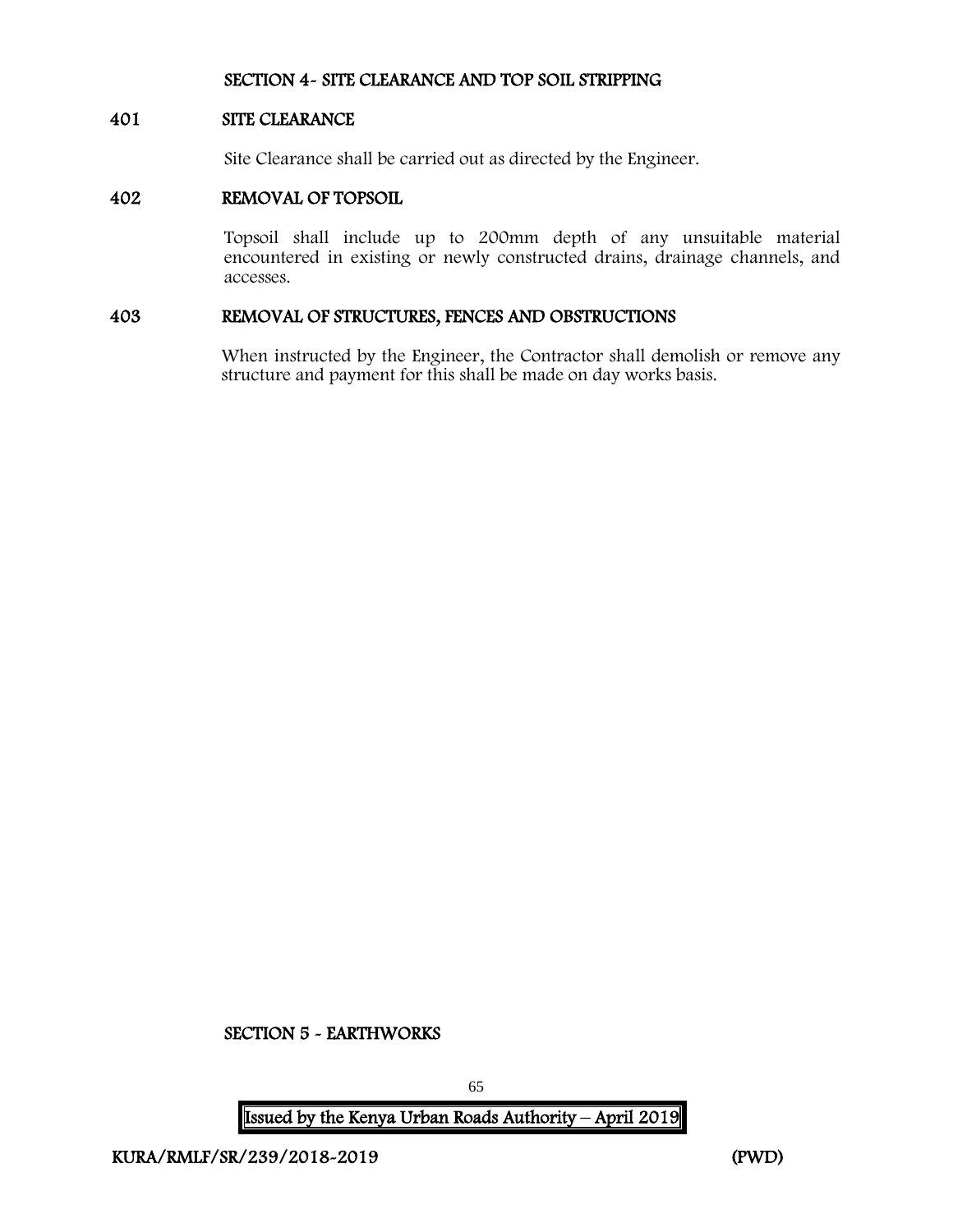## SECTION 4- SITE CLEARANCE AND TOP SOIL STRIPPING

### 401 SITE CLEARANCE

Site Clearance shall be carried out as directed by the Engineer.

### 402 REMOVAL OF TOPSOIL

Topsoil shall include up to 200mm depth of any unsuitable material encountered in existing or newly constructed drains, drainage channels, and accesses.

### 403 REMOVAL OF STRUCTURES, FENCES AND OBSTRUCTIONS

When instructed by the Engineer, the Contractor shall demolish or remove any structure and payment for this shall be made on day works basis.

## SECTION 5 - EARTHWORKS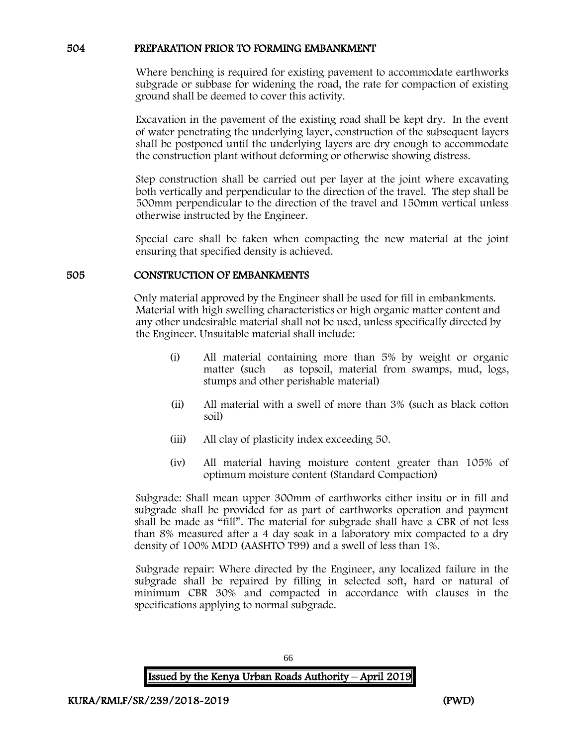## 504 PREPARATION PRIOR TO FORMING EMBANKMENT

Where benching is required for existing pavement to accommodate earthworks subgrade or subbase for widening the road, the rate for compaction of existing ground shall be deemed to cover this activity.

Excavation in the pavement of the existing road shall be kept dry. In the event of water penetrating the underlying layer, construction of the subsequent layers shall be postponed until the underlying layers are dry enough to accommodate the construction plant without deforming or otherwise showing distress.

Step construction shall be carried out per layer at the joint where excavating both vertically and perpendicular to the direction of the travel. The step shall be 500mm perpendicular to the direction of the travel and 150mm vertical unless otherwise instructed by the Engineer.

Special care shall be taken when compacting the new material at the joint ensuring that specified density is achieved.

## 505 CONSTRUCTION OF EMBANKMENTS

Only material approved by the Engineer shall be used for fill in embankments. Material with high swelling characteristics or high organic matter content and any other undesirable material shall not be used, unless specifically directed by the Engineer. Unsuitable material shall include:

(i) All material containing more than 5% by weight or organic matter (such as topsoil, material from swamps, mud, logs, stumps and other perishable material)

(ii) All material with a swell of more than 3% (such as black cotton soil)

(iii) All clay of plasticity index exceeding 50.

(iv) All material having moisture content greater than 105% of optimum moisture content (Standard Compaction)

Subgrade: Shall mean upper 300mm of earthworks either insitu or in fill and subgrade shall be provided for as part of earthworks operation and payment shall be made as "fill". The material for subgrade shall have a CBR of not less than 8% measured after a 4 day soak in a laboratory mix compacted to a dry density of 100% MDD (AASHTO T99) and a swell of less than 1%.

Subgrade repair: Where directed by the Engineer, any localized failure in the subgrade shall be repaired by filling in selected soft, hard or natural of minimum CBR 30% and compacted in accordance with clauses in the specifications applying to normal subgrade.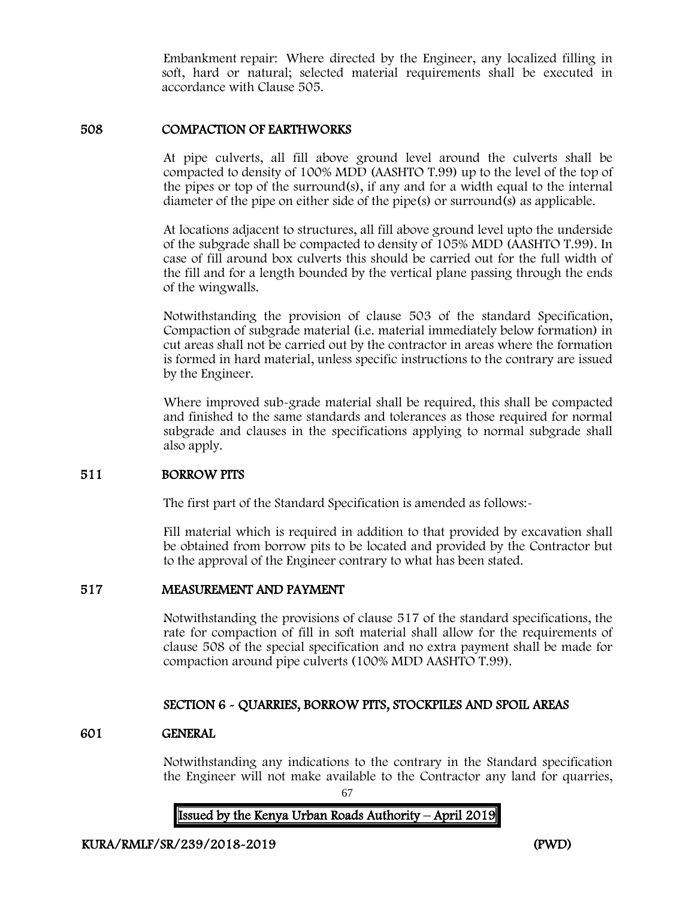Embankment repair: Where directed by the Engineer, any localized filling in soft, hard or natural; selected material requirements shall be executed in accordance with Clause 505.

## 508 COMPACTION OF EARTHWORKS

At pipe culverts, all fill above ground level around the culverts shall be compacted to density of 100% MDD (AASHTO T.99) up to the level of the top of the pipes or top of the surround(s), if any and for a width equal to the internal diameter of the pipe on either side of the pipe(s) or surround(s) as applicable.

At locations adjacent to structures, all fill above ground level upto the underside of the subgrade shall be compacted to density of 105% MDD (AASHTO T.99). In case of fill around box culverts this should be carried out for the full width of the fill and for a length bounded by the vertical plane passing through the ends of the wingwalls.

Notwithstanding the provision of clause 503 of the standard Specification, Compaction of subgrade material (i.e. material immediately below formation) in cut areas shall not be carried out by the contractor in areas where the formation is formed in hard material, unless specific instructions to the contrary are issued by the Engineer.

Where improved sub-grade material shall be required, this shall be compacted and finished to the same standards and tolerances as those required for normal subgrade and clauses in the specifications applying to normal subgrade shall also apply.

## 511 BORROW PITS

The first part of the Standard Specification is amended as follows:-

Fill material which is required in addition to that provided by excavation shall be obtained from borrow pits to be located and provided by the Contractor but to the approval of the Engineer contrary to what has been stated.

## 517 MEASUREMENT AND PAYMENT

Notwithstanding the provisions of clause 517 of the standard specifications, the rate for compaction of fill in soft material shall allow for the requirements of clause 508 of the special specification and no extra payment shall be made for compaction around pipe culverts (100% MDD AASHTO T.99).

# SECTION 6 - QUARRIES, BORROW PITS, STOCKPILES AND SPOIL AREAS

## 601 GENERAL

Notwithstanding any indications to the contrary in the Standard specification the Engineer will not make available to the Contractor any land for quarries,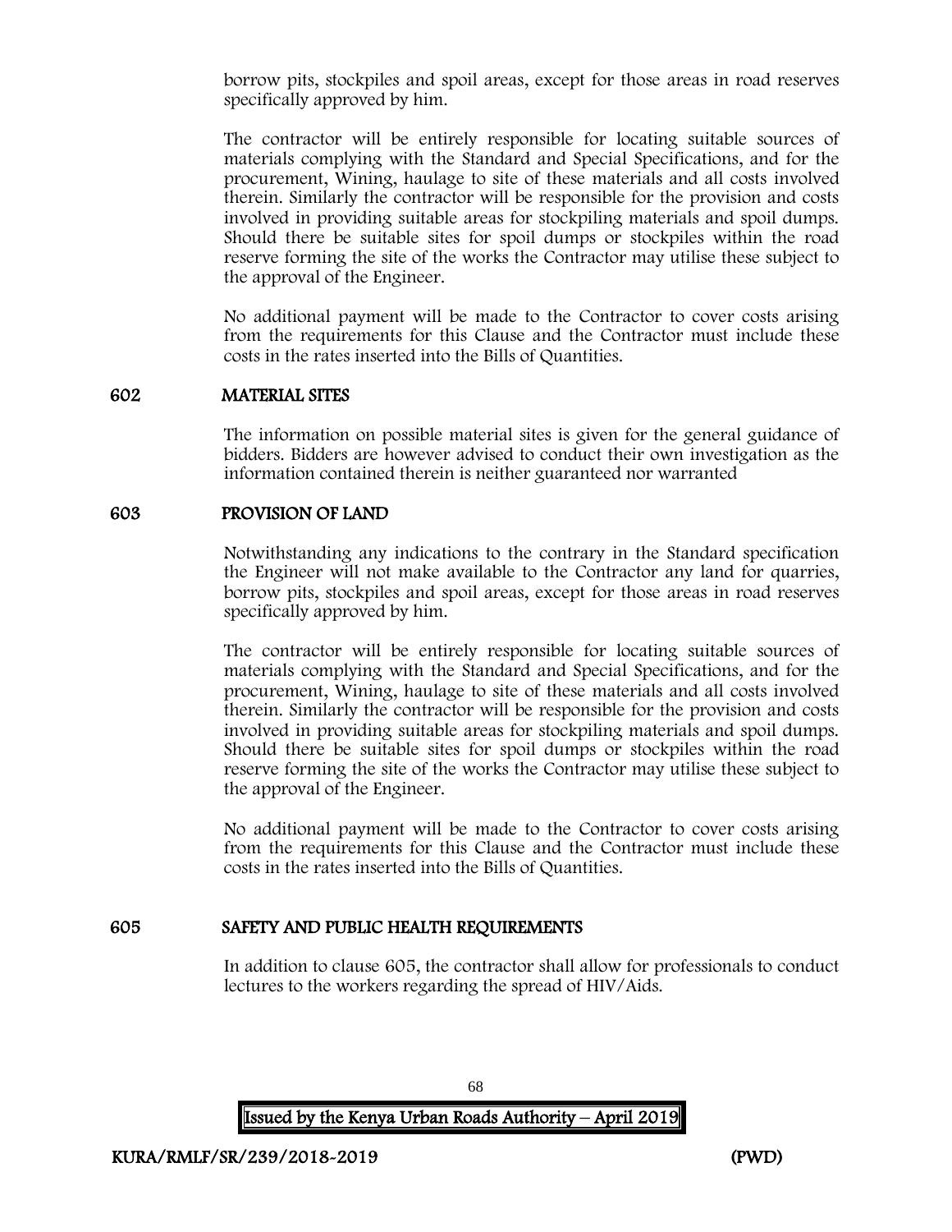borrow pits, stockpiles and spoil areas, except for those areas in road reserves specifically approved by him.

The contractor will be entirely responsible for locating suitable sources of materials complying with the Standard and Special Specifications, and for the procurement, Wining, haulage to site of these materials and all costs involved therein. Similarly the contractor will be responsible for the provision and costs involved in providing suitable areas for stockpiling materials and spoil dumps. Should there be suitable sites for spoil dumps or stockpiles within the road reserve forming the site of the works the Contractor may utilise these subject to the approval of the Engineer.

No additional payment will be made to the Contractor to cover costs arising from the requirements for this Clause and the Contractor must include these costs in the rates inserted into the Bills of Quantities.

## 602 MATERIAL SITES

The information on possible material sites is given for the general guidance of bidders. Bidders are however advised to conduct their own investigation as the information contained therein is neither guaranteed nor warranted

## 603 PROVISION OF LAND

Notwithstanding any indications to the contrary in the Standard specification the Engineer will not make available to the Contractor any land for quarries, borrow pits, stockpiles and spoil areas, except for those areas in road reserves specifically approved by him.

The contractor will be entirely responsible for locating suitable sources of materials complying with the Standard and Special Specifications, and for the procurement, Wining, haulage to site of these materials and all costs involved therein. Similarly the contractor will be responsible for the provision and costs involved in providing suitable areas for stockpiling materials and spoil dumps. Should there be suitable sites for spoil dumps or stockpiles within the road reserve forming the site of the works the Contractor may utilise these subject to the approval of the Engineer.

No additional payment will be made to the Contractor to cover costs arising from the requirements for this Clause and the Contractor must include these costs in the rates inserted into the Bills of Quantities.

## 605 SAFETY AND PUBLIC HEALTH REQUIREMENTS

In addition to clause 605, the contractor shall allow for professionals to conduct lectures to the workers regarding the spread of HIV/Aids.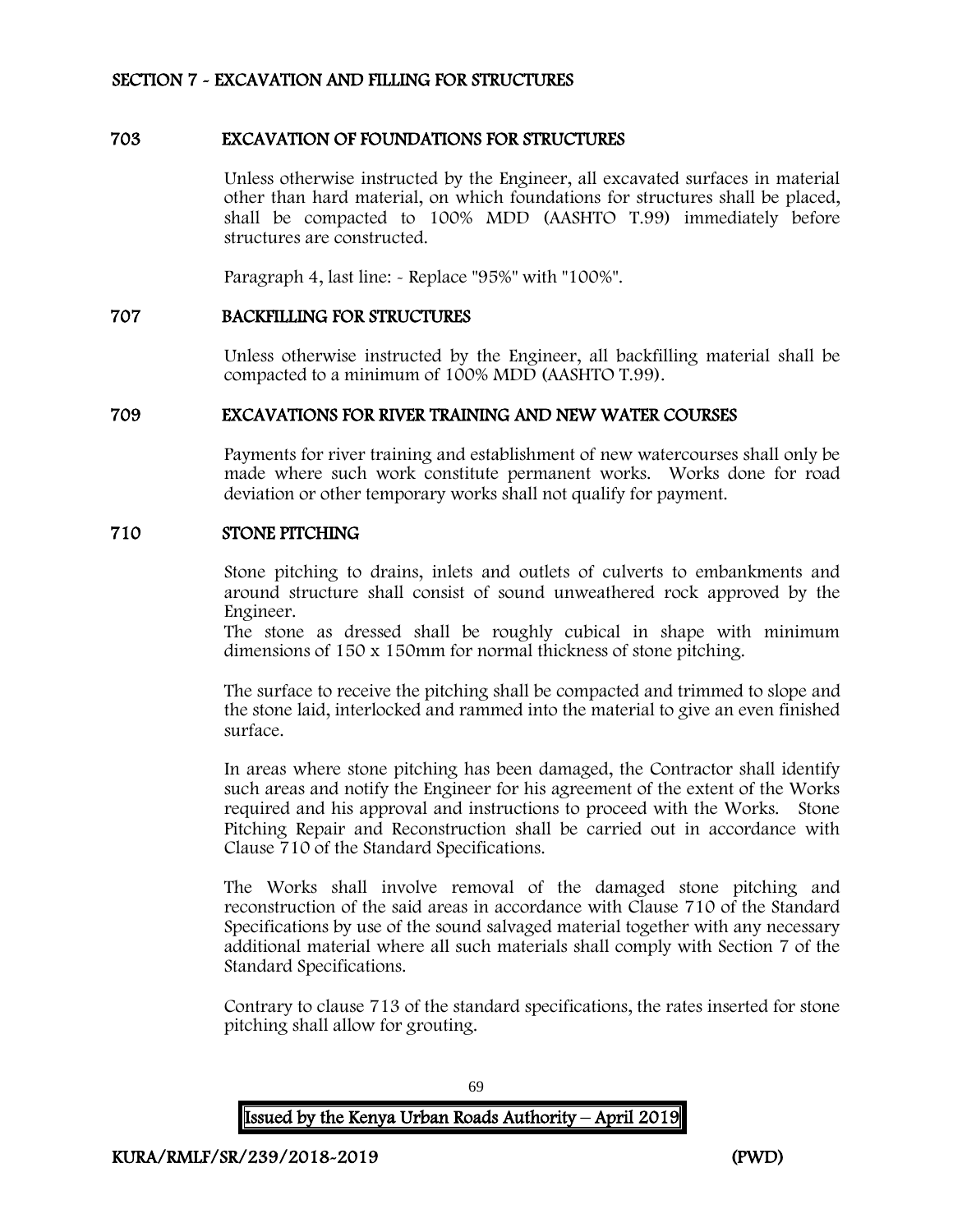## SECTION 7 - EXCAVATION AND FILLING FOR STRUCTURES

### 703 EXCAVATION OF FOUNDATIONS FOR STRUCTURES

Unless otherwise instructed by the Engineer, all excavated surfaces in material other than hard material, on which foundations for structures shall be placed, shall be compacted to 100% MDD (AASHTO T.99) immediately before structures are constructed.

Paragraph 4, last line: - Replace "95%" with "100%".

### 707 BACKFILLING FOR STRUCTURES

Unless otherwise instructed by the Engineer, all backfilling material shall be compacted to a minimum of 100% MDD (AASHTO T.99).

### 709 EXCAVATIONS FOR RIVER TRAINING AND NEW WATER COURSES

Payments for river training and establishment of new watercourses shall only be made where such work constitute permanent works. Works done for road deviation or other temporary works shall not qualify for payment.

### 710 STONE PITCHING

Stone pitching to drains, inlets and outlets of culverts to embankments and around structure shall consist of sound unweathered rock approved by the Engineer.
The stone as dressed shall be roughly cubical in shape with minimum dimensions of 150 x 150mm for normal thickness of stone pitching.

The surface to receive the pitching shall be compacted and trimmed to slope and the stone laid, interlocked and rammed into the material to give an even finished surface.

In areas where stone pitching has been damaged, the Contractor shall identify such areas and notify the Engineer for his agreement of the extent of the Works required and his approval and instructions to proceed with the Works. Stone Pitching Repair and Reconstruction shall be carried out in accordance with Clause 710 of the Standard Specifications.

The Works shall involve removal of the damaged stone pitching and reconstruction of the said areas in accordance with Clause 710 of the Standard Specifications by use of the sound salvaged material together with any necessary additional material where all such materials shall comply with Section 7 of the Standard Specifications.

Contrary to clause 713 of the standard specifications, the rates inserted for stone pitching shall allow for grouting.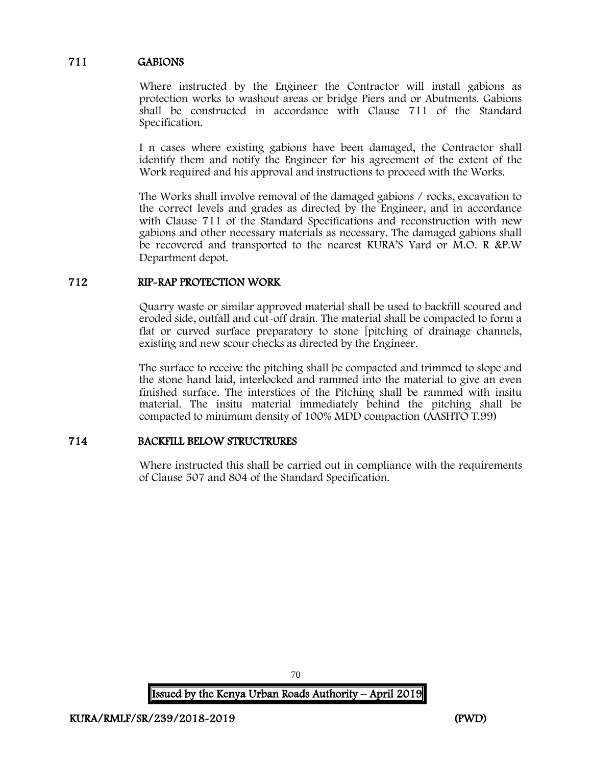## 711 GABIONS

Where instructed by the Engineer the Contractor will install gabions as protection works to washout areas or bridge Piers and or Abutments. Gabions shall be constructed in accordance with Clause 711 of the Standard Specification.

I n cases where existing gabions have been damaged, the Contractor shall identify them and notify the Engineer for his agreement of the extent of the Work required and his approval and instructions to proceed with the Works.

The Works shall involve removal of the damaged gabions / rocks, excavation to the correct levels and grades as directed by the Engineer, and in accordance with Clause 711 of the Standard Specifications and reconstruction with new gabions and other necessary materials as necessary. The damaged gabions shall be recovered and transported to the nearest KURA'S Yard or M.O. R &P.W Department depot.

## 712 RIP-RAP PROTECTION WORK

Quarry waste or similar approved material shall be used to backfill scoured and eroded side, outfall and cut-off drain. The material shall be compacted to form a flat or curved surface preparatory to stone [pitching of drainage channels, existing and new scour checks as directed by the Engineer.

The surface to receive the pitching shall be compacted and trimmed to slope and the stone hand laid, interlocked and rammed into the material to give an even finished surface. The interstices of the Pitching shall be rammed with insitu material. The insitu material immediately behind the pitching shall be compacted to minimum density of 100% MDD compaction (AASHTO T.99)

## 714 BACKFILL BELOW STRUCTRURES

Where instructed this shall be carried out in compliance with the requirements of Clause 507 and 804 of the Standard Specification.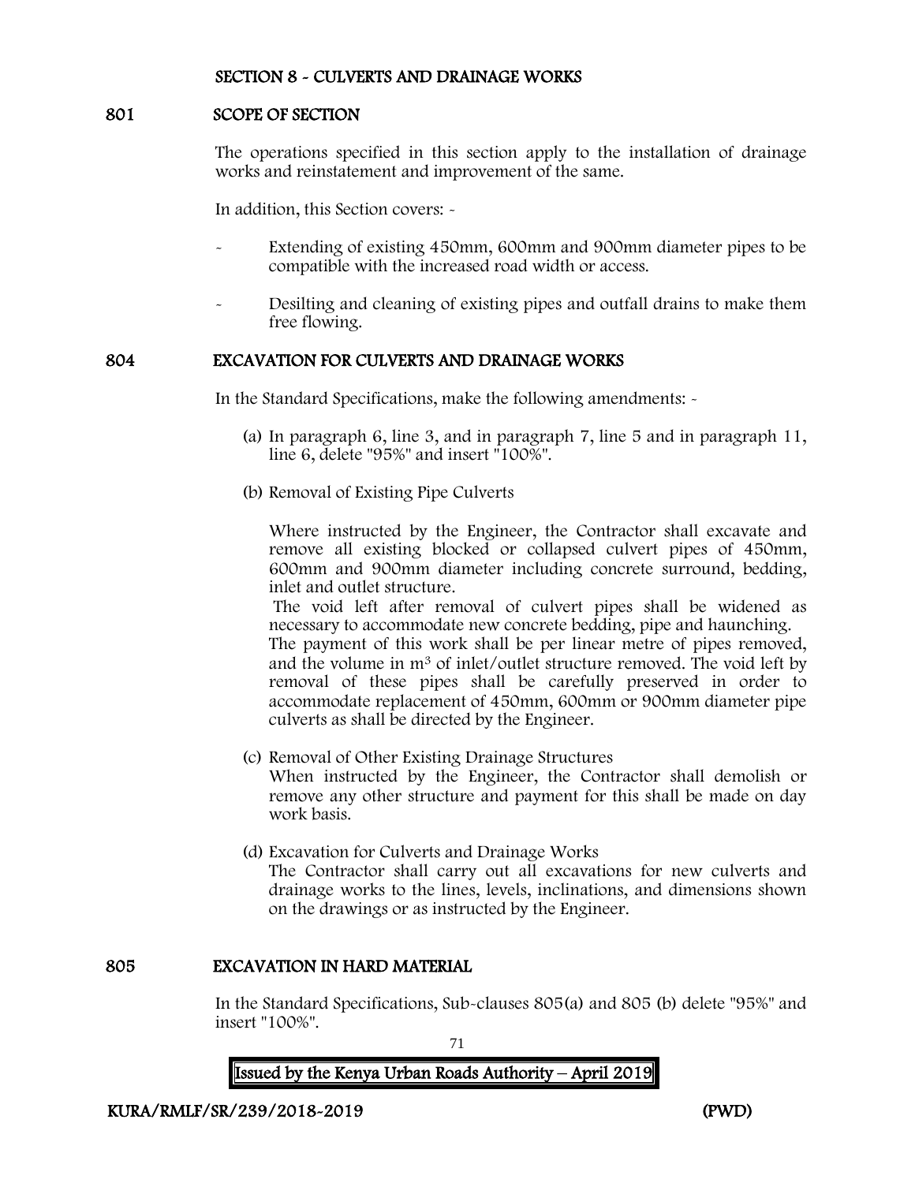# SECTION 8 - CULVERTS AND DRAINAGE WORKS

## 801 SCOPE OF SECTION

The operations specified in this section apply to the installation of drainage works and reinstatement and improvement of the same.

In addition, this Section covers: -

- Extending of existing 450mm, 600mm and 900mm diameter pipes to be compatible with the increased road width or access.
- Desilting and cleaning of existing pipes and outfall drains to make them free flowing.

## 804 EXCAVATION FOR CULVERTS AND DRAINAGE WORKS

In the Standard Specifications, make the following amendments: -

(a) In paragraph 6, line 3, and in paragraph 7, line 5 and in paragraph 11, line 6, delete "95%" and insert "100%".

(b) Removal of Existing Pipe Culverts

Where instructed by the Engineer, the Contractor shall excavate and remove all existing blocked or collapsed culvert pipes of 450mm, 600mm and 900mm diameter including concrete surround, bedding, inlet and outlet structure.

The void left after removal of culvert pipes shall be widened as necessary to accommodate new concrete bedding, pipe and haunching.

The payment of this work shall be per linear metre of pipes removed, and the volume in $m^3$ of inlet/outlet structure removed. The void left by removal of these pipes shall be carefully preserved in order to accommodate replacement of 450mm, 600mm or 900mm diameter pipe culverts as shall be directed by the Engineer.

(c) Removal of Other Existing Drainage Structures

When instructed by the Engineer, the Contractor shall demolish or remove any other structure and payment for this shall be made on day work basis.

(d) Excavation for Culverts and Drainage Works

The Contractor shall carry out all excavations for new culverts and drainage works to the lines, levels, inclinations, and dimensions shown on the drawings or as instructed by the Engineer.

## 805 EXCAVATION IN HARD MATERIAL

In the Standard Specifications, Sub-clauses 805(a) and 805 (b) delete "95%" and insert "100%".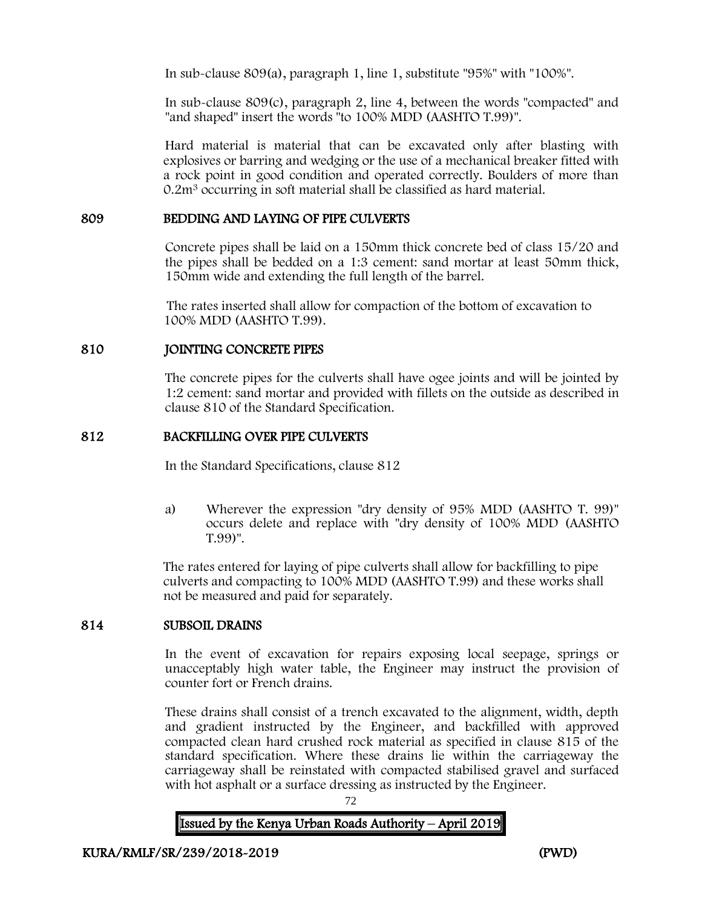In sub-clause 809(a), paragraph 1, line 1, substitute "95%" with "100%".

In sub-clause 809(c), paragraph 2, line 4, between the words "compacted" and "and shaped" insert the words "to 100% MDD (AASHTO T.99)".

Hard material is material that can be excavated only after blasting with explosives or barring and wedging or the use of a mechanical breaker fitted with a rock point in good condition and operated correctly. Boulders of more than $0.2m^3$ occurring in soft material shall be classified as hard material.

## 809 BEDDING AND LAYING OF PIPE CULVERTS

Concrete pipes shall be laid on a 150mm thick concrete bed of class 15/20 and the pipes shall be bedded on a 1:3 cement: sand mortar at least 50mm thick, 150mm wide and extending the full length of the barrel.

The rates inserted shall allow for compaction of the bottom of excavation to 100% MDD (AASHTO T.99).

## 810 JOINTING CONCRETE PIPES

The concrete pipes for the culverts shall have ogee joints and will be jointed by 1:2 cement: sand mortar and provided with fillets on the outside as described in clause 810 of the Standard Specification.

## 812 BACKFILLING OVER PIPE CULVERTS

In the Standard Specifications, clause 812

a) Wherever the expression "dry density of 95% MDD (AASHTO T. 99)" occurs delete and replace with "dry density of 100% MDD (AASHTO T.99)".

The rates entered for laying of pipe culverts shall allow for backfilling to pipe culverts and compacting to 100% MDD (AASHTO T.99) and these works shall not be measured and paid for separately.

## 814 SUBSOIL DRAINS

In the event of excavation for repairs exposing local seepage, springs or unacceptably high water table, the Engineer may instruct the provision of counter fort or French drains.

These drains shall consist of a trench excavated to the alignment, width, depth and gradient instructed by the Engineer, and backfilled with approved compacted clean hard crushed rock material as specified in clause 815 of the standard specification. Where these drains lie within the carriageway the carriageway shall be reinstated with compacted stabilised gravel and surfaced with hot asphalt or a surface dressing as instructed by the Engineer.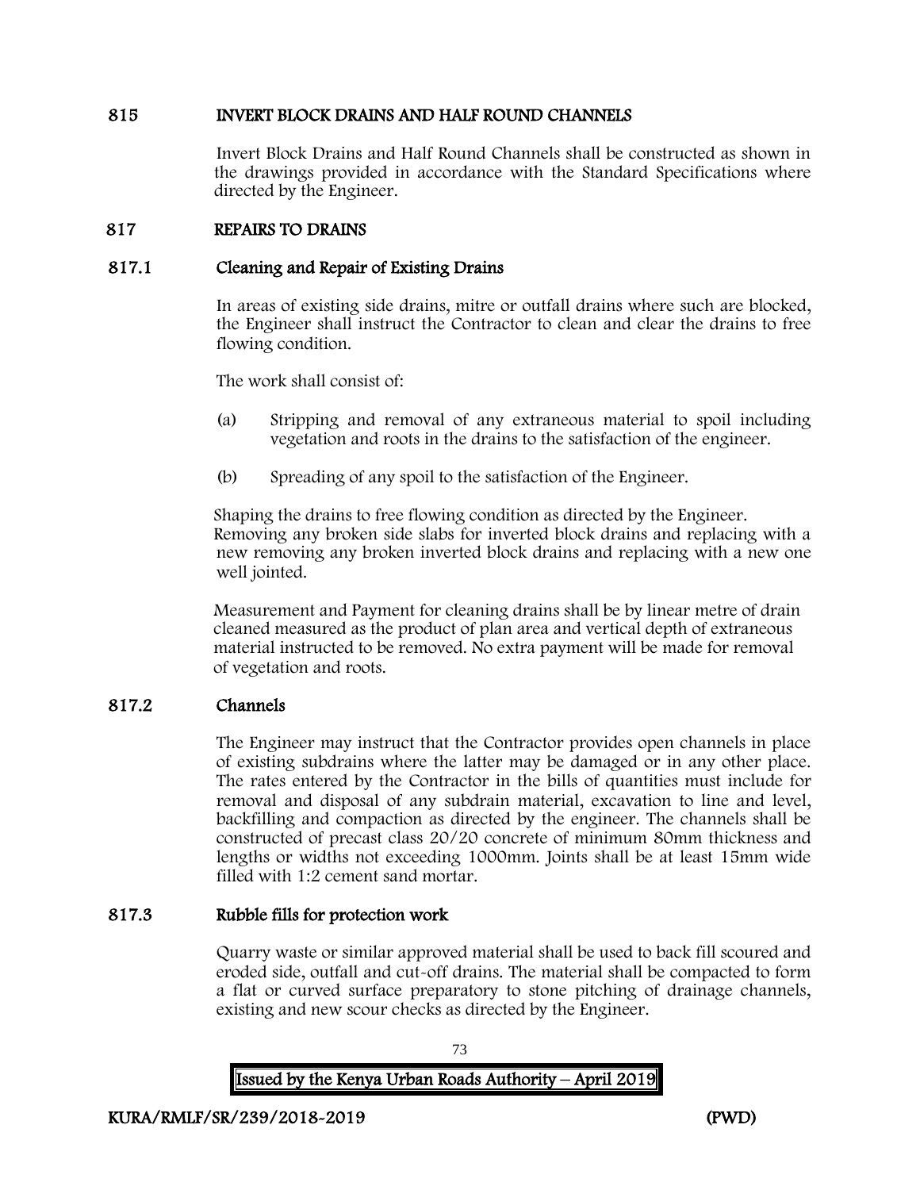## 815 INVERT BLOCK DRAINS AND HALF ROUND CHANNELS

Invert Block Drains and Half Round Channels shall be constructed as shown in the drawings provided in accordance with the Standard Specifications where directed by the Engineer.

## 817 REPAIRS TO DRAINS

### 817.1 Cleaning and Repair of Existing Drains

In areas of existing side drains, mitre or outfall drains where such are blocked, the Engineer shall instruct the Contractor to clean and clear the drains to free flowing condition.

The work shall consist of:

(a) Stripping and removal of any extraneous material to spoil including vegetation and roots in the drains to the satisfaction of the engineer.

(b) Spreading of any spoil to the satisfaction of the Engineer.

Shaping the drains to free flowing condition as directed by the Engineer. Removing any broken side slabs for inverted block drains and replacing with a new removing any broken inverted block drains and replacing with a new one well jointed.

Measurement and Payment for cleaning drains shall be by linear metre of drain cleaned measured as the product of plan area and vertical depth of extraneous material instructed to be removed. No extra payment will be made for removal of vegetation and roots.

### 817.2 Channels

The Engineer may instruct that the Contractor provides open channels in place of existing subdrains where the latter may be damaged or in any other place. The rates entered by the Contractor in the bills of quantities must include for removal and disposal of any subdrain material, excavation to line and level, backfilling and compaction as directed by the engineer. The channels shall be constructed of precast class 20/20 concrete of minimum 80mm thickness and lengths or widths not exceeding 1000mm. Joints shall be at least 15mm wide filled with 1:2 cement sand mortar.

### 817.3 Rubble fills for protection work

Quarry waste or similar approved material shall be used to back fill scoured and eroded side, outfall and cut-off drains. The material shall be compacted to form a flat or curved surface preparatory to stone pitching of drainage channels, existing and new scour checks as directed by the Engineer.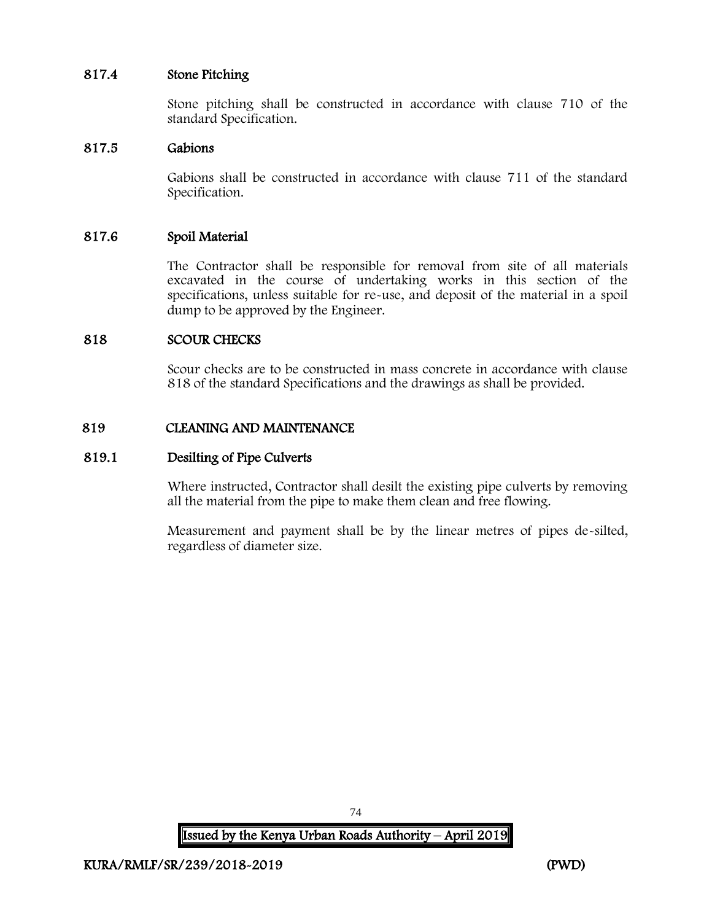### 817.4 Stone Pitching

Stone pitching shall be constructed in accordance with clause 710 of the standard Specification.

### 817.5 Gabions

Gabions shall be constructed in accordance with clause 711 of the standard Specification.

### 817.6 Spoil Material

The Contractor shall be responsible for removal from site of all materials excavated in the course of undertaking works in this section of the specifications, unless suitable for re-use, and deposit of the material in a spoil dump to be approved by the Engineer.

## 818 SCOUR CHECKS

Scour checks are to be constructed in mass concrete in accordance with clause 818 of the standard Specifications and the drawings as shall be provided.

## 819 CLEANING AND MAINTENANCE

### 819.1 Desilting of Pipe Culverts

Where instructed, Contractor shall desilt the existing pipe culverts by removing all the material from the pipe to make them clean and free flowing.

Measurement and payment shall be by the linear metres of pipes de-silted, regardless of diameter size.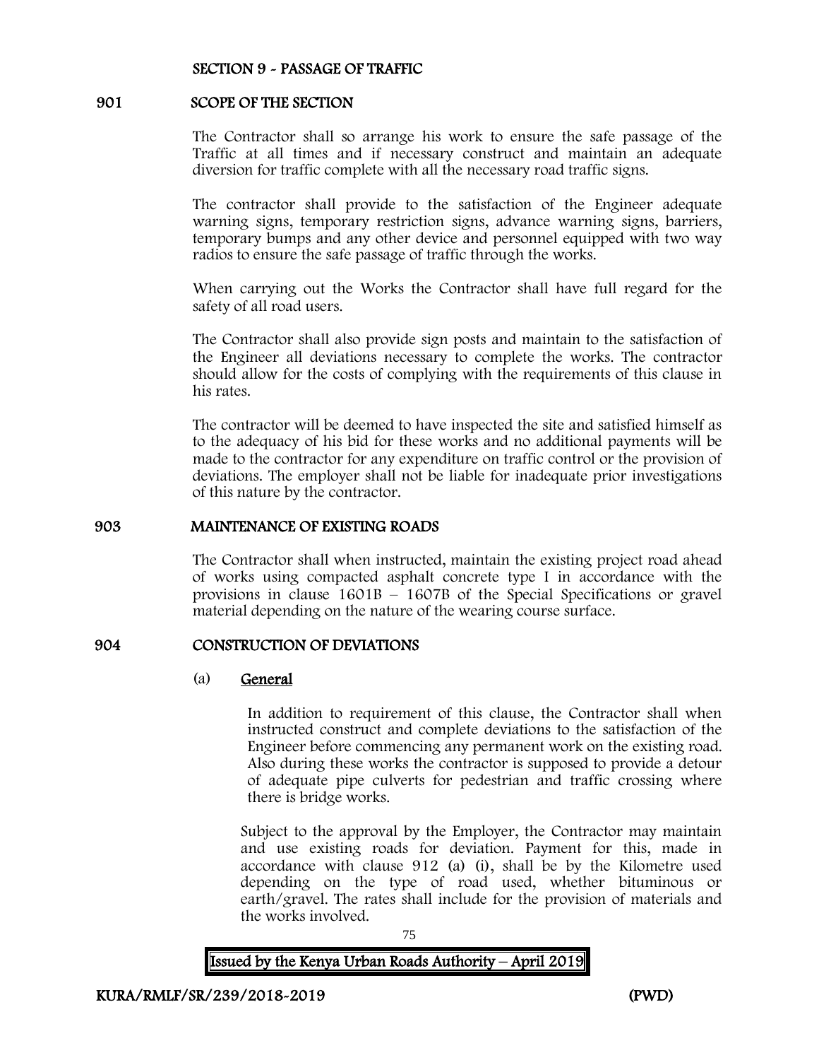## SECTION 9 - PASSAGE OF TRAFFIC

### 901 SCOPE OF THE SECTION

The Contractor shall so arrange his work to ensure the safe passage of the Traffic at all times and if necessary construct and maintain an adequate diversion for traffic complete with all the necessary road traffic signs.

The contractor shall provide to the satisfaction of the Engineer adequate warning signs, temporary restriction signs, advance warning signs, barriers, temporary bumps and any other device and personnel equipped with two way radios to ensure the safe passage of traffic through the works.

When carrying out the Works the Contractor shall have full regard for the safety of all road users.

The Contractor shall also provide sign posts and maintain to the satisfaction of the Engineer all deviations necessary to complete the works. The contractor should allow for the costs of complying with the requirements of this clause in his rates.

The contractor will be deemed to have inspected the site and satisfied himself as to the adequacy of his bid for these works and no additional payments will be made to the contractor for any expenditure on traffic control or the provision of deviations. The employer shall not be liable for inadequate prior investigations of this nature by the contractor.

### 903 MAINTENANCE OF EXISTING ROADS

The Contractor shall when instructed, maintain the existing project road ahead of works using compacted asphalt concrete type I in accordance with the provisions in clause 1601B – 1607B of the Special Specifications or gravel material depending on the nature of the wearing course surface.

### 904 CONSTRUCTION OF DEVIATIONS

(a) **General**

In addition to requirement of this clause, the Contractor shall when instructed construct and complete deviations to the satisfaction of the Engineer before commencing any permanent work on the existing road. Also during these works the contractor is supposed to provide a detour of adequate pipe culverts for pedestrian and traffic crossing where there is bridge works.

Subject to the approval by the Employer, the Contractor may maintain and use existing roads for deviation. Payment for this, made in accordance with clause 912 (a) (i), shall be by the Kilometre used depending on the type of road used, whether bituminous or earth/gravel. The rates shall include for the provision of materials and the works involved.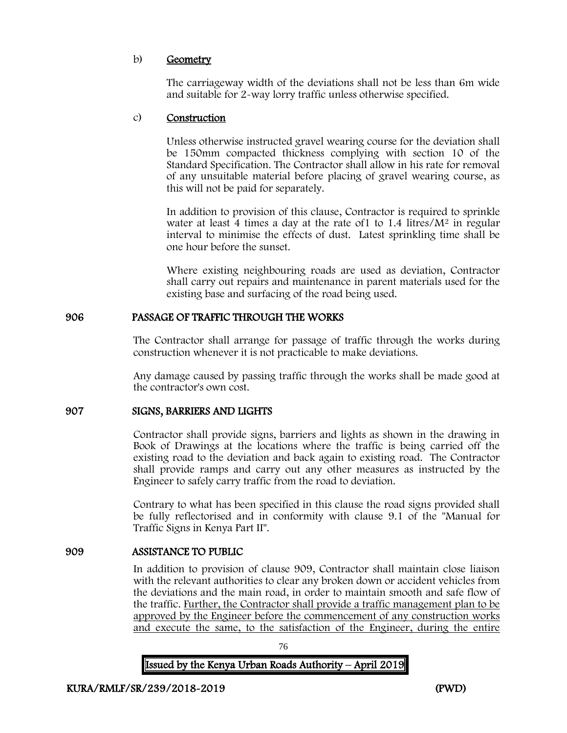b) **Geometry**

The carriageway width of the deviations shall not be less than 6m wide and suitable for 2-way lorry traffic unless otherwise specified.

c) **Construction**

Unless otherwise instructed gravel wearing course for the deviation shall be 150mm compacted thickness complying with section 10 of the Standard Specification. The Contractor shall allow in his rate for removal of any unsuitable material before placing of gravel wearing course, as this will not be paid for separately.

In addition to provision of this clause, Contractor is required to sprinkle water at least 4 times a day at the rate of1 to 1.4 litres/$M^2$ in regular interval to minimise the effects of dust. Latest sprinkling time shall be one hour before the sunset.

Where existing neighbouring roads are used as deviation, Contractor shall carry out repairs and maintenance in parent materials used for the existing base and surfacing of the road being used.

## 906 PASSAGE OF TRAFFIC THROUGH THE WORKS

The Contractor shall arrange for passage of traffic through the works during construction whenever it is not practicable to make deviations.

Any damage caused by passing traffic through the works shall be made good at the contractor's own cost.

## 907 SIGNS, BARRIERS AND LIGHTS

Contractor shall provide signs, barriers and lights as shown in the drawing in Book of Drawings at the locations where the traffic is being carried off the existing road to the deviation and back again to existing road. The Contractor shall provide ramps and carry out any other measures as instructed by the Engineer to safely carry traffic from the road to deviation.

Contrary to what has been specified in this clause the road signs provided shall be fully reflectorised and in conformity with clause 9.1 of the "Manual for Traffic Signs in Kenya Part II".

## 909 ASSISTANCE TO PUBLIC

In addition to provision of clause 909, Contractor shall maintain close liaison with the relevant authorities to clear any broken down or accident vehicles from the deviations and the main road, in order to maintain smooth and safe flow of the traffic. <u>Further, the Contractor shall provide a traffic management plan to be approved by the Engineer before the commencement of any construction works and execute the same, to the satisfaction of the Engineer, during the entire</u>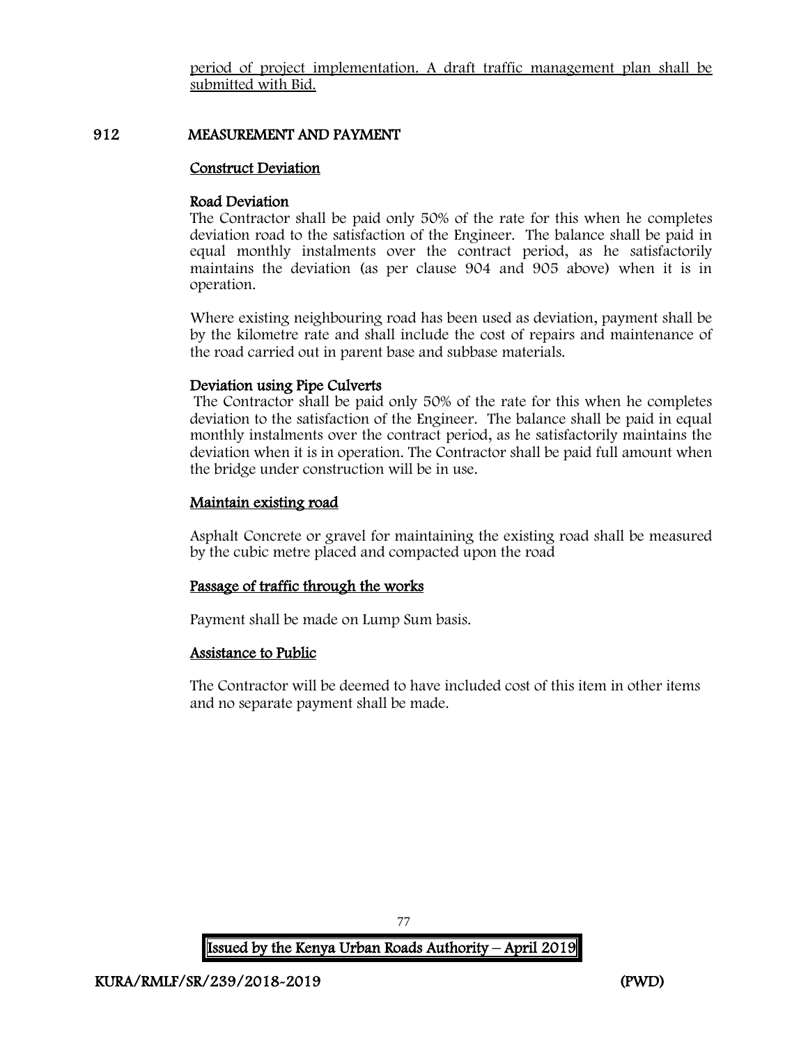period of project implementation. A draft traffic management plan shall be submitted with Bid.

## 912 MEASUREMENT AND PAYMENT

### Construct Deviation

#### Road Deviation

The Contractor shall be paid only 50% of the rate for this when he completes deviation road to the satisfaction of the Engineer. The balance shall be paid in equal monthly instalments over the contract period, as he satisfactorily maintains the deviation (as per clause 904 and 905 above) when it is in operation.

Where existing neighbouring road has been used as deviation, payment shall be by the kilometre rate and shall include the cost of repairs and maintenance of the road carried out in parent base and subbase materials.

#### Deviation using Pipe Culverts

The Contractor shall be paid only 50% of the rate for this when he completes deviation to the satisfaction of the Engineer. The balance shall be paid in equal monthly instalments over the contract period, as he satisfactorily maintains the deviation when it is in operation. The Contractor shall be paid full amount when the bridge under construction will be in use.

### Maintain existing road

Asphalt Concrete or gravel for maintaining the existing road shall be measured by the cubic metre placed and compacted upon the road

### Passage of traffic through the works

Payment shall be made on Lump Sum basis.

### Assistance to Public

The Contractor will be deemed to have included cost of this item in other items and no separate payment shall be made.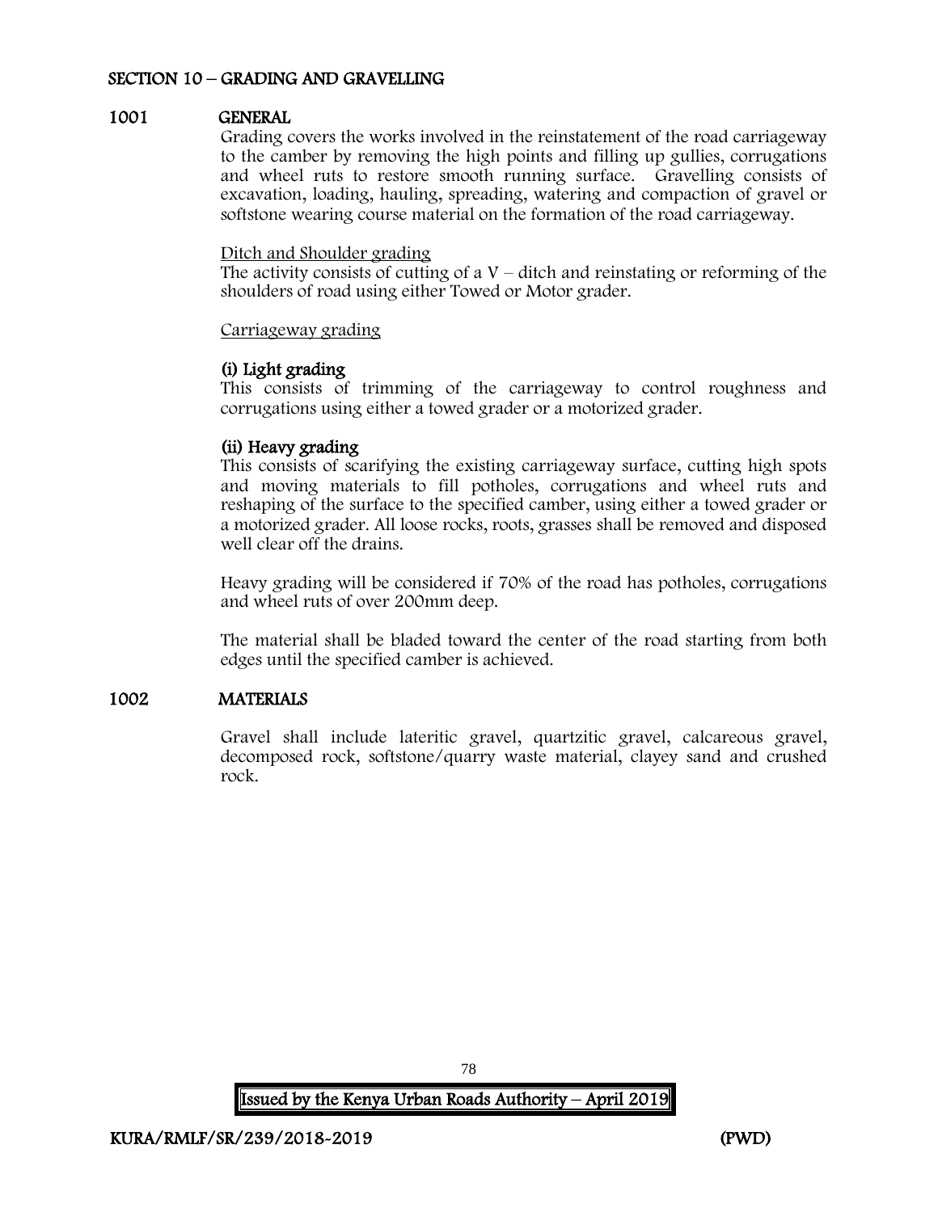## SECTION 10 – GRADING AND GRAVELLING

### 1001 GENERAL

Grading covers the works involved in the reinstatement of the road carriageway to the camber by removing the high points and filling up gullies, corrugations and wheel ruts to restore smooth running surface. Gravelling consists of excavation, loading, hauling, spreading, watering and compaction of gravel or softstone wearing course material on the formation of the road carriageway.

Ditch and Shoulder grading

The activity consists of cutting of a V – ditch and reinstating or reforming of the shoulders of road using either Towed or Motor grader.

Carriageway grading

**(i) Light grading**

This consists of trimming of the carriageway to control roughness and corrugations using either a towed grader or a motorized grader.

**(ii) Heavy grading**

This consists of scarifying the existing carriageway surface, cutting high spots and moving materials to fill potholes, corrugations and wheel ruts and reshaping of the surface to the specified camber, using either a towed grader or a motorized grader. All loose rocks, roots, grasses shall be removed and disposed well clear off the drains.

Heavy grading will be considered if 70% of the road has potholes, corrugations and wheel ruts of over 200mm deep.

The material shall be bladed toward the center of the road starting from both edges until the specified camber is achieved.

### 1002 MATERIALS

Gravel shall include lateritic gravel, quartzitic gravel, calcareous gravel, decomposed rock, softstone/quarry waste material, clayey sand and crushed rock.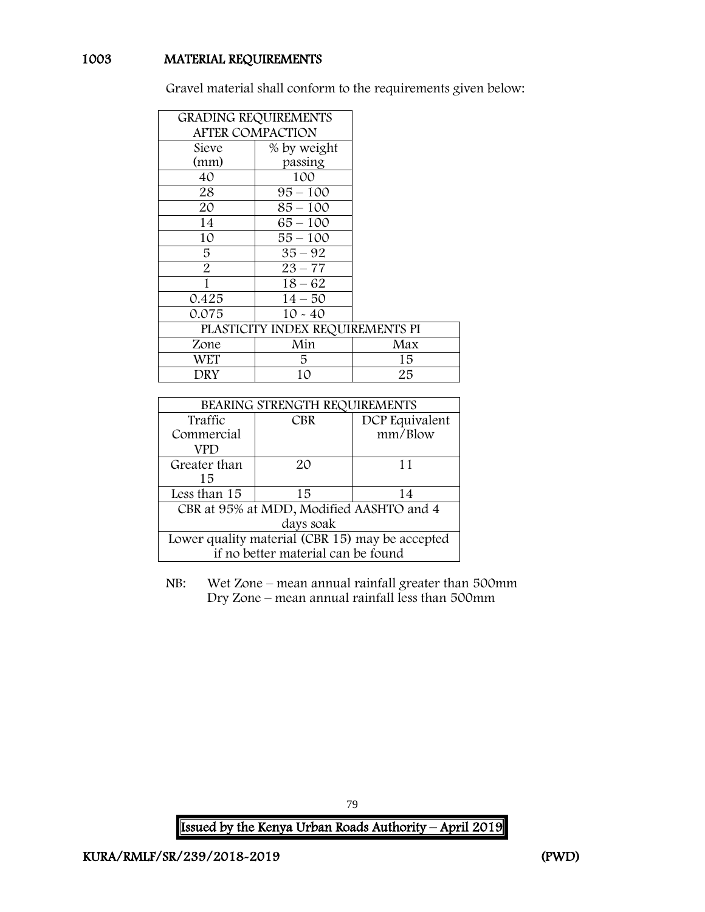## 1003 MATERIAL REQUIREMENTS

Gravel material shall conform to the requirements given below:

| GRADING REQUIREMENTS AFTER COMPACTION | | |
|---|---|---|
| Sieve (mm) | % by weight passing | |
| 40 | 100 | |
| 28 | 95 – 100 | |
| 20 | 85 – 100 | |
| 14 | 65 – 100 | |
| 10 | 55 – 100 | |
| 5 | 35 – 92 | |
| 2 | 23 – 77 | |
| 1 | 18 – 62 | |
| 0.425 | 14 – 50 | |
| 0.075 | 10 - 40 | |
| PLASTICITY INDEX REQUIREMENTS PI | | |
| Zone | Min | Max |
| WET | 5 | 15 |
| DRY | 10 | 25 |

| BEARING STRENGTH REQUIREMENTS | | |
|---|---|---|
| Traffic Commercial VPD | CBR | DCP Equivalent mm/Blow |
| Greater than 15 | 20 | 11 |
| Less than 15 | 15 | 14 |
| CBR at 95% at MDD, Modified AASHTO and 4 days soak | | |
| Lower quality material (CBR 15) may be accepted if no better material can be found | | |

NB: Wet Zone – mean annual rainfall greater than 500mm
Dry Zone – mean annual rainfall less than 500mm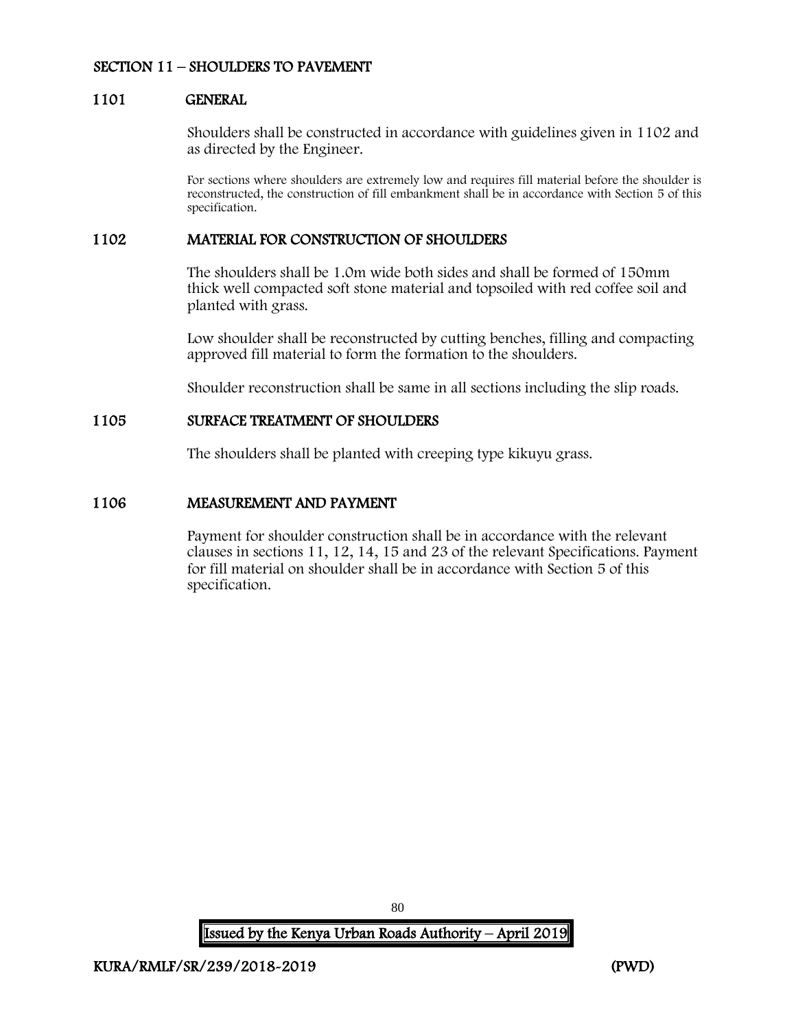## SECTION 11 – SHOULDERS TO PAVEMENT

### 1101 GENERAL

Shoulders shall be constructed in accordance with guidelines given in 1102 and as directed by the Engineer.

For sections where shoulders are extremely low and requires fill material before the shoulder is reconstructed, the construction of fill embankment shall be in accordance with Section 5 of this specification.

### 1102 MATERIAL FOR CONSTRUCTION OF SHOULDERS

The shoulders shall be 1.0m wide both sides and shall be formed of 150mm thick well compacted soft stone material and topsoiled with red coffee soil and planted with grass.

Low shoulder shall be reconstructed by cutting benches, filling and compacting approved fill material to form the formation to the shoulders.

Shoulder reconstruction shall be same in all sections including the slip roads.

### 1105 SURFACE TREATMENT OF SHOULDERS

The shoulders shall be planted with creeping type kikuyu grass.

### 1106 MEASUREMENT AND PAYMENT

Payment for shoulder construction shall be in accordance with the relevant clauses in sections 11, 12, 14, 15 and 23 of the relevant Specifications. Payment for fill material on shoulder shall be in accordance with Section 5 of this specification.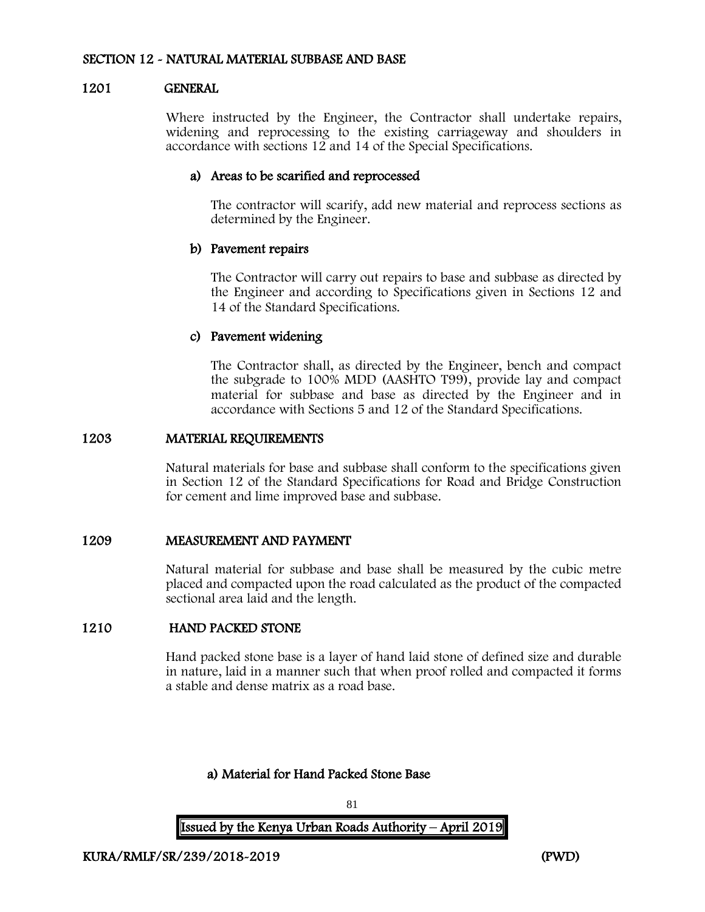## SECTION 12 - NATURAL MATERIAL SUBBASE AND BASE

### 1201 GENERAL

Where instructed by the Engineer, the Contractor shall undertake repairs, widening and reprocessing to the existing carriageway and shoulders in accordance with sections 12 and 14 of the Special Specifications.

**a) Areas to be scarified and reprocessed**

The contractor will scarify, add new material and reprocess sections as determined by the Engineer.

**b) Pavement repairs**

The Contractor will carry out repairs to base and subbase as directed by the Engineer and according to Specifications given in Sections 12 and 14 of the Standard Specifications.

**c) Pavement widening**

The Contractor shall, as directed by the Engineer, bench and compact the subgrade to 100% MDD (AASHTO T99), provide lay and compact material for subbase and base as directed by the Engineer and in accordance with Sections 5 and 12 of the Standard Specifications.

### 1203 MATERIAL REQUIREMENTS

Natural materials for base and subbase shall conform to the specifications given in Section 12 of the Standard Specifications for Road and Bridge Construction for cement and lime improved base and subbase.

### 1209 MEASUREMENT AND PAYMENT

Natural material for subbase and base shall be measured by the cubic metre placed and compacted upon the road calculated as the product of the compacted sectional area laid and the length.

### 1210 HAND PACKED STONE

Hand packed stone base is a layer of hand laid stone of defined size and durable in nature, laid in a manner such that when proof rolled and compacted it forms a stable and dense matrix as a road base.

**a) Material for Hand Packed Stone Base**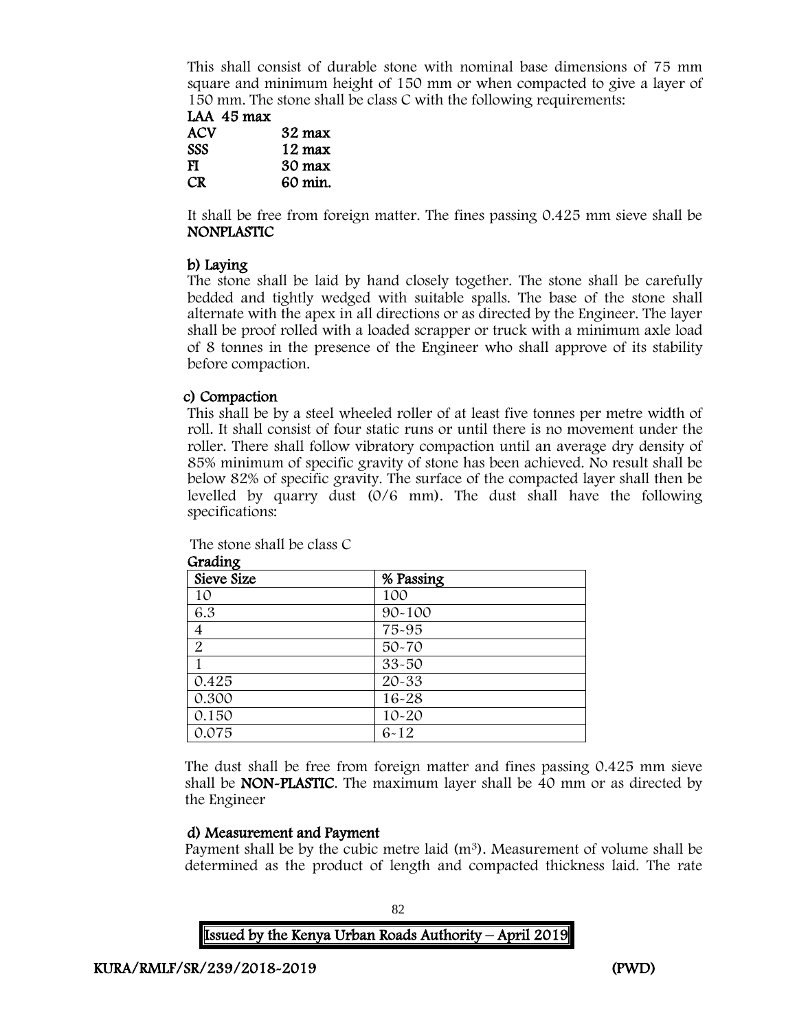This shall consist of durable stone with nominal base dimensions of 75 mm square and minimum height of 150 mm or when compacted to give a layer of 150 mm. The stone shall be class C with the following requirements:

**LAA 45 max**
**ACV 32 max**
**SSS 12 max**
**FI 30 max**
**CR 60 min.**

It shall be free from foreign matter. The fines passing 0.425 mm sieve shall be **NONPLASTIC**

**b) Laying**

The stone shall be laid by hand closely together. The stone shall be carefully bedded and tightly wedged with suitable spalls. The base of the stone shall alternate with the apex in all directions or as directed by the Engineer. The layer shall be proof rolled with a loaded scrapper or truck with a minimum axle load of 8 tonnes in the presence of the Engineer who shall approve of its stability before compaction.

**c) Compaction**

This shall be by a steel wheeled roller of at least five tonnes per metre width of roll. It shall consist of four static runs or until there is no movement under the roller. There shall follow vibratory compaction until an average dry density of 85% minimum of specific gravity of stone has been achieved. No result shall be below 82% of specific gravity. The surface of the compacted layer shall then be levelled by quarry dust (0/6 mm). The dust shall have the following specifications:

The stone shall be class C

**Grading**

| Sieve Size | % Passing |
|---|---|
| 10 | 100 |
| 6.3 | 90-100 |
| 4 | 75-95 |
| 2 | 50-70 |
| 1 | 33-50 |
| 0.425 | 20-33 |
| 0.300 | 16-28 |
| 0.150 | 10-20 |
| 0.075 | 6-12 |

The dust shall be free from foreign matter and fines passing 0.425 mm sieve shall be **NON-PLASTIC**. The maximum layer shall be 40 mm or as directed by the Engineer

**d) Measurement and Payment**

Payment shall be by the cubic metre laid ($m^3$). Measurement of volume shall be determined as the product of length and compacted thickness laid. The rate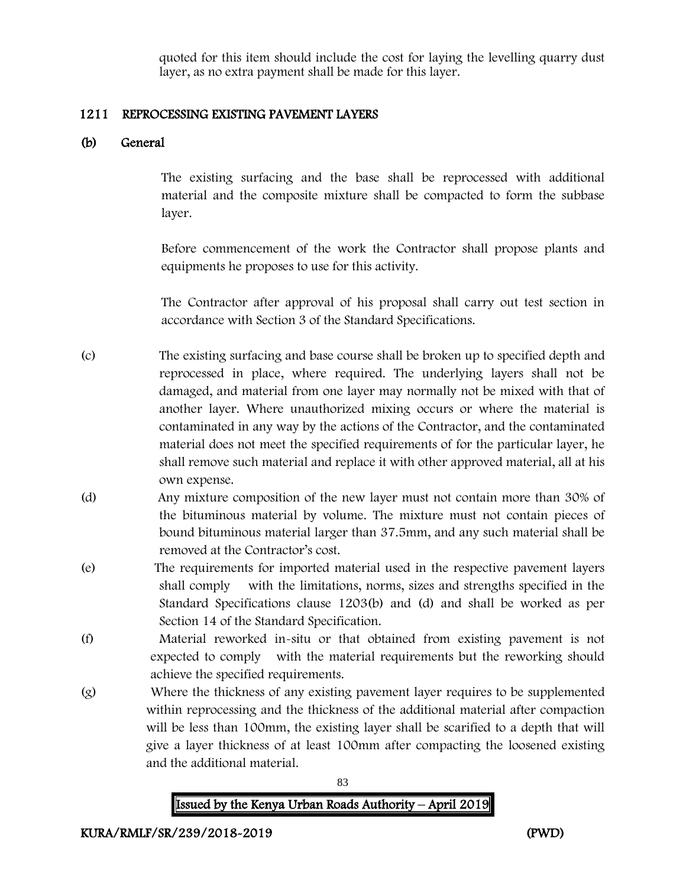quoted for this item should include the cost for laying the levelling quarry dust layer, as no extra payment shall be made for this layer.

## 1211 REPROCESSING EXISTING PAVEMENT LAYERS

### (b) General

The existing surfacing and the base shall be reprocessed with additional material and the composite mixture shall be compacted to form the subbase layer.

Before commencement of the work the Contractor shall propose plants and equipments he proposes to use for this activity.

The Contractor after approval of his proposal shall carry out test section in accordance with Section 3 of the Standard Specifications.

(c) The existing surfacing and base course shall be broken up to specified depth and reprocessed in place, where required. The underlying layers shall not be damaged, and material from one layer may normally not be mixed with that of another layer. Where unauthorized mixing occurs or where the material is contaminated in any way by the actions of the Contractor, and the contaminated material does not meet the specified requirements of for the particular layer, he shall remove such material and replace it with other approved material, all at his own expense.

(d) Any mixture composition of the new layer must not contain more than 30% of the bituminous material by volume. The mixture must not contain pieces of bound bituminous material larger than 37.5mm, and any such material shall be removed at the Contractor's cost.

(e) The requirements for imported material used in the respective pavement layers shall comply with the limitations, norms, sizes and strengths specified in the Standard Specifications clause 1203(b) and (d) and shall be worked as per Section 14 of the Standard Specification.

(f) Material reworked in-situ or that obtained from existing pavement is not expected to comply with the material requirements but the reworking should achieve the specified requirements.

(g) Where the thickness of any existing pavement layer requires to be supplemented within reprocessing and the thickness of the additional material after compaction will be less than 100mm, the existing layer shall be scarified to a depth that will give a layer thickness of at least 100mm after compacting the loosened existing and the additional material.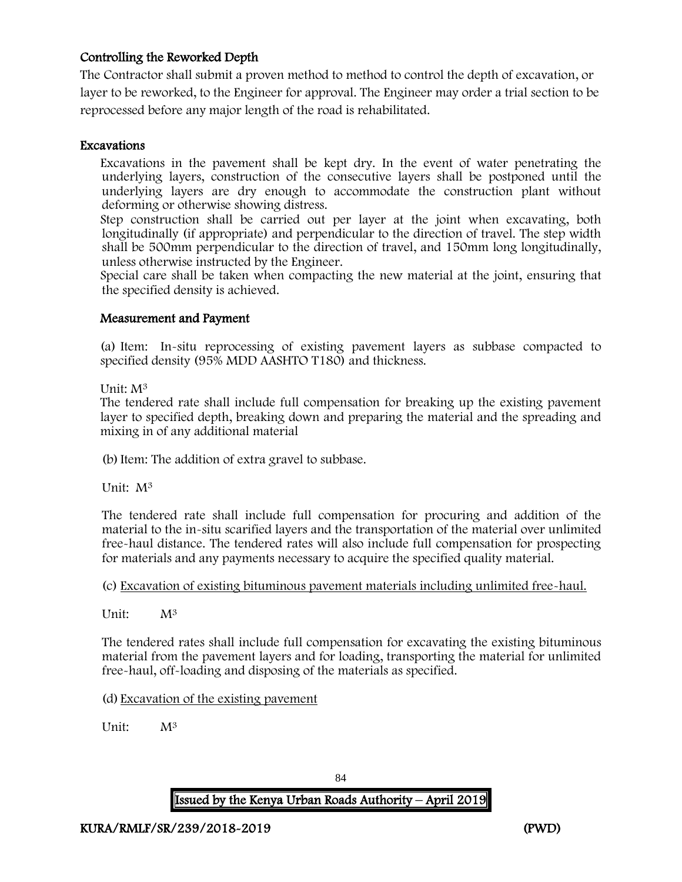### Controlling the Reworked Depth

The Contractor shall submit a proven method to method to control the depth of excavation, or layer to be reworked, to the Engineer for approval. The Engineer may order a trial section to be reprocessed before any major length of the road is rehabilitated.

### Excavations

Excavations in the pavement shall be kept dry. In the event of water penetrating the underlying layers, construction of the consecutive layers shall be postponed until the underlying layers are dry enough to accommodate the construction plant without deforming or otherwise showing distress.

Step construction shall be carried out per layer at the joint when excavating, both longitudinally (if appropriate) and perpendicular to the direction of travel. The step width shall be 500mm perpendicular to the direction of travel, and 150mm long longitudinally, unless otherwise instructed by the Engineer.

Special care shall be taken when compacting the new material at the joint, ensuring that the specified density is achieved.

### Measurement and Payment

(a) Item: In-situ reprocessing of existing pavement layers as subbase compacted to specified density (95% MDD AASHTO T180) and thickness.

Unit: $M^3$

The tendered rate shall include full compensation for breaking up the existing pavement layer to specified depth, breaking down and preparing the material and the spreading and mixing in of any additional material

(b) Item: The addition of extra gravel to subbase.

Unit: $M^3$

The tendered rate shall include full compensation for procuring and addition of the material to the in-situ scarified layers and the transportation of the material over unlimited free-haul distance. The tendered rates will also include full compensation for prospecting for materials and any payments necessary to acquire the specified quality material.

(c) Excavation of existing bituminous pavement materials including unlimited free-haul.

Unit: $M^3$

The tendered rates shall include full compensation for excavating the existing bituminous material from the pavement layers and for loading, transporting the material for unlimited free-haul, off-loading and disposing of the materials as specified.

(d) Excavation of the existing pavement

Unit: $M^3$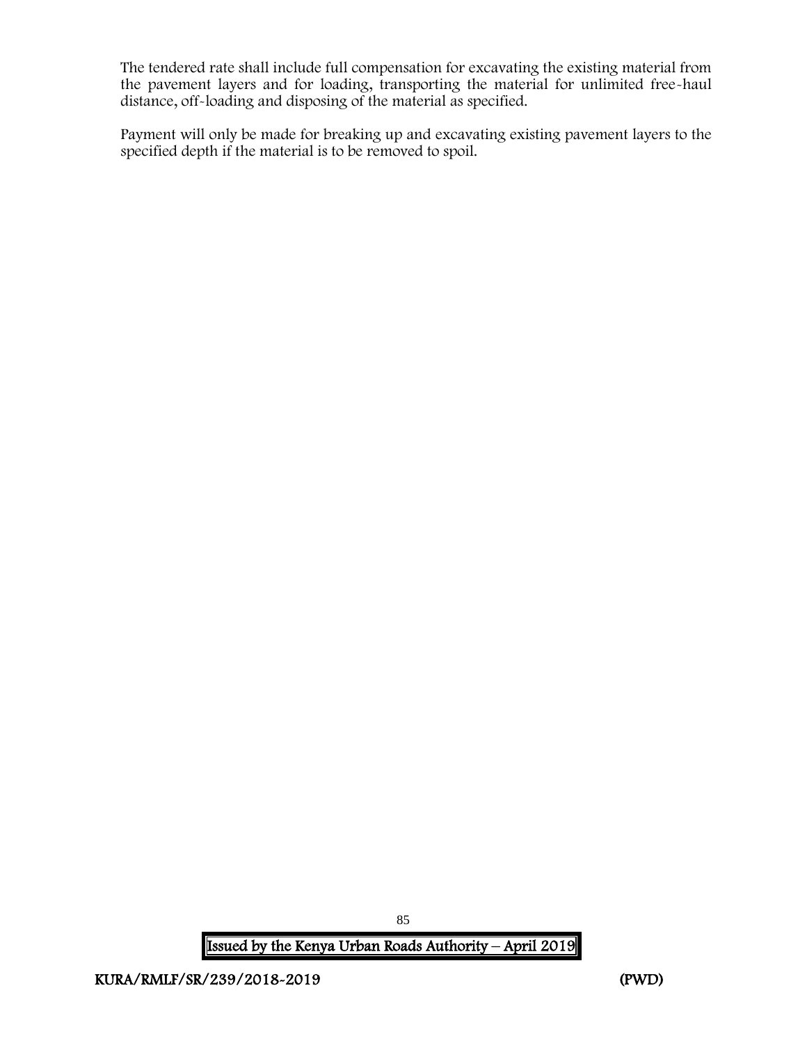The tendered rate shall include full compensation for excavating the existing material from the pavement layers and for loading, transporting the material for unlimited free-haul distance, off-loading and disposing of the material as specified.

Payment will only be made for breaking up and excavating existing pavement layers to the specified depth if the material is to be removed to spoil.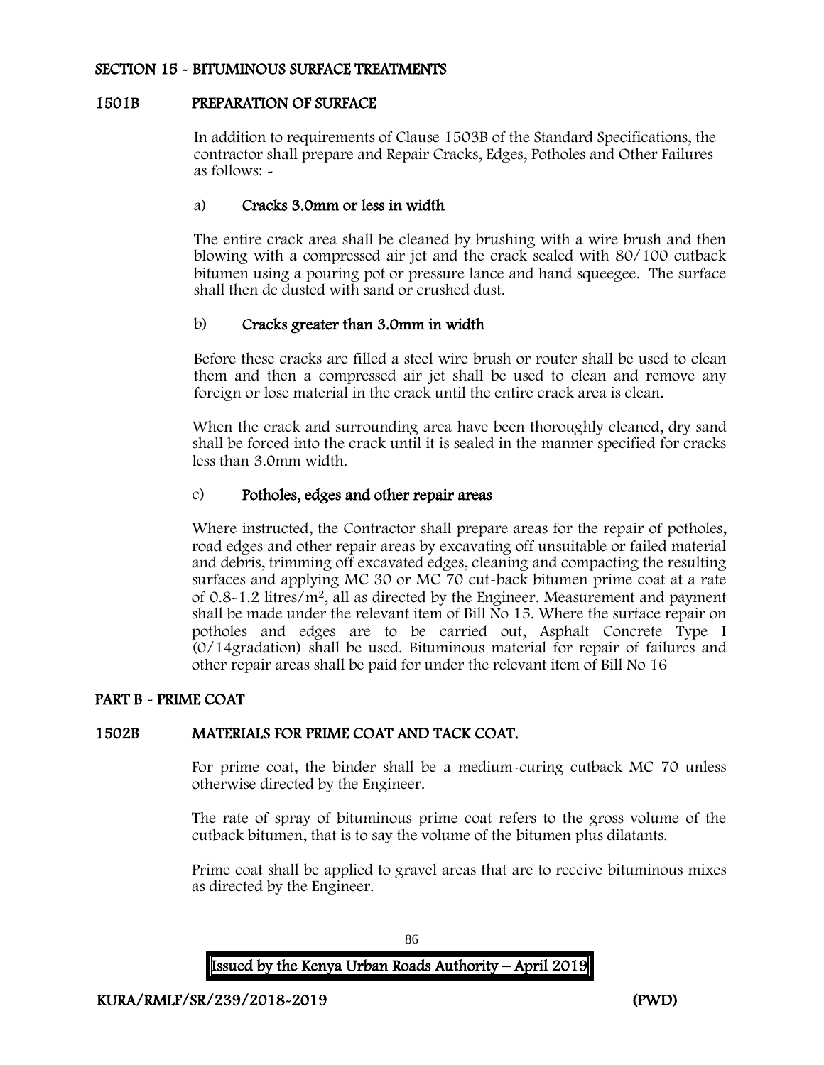## SECTION 15 - BITUMINOUS SURFACE TREATMENTS

### 1501B PREPARATION OF SURFACE

In addition to requirements of Clause 1503B of the Standard Specifications, the contractor shall prepare and Repair Cracks, Edges, Potholes and Other Failures as follows: -

a) **Cracks 3.0mm or less in width**

The entire crack area shall be cleaned by brushing with a wire brush and then blowing with a compressed air jet and the crack sealed with 80/100 cutback bitumen using a pouring pot or pressure lance and hand squeegee. The surface shall then de dusted with sand or crushed dust.

b) **Cracks greater than 3.0mm in width**

Before these cracks are filled a steel wire brush or router shall be used to clean them and then a compressed air jet shall be used to clean and remove any foreign or lose material in the crack until the entire crack area is clean.

When the crack and surrounding area have been thoroughly cleaned, dry sand shall be forced into the crack until it is sealed in the manner specified for cracks less than 3.0mm width.

c) **Potholes, edges and other repair areas**

Where instructed, the Contractor shall prepare areas for the repair of potholes, road edges and other repair areas by excavating off unsuitable or failed material and debris, trimming off excavated edges, cleaning and compacting the resulting surfaces and applying MC 30 or MC 70 cut-back bitumen prime coat at a rate of 0.8-1.2 litres/$m^2$, all as directed by the Engineer. Measurement and payment shall be made under the relevant item of Bill No 15. Where the surface repair on potholes and edges are to be carried out, Asphalt Concrete Type I (0/14gradation) shall be used. Bituminous material for repair of failures and other repair areas shall be paid for under the relevant item of Bill No 16

## PART B - PRIME COAT

### 1502B MATERIALS FOR PRIME COAT AND TACK COAT.

For prime coat, the binder shall be a medium-curing cutback MC 70 unless otherwise directed by the Engineer.

The rate of spray of bituminous prime coat refers to the gross volume of the cutback bitumen, that is to say the volume of the bitumen plus dilatants.

Prime coat shall be applied to gravel areas that are to receive bituminous mixes as directed by the Engineer.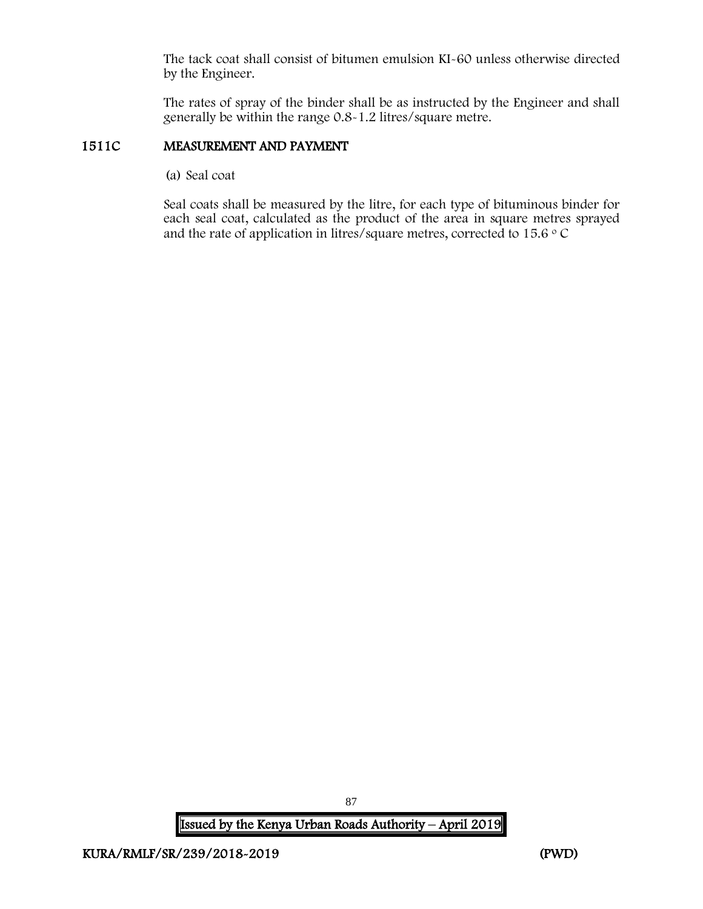The tack coat shall consist of bitumen emulsion KI-60 unless otherwise directed by the Engineer.

The rates of spray of the binder shall be as instructed by the Engineer and shall generally be within the range 0.8-1.2 litres/square metre.

## 1511C MEASUREMENT AND PAYMENT

(a) Seal coat

Seal coats shall be measured by the litre, for each type of bituminous binder for each seal coat, calculated as the product of the area in square metres sprayed and the rate of application in litres/square metres, corrected to 15.6 $^{\circ}$ C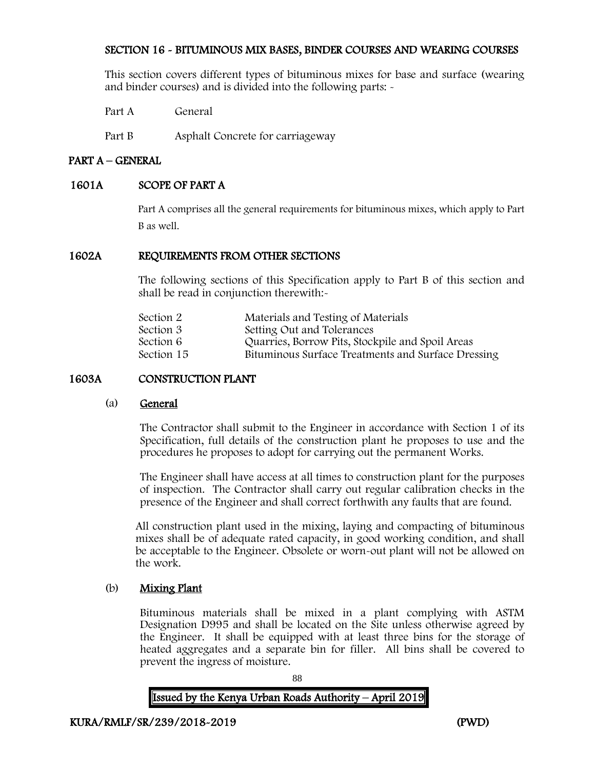## SECTION 16 - BITUMINOUS MIX BASES, BINDER COURSES AND WEARING COURSES

This section covers different types of bituminous mixes for base and surface (wearing and binder courses) and is divided into the following parts: -

Part A General

Part B Asphalt Concrete for carriageway

## PART A – GENERAL

### 1601A SCOPE OF PART A

Part A comprises all the general requirements for bituminous mixes, which apply to Part B as well.

### 1602A REQUIREMENTS FROM OTHER SECTIONS

The following sections of this Specification apply to Part B of this section and shall be read in conjunction therewith:-

| | |
|---|---|
| Section 2 | Materials and Testing of Materials |
| Section 3 | Setting Out and Tolerances |
| Section 6 | Quarries, Borrow Pits, Stockpile and Spoil Areas |
| Section 15 | Bituminous Surface Treatments and Surface Dressing |

### 1603A CONSTRUCTION PLANT

#### (a) General

The Contractor shall submit to the Engineer in accordance with Section 1 of its Specification, full details of the construction plant he proposes to use and the procedures he proposes to adopt for carrying out the permanent Works.

The Engineer shall have access at all times to construction plant for the purposes of inspection. The Contractor shall carry out regular calibration checks in the presence of the Engineer and shall correct forthwith any faults that are found.

All construction plant used in the mixing, laying and compacting of bituminous mixes shall be of adequate rated capacity, in good working condition, and shall be acceptable to the Engineer. Obsolete or worn-out plant will not be allowed on the work.

#### (b) Mixing Plant

Bituminous materials shall be mixed in a plant complying with ASTM Designation D995 and shall be located on the Site unless otherwise agreed by the Engineer. It shall be equipped with at least three bins for the storage of heated aggregates and a separate bin for filler. All bins shall be covered to prevent the ingress of moisture.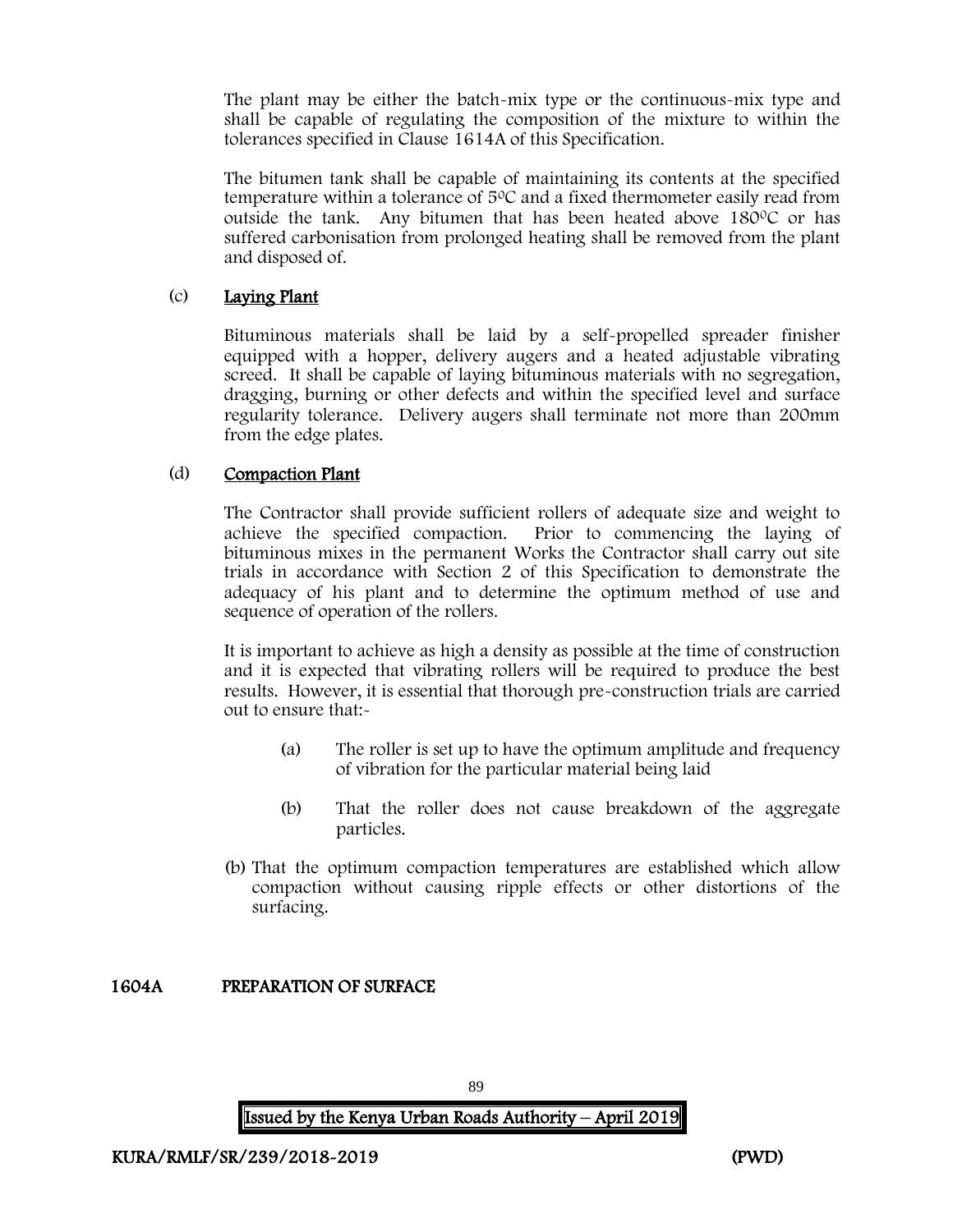The plant may be either the batch-mix type or the continuous-mix type and shall be capable of regulating the composition of the mixture to within the tolerances specified in Clause 1614A of this Specification.

The bitumen tank shall be capable of maintaining its contents at the specified temperature within a tolerance of 5$^0$C and a fixed thermometer easily read from outside the tank. Any bitumen that has been heated above 180$^0$C or has suffered carbonisation from prolonged heating shall be removed from the plant and disposed of.

(c) **Laying Plant**

Bituminous materials shall be laid by a self-propelled spreader finisher equipped with a hopper, delivery augers and a heated adjustable vibrating screed. It shall be capable of laying bituminous materials with no segregation, dragging, burning or other defects and within the specified level and surface regularity tolerance. Delivery augers shall terminate not more than 200mm from the edge plates.

(d) **Compaction Plant**

The Contractor shall provide sufficient rollers of adequate size and weight to achieve the specified compaction. Prior to commencing the laying of bituminous mixes in the permanent Works the Contractor shall carry out site trials in accordance with Section 2 of this Specification to demonstrate the adequacy of his plant and to determine the optimum method of use and sequence of operation of the rollers.

It is important to achieve as high a density as possible at the time of construction and it is expected that vibrating rollers will be required to produce the best results. However, it is essential that thorough pre-construction trials are carried out to ensure that:-

(a) The roller is set up to have the optimum amplitude and frequency of vibration for the particular material being laid

(b) That the roller does not cause breakdown of the aggregate particles.

(b) That the optimum compaction temperatures are established which allow compaction without causing ripple effects or other distortions of the surfacing.

## 1604A PREPARATION OF SURFACE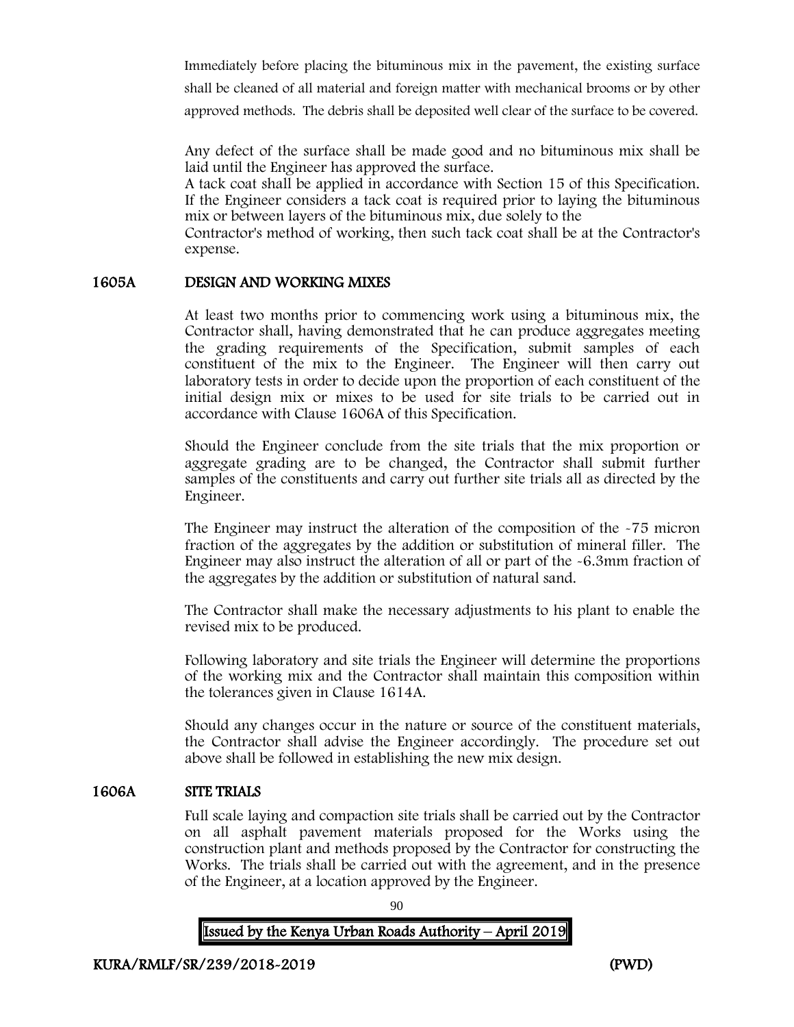Immediately before placing the bituminous mix in the pavement, the existing surface shall be cleaned of all material and foreign matter with mechanical brooms or by other approved methods. The debris shall be deposited well clear of the surface to be covered.

Any defect of the surface shall be made good and no bituminous mix shall be laid until the Engineer has approved the surface.
A tack coat shall be applied in accordance with Section 15 of this Specification. If the Engineer considers a tack coat is required prior to laying the bituminous mix or between layers of the bituminous mix, due solely to the
Contractor's method of working, then such tack coat shall be at the Contractor's expense.

## 1605A DESIGN AND WORKING MIXES

At least two months prior to commencing work using a bituminous mix, the Contractor shall, having demonstrated that he can produce aggregates meeting the grading requirements of the Specification, submit samples of each constituent of the mix to the Engineer. The Engineer will then carry out laboratory tests in order to decide upon the proportion of each constituent of the initial design mix or mixes to be used for site trials to be carried out in accordance with Clause 1606A of this Specification.

Should the Engineer conclude from the site trials that the mix proportion or aggregate grading are to be changed, the Contractor shall submit further samples of the constituents and carry out further site trials all as directed by the Engineer.

The Engineer may instruct the alteration of the composition of the -75 micron fraction of the aggregates by the addition or substitution of mineral filler. The Engineer may also instruct the alteration of all or part of the -6.3mm fraction of the aggregates by the addition or substitution of natural sand.

The Contractor shall make the necessary adjustments to his plant to enable the revised mix to be produced.

Following laboratory and site trials the Engineer will determine the proportions of the working mix and the Contractor shall maintain this composition within the tolerances given in Clause 1614A.

Should any changes occur in the nature or source of the constituent materials, the Contractor shall advise the Engineer accordingly. The procedure set out above shall be followed in establishing the new mix design.

## 1606A SITE TRIALS

Full scale laying and compaction site trials shall be carried out by the Contractor on all asphalt pavement materials proposed for the Works using the construction plant and methods proposed by the Contractor for constructing the Works. The trials shall be carried out with the agreement, and in the presence of the Engineer, at a location approved by the Engineer.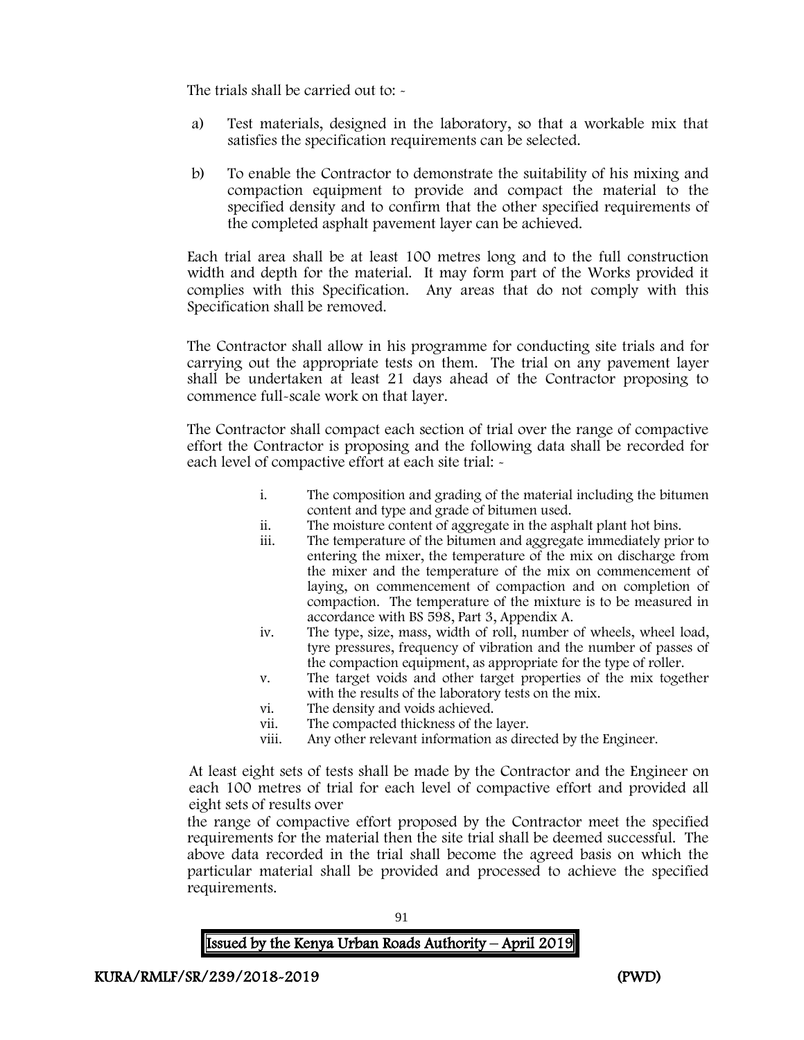The trials shall be carried out to: -

a) Test materials, designed in the laboratory, so that a workable mix that satisfies the specification requirements can be selected.

b) To enable the Contractor to demonstrate the suitability of his mixing and compaction equipment to provide and compact the material to the specified density and to confirm that the other specified requirements of the completed asphalt pavement layer can be achieved.

Each trial area shall be at least 100 metres long and to the full construction width and depth for the material. It may form part of the Works provided it complies with this Specification. Any areas that do not comply with this Specification shall be removed.

The Contractor shall allow in his programme for conducting site trials and for carrying out the appropriate tests on them. The trial on any pavement layer shall be undertaken at least 21 days ahead of the Contractor proposing to commence full-scale work on that layer.

The Contractor shall compact each section of trial over the range of compactive effort the Contractor is proposing and the following data shall be recorded for each level of compactive effort at each site trial: -

i. The composition and grading of the material including the bitumen content and type and grade of bitumen used.
ii. The moisture content of aggregate in the asphalt plant hot bins.
iii. The temperature of the bitumen and aggregate immediately prior to entering the mixer, the temperature of the mix on discharge from the mixer and the temperature of the mix on commencement of laying, on commencement of compaction and on completion of compaction. The temperature of the mixture is to be measured in accordance with BS 598, Part 3, Appendix A.
iv. The type, size, mass, width of roll, number of wheels, wheel load, tyre pressures, frequency of vibration and the number of passes of the compaction equipment, as appropriate for the type of roller.
v. The target voids and other target properties of the mix together with the results of the laboratory tests on the mix.
vi. The density and voids achieved.
vii. The compacted thickness of the layer.
viii. Any other relevant information as directed by the Engineer.

At least eight sets of tests shall be made by the Contractor and the Engineer on each 100 metres of trial for each level of compactive effort and provided all eight sets of results over the range of compactive effort proposed by the Contractor meet the specified requirements for the material then the site trial shall be deemed successful. The above data recorded in the trial shall become the agreed basis on which the particular material shall be provided and processed to achieve the specified requirements.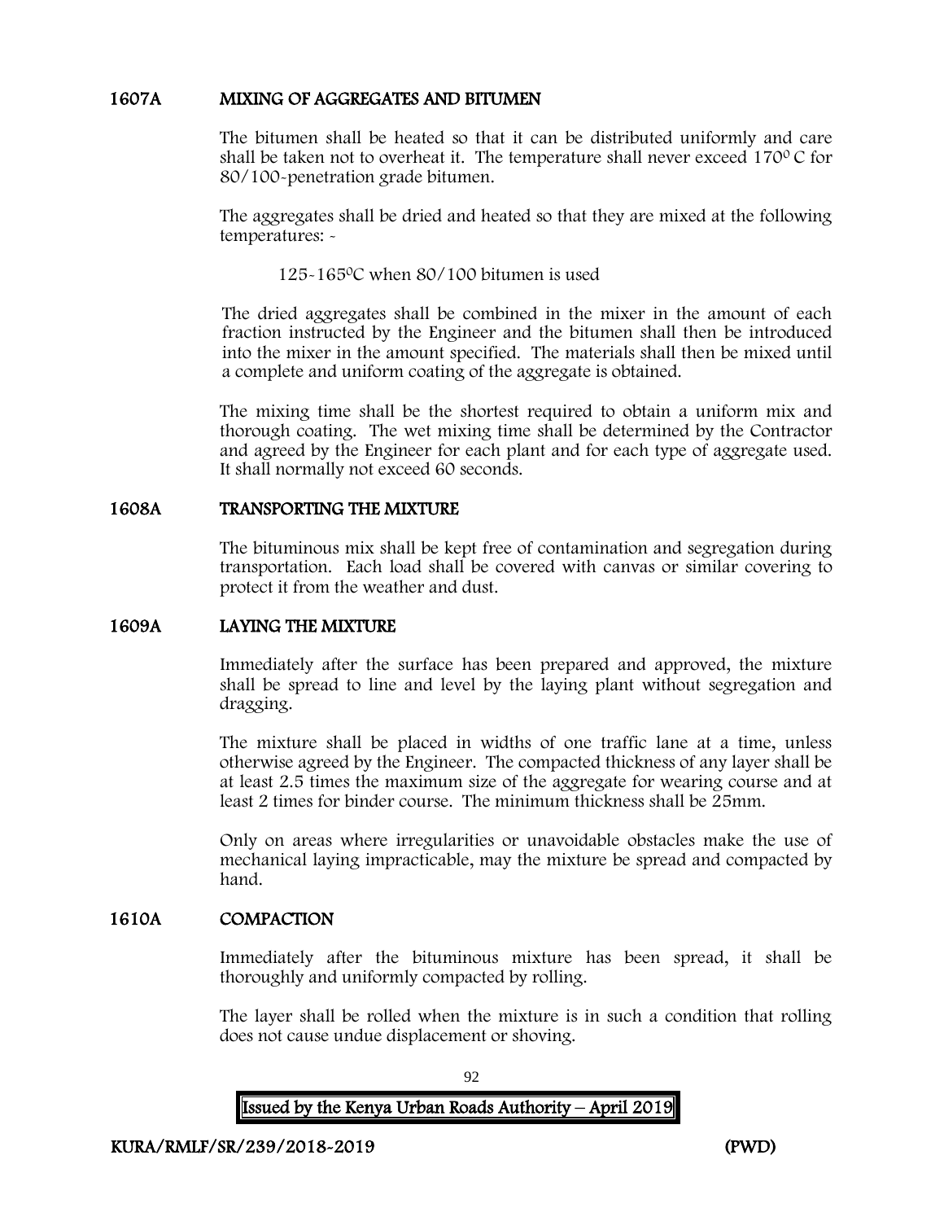## 1607A MIXING OF AGGREGATES AND BITUMEN

The bitumen shall be heated so that it can be distributed uniformly and care shall be taken not to overheat it. The temperature shall never exceed 170$^{0}$ C for 80/100-penetration grade bitumen.

The aggregates shall be dried and heated so that they are mixed at the following temperatures: -

125-165$^{0}$C when 80/100 bitumen is used

The dried aggregates shall be combined in the mixer in the amount of each fraction instructed by the Engineer and the bitumen shall then be introduced into the mixer in the amount specified. The materials shall then be mixed until a complete and uniform coating of the aggregate is obtained.

The mixing time shall be the shortest required to obtain a uniform mix and thorough coating. The wet mixing time shall be determined by the Contractor and agreed by the Engineer for each plant and for each type of aggregate used. It shall normally not exceed 60 seconds.

## 1608A TRANSPORTING THE MIXTURE

The bituminous mix shall be kept free of contamination and segregation during transportation. Each load shall be covered with canvas or similar covering to protect it from the weather and dust.

## 1609A LAYING THE MIXTURE

Immediately after the surface has been prepared and approved, the mixture shall be spread to line and level by the laying plant without segregation and dragging.

The mixture shall be placed in widths of one traffic lane at a time, unless otherwise agreed by the Engineer. The compacted thickness of any layer shall be at least 2.5 times the maximum size of the aggregate for wearing course and at least 2 times for binder course. The minimum thickness shall be 25mm.

Only on areas where irregularities or unavoidable obstacles make the use of mechanical laying impracticable, may the mixture be spread and compacted by hand.

## 1610A COMPACTION

Immediately after the bituminous mixture has been spread, it shall be thoroughly and uniformly compacted by rolling.

The layer shall be rolled when the mixture is in such a condition that rolling does not cause undue displacement or shoving.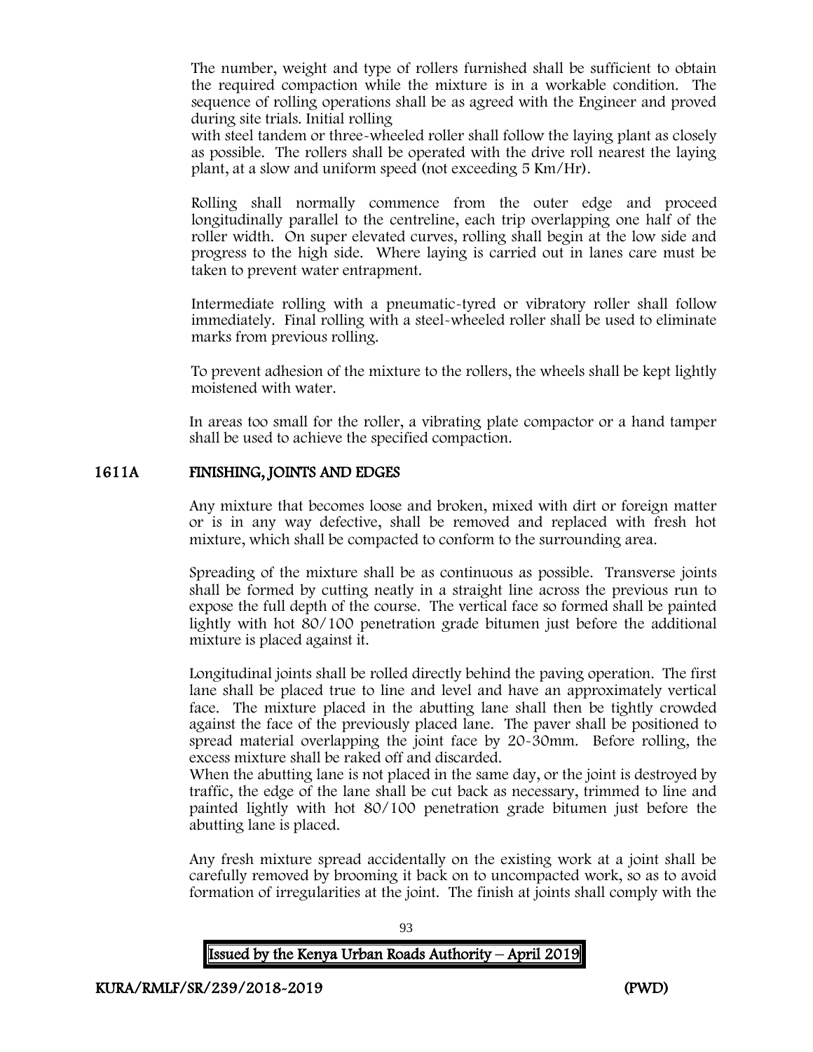The number, weight and type of rollers furnished shall be sufficient to obtain the required compaction while the mixture is in a workable condition. The sequence of rolling operations shall be as agreed with the Engineer and proved during site trials. Initial rolling with steel tandem or three-wheeled roller shall follow the laying plant as closely as possible. The rollers shall be operated with the drive roll nearest the laying plant, at a slow and uniform speed (not exceeding 5 Km/Hr).

Rolling shall normally commence from the outer edge and proceed longitudinally parallel to the centreline, each trip overlapping one half of the roller width. On super elevated curves, rolling shall begin at the low side and progress to the high side. Where laying is carried out in lanes care must be taken to prevent water entrapment.

Intermediate rolling with a pneumatic-tyred or vibratory roller shall follow immediately. Final rolling with a steel-wheeled roller shall be used to eliminate marks from previous rolling.

To prevent adhesion of the mixture to the rollers, the wheels shall be kept lightly moistened with water.

In areas too small for the roller, a vibrating plate compactor or a hand tamper shall be used to achieve the specified compaction.

## 1611A FINISHING, JOINTS AND EDGES

Any mixture that becomes loose and broken, mixed with dirt or foreign matter or is in any way defective, shall be removed and replaced with fresh hot mixture, which shall be compacted to conform to the surrounding area.

Spreading of the mixture shall be as continuous as possible. Transverse joints shall be formed by cutting neatly in a straight line across the previous run to expose the full depth of the course. The vertical face so formed shall be painted lightly with hot 80/100 penetration grade bitumen just before the additional mixture is placed against it.

Longitudinal joints shall be rolled directly behind the paving operation. The first lane shall be placed true to line and level and have an approximately vertical face. The mixture placed in the abutting lane shall then be tightly crowded against the face of the previously placed lane. The paver shall be positioned to spread material overlapping the joint face by 20-30mm. Before rolling, the excess mixture shall be raked off and discarded.
When the abutting lane is not placed in the same day, or the joint is destroyed by traffic, the edge of the lane shall be cut back as necessary, trimmed to line and painted lightly with hot 80/100 penetration grade bitumen just before the abutting lane is placed.

Any fresh mixture spread accidentally on the existing work at a joint shall be carefully removed by brooming it back on to uncompacted work, so as to avoid formation of irregularities at the joint. The finish at joints shall comply with the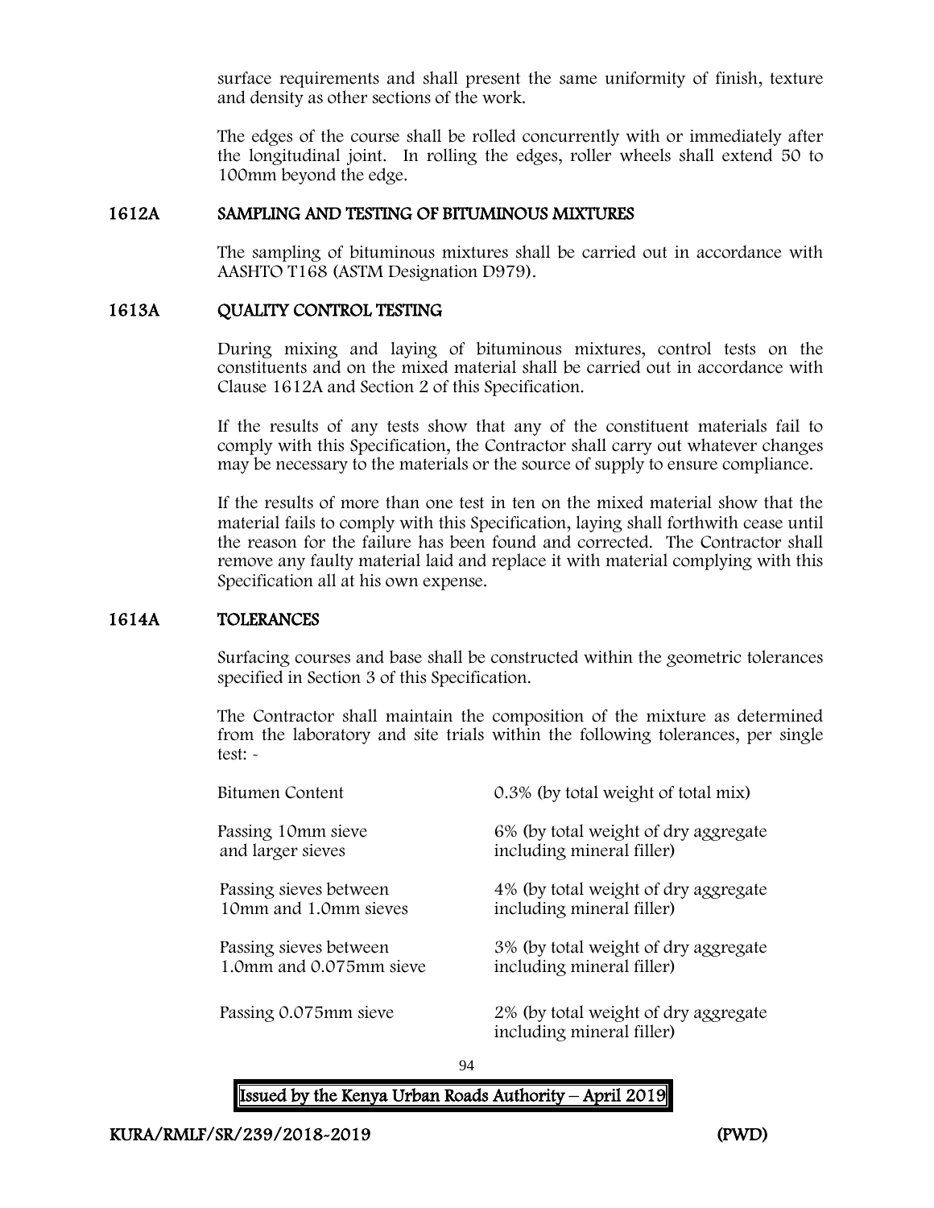surface requirements and shall present the same uniformity of finish, texture and density as other sections of the work.

The edges of the course shall be rolled concurrently with or immediately after the longitudinal joint. In rolling the edges, roller wheels shall extend 50 to 100mm beyond the edge.

## 1612A SAMPLING AND TESTING OF BITUMINOUS MIXTURES

The sampling of bituminous mixtures shall be carried out in accordance with AASHTO T168 (ASTM Designation D979).

## 1613A QUALITY CONTROL TESTING

During mixing and laying of bituminous mixtures, control tests on the constituents and on the mixed material shall be carried out in accordance with Clause 1612A and Section 2 of this Specification.

If the results of any tests show that any of the constituent materials fail to comply with this Specification, the Contractor shall carry out whatever changes may be necessary to the materials or the source of supply to ensure compliance.

If the results of more than one test in ten on the mixed material show that the material fails to comply with this Specification, laying shall forthwith cease until the reason for the failure has been found and corrected. The Contractor shall remove any faulty material laid and replace it with material complying with this Specification all at his own expense.

## 1614A TOLERANCES

Surfacing courses and base shall be constructed within the geometric tolerances specified in Section 3 of this Specification.

The Contractor shall maintain the composition of the mixture as determined from the laboratory and site trials within the following tolerances, per single test: -

| | |
|---|---|
| Bitumen Content | 0.3% (by total weight of total mix) |
| Passing 10mm sieve and larger sieves | 6% (by total weight of dry aggregate including mineral filler) |
| Passing sieves between 10mm and 1.0mm sieves | 4% (by total weight of dry aggregate including mineral filler) |
| Passing sieves between 1.0mm and 0.075mm sieve | 3% (by total weight of dry aggregate including mineral filler) |
| Passing 0.075mm sieve | 2% (by total weight of dry aggregate including mineral filler) |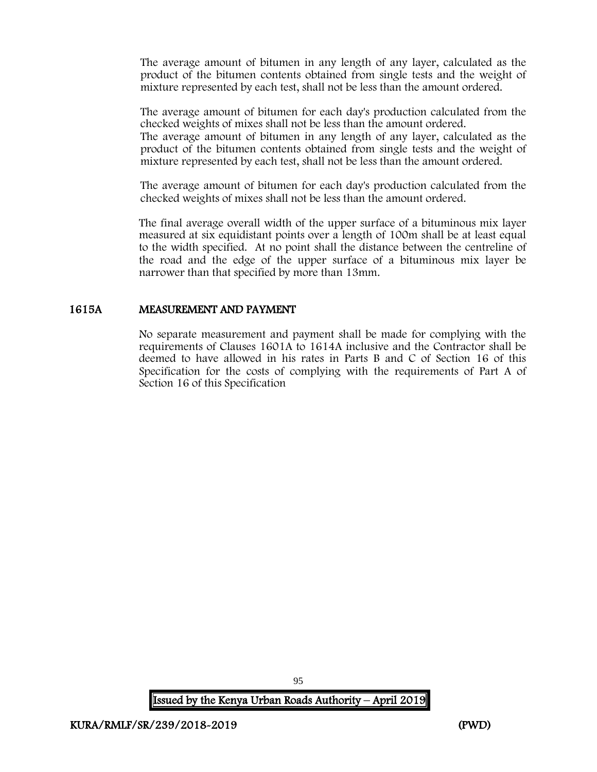The average amount of bitumen in any length of any layer, calculated as the product of the bitumen contents obtained from single tests and the weight of mixture represented by each test, shall not be less than the amount ordered.

The average amount of bitumen for each day's production calculated from the checked weights of mixes shall not be less than the amount ordered.
The average amount of bitumen in any length of any layer, calculated as the product of the bitumen contents obtained from single tests and the weight of mixture represented by each test, shall not be less than the amount ordered.

The average amount of bitumen for each day's production calculated from the checked weights of mixes shall not be less than the amount ordered.

The final average overall width of the upper surface of a bituminous mix layer measured at six equidistant points over a length of 100m shall be at least equal to the width specified. At no point shall the distance between the centreline of the road and the edge of the upper surface of a bituminous mix layer be narrower than that specified by more than 13mm.

## 1615A MEASUREMENT AND PAYMENT

No separate measurement and payment shall be made for complying with the requirements of Clauses 1601A to 1614A inclusive and the Contractor shall be deemed to have allowed in his rates in Parts B and C of Section 16 of this Specification for the costs of complying with the requirements of Part A of Section 16 of this Specification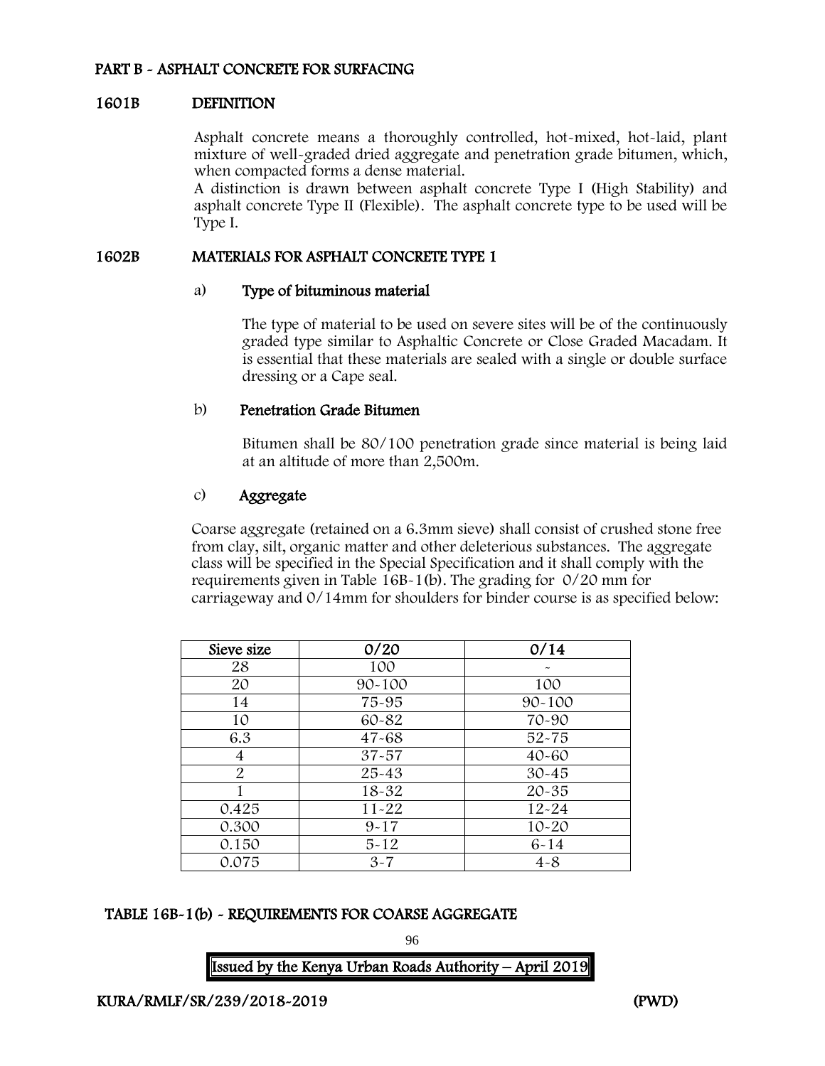## PART B - ASPHALT CONCRETE FOR SURFACING

### 1601B DEFINITION

Asphalt concrete means a thoroughly controlled, hot-mixed, hot-laid, plant mixture of well-graded dried aggregate and penetration grade bitumen, which, when compacted forms a dense material.

A distinction is drawn between asphalt concrete Type I (High Stability) and asphalt concrete Type II (Flexible). The asphalt concrete type to be used will be Type I.

### 1602B MATERIALS FOR ASPHALT CONCRETE TYPE 1

#### a) Type of bituminous material

The type of material to be used on severe sites will be of the continuously graded type similar to Asphaltic Concrete or Close Graded Macadam. It is essential that these materials are sealed with a single or double surface dressing or a Cape seal.

#### b) Penetration Grade Bitumen

Bitumen shall be 80/100 penetration grade since material is being laid at an altitude of more than 2,500m.

#### c) Aggregate

Coarse aggregate (retained on a 6.3mm sieve) shall consist of crushed stone free from clay, silt, organic matter and other deleterious substances. The aggregate class will be specified in the Special Specification and it shall comply with the requirements given in Table 16B-1(b). The grading for 0/20 mm for carriageway and 0/14mm for shoulders for binder course is as specified below:

| Sieve size | 0/20 | 0/14 |
|---|---|---|
| 28 | 100 | - |
| 20 | 90-100 | 100 |
| 14 | 75-95 | 90-100 |
| 10 | 60-82 | 70-90 |
| 6.3 | 47-68 | 52-75 |
| 4 | 37-57 | 40-60 |
| 2 | 25-43 | 30-45 |
| 1 | 18-32 | 20-35 |
| 0.425 | 11-22 | 12-24 |
| 0.300 | 9-17 | 10-20 |
| 0.150 | 5-12 | 6-14 |
| 0.075 | 3-7 | 4-8 |

**TABLE 16B-1(b) - REQUIREMENTS FOR COARSE AGGREGATE**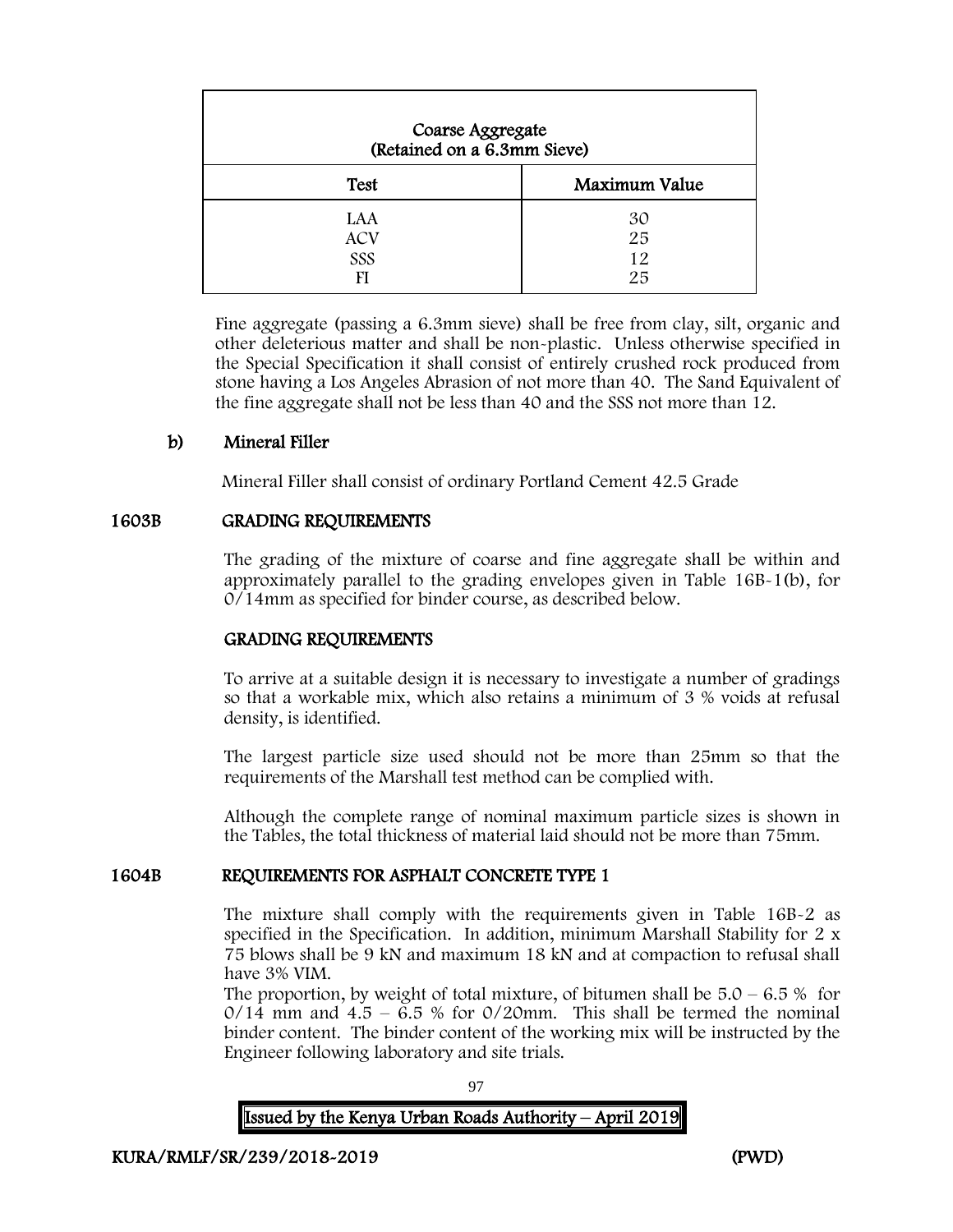| Coarse Aggregate (Retained on a 6.3mm Sieve) | |
| --- | --- |
| **Test** | **Maximum Value** |
| LAA | 30 |
| ACV | 25 |
| SSS | 12 |
| FI | 25 |

Fine aggregate (passing a 6.3mm sieve) shall be free from clay, silt, organic and other deleterious matter and shall be non-plastic. Unless otherwise specified in the Special Specification it shall consist of entirely crushed rock produced from stone having a Los Angeles Abrasion of not more than 40. The Sand Equivalent of the fine aggregate shall not be less than 40 and the SSS not more than 12.

**b) Mineral Filler**

Mineral Filler shall consist of ordinary Portland Cement 42.5 Grade

## 1603B GRADING REQUIREMENTS

The grading of the mixture of coarse and fine aggregate shall be within and approximately parallel to the grading envelopes given in Table 16B-1(b), for 0/14mm as specified for binder course, as described below.

**GRADING REQUIREMENTS**

To arrive at a suitable design it is necessary to investigate a number of gradings so that a workable mix, which also retains a minimum of 3 % voids at refusal density, is identified.

The largest particle size used should not be more than 25mm so that the requirements of the Marshall test method can be complied with.

Although the complete range of nominal maximum particle sizes is shown in the Tables, the total thickness of material laid should not be more than 75mm.

## 1604B REQUIREMENTS FOR ASPHALT CONCRETE TYPE 1

The mixture shall comply with the requirements given in Table 16B-2 as specified in the Specification. In addition, minimum Marshall Stability for 2 x 75 blows shall be 9 kN and maximum 18 kN and at compaction to refusal shall have 3% VIM.

The proportion, by weight of total mixture, of bitumen shall be 5.0 – 6.5 % for 0/14 mm and 4.5 – 6.5 % for 0/20mm. This shall be termed the nominal binder content. The binder content of the working mix will be instructed by the Engineer following laboratory and site trials.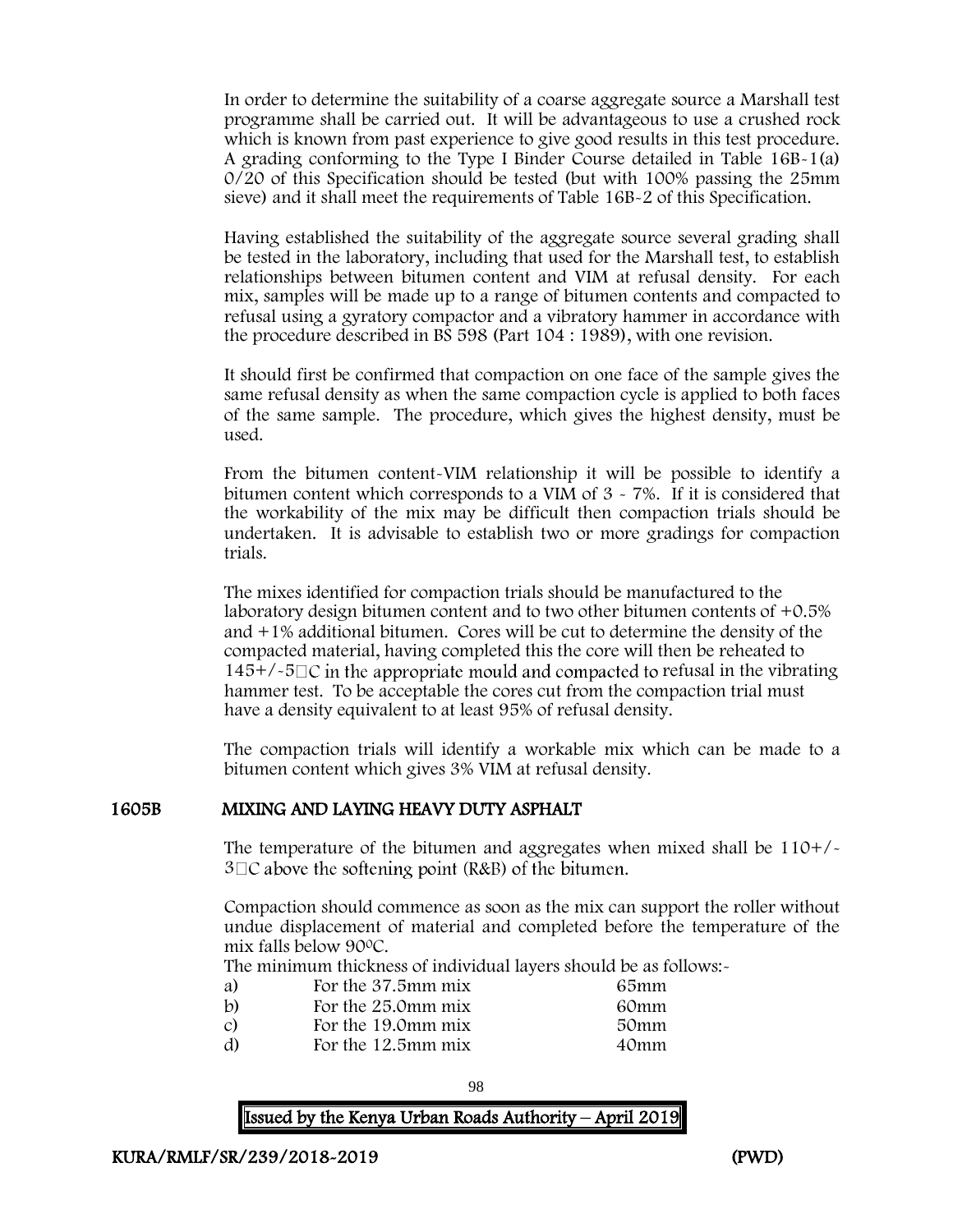In order to determine the suitability of a coarse aggregate source a Marshall test programme shall be carried out. It will be advantageous to use a crushed rock which is known from past experience to give good results in this test procedure. A grading conforming to the Type I Binder Course detailed in Table 16B-1(a) 0/20 of this Specification should be tested (but with 100% passing the 25mm sieve) and it shall meet the requirements of Table 16B-2 of this Specification.

Having established the suitability of the aggregate source several grading shall be tested in the laboratory, including that used for the Marshall test, to establish relationships between bitumen content and VIM at refusal density. For each mix, samples will be made up to a range of bitumen contents and compacted to refusal using a gyratory compactor and a vibratory hammer in accordance with the procedure described in BS 598 (Part 104 : 1989), with one revision.

It should first be confirmed that compaction on one face of the sample gives the same refusal density as when the same compaction cycle is applied to both faces of the same sample. The procedure, which gives the highest density, must be used.

From the bitumen content-VIM relationship it will be possible to identify a bitumen content which corresponds to a VIM of 3 - 7%. If it is considered that the workability of the mix may be difficult then compaction trials should be undertaken. It is advisable to establish two or more gradings for compaction trials.

The mixes identified for compaction trials should be manufactured to the laboratory design bitumen content and to two other bitumen contents of +0.5% and +1% additional bitumen. Cores will be cut to determine the density of the compacted material, having completed this the core will then be reheated to 145+/-5°C in the appropriate mould and compacted to refusal in the vibrating hammer test. To be acceptable the cores cut from the compaction trial must have a density equivalent to at least 95% of refusal density.

The compaction trials will identify a workable mix which can be made to a bitumen content which gives 3% VIM at refusal density.

## 1605B MIXING AND LAYING HEAVY DUTY ASPHALT

The temperature of the bitumen and aggregates when mixed shall be 110+/-3°C above the softening point (R&B) of the bitumen.

Compaction should commence as soon as the mix can support the roller without undue displacement of material and completed before the temperature of the mix falls below 90°C.

The minimum thickness of individual layers should be as follows:-

| | | |
|---|---|---|
| a) | For the 37.5mm mix | 65mm |
| b) | For the 25.0mm mix | 60mm |
| c) | For the 19.0mm mix | 50mm |
| d) | For the 12.5mm mix | 40mm |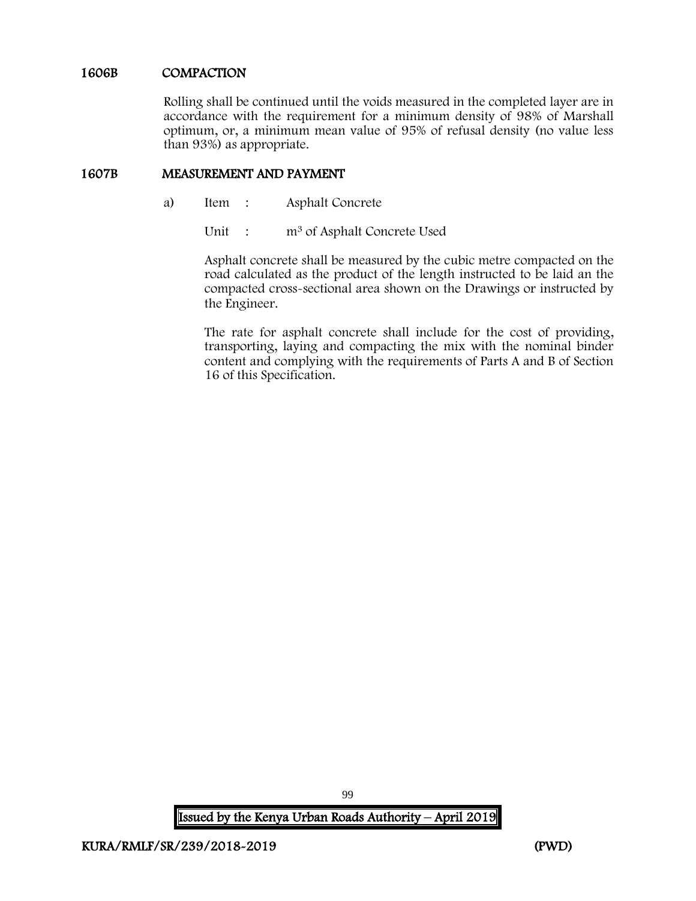## 1606B COMPACTION

Rolling shall be continued until the voids measured in the completed layer are in accordance with the requirement for a minimum density of 98% of Marshall optimum, or, a minimum mean value of 95% of refusal density (no value less than 93%) as appropriate.

## 1607B MEASUREMENT AND PAYMENT

a) Item : Asphalt Concrete

Unit : $m^3$ of Asphalt Concrete Used

Asphalt concrete shall be measured by the cubic metre compacted on the road calculated as the product of the length instructed to be laid an the compacted cross-sectional area shown on the Drawings or instructed by the Engineer.

The rate for asphalt concrete shall include for the cost of providing, transporting, laying and compacting the mix with the nominal binder content and complying with the requirements of Parts A and B of Section 16 of this Specification.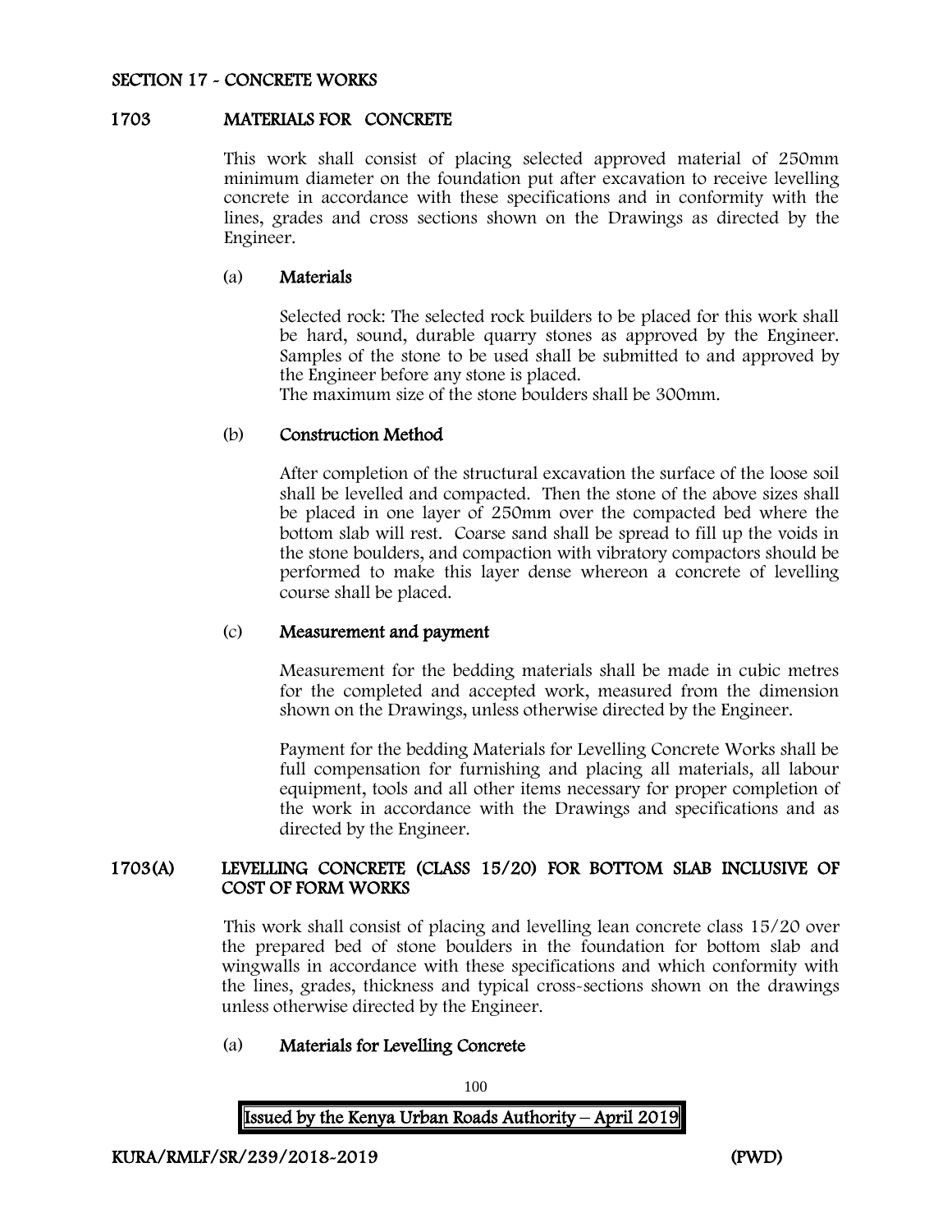## SECTION 17 - CONCRETE WORKS

### 1703 MATERIALS FOR CONCRETE

This work shall consist of placing selected approved material of 250mm minimum diameter on the foundation put after excavation to receive levelling concrete in accordance with these specifications and in conformity with the lines, grades and cross sections shown on the Drawings as directed by the Engineer.

(a) **Materials**

Selected rock: The selected rock builders to be placed for this work shall be hard, sound, durable quarry stones as approved by the Engineer. Samples of the stone to be used shall be submitted to and approved by the Engineer before any stone is placed.
The maximum size of the stone boulders shall be 300mm.

(b) **Construction Method**

After completion of the structural excavation the surface of the loose soil shall be levelled and compacted. Then the stone of the above sizes shall be placed in one layer of 250mm over the compacted bed where the bottom slab will rest. Coarse sand shall be spread to fill up the voids in the stone boulders, and compaction with vibratory compactors should be performed to make this layer dense whereon a concrete of levelling course shall be placed.

(c) **Measurement and payment**

Measurement for the bedding materials shall be made in cubic metres for the completed and accepted work, measured from the dimension shown on the Drawings, unless otherwise directed by the Engineer.

Payment for the bedding Materials for Levelling Concrete Works shall be full compensation for furnishing and placing all materials, all labour equipment, tools and all other items necessary for proper completion of the work in accordance with the Drawings and specifications and as directed by the Engineer.

### 1703(A) LEVELLING CONCRETE (CLASS 15/20) FOR BOTTOM SLAB INCLUSIVE OF COST OF FORM WORKS

This work shall consist of placing and levelling lean concrete class 15/20 over the prepared bed of stone boulders in the foundation for bottom slab and wingwalls in accordance with these specifications and which conformity with the lines, grades, thickness and typical cross-sections shown on the drawings unless otherwise directed by the Engineer.

(a) **Materials for Levelling Concrete**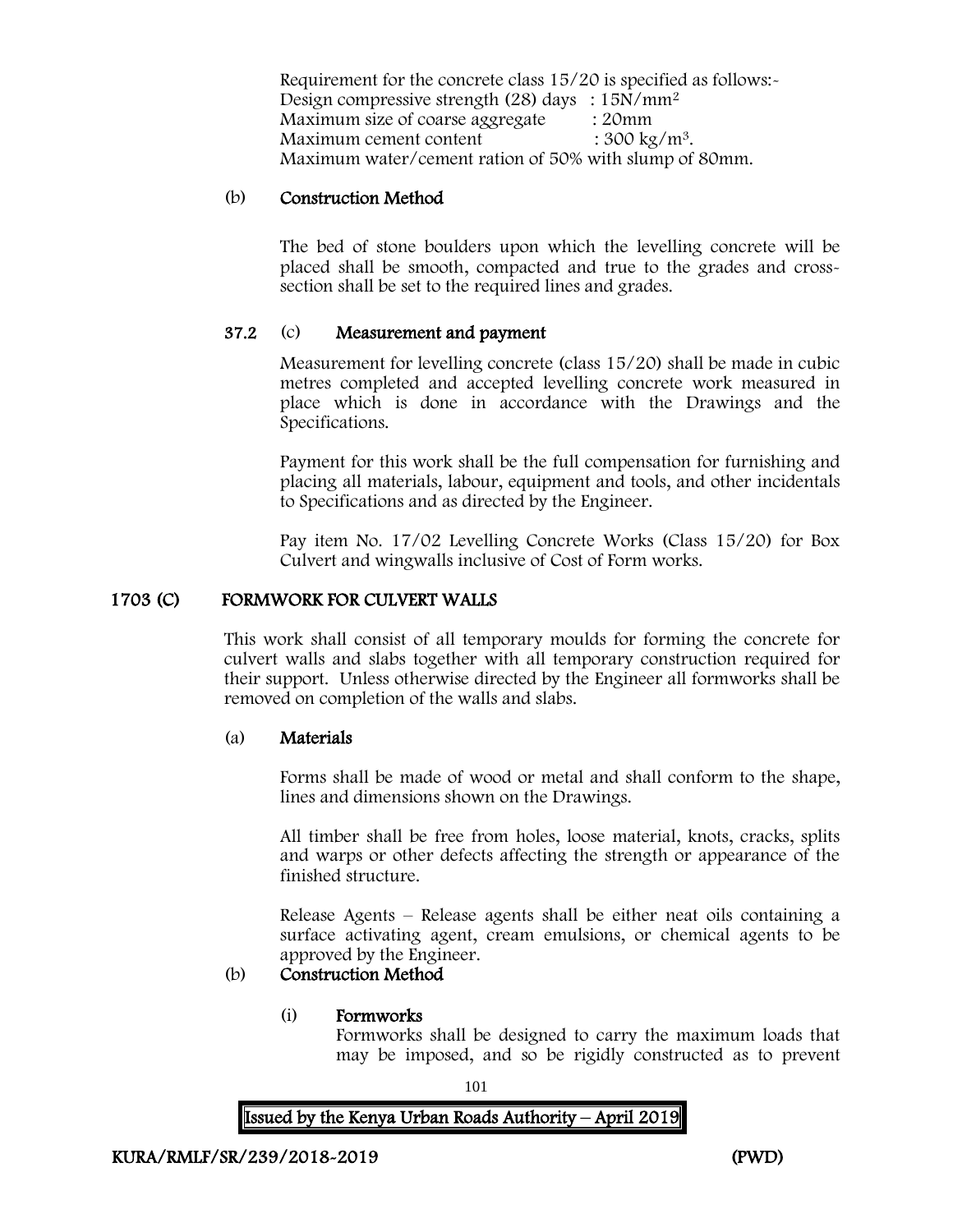Requirement for the concrete class 15/20 is specified as follows:-
Design compressive strength (28) days : 15N/mm$^2$
Maximum size of coarse aggregate : 20mm
Maximum cement content : 300 kg/m$^3$.
Maximum water/cement ration of 50% with slump of 80mm.

(b) **Construction Method**

The bed of stone boulders upon which the levelling concrete will be placed shall be smooth, compacted and true to the grades and cross-section shall be set to the required lines and grades.

**37.2** (c) **Measurement and payment**

Measurement for levelling concrete (class 15/20) shall be made in cubic metres completed and accepted levelling concrete work measured in place which is done in accordance with the Drawings and the Specifications.

Payment for this work shall be the full compensation for furnishing and placing all materials, labour, equipment and tools, and other incidentals to Specifications and as directed by the Engineer.

Pay item No. 17/02 Levelling Concrete Works (Class 15/20) for Box Culvert and wingwalls inclusive of Cost of Form works.

## 1703 (C) FORMWORK FOR CULVERT WALLS

This work shall consist of all temporary moulds for forming the concrete for culvert walls and slabs together with all temporary construction required for their support. Unless otherwise directed by the Engineer all formworks shall be removed on completion of the walls and slabs.

(a) **Materials**

Forms shall be made of wood or metal and shall conform to the shape, lines and dimensions shown on the Drawings.

All timber shall be free from holes, loose material, knots, cracks, splits and warps or other defects affecting the strength or appearance of the finished structure.

Release Agents – Release agents shall be either neat oils containing a surface activating agent, cream emulsions, or chemical agents to be approved by the Engineer.

(b) **Construction Method**

(i) **Formworks**
Formworks shall be designed to carry the maximum loads that may be imposed, and so be rigidly constructed as to prevent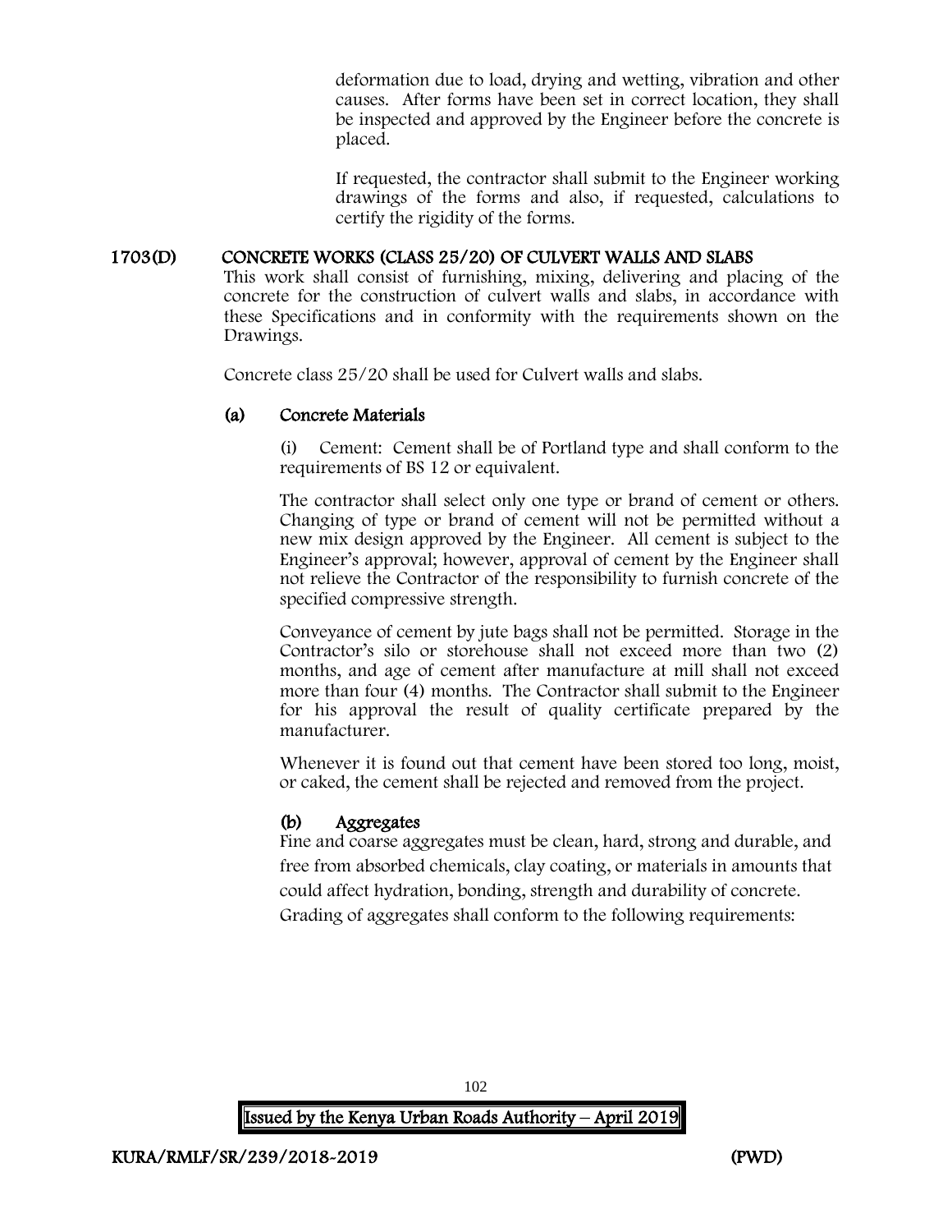deformation due to load, drying and wetting, vibration and other causes. After forms have been set in correct location, they shall be inspected and approved by the Engineer before the concrete is placed.

If requested, the contractor shall submit to the Engineer working drawings of the forms and also, if requested, calculations to certify the rigidity of the forms.

## 1703(D) CONCRETE WORKS (CLASS 25/20) OF CULVERT WALLS AND SLABS

This work shall consist of furnishing, mixing, delivering and placing of the concrete for the construction of culvert walls and slabs, in accordance with these Specifications and in conformity with the requirements shown on the Drawings.

Concrete class 25/20 shall be used for Culvert walls and slabs.

### (a) Concrete Materials

(i) Cement: Cement shall be of Portland type and shall conform to the requirements of BS 12 or equivalent.

The contractor shall select only one type or brand of cement or others. Changing of type or brand of cement will not be permitted without a new mix design approved by the Engineer. All cement is subject to the Engineer's approval; however, approval of cement by the Engineer shall not relieve the Contractor of the responsibility to furnish concrete of the specified compressive strength.

Conveyance of cement by jute bags shall not be permitted. Storage in the Contractor's silo or storehouse shall not exceed more than two (2) months, and age of cement after manufacture at mill shall not exceed more than four (4) months. The Contractor shall submit to the Engineer for his approval the result of quality certificate prepared by the manufacturer.

Whenever it is found out that cement have been stored too long, moist, or caked, the cement shall be rejected and removed from the project.

### (b) Aggregates

Fine and coarse aggregates must be clean, hard, strong and durable, and free from absorbed chemicals, clay coating, or materials in amounts that could affect hydration, bonding, strength and durability of concrete.

Grading of aggregates shall conform to the following requirements: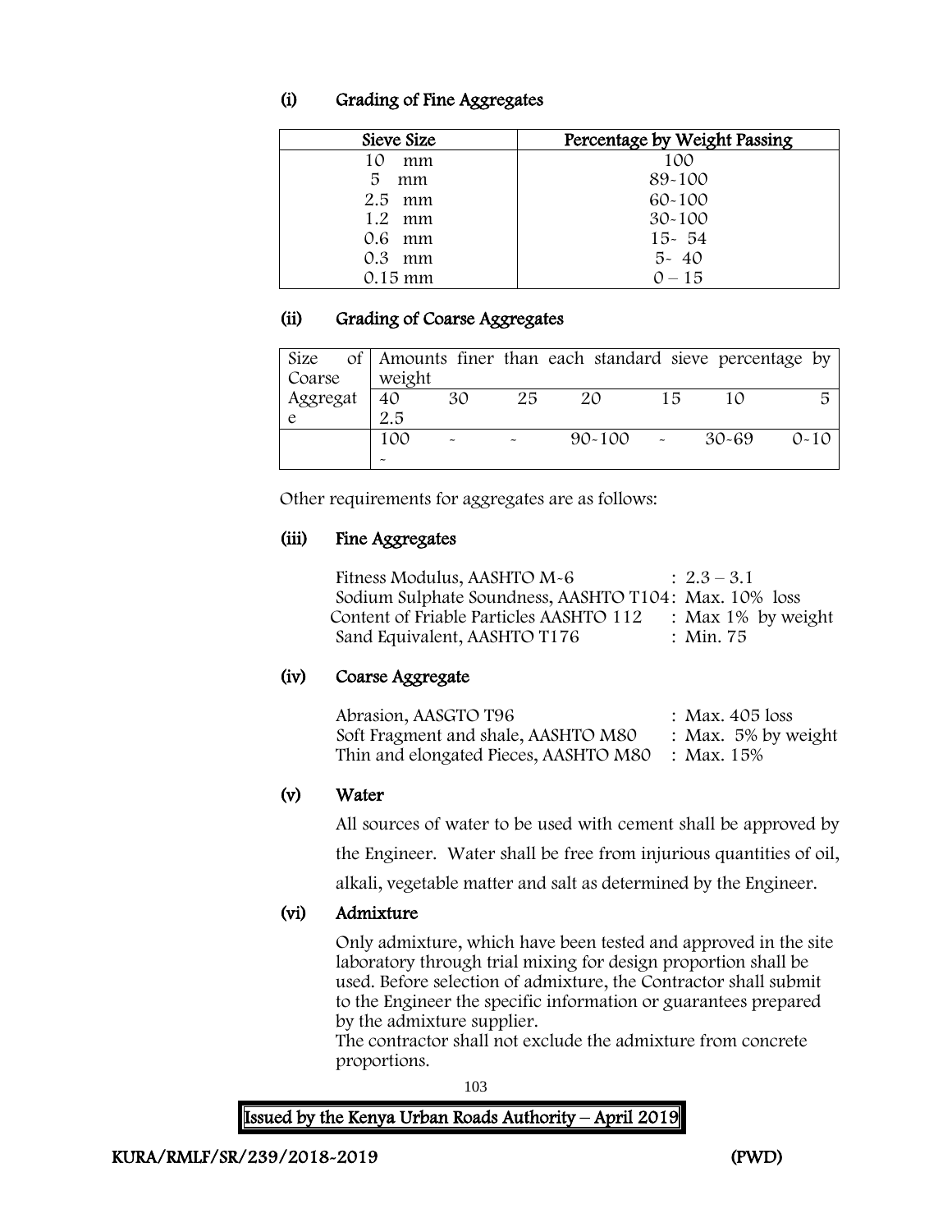### (i) Grading of Fine Aggregates

| Sieve Size | Percentage by Weight Passing |
|---|---|
| 10 mm | 100 |
| 5 mm | 89-100 |
| 2.5 mm | 60-100 |
| 1.2 mm | 30-100 |
| 0.6 mm | 15- 54 |
| 0.3 mm | 5- 40 |
| 0.15 mm | 0 – 15 |

### (ii) Grading of Coarse Aggregates

| Size of Coarse Aggregate | Amounts finer than each standard sieve percentage by weight | | | | | | |
|---|---|---|---|---|---|---|---|
| | 40 2.5 | 30 | 25 | 20 | 15 | 10 | 5 |
| | 100 - | - | - | 90-100 | - | 30-69 | 0-10 |

Other requirements for aggregates are as follows:

### (iii) Fine Aggregates

Fitness Modulus, AASHTO M-6 : 2.3 – 3.1
Sodium Sulphate Soundness, AASHTO T104: Max. 10% loss
Content of Friable Particles AASHTO 112 : Max 1% by weight
Sand Equivalent, AASHTO T176 : Min. 75

### (iv) Coarse Aggregate

Abrasion, AASGTO T96 : Max. 405 loss
Soft Fragment and shale, AASHTO M80 : Max. 5% by weight
Thin and elongated Pieces, AASHTO M80 : Max. 15%

### (v) Water

All sources of water to be used with cement shall be approved by the Engineer. Water shall be free from injurious quantities of oil, alkali, vegetable matter and salt as determined by the Engineer.

### (vi) Admixture

Only admixture, which have been tested and approved in the site laboratory through trial mixing for design proportion shall be used. Before selection of admixture, the Contractor shall submit to the Engineer the specific information or guarantees prepared by the admixture supplier.
The contractor shall not exclude the admixture from concrete proportions.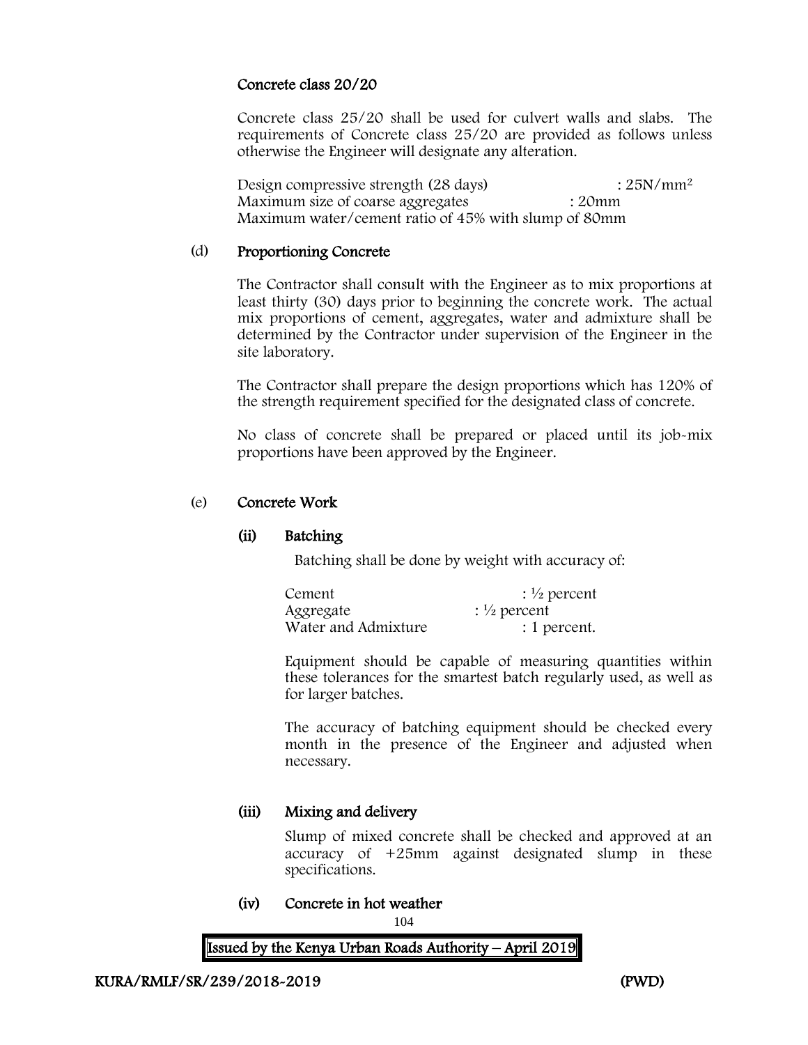Concrete class 20/20

Concrete class 25/20 shall be used for culvert walls and slabs. The requirements of Concrete class 25/20 are provided as follows unless otherwise the Engineer will designate any alteration.

Design compressive strength (28 days) : $25N/mm^2$
Maximum size of coarse aggregates : 20mm
Maximum water/cement ratio of 45% with slump of 80mm

(d) **Proportioning Concrete**

The Contractor shall consult with the Engineer as to mix proportions at least thirty (30) days prior to beginning the concrete work. The actual mix proportions of cement, aggregates, water and admixture shall be determined by the Contractor under supervision of the Engineer in the site laboratory.

The Contractor shall prepare the design proportions which has 120% of the strength requirement specified for the designated class of concrete.

No class of concrete shall be prepared or placed until its job-mix proportions have been approved by the Engineer.

(e) **Concrete Work**

(ii) **Batching**

Batching shall be done by weight with accuracy of:

Cement : ½ percent
Aggregate : ½ percent
Water and Admixture : 1 percent.

Equipment should be capable of measuring quantities within these tolerances for the smartest batch regularly used, as well as for larger batches.

The accuracy of batching equipment should be checked every month in the presence of the Engineer and adjusted when necessary.

(iii) **Mixing and delivery**

Slump of mixed concrete shall be checked and approved at an accuracy of +25mm against designated slump in these specifications.

(iv) **Concrete in hot weather**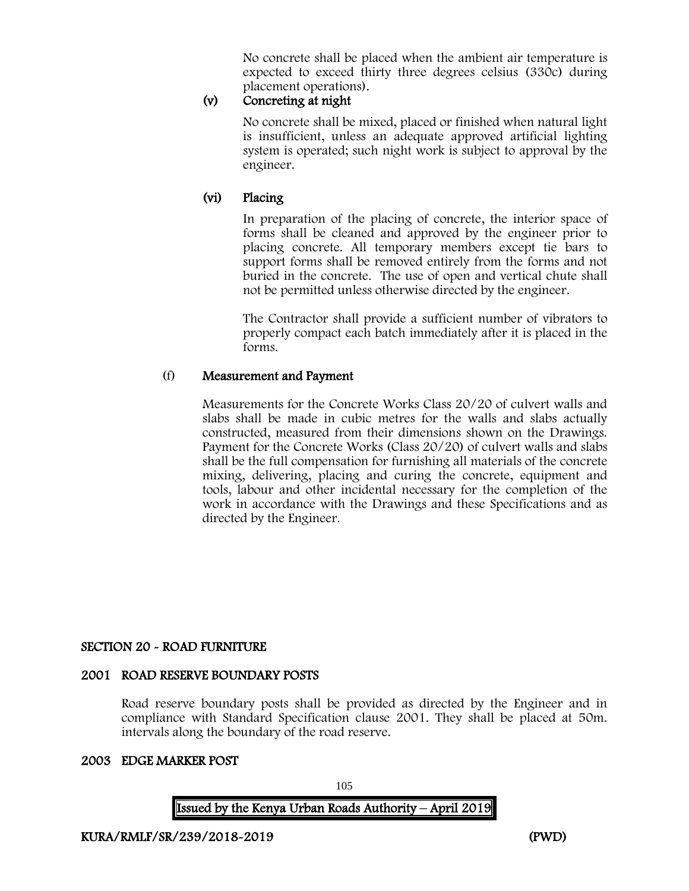No concrete shall be placed when the ambient air temperature is expected to exceed thirty three degrees celsius (330c) during placement operations).

**(v) Concreting at night**

No concrete shall be mixed, placed or finished when natural light is insufficient, unless an adequate approved artificial lighting system is operated; such night work is subject to approval by the engineer.

**(vi) Placing**

In preparation of the placing of concrete, the interior space of forms shall be cleaned and approved by the engineer prior to placing concrete. All temporary members except tie bars to support forms shall be removed entirely from the forms and not buried in the concrete. The use of open and vertical chute shall not be permitted unless otherwise directed by the engineer.

The Contractor shall provide a sufficient number of vibrators to properly compact each batch immediately after it is placed in the forms.

**(f) Measurement and Payment**

Measurements for the Concrete Works Class 20/20 of culvert walls and slabs shall be made in cubic metres for the walls and slabs actually constructed, measured from their dimensions shown on the Drawings. Payment for the Concrete Works (Class 20/20) of culvert walls and slabs shall be the full compensation for furnishing all materials of the concrete mixing, delivering, placing and curing the concrete, equipment and tools, labour and other incidental necessary for the completion of the work in accordance with the Drawings and these Specifications and as directed by the Engineer.

## SECTION 20 - ROAD FURNITURE

### 2001 ROAD RESERVE BOUNDARY POSTS

Road reserve boundary posts shall be provided as directed by the Engineer and in compliance with Standard Specification clause 2001. They shall be placed at 50m. intervals along the boundary of the road reserve.

### 2003 EDGE MARKER POST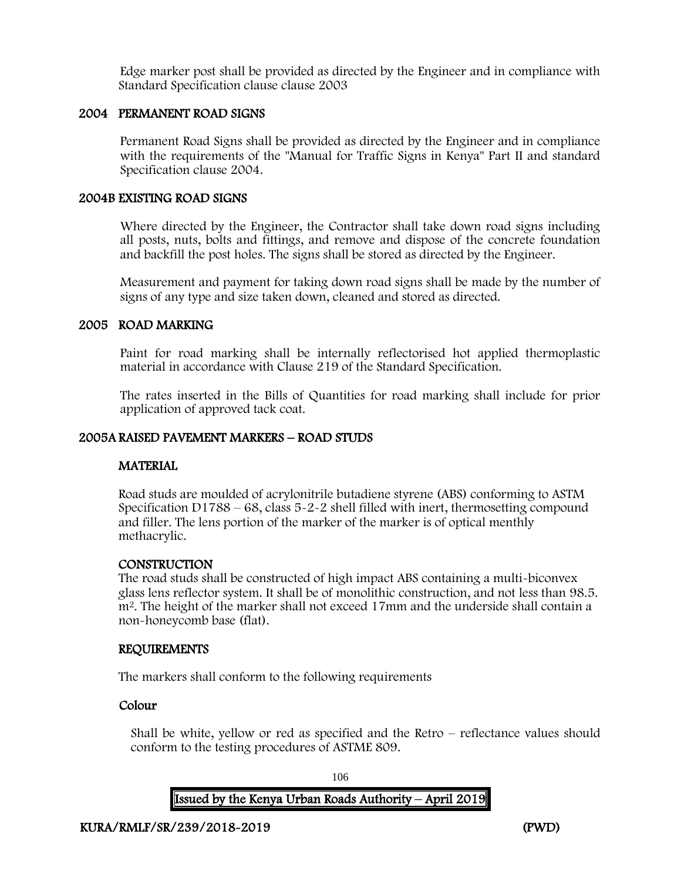Edge marker post shall be provided as directed by the Engineer and in compliance with Standard Specification clause clause 2003

## 2004 PERMANENT ROAD SIGNS

Permanent Road Signs shall be provided as directed by the Engineer and in compliance with the requirements of the "Manual for Traffic Signs in Kenya" Part II and standard Specification clause 2004.

## 2004B EXISTING ROAD SIGNS

Where directed by the Engineer, the Contractor shall take down road signs including all posts, nuts, bolts and fittings, and remove and dispose of the concrete foundation and backfill the post holes. The signs shall be stored as directed by the Engineer.

Measurement and payment for taking down road signs shall be made by the number of signs of any type and size taken down, cleaned and stored as directed.

## 2005 ROAD MARKING

Paint for road marking shall be internally reflectorised hot applied thermoplastic material in accordance with Clause 219 of the Standard Specification.

The rates inserted in the Bills of Quantities for road marking shall include for prior application of approved tack coat.

## 2005A RAISED PAVEMENT MARKERS – ROAD STUDS

### MATERIAL

Road studs are moulded of acrylonitrile butadiene styrene (ABS) conforming to ASTM Specification D1788 – 68, class 5-2-2 shell filled with inert, thermosetting compound and filler. The lens portion of the marker of the marker is of optical menthly methacrylic.

### CONSTRUCTION

The road studs shall be constructed of high impact ABS containing a multi-biconvex glass lens reflector system. It shall be of monolithic construction, and not less than 98.5. $m^2$. The height of the marker shall not exceed 17mm and the underside shall contain a non-honeycomb base (flat).

### REQUIREMENTS

The markers shall conform to the following requirements

### Colour

Shall be white, yellow or red as specified and the Retro – reflectance values should conform to the testing procedures of ASTME 809.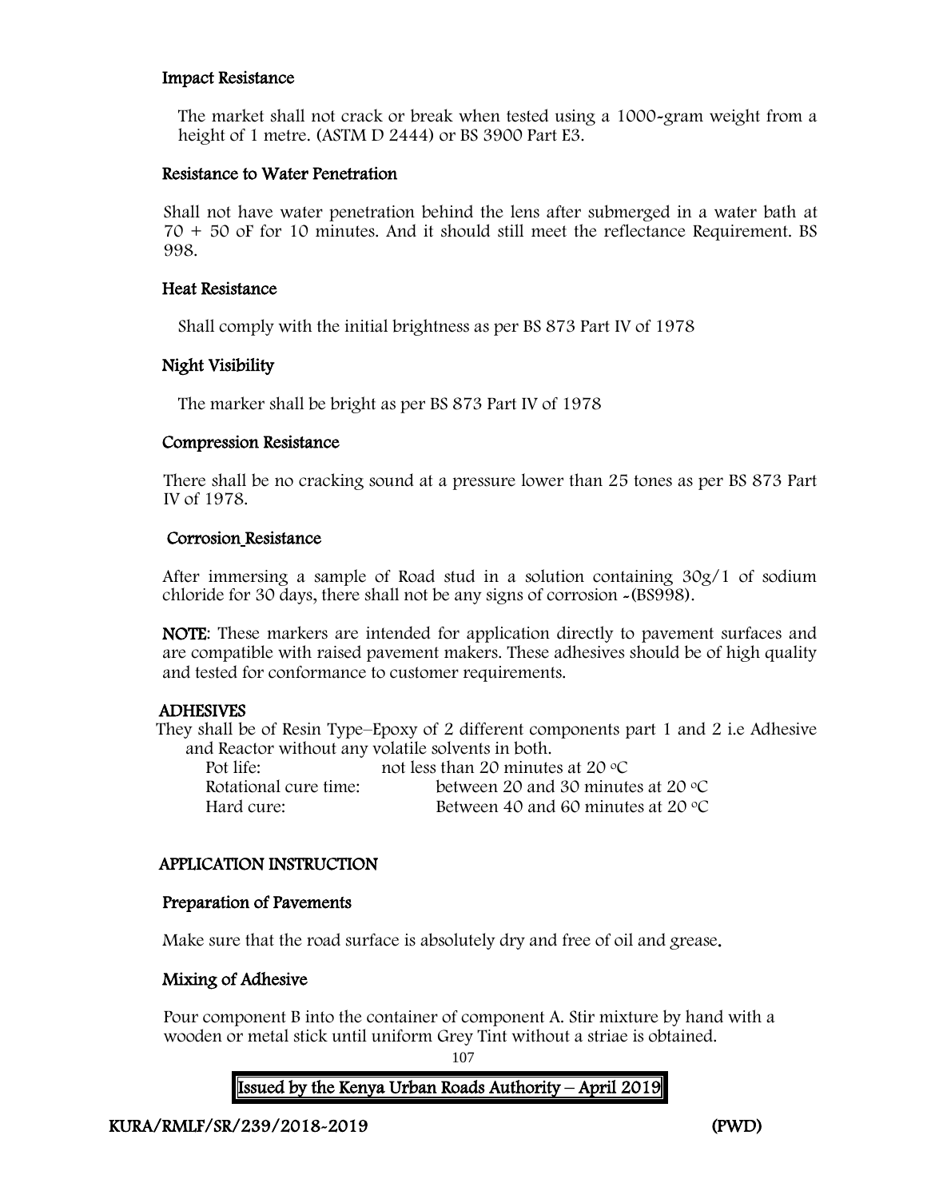### Impact Resistance

The market shall not crack or break when tested using a 1000-gram weight from a height of 1 metre. (ASTM D 2444) or BS 3900 Part E3.

### Resistance to Water Penetration

Shall not have water penetration behind the lens after submerged in a water bath at 70 + 50 oF for 10 minutes. And it should still meet the reflectance Requirement. BS 998.

### Heat Resistance

Shall comply with the initial brightness as per BS 873 Part IV of 1978

### Night Visibility

The marker shall be bright as per BS 873 Part IV of 1978

### Compression Resistance

There shall be no cracking sound at a pressure lower than 25 tones as per BS 873 Part IV of 1978.

### Corrosion Resistance

After immersing a sample of Road stud in a solution containing 30g/1 of sodium chloride for 30 days, there shall not be any signs of corrosion -(BS998).

**NOTE**: These markers are intended for application directly to pavement surfaces and are compatible with raised pavement makers. These adhesives should be of high quality and tested for conformance to customer requirements.

### ADHESIVES

They shall be of Resin Type–Epoxy of 2 different components part 1 and 2 i.e Adhesive and Reactor without any volatile solvents in both.

| | |
|---|---|
| Pot life: | not less than 20 minutes at 20 °C |
| Rotational cure time: | between 20 and 30 minutes at 20 °C |
| Hard cure: | Between 40 and 60 minutes at 20 °C |

## APPLICATION INSTRUCTION

### Preparation of Pavements

Make sure that the road surface is absolutely dry and free of oil and grease.

### Mixing of Adhesive

Pour component B into the container of component A. Stir mixture by hand with a wooden or metal stick until uniform Grey Tint without a striae is obtained.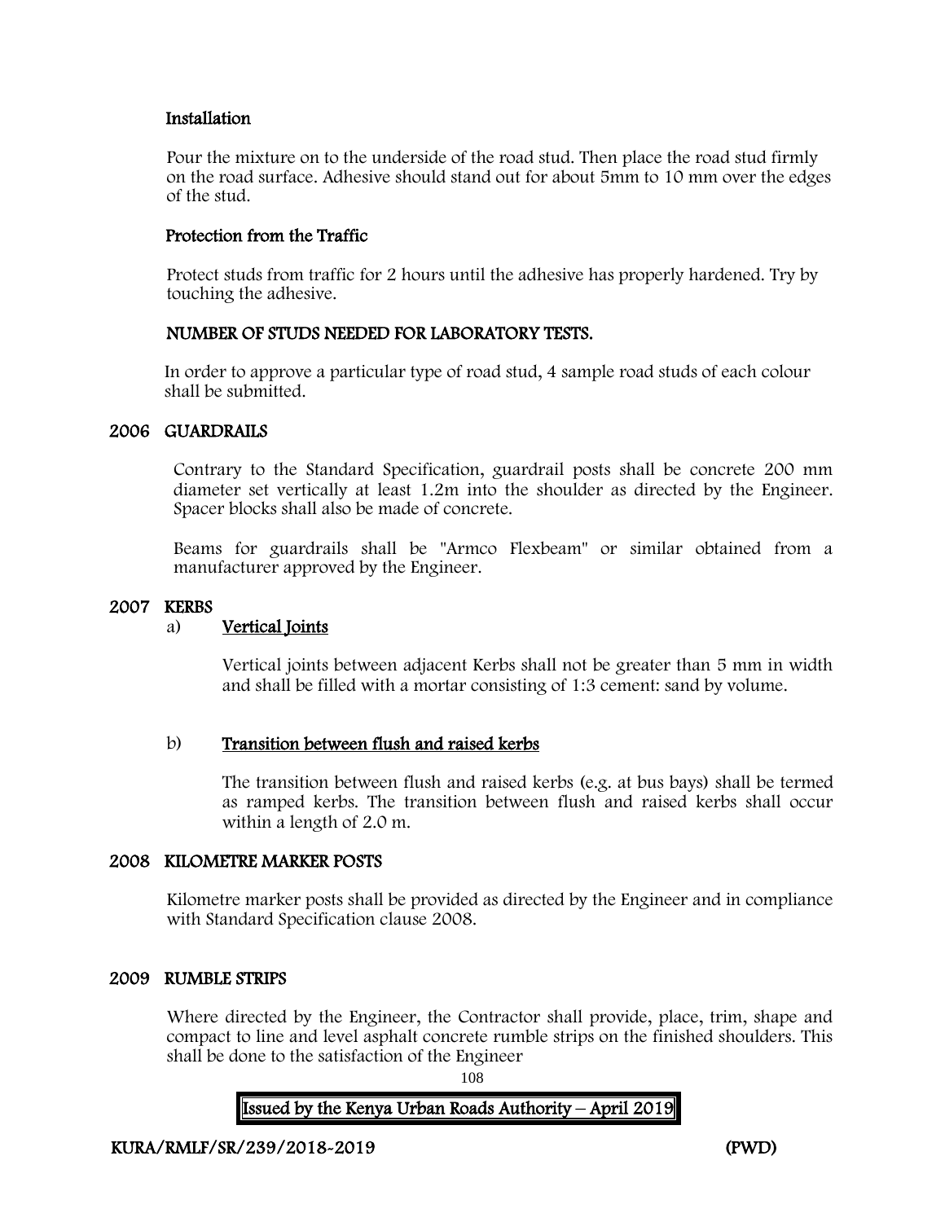**Installation**

Pour the mixture on to the underside of the road stud. Then place the road stud firmly on the road surface. Adhesive should stand out for about 5mm to 10 mm over the edges of the stud.

**Protection from the Traffic**

Protect studs from traffic for 2 hours until the adhesive has properly hardened. Try by touching the adhesive.

**NUMBER OF STUDS NEEDED FOR LABORATORY TESTS.**

In order to approve a particular type of road stud, 4 sample road studs of each colour shall be submitted.

## 2006 GUARDRAILS

Contrary to the Standard Specification, guardrail posts shall be concrete 200 mm diameter set vertically at least 1.2m into the shoulder as directed by the Engineer. Spacer blocks shall also be made of concrete.

Beams for guardrails shall be "Armco Flexbeam" or similar obtained from a manufacturer approved by the Engineer.

## 2007 KERBS

a) **Vertical Joints**

Vertical joints between adjacent Kerbs shall not be greater than 5 mm in width and shall be filled with a mortar consisting of 1:3 cement: sand by volume.

b) **Transition between flush and raised kerbs**

The transition between flush and raised kerbs (e.g. at bus bays) shall be termed as ramped kerbs. The transition between flush and raised kerbs shall occur within a length of 2.0 m.

## 2008 KILOMETRE MARKER POSTS

Kilometre marker posts shall be provided as directed by the Engineer and in compliance with Standard Specification clause 2008.

## 2009 RUMBLE STRIPS

Where directed by the Engineer, the Contractor shall provide, place, trim, shape and compact to line and level asphalt concrete rumble strips on the finished shoulders. This shall be done to the satisfaction of the Engineer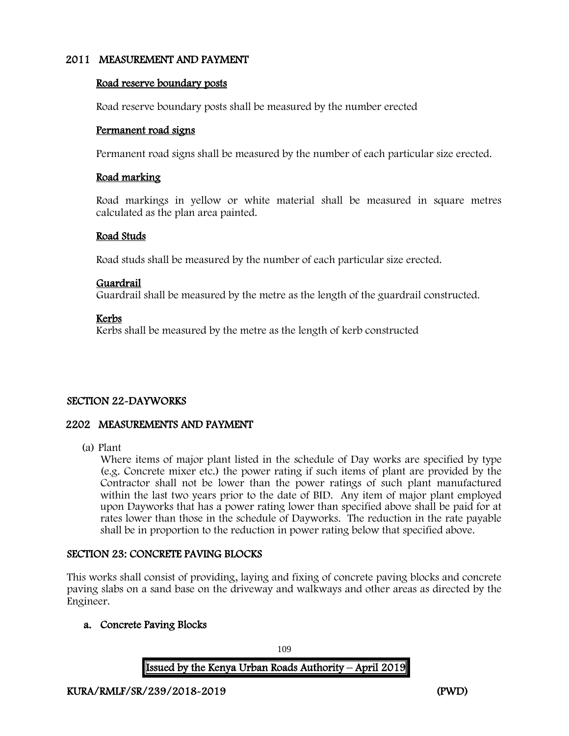## 2011 MEASUREMENT AND PAYMENT

### Road reserve boundary posts

Road reserve boundary posts shall be measured by the number erected

### Permanent road signs

Permanent road signs shall be measured by the number of each particular size erected.

### Road marking

Road markings in yellow or white material shall be measured in square metres calculated as the plan area painted.

### Road Studs

Road studs shall be measured by the number of each particular size erected.

### Guardrail

Guardrail shall be measured by the metre as the length of the guardrail constructed.

### Kerbs

Kerbs shall be measured by the metre as the length of kerb constructed

# SECTION 22-DAYWORKS

## 2202 MEASUREMENTS AND PAYMENT

(a) Plant

Where items of major plant listed in the schedule of Day works are specified by type (e.g. Concrete mixer etc.) the power rating if such items of plant are provided by the Contractor shall not be lower than the power ratings of such plant manufactured within the last two years prior to the date of BID. Any item of major plant employed upon Dayworks that has a power rating lower than specified above shall be paid for at rates lower than those in the schedule of Dayworks. The reduction in the rate payable shall be in proportion to the reduction in power rating below that specified above.

# SECTION 23: CONCRETE PAVING BLOCKS

This works shall consist of providing, laying and fixing of concrete paving blocks and concrete paving slabs on a sand base on the driveway and walkways and other areas as directed by the Engineer.

### a. Concrete Paving Blocks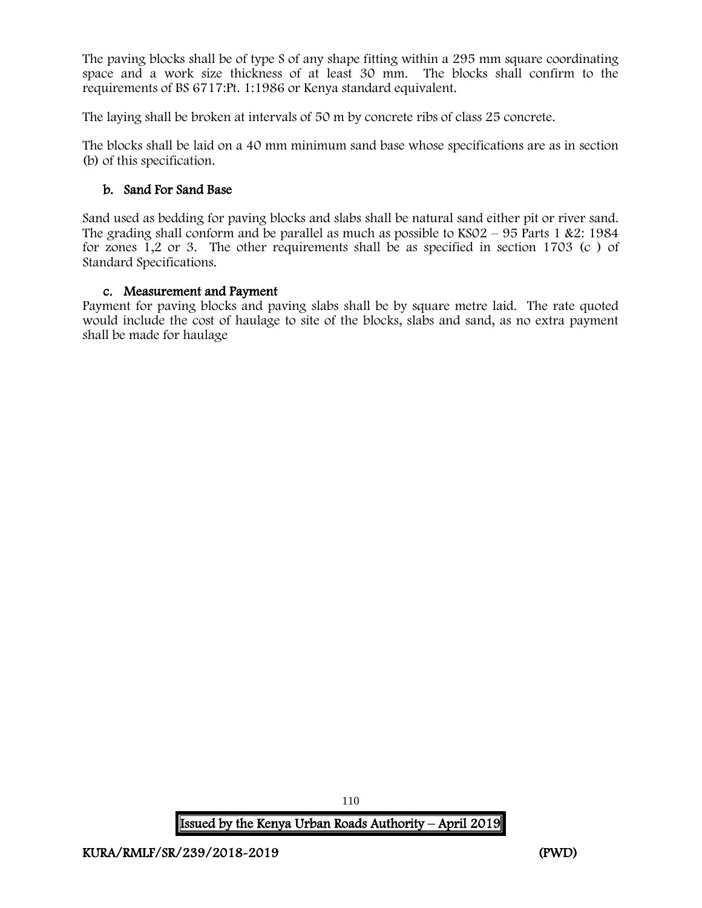The paving blocks shall be of type S of any shape fitting within a 295 mm square coordinating space and a work size thickness of at least 30 mm. The blocks shall confirm to the requirements of BS 6717:Pt. 1:1986 or Kenya standard equivalent.

The laying shall be broken at intervals of 50 m by concrete ribs of class 25 concrete.

The blocks shall be laid on a 40 mm minimum sand base whose specifications are as in section (b) of this specification.

### b. Sand For Sand Base

Sand used as bedding for paving blocks and slabs shall be natural sand either pit or river sand. The grading shall conform and be parallel as much as possible to KS02 – 95 Parts 1 &2: 1984 for zones 1,2 or 3. The other requirements shall be as specified in section 1703 (c ) of Standard Specifications.

### c. Measurement and Payment

Payment for paving blocks and paving slabs shall be by square metre laid. The rate quoted would include the cost of haulage to site of the blocks, slabs and sand, as no extra payment shall be made for haulage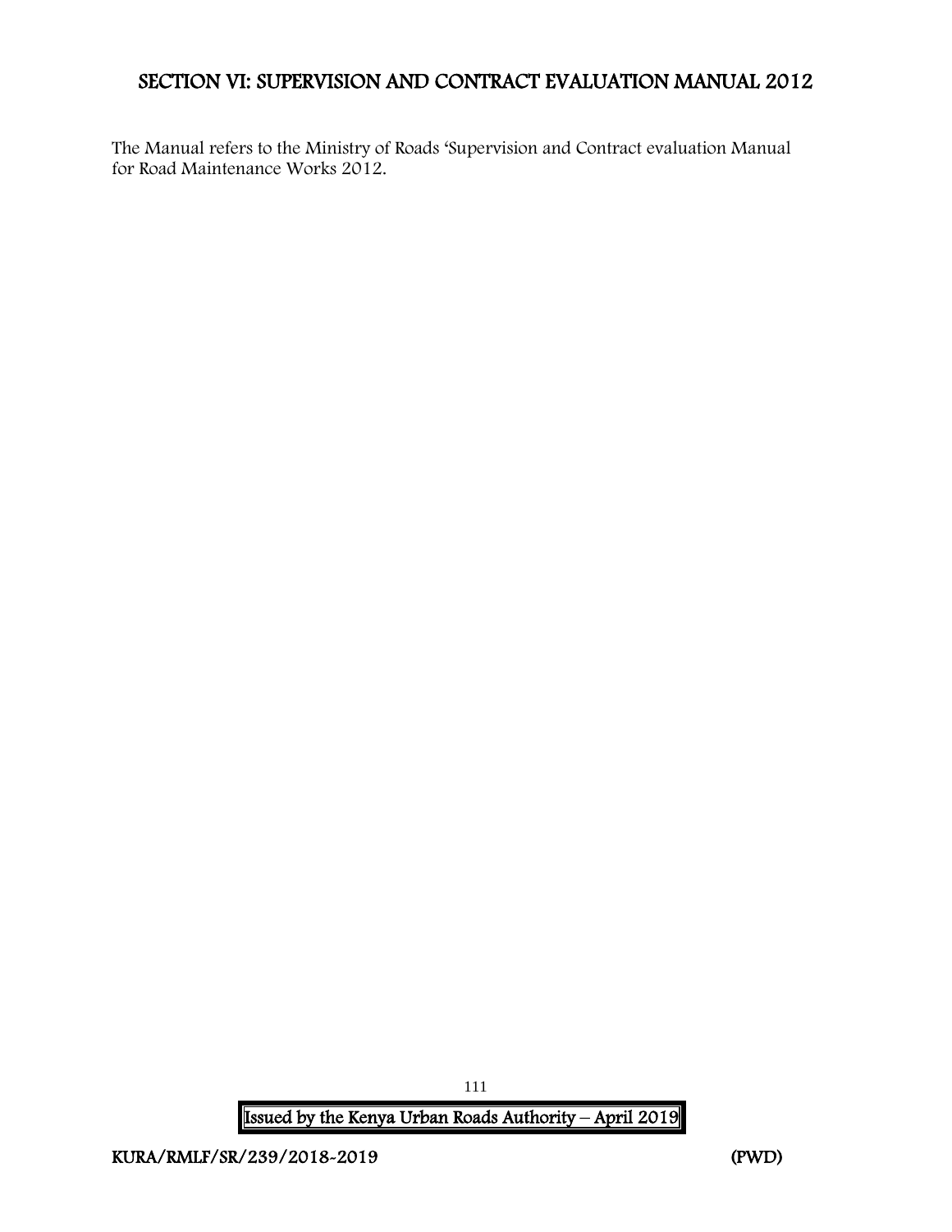## SECTION VI: SUPERVISION AND CONTRACT EVALUATION MANUAL 2012

The Manual refers to the Ministry of Roads 'Supervision and Contract evaluation Manual for Road Maintenance Works 2012.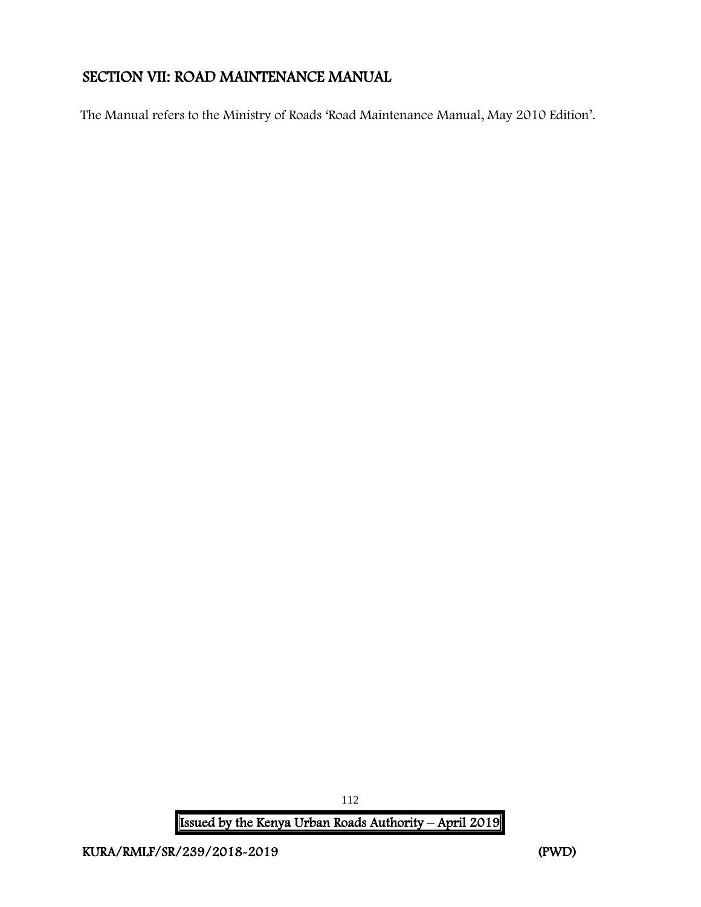# SECTION VII: ROAD MAINTENANCE MANUAL

The Manual refers to the Ministry of Roads 'Road Maintenance Manual, May 2010 Edition'.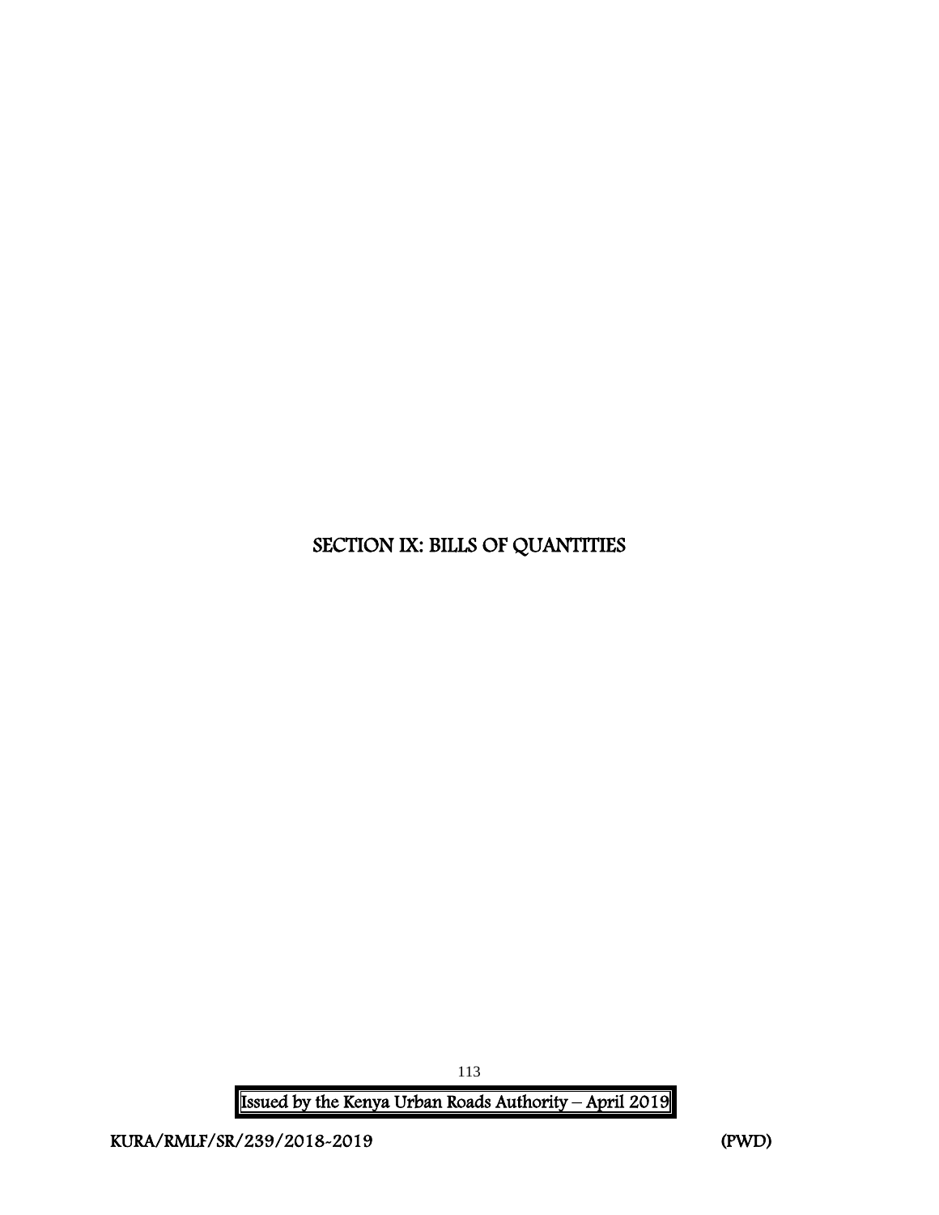# SECTION IX: BILLS OF QUANTITIES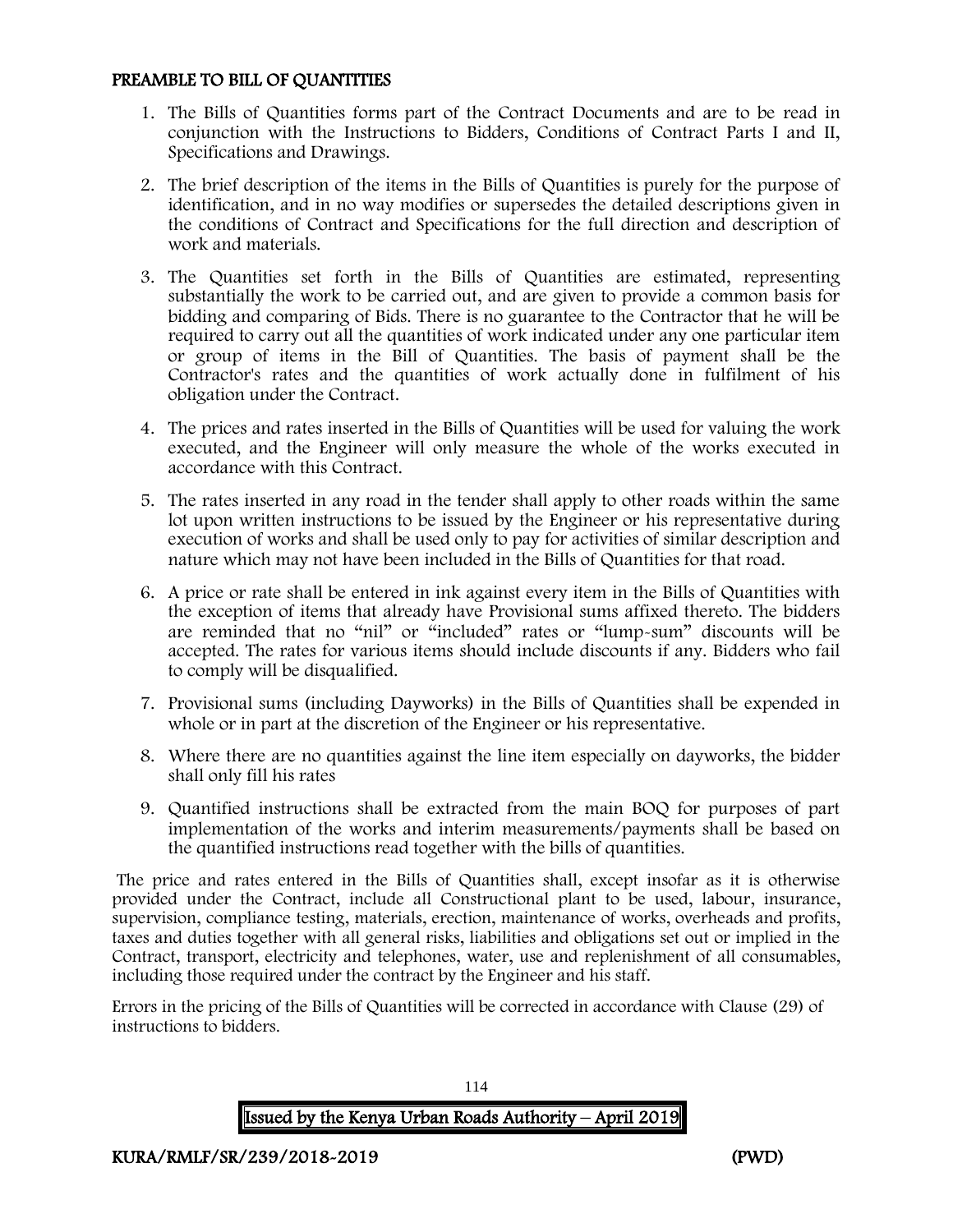## PREAMBLE TO BILL OF QUANTITIES

1. The Bills of Quantities forms part of the Contract Documents and are to be read in conjunction with the Instructions to Bidders, Conditions of Contract Parts I and II, Specifications and Drawings.
2. The brief description of the items in the Bills of Quantities is purely for the purpose of identification, and in no way modifies or supersedes the detailed descriptions given in the conditions of Contract and Specifications for the full direction and description of work and materials.
3. The Quantities set forth in the Bills of Quantities are estimated, representing substantially the work to be carried out, and are given to provide a common basis for bidding and comparing of Bids. There is no guarantee to the Contractor that he will be required to carry out all the quantities of work indicated under any one particular item or group of items in the Bill of Quantities. The basis of payment shall be the Contractor's rates and the quantities of work actually done in fulfilment of his obligation under the Contract.
4. The prices and rates inserted in the Bills of Quantities will be used for valuing the work executed, and the Engineer will only measure the whole of the works executed in accordance with this Contract.
5. The rates inserted in any road in the tender shall apply to other roads within the same lot upon written instructions to be issued by the Engineer or his representative during execution of works and shall be used only to pay for activities of similar description and nature which may not have been included in the Bills of Quantities for that road.
6. A price or rate shall be entered in ink against every item in the Bills of Quantities with the exception of items that already have Provisional sums affixed thereto. The bidders are reminded that no "nil" or "included" rates or "lump-sum" discounts will be accepted. The rates for various items should include discounts if any. Bidders who fail to comply will be disqualified.
7. Provisional sums (including Dayworks) in the Bills of Quantities shall be expended in whole or in part at the discretion of the Engineer or his representative.
8. Where there are no quantities against the line item especially on dayworks, the bidder shall only fill his rates
9. Quantified instructions shall be extracted from the main BOQ for purposes of part implementation of the works and interim measurements/payments shall be based on the quantified instructions read together with the bills of quantities.

The price and rates entered in the Bills of Quantities shall, except insofar as it is otherwise provided under the Contract, include all Constructional plant to be used, labour, insurance, supervision, compliance testing, materials, erection, maintenance of works, overheads and profits, taxes and duties together with all general risks, liabilities and obligations set out or implied in the Contract, transport, electricity and telephones, water, use and replenishment of all consumables, including those required under the contract by the Engineer and his staff.

Errors in the pricing of the Bills of Quantities will be corrected in accordance with Clause (29) of instructions to bidders.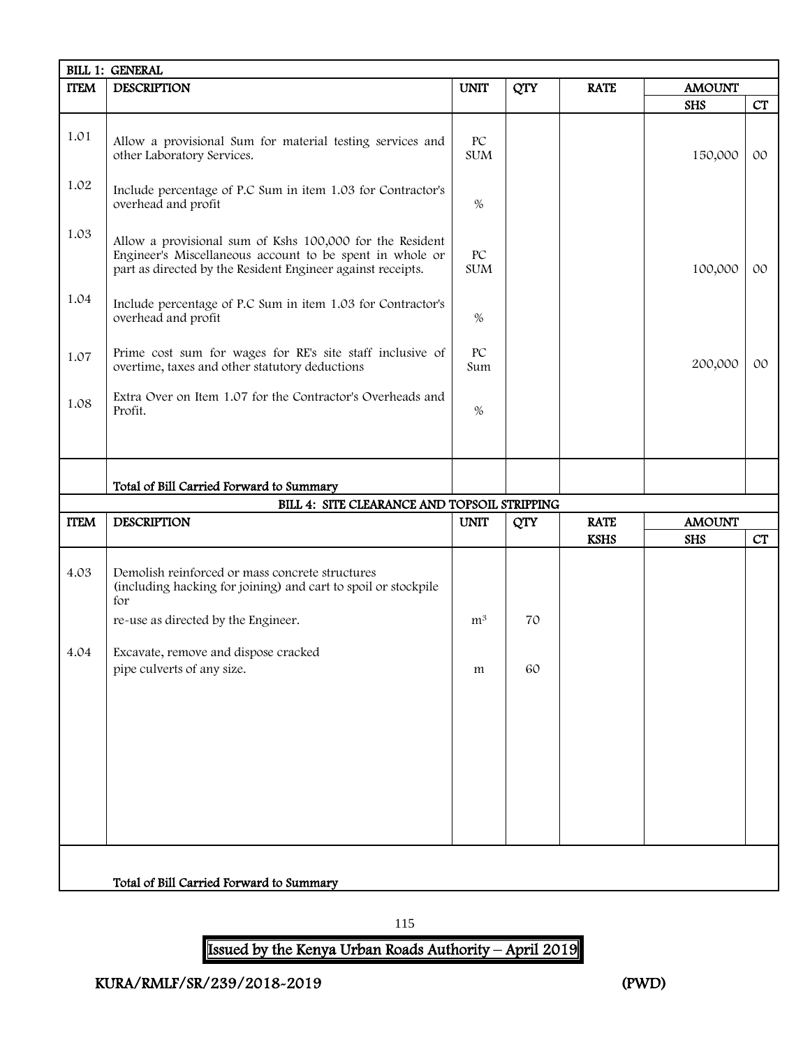**BILL 1: GENERAL**

| ITEM | DESCRIPTION | UNIT | QTY | RATE | AMOUNT | |
|---|---|---|---|---|---|---|
| | | | | | SHS | CT |
| 1.01 | Allow a provisional Sum for material testing services and other Laboratory Services. | PC SUM | | | 150,000 | 00 |
| 1.02 | Include percentage of P.C Sum in item 1.03 for Contractor's overhead and profit | % | | | | |
| 1.03 | Allow a provisional sum of Kshs 100,000 for the Resident Engineer's Miscellaneous account to be spent in whole or part as directed by the Resident Engineer against receipts. | PC SUM | | | 100,000 | 00 |
| 1.04 | Include percentage of P.C Sum in item 1.03 for Contractor's overhead and profit | % | | | | |
| 1.07 | Prime cost sum for wages for RE's site staff inclusive of overtime, taxes and other statutory deductions | PC Sum | | | 200,000 | 00 |
| 1.08 | Extra Over on Item 1.07 for the Contractor's Overheads and Profit. | % | | | | |
| | **Total of Bill Carried Forward to Summary** | | | | | |

**BILL 4: SITE CLEARANCE AND TOPSOIL STRIPPING**

| ITEM | DESCRIPTION | UNIT | QTY | RATE | AMOUNT | |
|---|---|---|---|---|---|---|
| | | | | KSHS | SHS | CT |
| 4.03 | Demolish reinforced or mass concrete structures (including hacking for joining) and cart to spoil or stockpile for re-use as directed by the Engineer. | $m^3$ | 70 | | | |
| 4.04 | Excavate, remove and dispose cracked pipe culverts of any size. | m | 60 | | | |
| | **Total of Bill Carried Forward to Summary** | | | | | |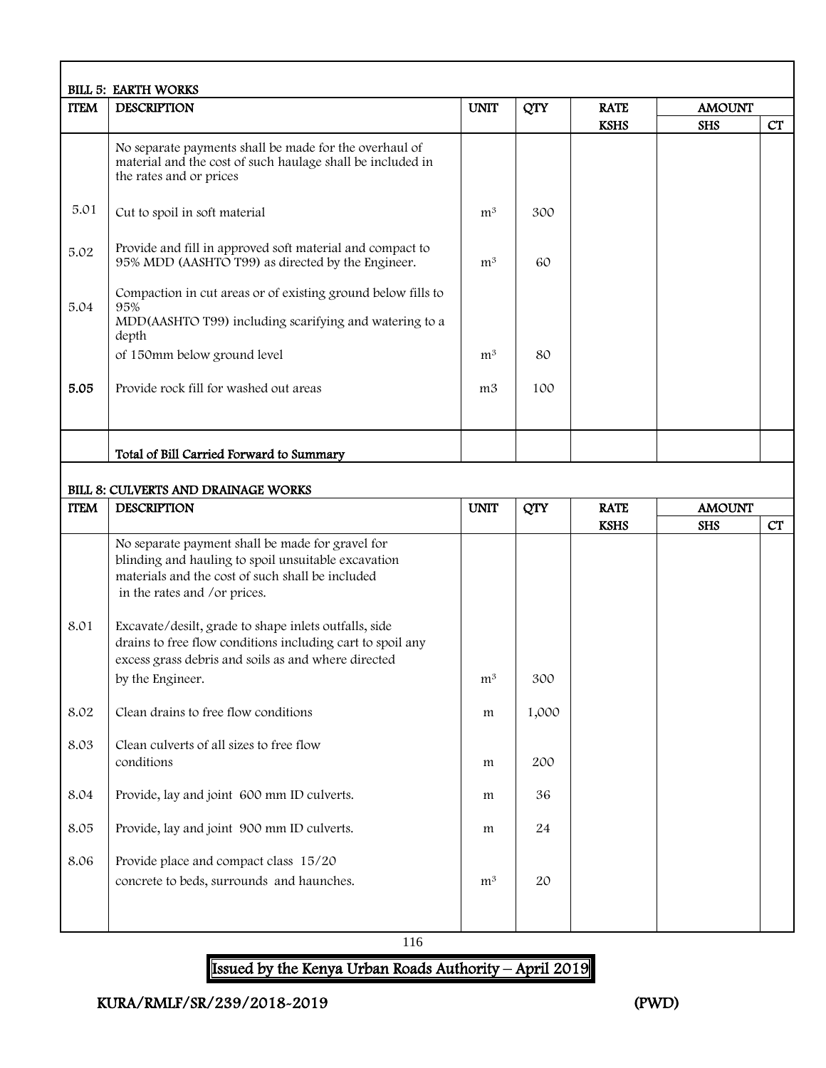**BILL 5: EARTH WORKS**

| ITEM | DESCRIPTION | UNIT | QTY | RATE | AMOUNT | |
|---|---|---|---|---|---|---|
| | | | | KSHS | SHS | CT |
| | No separate payments shall be made for the overhaul of material and the cost of such haulage shall be included in the rates and or prices | | | | | |
| 5.01 | Cut to spoil in soft material | $m^3$ | 300 | | | |
| 5.02 | Provide and fill in approved soft material and compact to 95% MDD (AASHTO T99) as directed by the Engineer. | $m^3$ | 60 | | | |
| 5.04 | Compaction in cut areas or of existing ground below fills to 95% MDD(AASHTO T99) including scarifying and watering to a depth of 150mm below ground level | $m^3$ | 80 | | | |
| **5.05** | Provide rock fill for washed out areas | m3 | 100 | | | |
| | **Total of Bill Carried Forward to Summary** | | | | | |

**BILL 8: CULVERTS AND DRAINAGE WORKS**

| ITEM | DESCRIPTION | UNIT | QTY | RATE | AMOUNT | |
|---|---|---|---|---|---|---|
| | | | | KSHS | SHS | CT |
| | No separate payment shall be made for gravel for blinding and hauling to spoil unsuitable excavation materials and the cost of such shall be included in the rates and /or prices. | | | | | |
| 8.01 | Excavate/desilt, grade to shape inlets outfalls, side drains to free flow conditions including cart to spoil any excess grass debris and soils as and where directed by the Engineer. | $m^3$ | 300 | | | |
| 8.02 | Clean drains to free flow conditions | m | 1,000 | | | |
| 8.03 | Clean culverts of all sizes to free flow conditions | m | 200 | | | |
| 8.04 | Provide, lay and joint 600 mm ID culverts. | m | 36 | | | |
| 8.05 | Provide, lay and joint 900 mm ID culverts. | m | 24 | | | |
| 8.06 | Provide place and compact class 15/20 concrete to beds, surrounds and haunches. | $m^3$ | 20 | | | |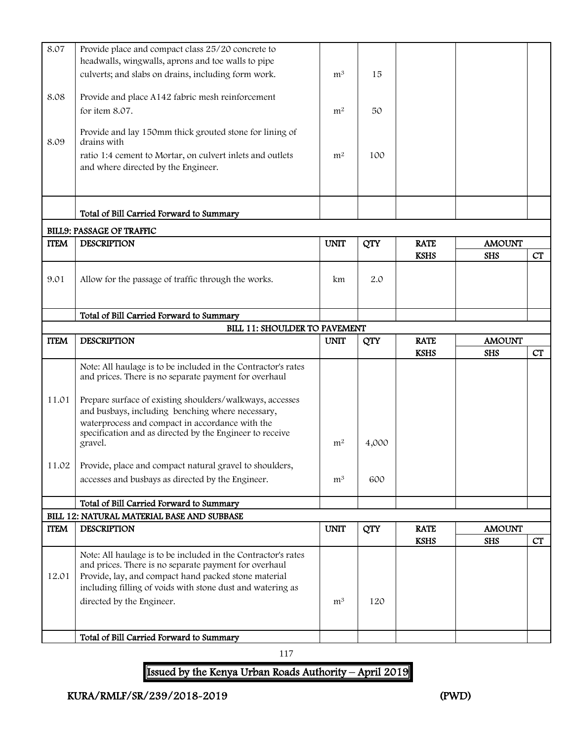| ITEM | DESCRIPTION | UNIT | QTY | RATE KSHS | AMOUNT SHS | CT |
|---|---|---|---|---|---|---|
| 8.07 | Provide place and compact class 25/20 concrete to headwalls, wingwalls, aprons and toe walls to pipe culverts; and slabs on drains, including form work. | $m^3$ | 15 | | | |
| 8.08 | Provide and place A142 fabric mesh reinforcement for item 8.07. | $m^2$ | 50 | | | |
| 8.09 | Provide and lay 150mm thick grouted stone for lining of drains with ratio 1:4 cement to Mortar, on culvert inlets and outlets and where directed by the Engineer. | $m^2$ | 100 | | | |
| | Total of Bill Carried Forward to Summary | | | | | |

**BILL9: PASSAGE OF TRAFFIC**

| ITEM | DESCRIPTION | UNIT | QTY | RATE | AMOUNT | |
|---|---|---|---|---|---|---|
| | | | | KSHS | SHS | CT |
| 9.01 | Allow for the passage of traffic through the works. | km | 2.0 | | | |
| | Total of Bill Carried Forward to Summary | | | | | |

**BILL 11: SHOULDER TO PAVEMENT**

| ITEM | DESCRIPTION | UNIT | QTY | RATE | AMOUNT | |
|---|---|---|---|---|---|---|
| | | | | KSHS | SHS | CT |
| | Note: All haulage is to be included in the Contractor's rates and prices. There is no separate payment for overhaul | | | | | |
| 11.01 | Prepare surface of existing shoulders/walkways, accesses and busbays, including benching where necessary, waterprocess and compact in accordance with the specification and as directed by the Engineer to receive gravel. | $m^2$ | 4,000 | | | |
| 11.02 | Provide, place and compact natural gravel to shoulders, accesses and busbays as directed by the Engineer. | $m^3$ | 600 | | | |
| | Total of Bill Carried Forward to Summary | | | | | |

**BILL 12: NATURAL MATERIAL BASE AND SUBBASE**

| ITEM | DESCRIPTION | UNIT | QTY | RATE | AMOUNT | |
|---|---|---|---|---|---|---|
| | | | | KSHS | SHS | CT |
| 12.01 | Note: All haulage is to be included in the Contractor's rates and prices. There is no separate payment for overhaul Provide, lay, and compact hand packed stone material including filling of voids with stone dust and watering as directed by the Engineer. | $m^3$ | 120 | | | |
| | Total of Bill Carried Forward to Summary | | | | | |

Issued by the Kenya Urban Roads Authority – April 2019

KURA/RMLF/SR/239/2018-2019 (PWD)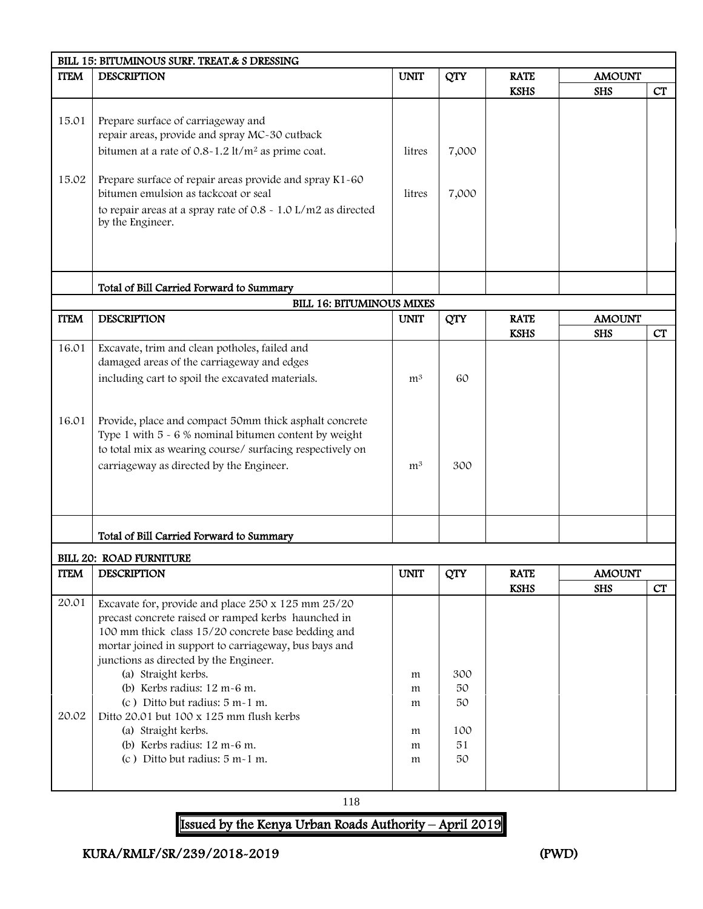| BILL 15: BITUMINOUS SURF. TREAT.& S DRESSING | | | | | | |
|---|---|---|---|---|---|---|
| ITEM | DESCRIPTION | UNIT | QTY | RATE | AMOUNT | |
| | | | | KSHS | SHS | CT |
| 15.01 | Prepare surface of carriageway and repair areas, provide and spray MC-30 cutback bitumen at a rate of 0.8-1.2 lt/m² as prime coat. | litres | 7,000 | | | |
| 15.02 | Prepare surface of repair areas provide and spray K1-60 bitumen emulsion as tackcoat or seal to repair areas at a spray rate of 0.8 - 1.0 L/m2 as directed by the Engineer. | litres | 7,000 | | | |
| | Total of Bill Carried Forward to Summary | | | | | |

| BILL 16: BITUMINOUS MIXES | | | | | | |
|---|---|---|---|---|---|---|
| ITEM | DESCRIPTION | UNIT | QTY | RATE | AMOUNT | |
| | | | | KSHS | SHS | CT |
| 16.01 | Excavate, trim and clean potholes, failed and damaged areas of the carriageway and edges including cart to spoil the excavated materials. | m³ | 60 | | | |
| 16.01 | Provide, place and compact 50mm thick asphalt concrete Type 1 with 5 - 6 % nominal bitumen content by weight to total mix as wearing course/ surfacing respectively on carriageway as directed by the Engineer. | m³ | 300 | | | |
| | Total of Bill Carried Forward to Summary | | | | | |

| BILL 20: ROAD FURNITURE | | | | | | |
|---|---|---|---|---|---|---|
| ITEM | DESCRIPTION | UNIT | QTY | RATE | AMOUNT | |
| | | | | KSHS | SHS | CT |
| 20.01 | Excavate for, provide and place 250 x 125 mm 25/20 precast concrete raised or ramped kerbs haunched in 100 mm thick class 15/20 concrete base bedding and mortar joined in support to carriageway, bus bays and junctions as directed by the Engineer. | | | | | |
| | (a) Straight kerbs. | m | 300 | | | |
| | (b) Kerbs radius: 12 m-6 m. | m | 50 | | | |
| | (c ) Ditto but radius: 5 m-1 m. | m | 50 | | | |
| 20.02 | Ditto 20.01 but 100 x 125 mm flush kerbs | | | | | |
| | (a) Straight kerbs. | m | 100 | | | |
| | (b) Kerbs radius: 12 m-6 m. | m | 51 | | | |
| | (c ) Ditto but radius: 5 m-1 m. | m | 50 | | | |

Issued by the Kenya Urban Roads Authority – April 2019

KURA/RMLF/SR/239/2018-2019 (PWD)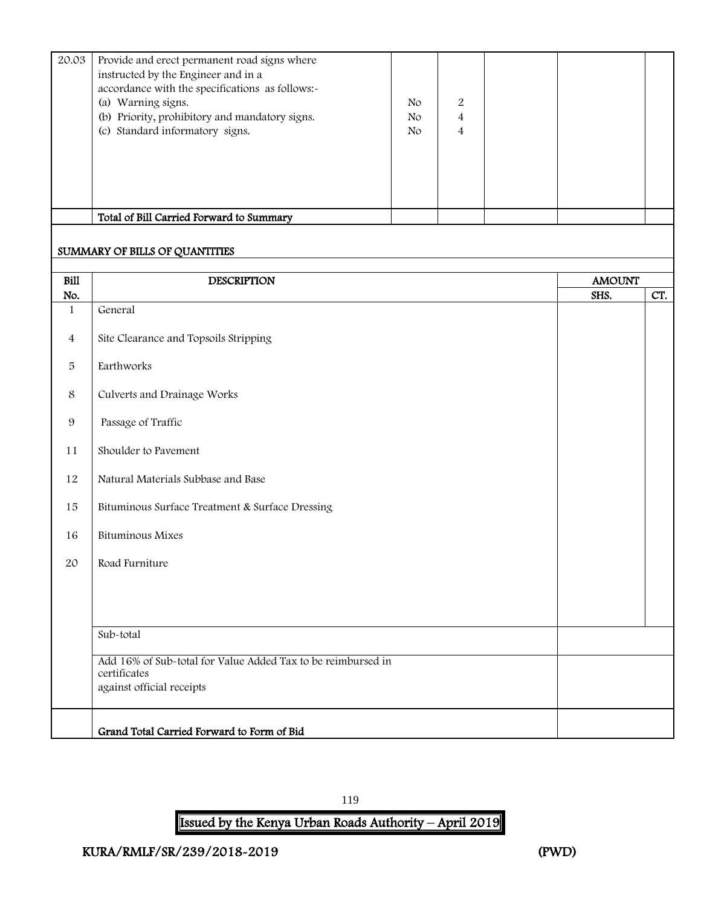| | | | | | | |
|---|---|---|---|---|---|---|
| 20.03 | Provide and erect permanent road signs where instructed by the Engineer and in a accordance with the specifications as follows:-<br>(a) Warning signs.<br>(b) Priority, prohibitory and mandatory signs.<br>(c) Standard informatory signs. | <br><br><br>No<br>No<br>No | <br><br><br>2<br>4<br>4 | | | |
| | **Total of Bill Carried Forward to Summary** | | | | | |

**SUMMARY OF BILLS OF QUANTITIES**

| Bill No. | DESCRIPTION | AMOUNT SHS. | CT. |
|---|---|---|---|
| 1 | General | | |
| 4 | Site Clearance and Topsoils Stripping | | |
| 5 | Earthworks | | |
| 8 | Culverts and Drainage Works | | |
| 9 | Passage of Traffic | | |
| 11 | Shoulder to Pavement | | |
| 12 | Natural Materials Subbase and Base | | |
| 15 | Bituminous Surface Treatment & Surface Dressing | | |
| 16 | Bituminous Mixes | | |
| 20 | Road Furniture | | |
| | Sub-total | | |
| | Add 16% of Sub-total for Value Added Tax to be reimbursed in certificates against official receipts | | |
| | **Grand Total Carried Forward to Form of Bid** | | |

**Issued by the Kenya Urban Roads Authority – April 2019**

**KURA/RMLF/SR/239/2018-2019 (PWD)**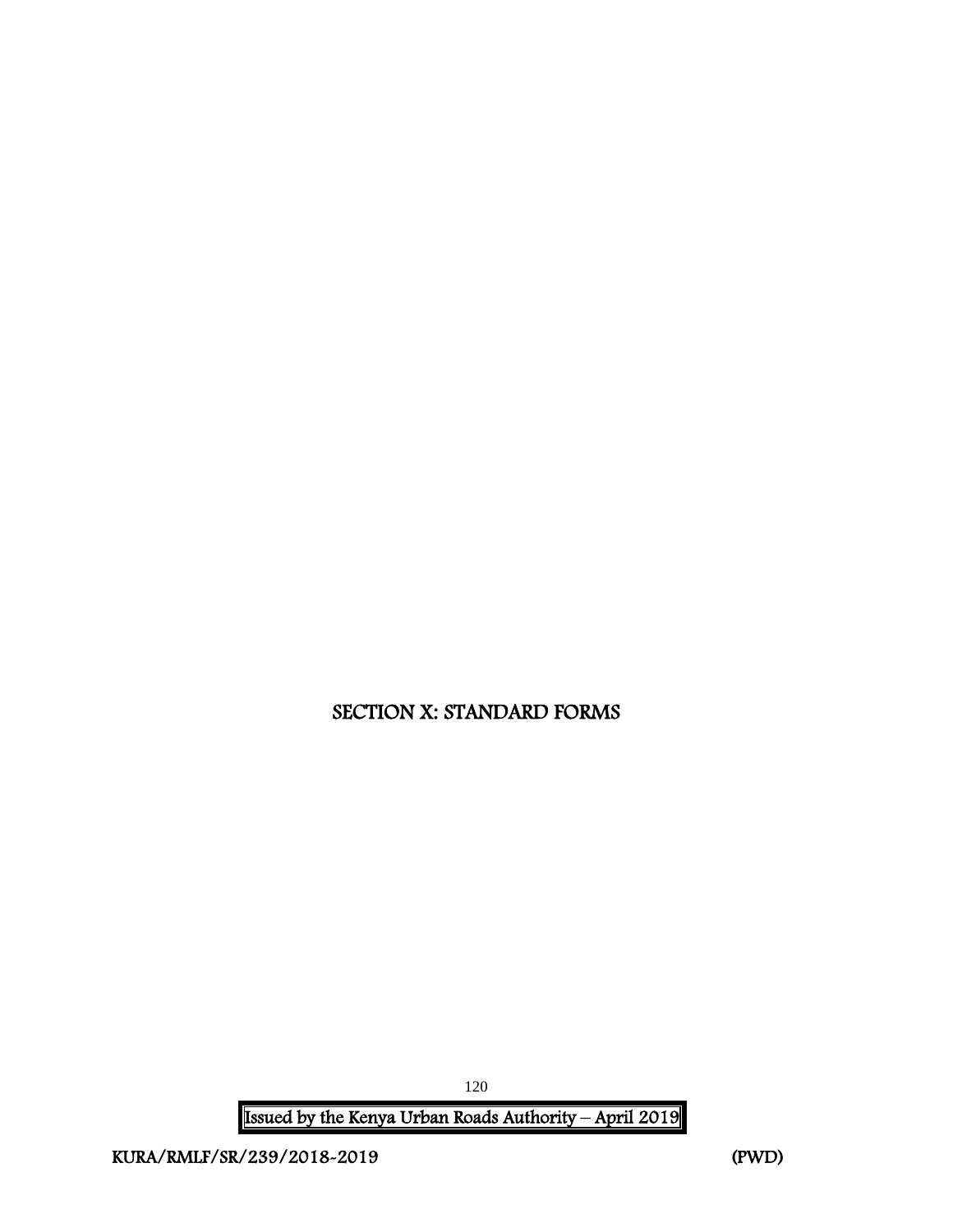# SECTION X: STANDARD FORMS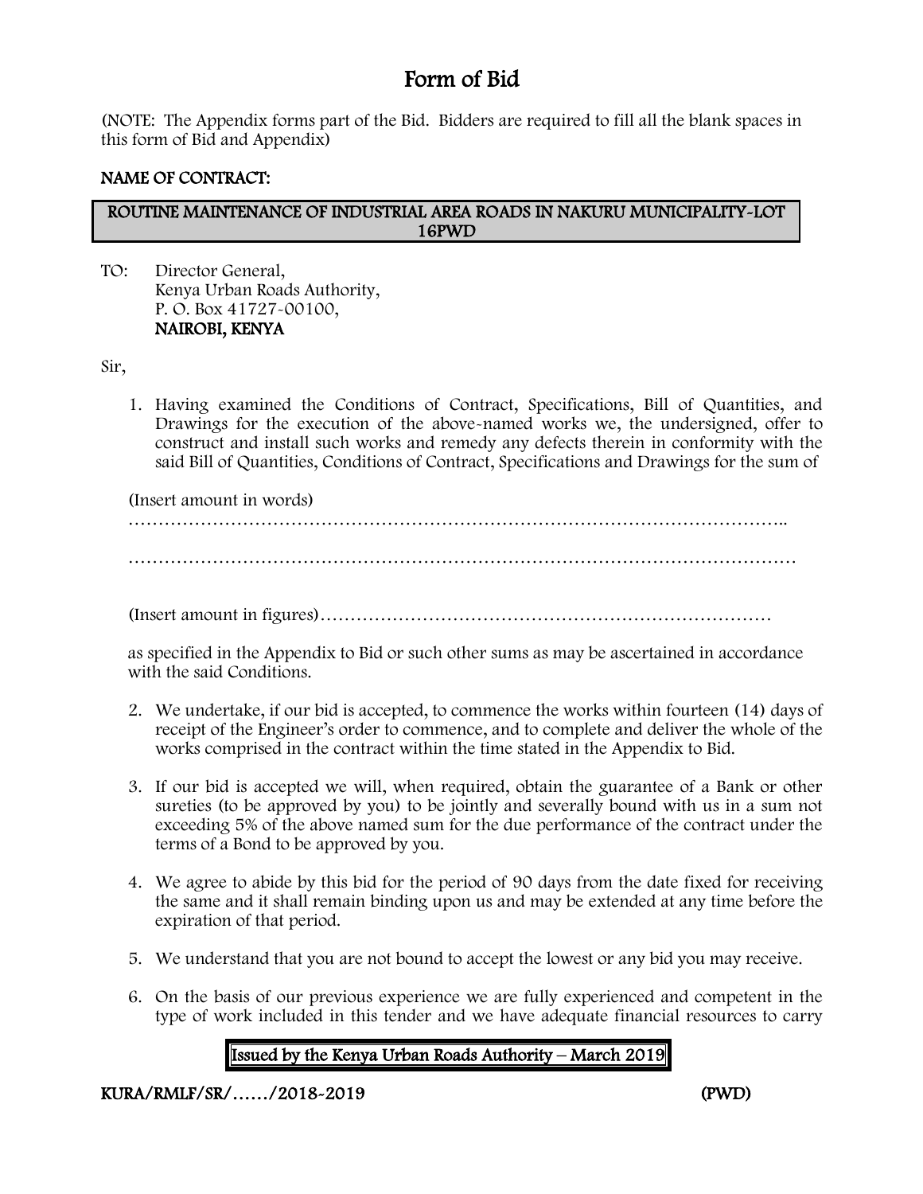# Form of Bid

(NOTE: The Appendix forms part of the Bid. Bidders are required to fill all the blank spaces in this form of Bid and Appendix)

**NAME OF CONTRACT:**

**ROUTINE MAINTENANCE OF INDUSTRIAL AREA ROADS IN NAKURU MUNICIPALITY-LOT 16PWD**

TO: Director General,
Kenya Urban Roads Authority,
P. O. Box 41727-00100,
**NAIROBI, KENYA**

Sir,

1. Having examined the Conditions of Contract, Specifications, Bill of Quantities, and Drawings for the execution of the above-named works we, the undersigned, offer to construct and install such works and remedy any defects therein in conformity with the said Bill of Quantities, Conditions of Contract, Specifications and Drawings for the sum of

   (Insert amount in words)
   ………………………………………………………………………………………………..

   ………………………………………………………………………………………………

   (Insert amount in figures)…………………………………………………………………

   as specified in the Appendix to Bid or such other sums as may be ascertained in accordance with the said Conditions.

2. We undertake, if our bid is accepted, to commence the works within fourteen (14) days of receipt of the Engineer's order to commence, and to complete and deliver the whole of the works comprised in the contract within the time stated in the Appendix to Bid.

3. If our bid is accepted we will, when required, obtain the guarantee of a Bank or other sureties (to be approved by you) to be jointly and severally bound with us in a sum not exceeding 5% of the above named sum for the due performance of the contract under the terms of a Bond to be approved by you.

4. We agree to abide by this bid for the period of 90 days from the date fixed for receiving the same and it shall remain binding upon us and may be extended at any time before the expiration of that period.

5. We understand that you are not bound to accept the lowest or any bid you may receive.

6. On the basis of our previous experience we are fully experienced and competent in the type of work included in this tender and we have adequate financial resources to carry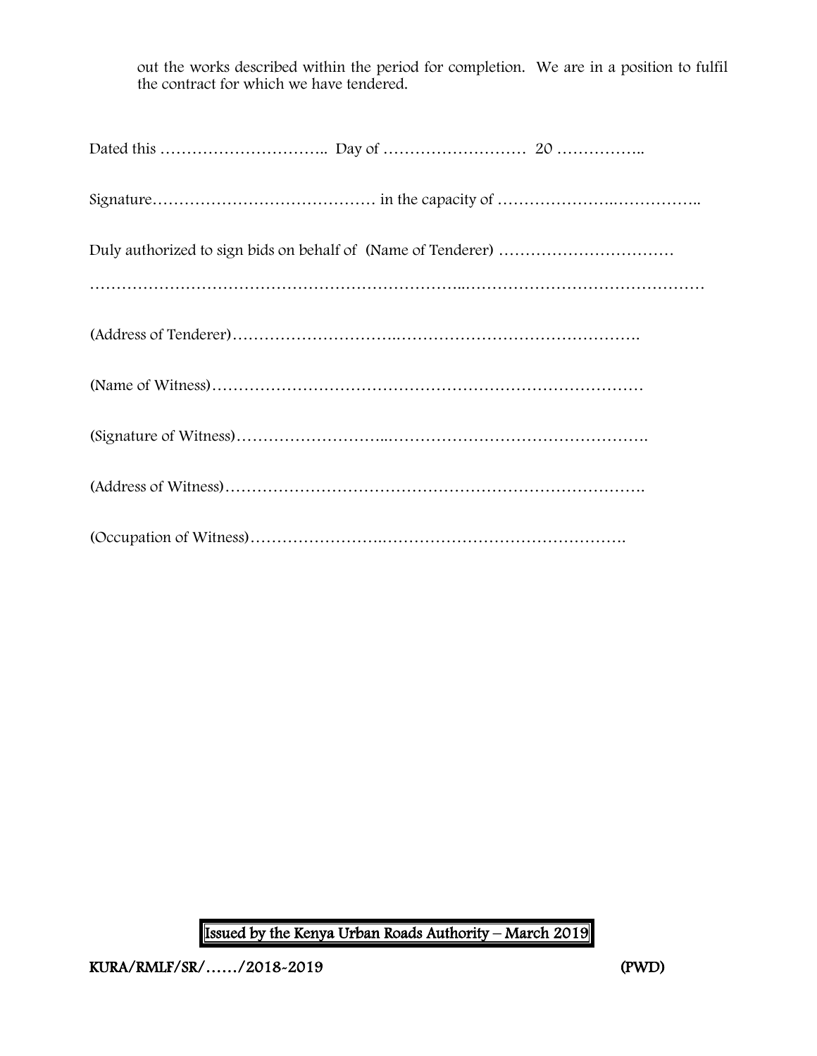out the works described within the period for completion. We are in a position to fulfil the contract for which we have tendered.

Dated this ………………………….. Day of ……………………… 20 ……………..

Signature…………………………………… in the capacity of ………………….……………..

Duly authorized to sign bids on behalf of (Name of Tenderer) ……………………………

………………………………………………………..………………………………………

(Address of Tenderer)…………………………..……………………………………….

(Name of Witness)……………………………………………………………………

(Signature of Witness)………………………..………………………………………….

(Address of Witness)…………………………………………………………………….

(Occupation of Witness)…………………….……………………………………….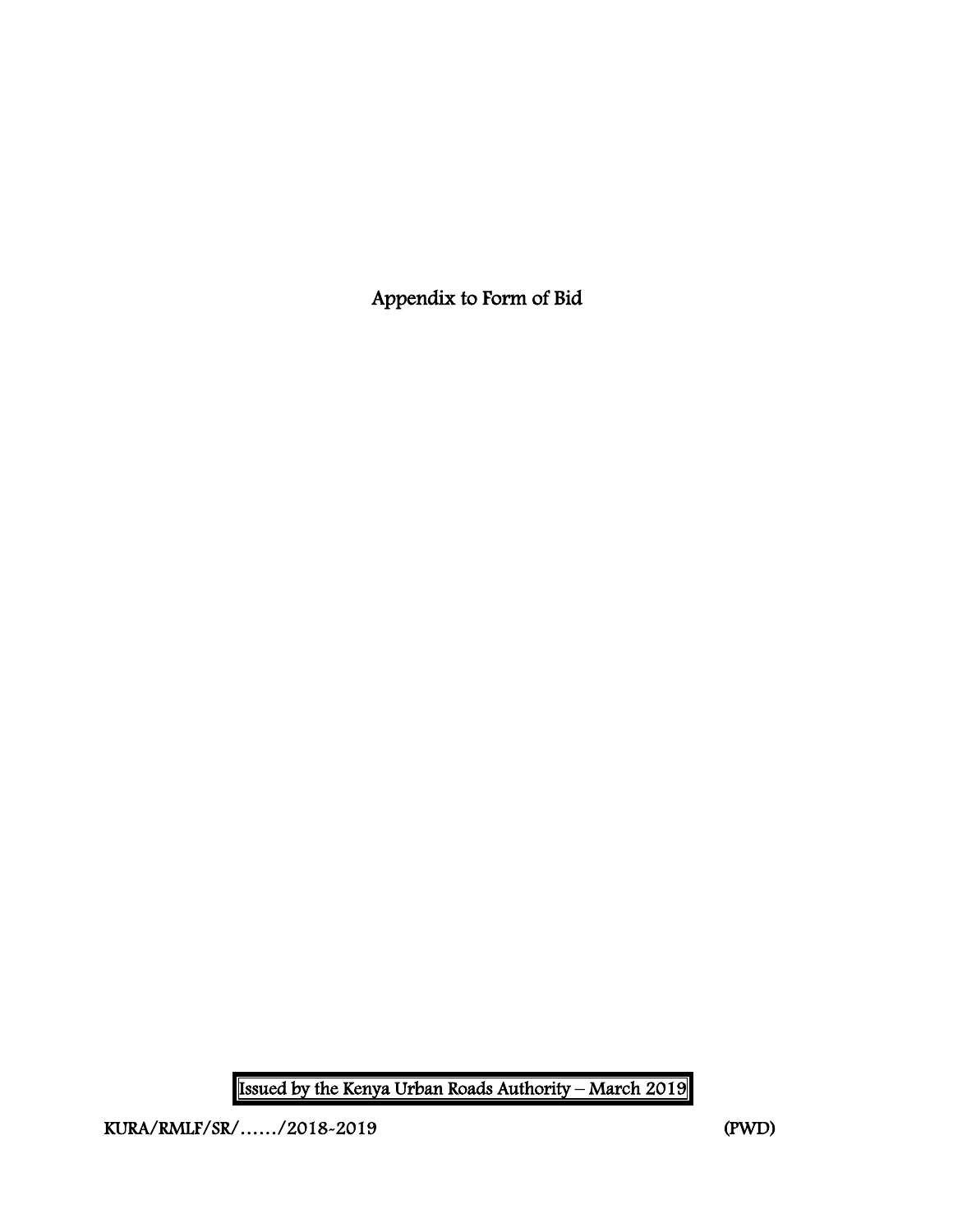# Appendix to Form of Bid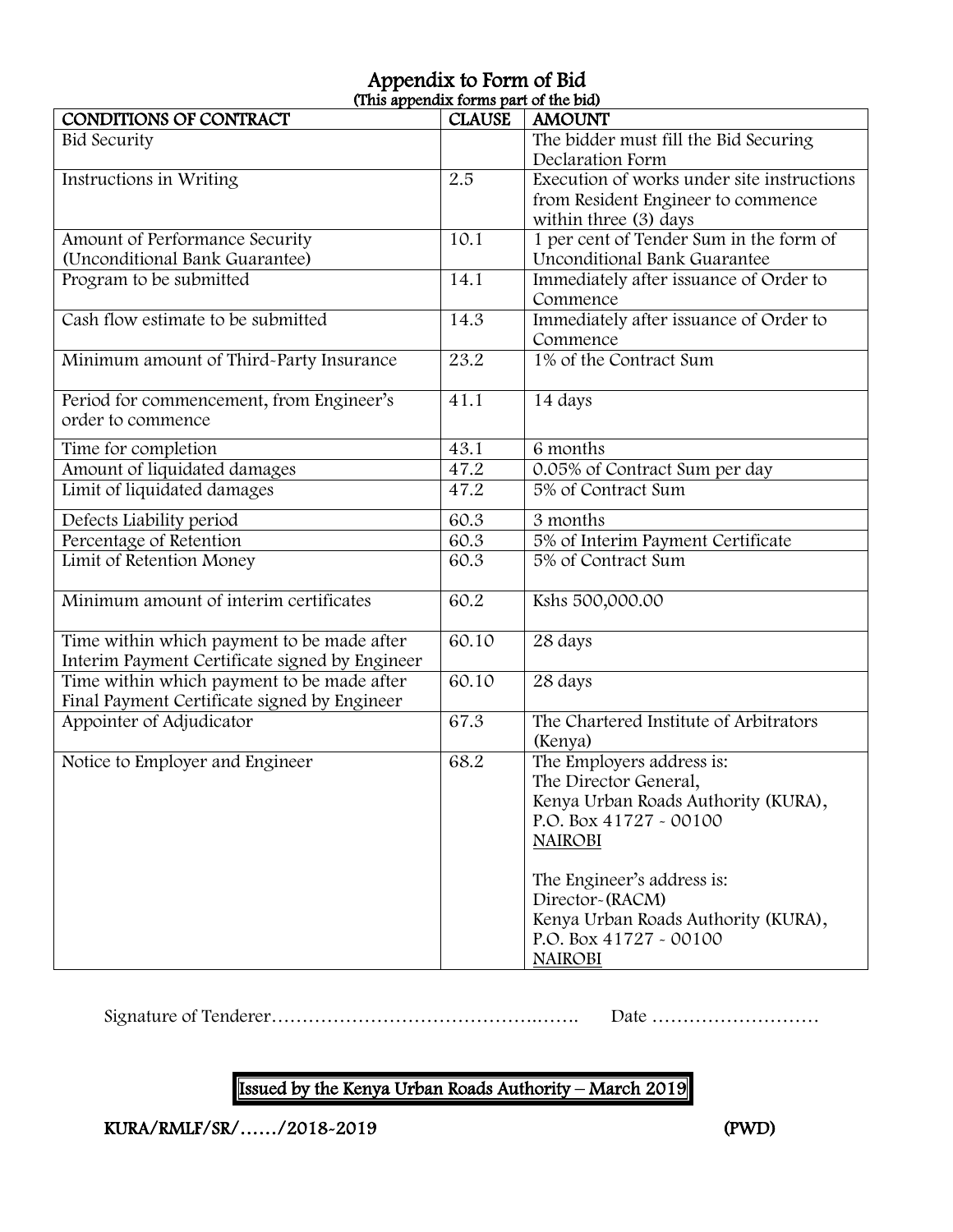# Appendix to Form of Bid

(This appendix forms part of the bid)

| CONDITIONS OF CONTRACT | CLAUSE | AMOUNT |
|---|---|---|
| Bid Security | | The bidder must fill the Bid Securing Declaration Form |
| Instructions in Writing | 2.5 | Execution of works under site instructions from Resident Engineer to commence within three (3) days |
| Amount of Performance Security (Unconditional Bank Guarantee) | 10.1 | 1 per cent of Tender Sum in the form of Unconditional Bank Guarantee |
| Program to be submitted | 14.1 | Immediately after issuance of Order to Commence |
| Cash flow estimate to be submitted | 14.3 | Immediately after issuance of Order to Commence |
| Minimum amount of Third-Party Insurance | 23.2 | 1% of the Contract Sum |
| Period for commencement, from Engineer's order to commence | 41.1 | 14 days |
| Time for completion | 43.1 | 6 months |
| Amount of liquidated damages | 47.2 | 0.05% of Contract Sum per day |
| Limit of liquidated damages | 47.2 | 5% of Contract Sum |
| Defects Liability period | 60.3 | 3 months |
| Percentage of Retention | 60.3 | 5% of Interim Payment Certificate |
| Limit of Retention Money | 60.3 | 5% of Contract Sum |
| Minimum amount of interim certificates | 60.2 | Kshs 500,000.00 |
| Time within which payment to be made after Interim Payment Certificate signed by Engineer | 60.10 | 28 days |
| Time within which payment to be made after Final Payment Certificate signed by Engineer | 60.10 | 28 days |
| Appointer of Adjudicator | 67.3 | The Chartered Institute of Arbitrators (Kenya) |
| Notice to Employer and Engineer | 68.2 | The Employers address is:<br>The Director General,<br>Kenya Urban Roads Authority (KURA),<br>P.O. Box 41727 - 00100<br>NAIROBI<br><br>The Engineer's address is:<br>Director-(RACM)<br>Kenya Urban Roads Authority (KURA),<br>P.O. Box 41727 - 00100<br>NAIROBI |

Signature of Tenderer……………………………………..……. Date ………………………

**Issued by the Kenya Urban Roads Authority – March 2019**

**KURA/RMLF/SR/……/2018-2019 (PWD)**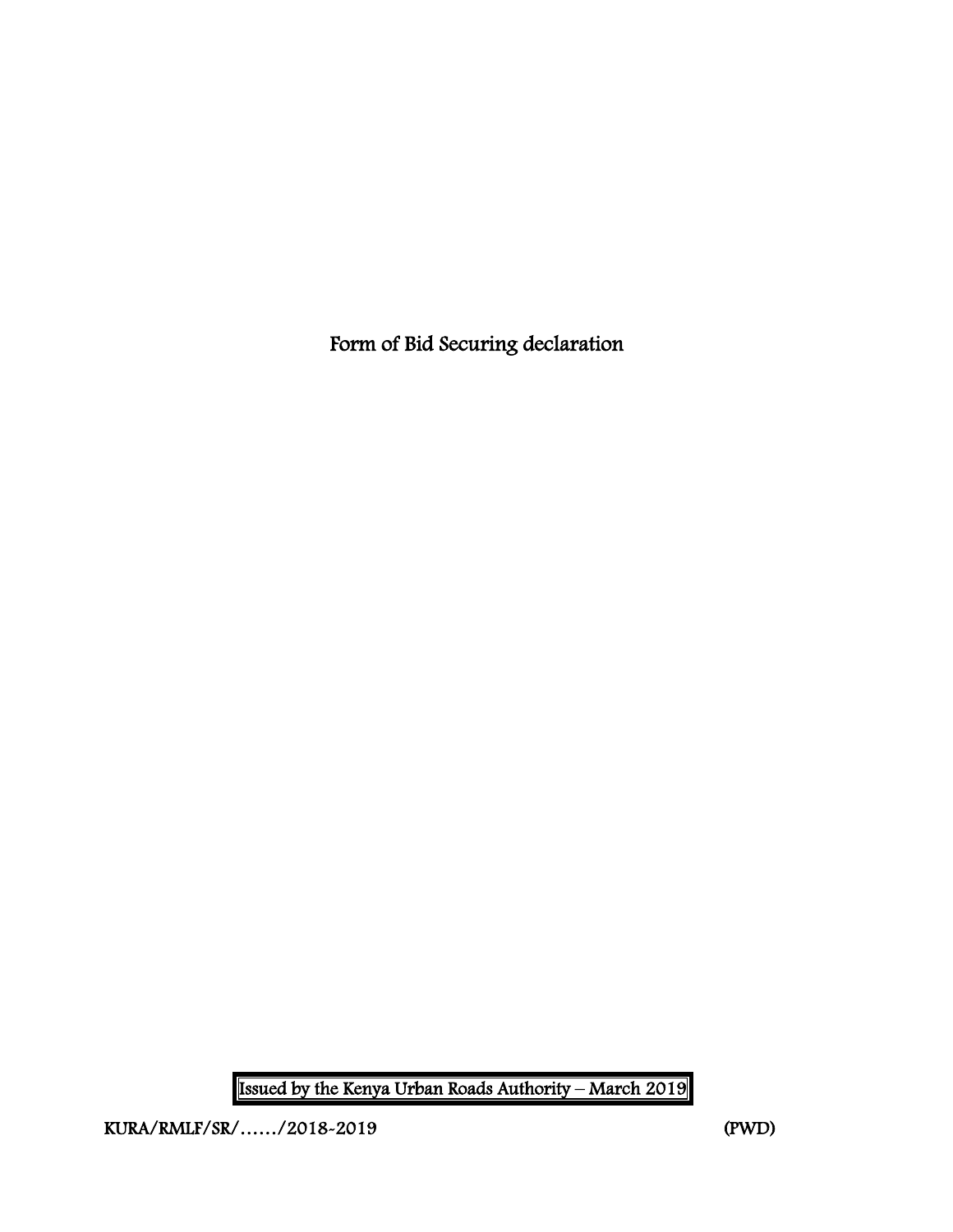# Form of Bid Securing declaration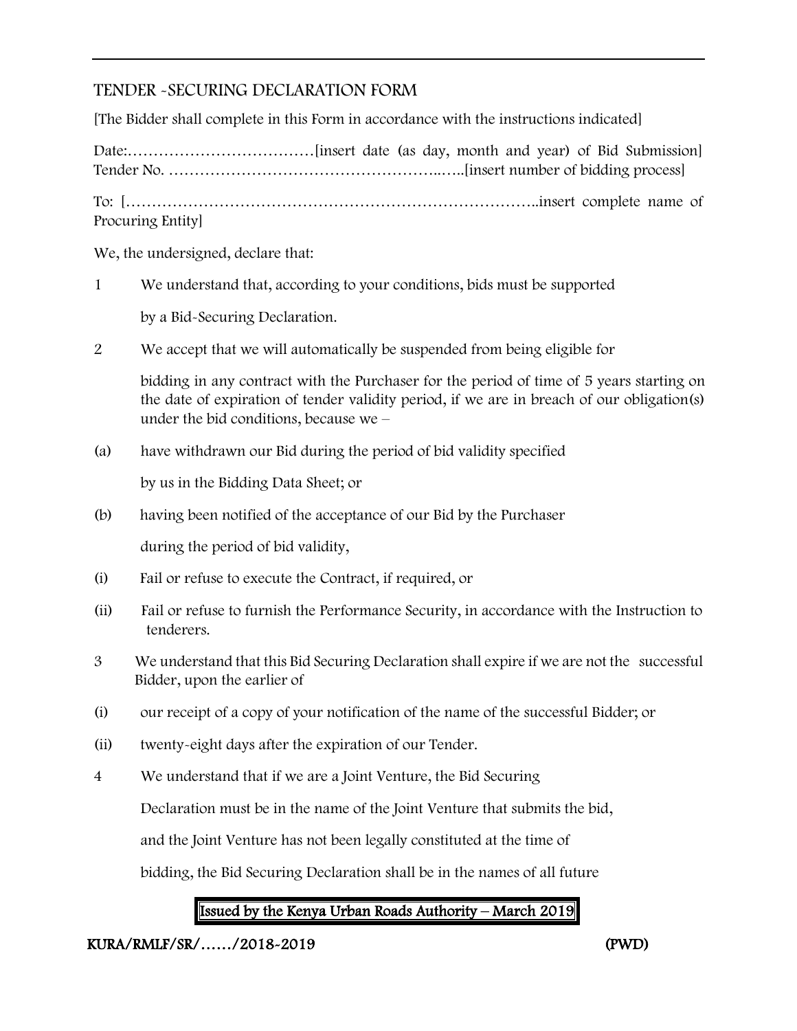## TENDER -SECURING DECLARATION FORM

[The Bidder shall complete in this Form in accordance with the instructions indicated]

Date:………………………………[insert date (as day, month and year) of Bid Submission] Tender No. ……………………………………………..…..[insert number of bidding process]

To: […………………………………………………………………..insert complete name of Procuring Entity]

We, the undersigned, declare that:

1 We understand that, according to your conditions, bids must be supported by a Bid-Securing Declaration.

2 We accept that we will automatically be suspended from being eligible for bidding in any contract with the Purchaser for the period of time of 5 years starting on the date of expiration of tender validity period, if we are in breach of our obligation(s) under the bid conditions, because we –

(a) have withdrawn our Bid during the period of bid validity specified by us in the Bidding Data Sheet; or

(b) having been notified of the acceptance of our Bid by the Purchaser during the period of bid validity,

(i) Fail or refuse to execute the Contract, if required, or

(ii) Fail or refuse to furnish the Performance Security, in accordance with the Instruction to tenderers.

3 We understand that this Bid Securing Declaration shall expire if we are not the successful Bidder, upon the earlier of

(i) our receipt of a copy of your notification of the name of the successful Bidder; or

(ii) twenty-eight days after the expiration of our Tender.

4 We understand that if we are a Joint Venture, the Bid Securing Declaration must be in the name of the Joint Venture that submits the bid, and the Joint Venture has not been legally constituted at the time of bidding, the Bid Securing Declaration shall be in the names of all future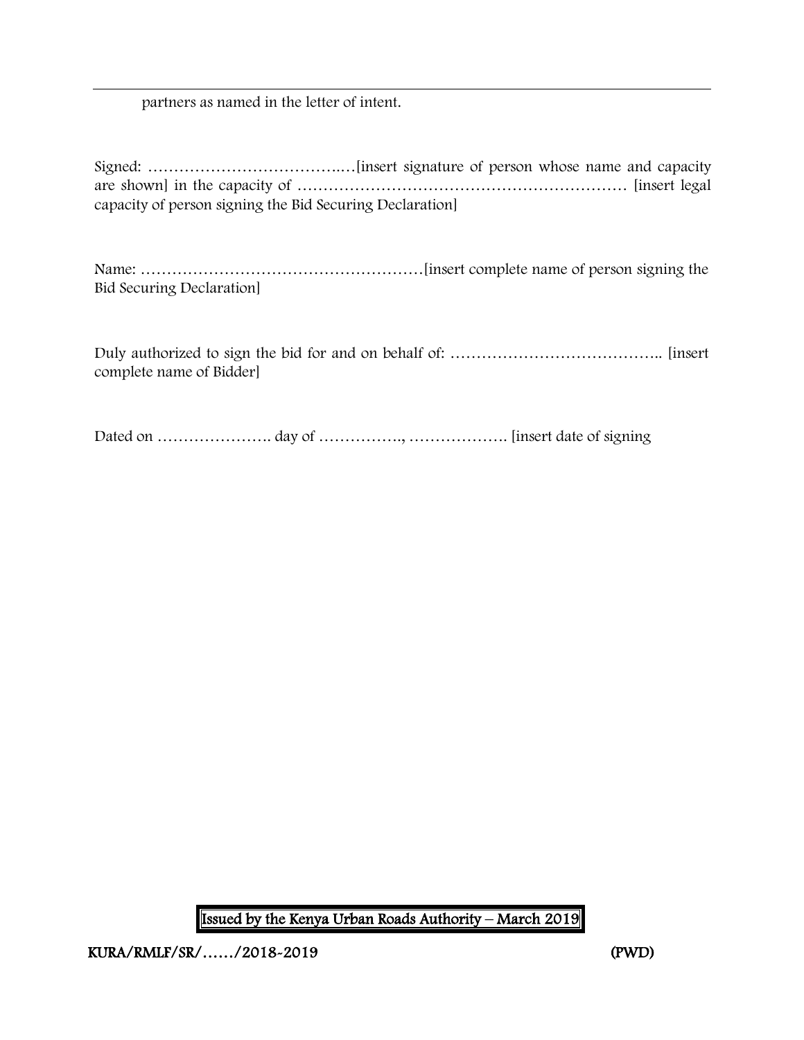partners as named in the letter of intent.

Signed: ………………………………..…[insert signature of person whose name and capacity are shown] in the capacity of ……………………………………………………… [insert legal capacity of person signing the Bid Securing Declaration]

Name: ………………………………………………[insert complete name of person signing the Bid Securing Declaration]

Duly authorized to sign the bid for and on behalf of: ………………………………….. [insert complete name of Bidder]

Dated on …………………. day of ……………., ………………. [insert date of signing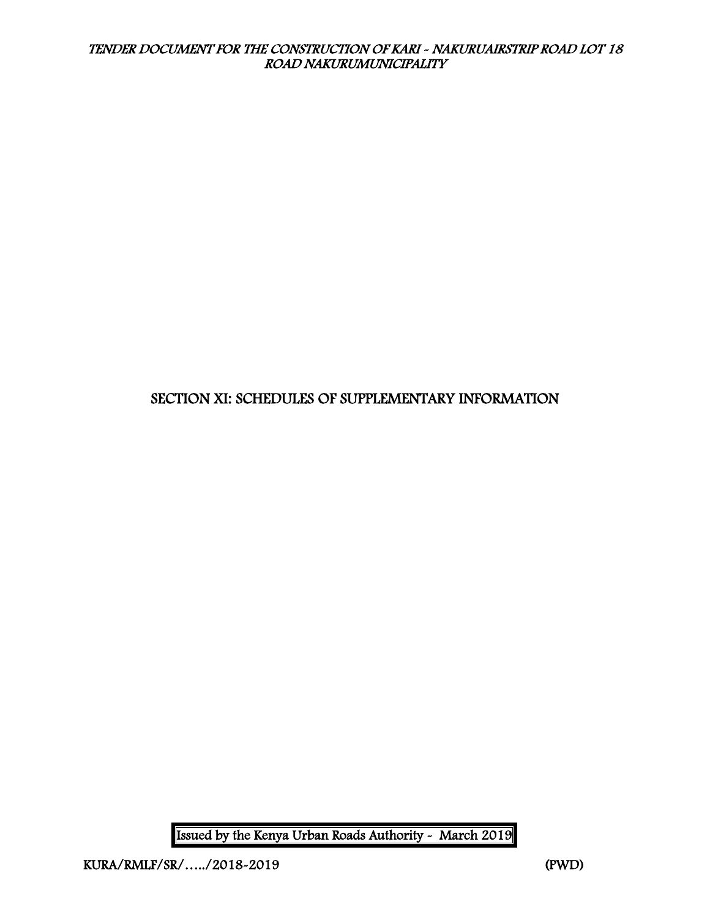# SECTION XI: SCHEDULES OF SUPPLEMENTARY INFORMATION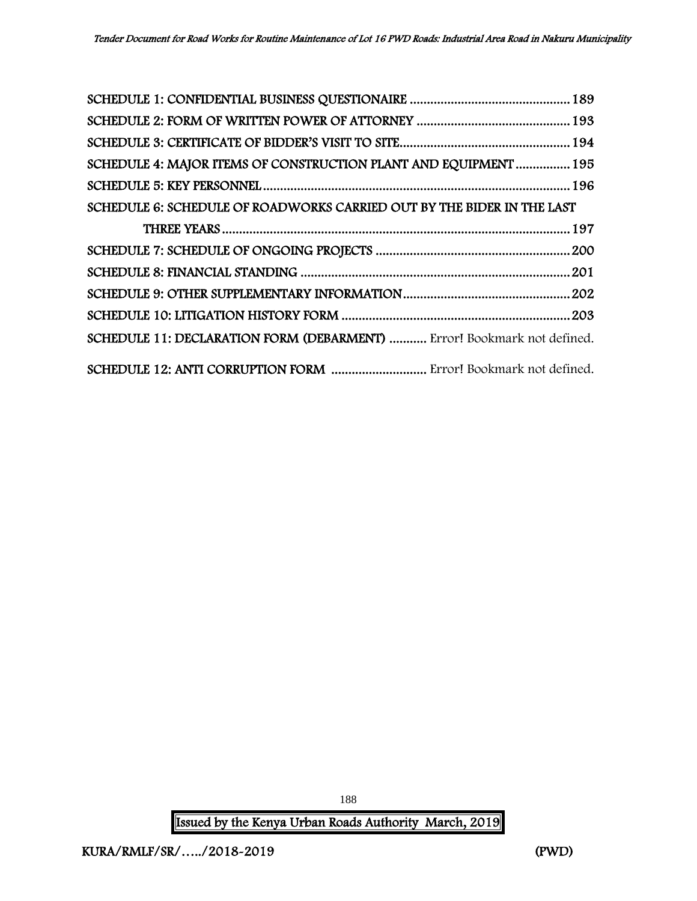SCHEDULE 1: CONFIDENTIAL BUSINESS QUESTIONAIRE ............................................... 189

SCHEDULE 2: FORM OF WRITTEN POWER OF ATTORNEY ............................................. 193

SCHEDULE 3: CERTIFICATE OF BIDDER'S VISIT TO SITE.................................................. 194

SCHEDULE 4: MAJOR ITEMS OF CONSTRUCTION PLANT AND EQUIPMENT ................ 195

SCHEDULE 5: KEY PERSONNEL.......................................................................................... 196

SCHEDULE 6: SCHEDULE OF ROADWORKS CARRIED OUT BY THE BIDER IN THE LAST THREE YEARS ...................................................................................................... 197

SCHEDULE 7: SCHEDULE OF ONGOING PROJECTS ......................................................... 200

SCHEDULE 8: FINANCIAL STANDING ................................................................................ 201

SCHEDULE 9: OTHER SUPPLEMENTARY INFORMATION................................................. 202

SCHEDULE 10: LITIGATION HISTORY FORM .................................................................... 203

SCHEDULE 11: DECLARATION FORM (DEBARMENT) ........... Error! Bookmark not defined.

SCHEDULE 12: ANTI CORRUPTION FORM ............................ Error! Bookmark not defined.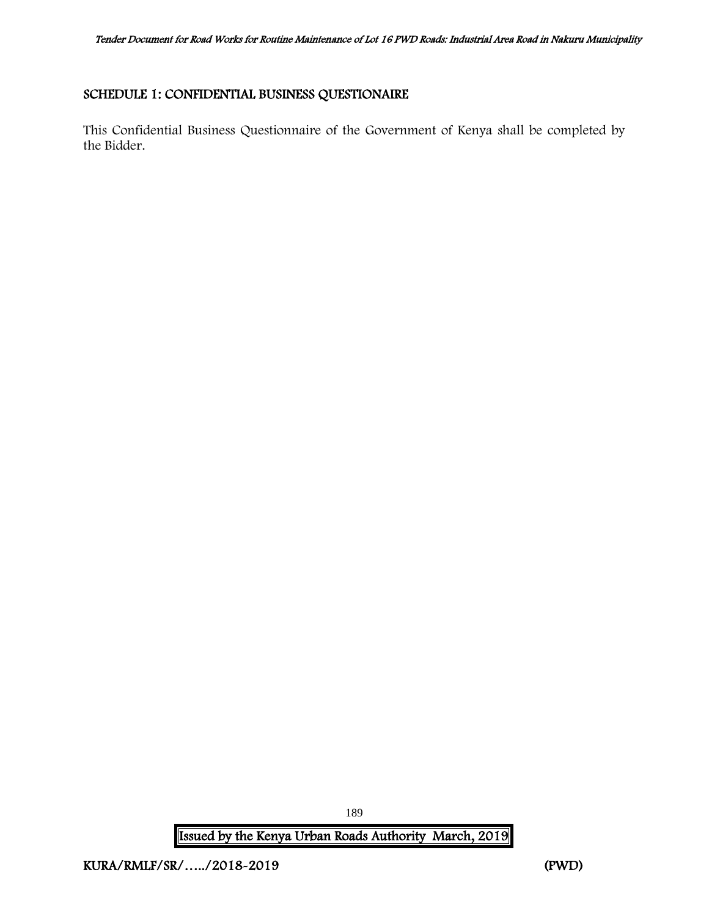## SCHEDULE 1: CONFIDENTIAL BUSINESS QUESTIONAIRE

This Confidential Business Questionnaire of the Government of Kenya shall be completed by the Bidder.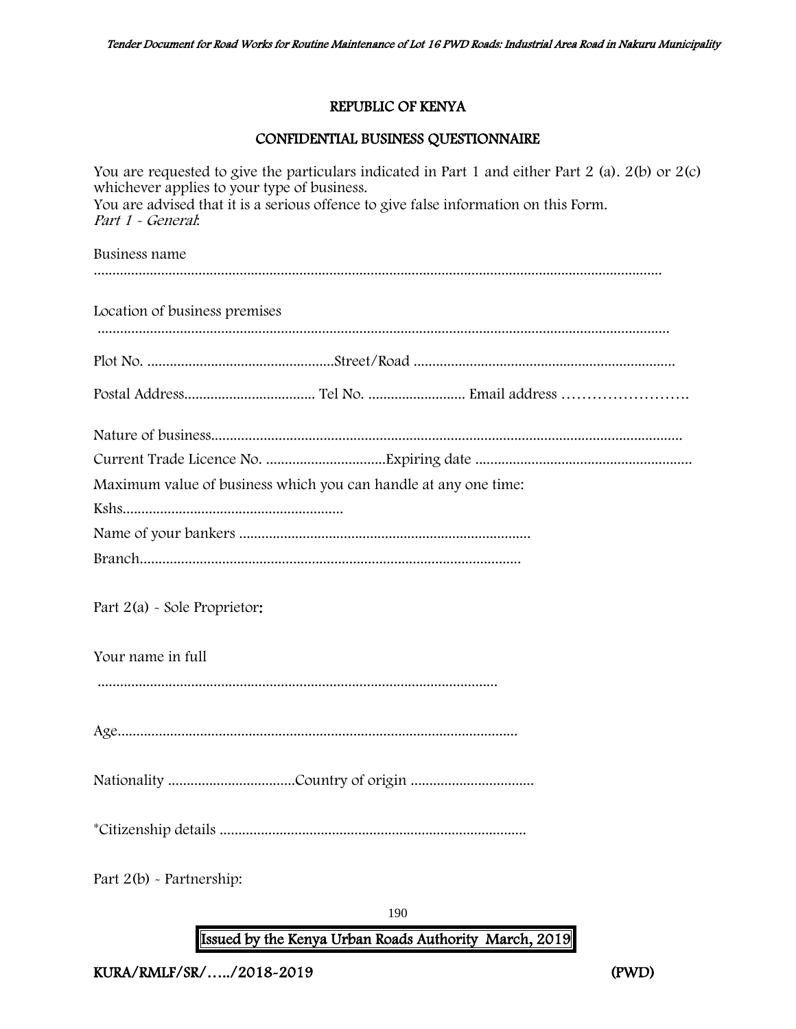## REPUBLIC OF KENYA

## CONFIDENTIAL BUSINESS QUESTIONNAIRE

You are requested to give the particulars indicated in Part 1 and either Part 2 (a). 2(b) or 2(c) whichever applies to your type of business.
You are advised that it is a serious offence to give false information on this Form.
*Part 1 - General*:

Business name

………………………………………………………………………………………………………………………………

Location of business premises

………………………………………………………………………………………………………………………………

Plot No. …………………………………………Street/Road ……………………………………………………………

Postal Address…………………………… Tel No. …………………… Email address …………………….

Nature of business……………………………………………………………………………………………………

Current Trade Licence No. …………………………Expiring date …………………………………………………

Maximum value of business which you can handle at any one time:

Kshs……………………………………………

Name of your bankers ……………………………………………………………………

Branch…………………………………………………………………………………

Part 2(a) - Sole Proprietor:

Your name in full

………………………………………………………………………………………………

Age………………………………………………………………………………………

Nationality ……………………………Country of origin ……………………………

*Citizenship details …………………………………………………………………………

Part 2(b) - Partnership: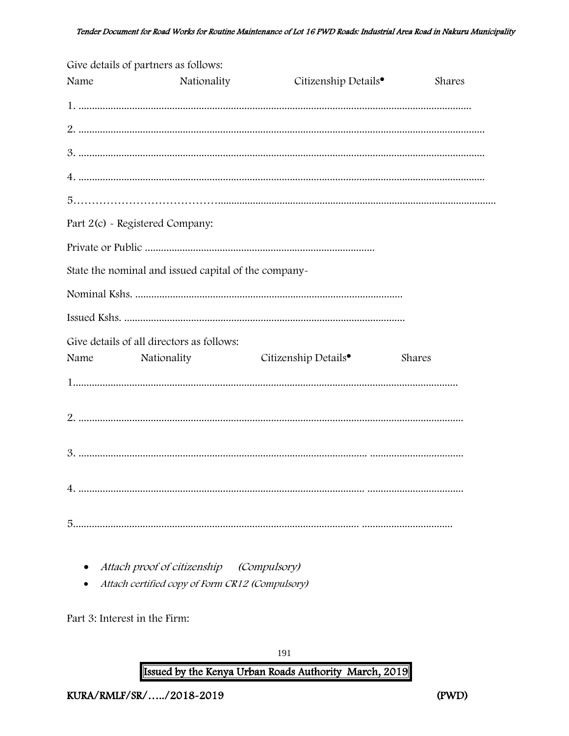Give details of partners as follows:

Name Nationality Citizenship Details• Shares

1. ..................................................................................................................................

2. ......................................................................................................................................

3. ......................................................................................................................................

4. ......................................................................................................................................

5……………………………….....................................................................................................

Part 2(c) - Registered Company:

Private or Public .....................................................................................

State the nominal and issued capital of the company-

Nominal Kshs. ...................................................................................................

Issued Kshs. ........................................................................................................

Give details of all directors as follows:

Name Nationality Citizenship Details• Shares

1.............................................................................................................................

2. ............................................................................................................................

3. ............................................................................................................ ..................................

4. ........................................................................................................... ...................................

5.......................................................................................................... .................................

- *Attach proof of citizenship (Compulsory)*
- *Attach certified copy of Form CR12 (Compulsory)*

Part 3: Interest in the Firm: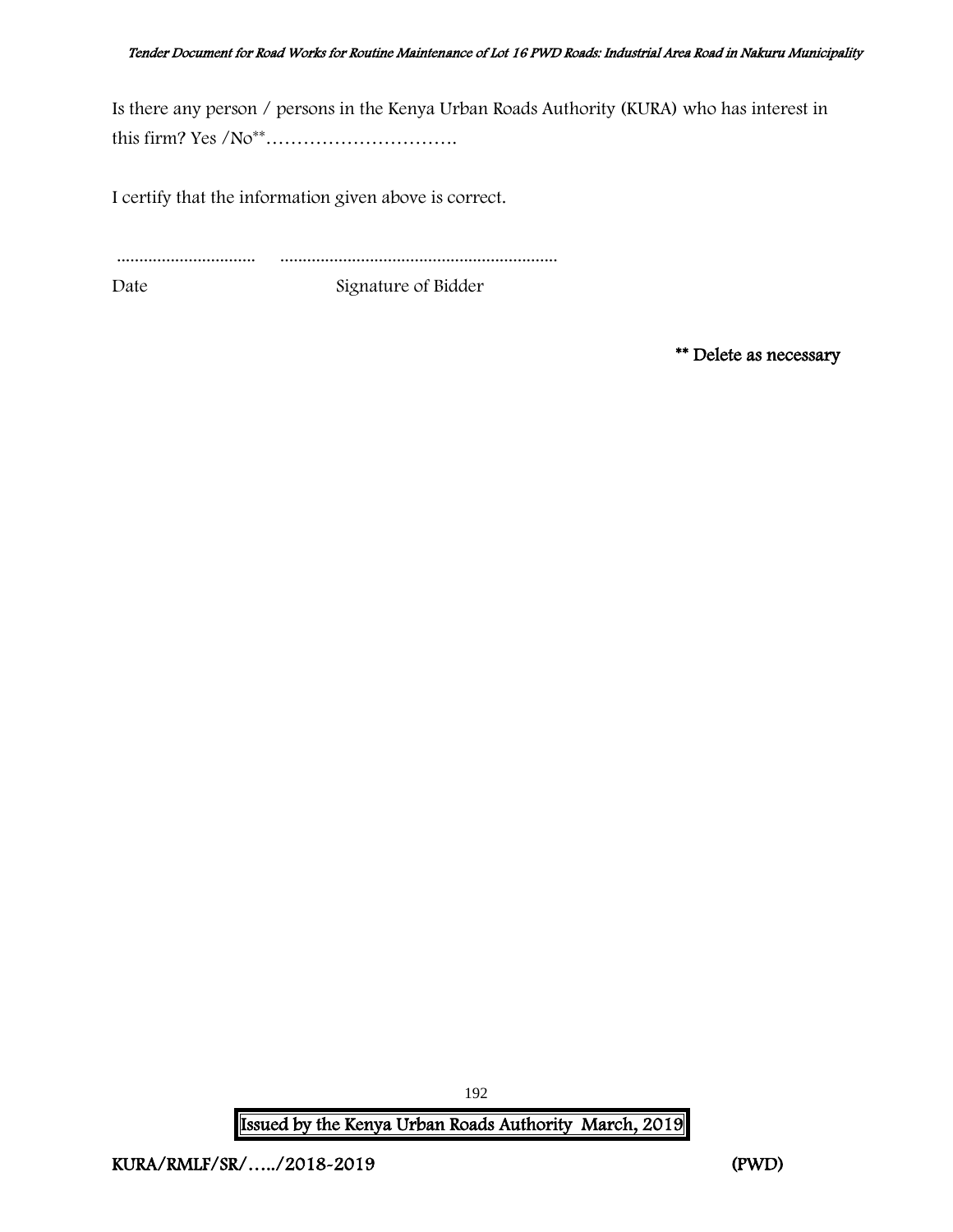Is there any person / persons in the Kenya Urban Roads Authority (KURA) who has interest in this firm? Yes /No** ………………………….

I certify that the information given above is correct.

.............................. .............................................................

Date Signature of Bidder

**** Delete as necessary**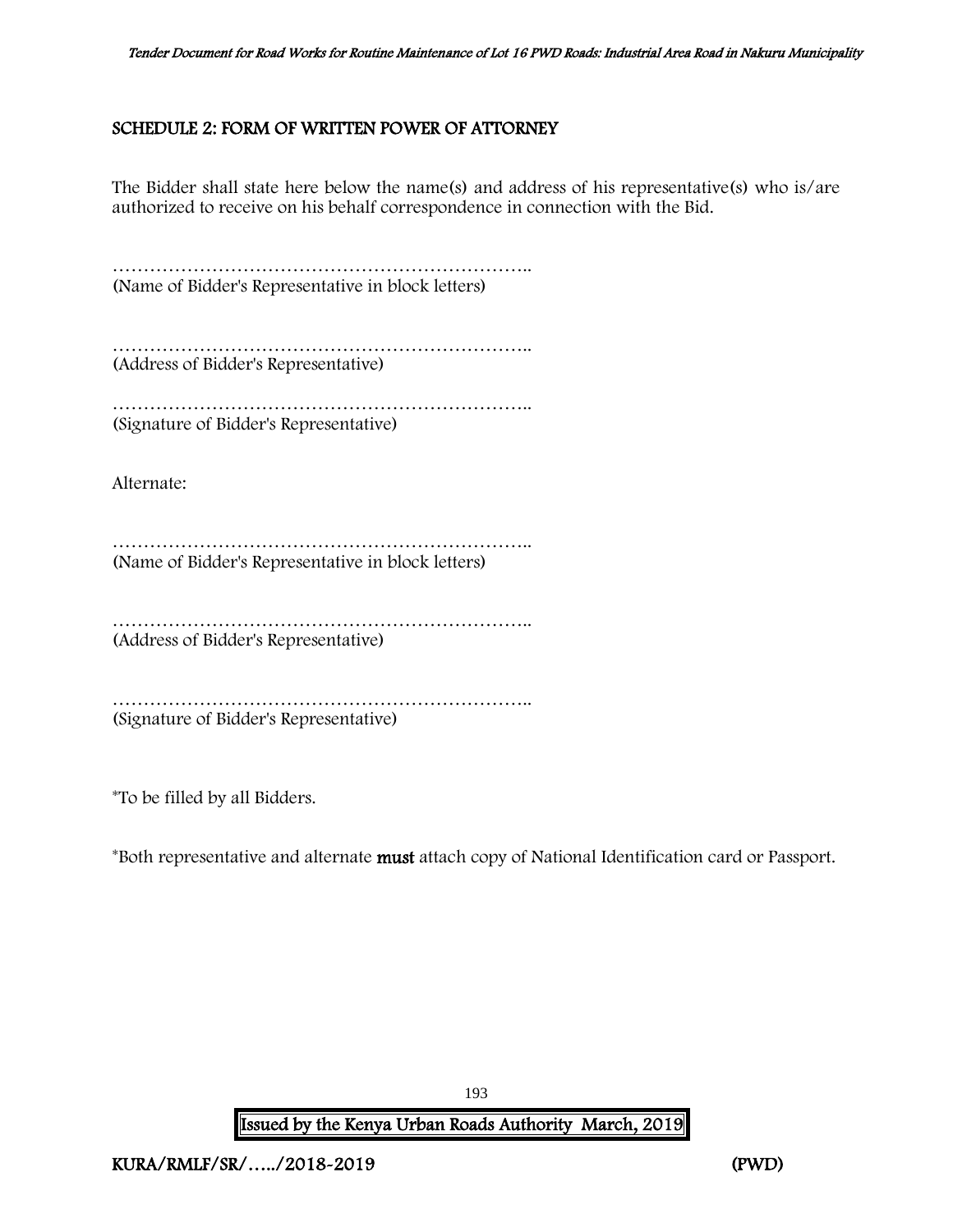## SCHEDULE 2: FORM OF WRITTEN POWER OF ATTORNEY

The Bidder shall state here below the name(s) and address of his representative(s) who is/are authorized to receive on his behalf correspondence in connection with the Bid.

…………………………………………………………..
(Name of Bidder's Representative in block letters)

…………………………………………………………..
(Address of Bidder's Representative)

…………………………………………………………..
(Signature of Bidder's Representative)

Alternate:

…………………………………………………………..
(Name of Bidder's Representative in block letters)

…………………………………………………………..
(Address of Bidder's Representative)

…………………………………………………………..
(Signature of Bidder's Representative)

*To be filled by all Bidders.

*Both representative and alternate **must** attach copy of National Identification card or Passport.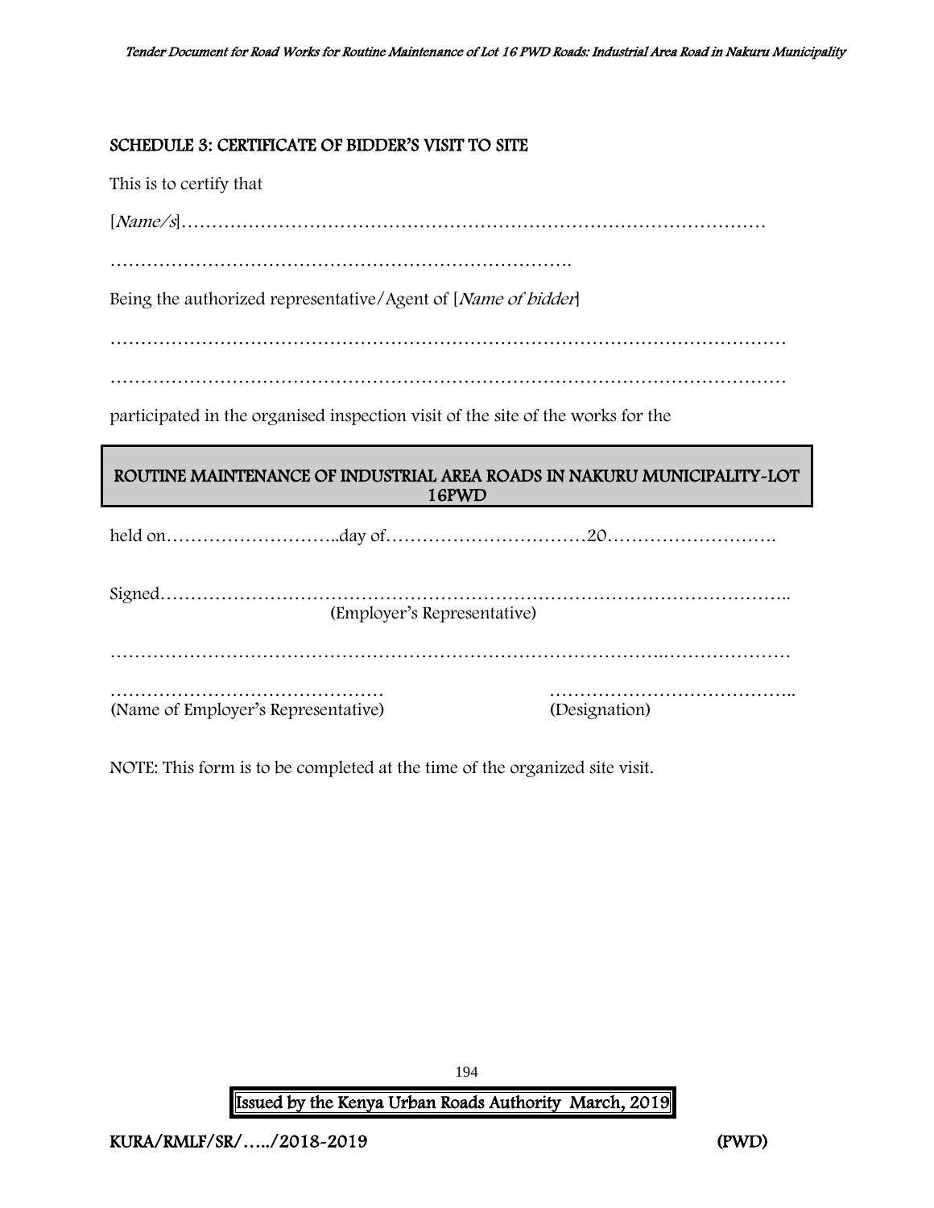## SCHEDULE 3: CERTIFICATE OF BIDDER'S VISIT TO SITE

This is to certify that

[*Name/s*]………………………………………………………………………………………

…………………………………………………………………….

Being the authorized representative/Agent of [*Name of bidder*]

……………………………………………………………………………………………………

……………………………………………………………………………………………………

participated in the organised inspection visit of the site of the works for the

**ROUTINE MAINTENANCE OF INDUSTRIAL AREA ROADS IN NAKURU MUNICIPALITY-LOT 16PWD**

held on………………………..day of……………………………20……………………….

Signed…………………………………………………………………………………………..
(Employer's Representative)

……………………………………………………………………………….…………………

……………………………………… (Name of Employer's Representative)

………………………………….. (Designation)

NOTE: This form is to be completed at the time of the organized site visit.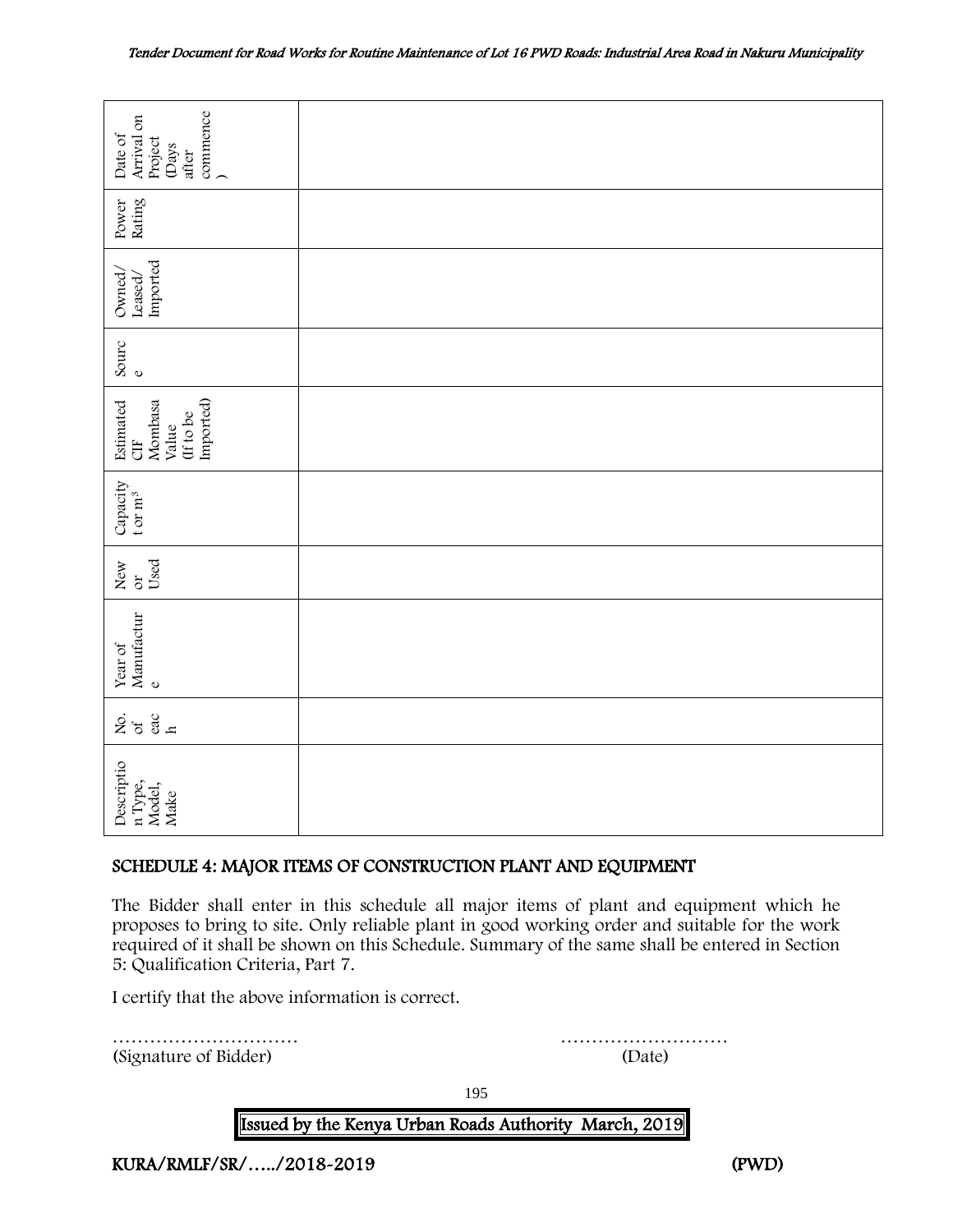| Description Type, Model, Make | No. of each | Year of Manufacture | New or Used | Capacity t or m$^3$ | Estimated CIF Mombasa Value (If to be Imported) | Source | Owned/ Leased/ Imported | Power Rating | Date of Arrival on Project (Days after commence) |
|---|---|---|---|---|---|---|---|---|---|
| | | | | | | | | | |

## SCHEDULE 4: MAJOR ITEMS OF CONSTRUCTION PLANT AND EQUIPMENT

The Bidder shall enter in this schedule all major items of plant and equipment which he proposes to bring to site. Only reliable plant in good working order and suitable for the work required of it shall be shown on this Schedule. Summary of the same shall be entered in Section 5: Qualification Criteria, Part 7.

I certify that the above information is correct.

………………………… ………………………
(Signature of Bidder) (Date)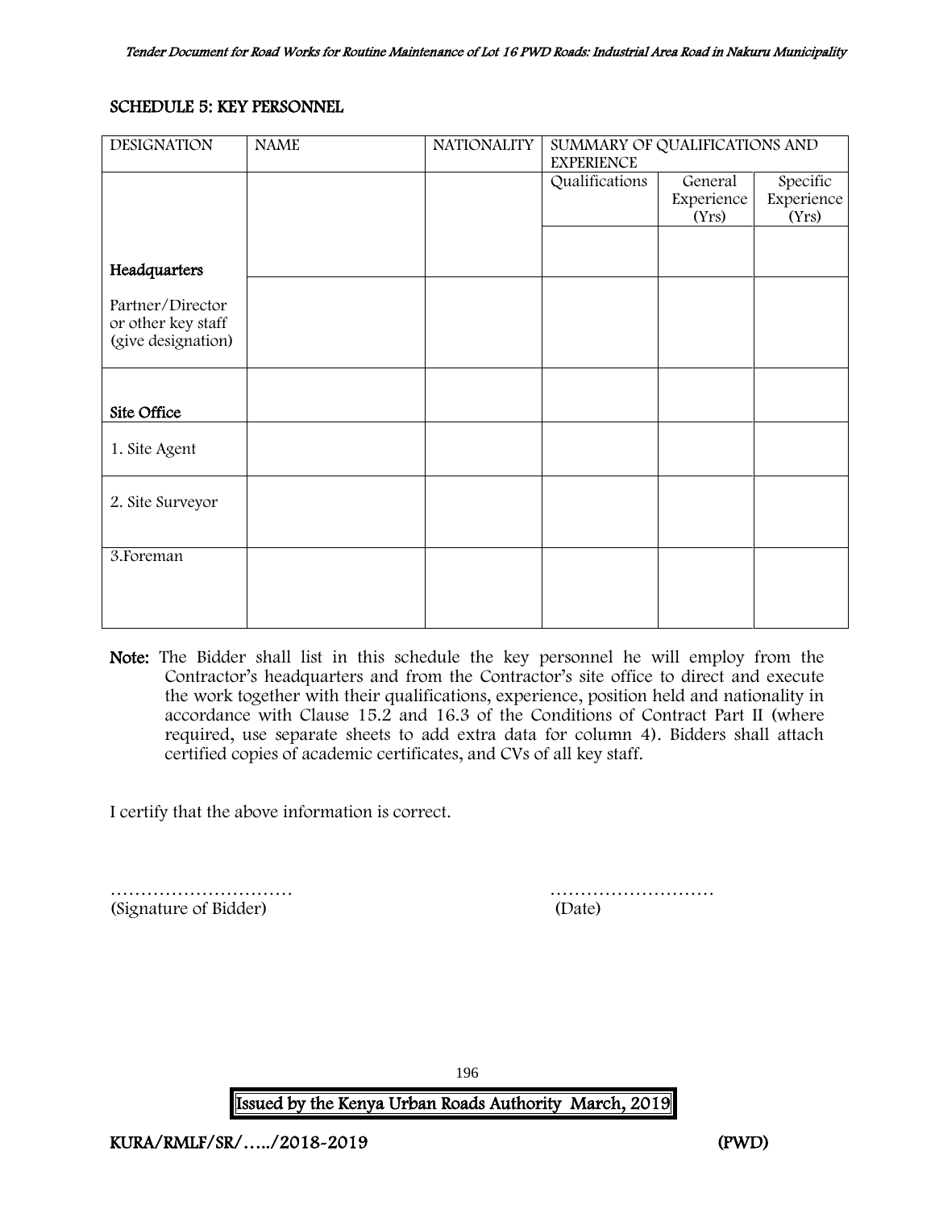## SCHEDULE 5: KEY PERSONNEL

| DESIGNATION | NAME | NATIONALITY | SUMMARY OF QUALIFICATIONS AND EXPERIENCE | | |
|---|---|---|---|---|---|
| | | | Qualifications | General Experience (Yrs) | Specific Experience (Yrs) |
| **Headquarters** | | | | | |
| Partner/Director or other key staff (give designation) | | | | | |
| **Site Office** | | | | | |
| 1. Site Agent | | | | | |
| 2. Site Surveyor | | | | | |
| 3.Foreman | | | | | |

**Note:** The Bidder shall list in this schedule the key personnel he will employ from the Contractor's headquarters and from the Contractor's site office to direct and execute the work together with their qualifications, experience, position held and nationality in accordance with Clause 15.2 and 16.3 of the Conditions of Contract Part II (where required, use separate sheets to add extra data for column 4). Bidders shall attach certified copies of academic certificates, and CVs of all key staff.

I certify that the above information is correct.

………………………… (Signature of Bidder)

……………………… (Date)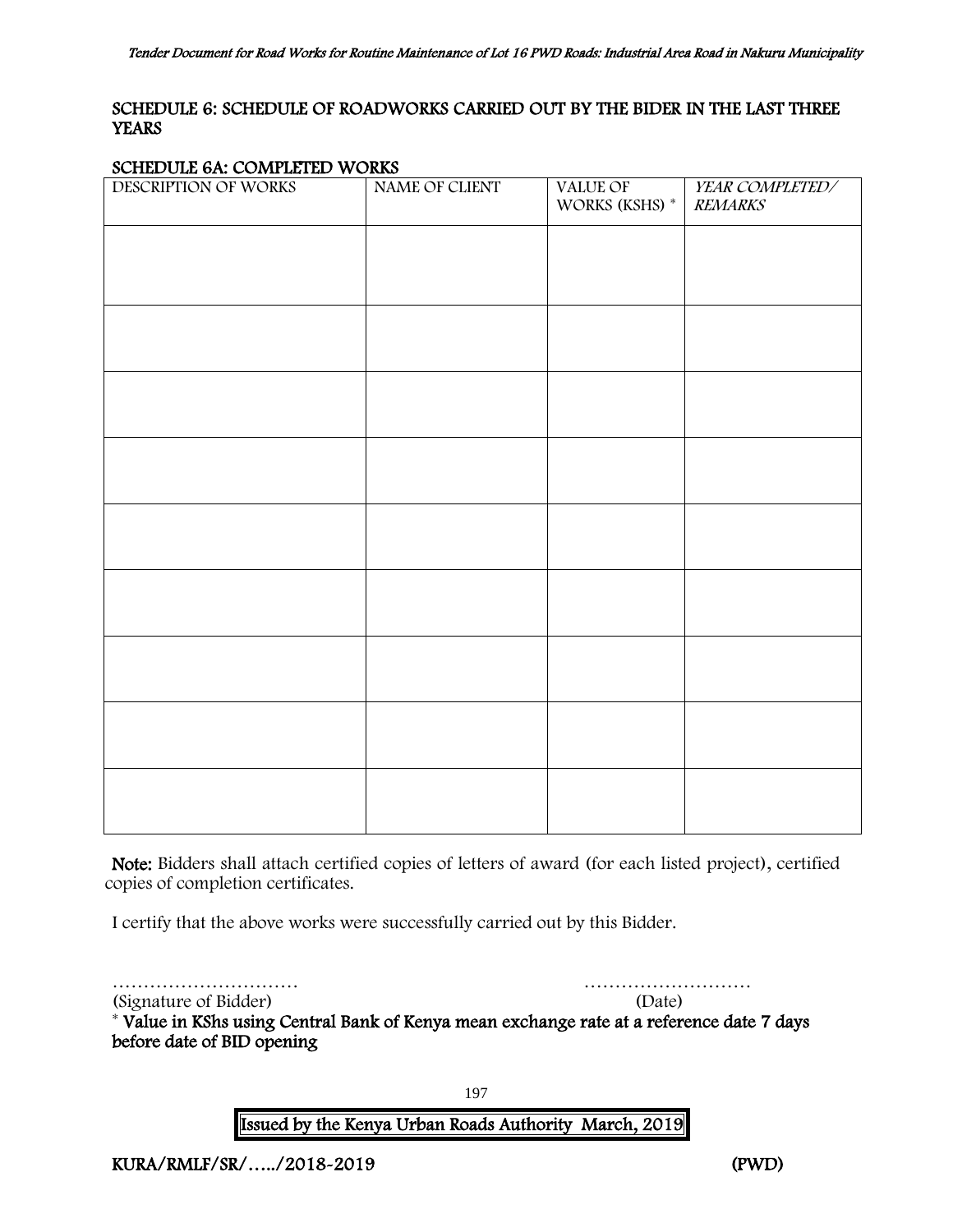## SCHEDULE 6: SCHEDULE OF ROADWORKS CARRIED OUT BY THE BIDER IN THE LAST THREE YEARS

### SCHEDULE 6A: COMPLETED WORKS

| DESCRIPTION OF WORKS | NAME OF CLIENT | VALUE OF WORKS (KSHS) * | *YEAR COMPLETED/ REMARKS* |
|---|---|---|---|
| | | | |
| | | | |
| | | | |
| | | | |
| | | | |
| | | | |
| | | | |
| | | | |
| | | | |

**Note:** Bidders shall attach certified copies of letters of award (for each listed project), certified copies of completion certificates.

I certify that the above works were successfully carried out by this Bidder.

………………………… ………………………

(Signature of Bidder) (Date)

**\* Value in KShs using Central Bank of Kenya mean exchange rate at a reference date 7 days before date of BID opening**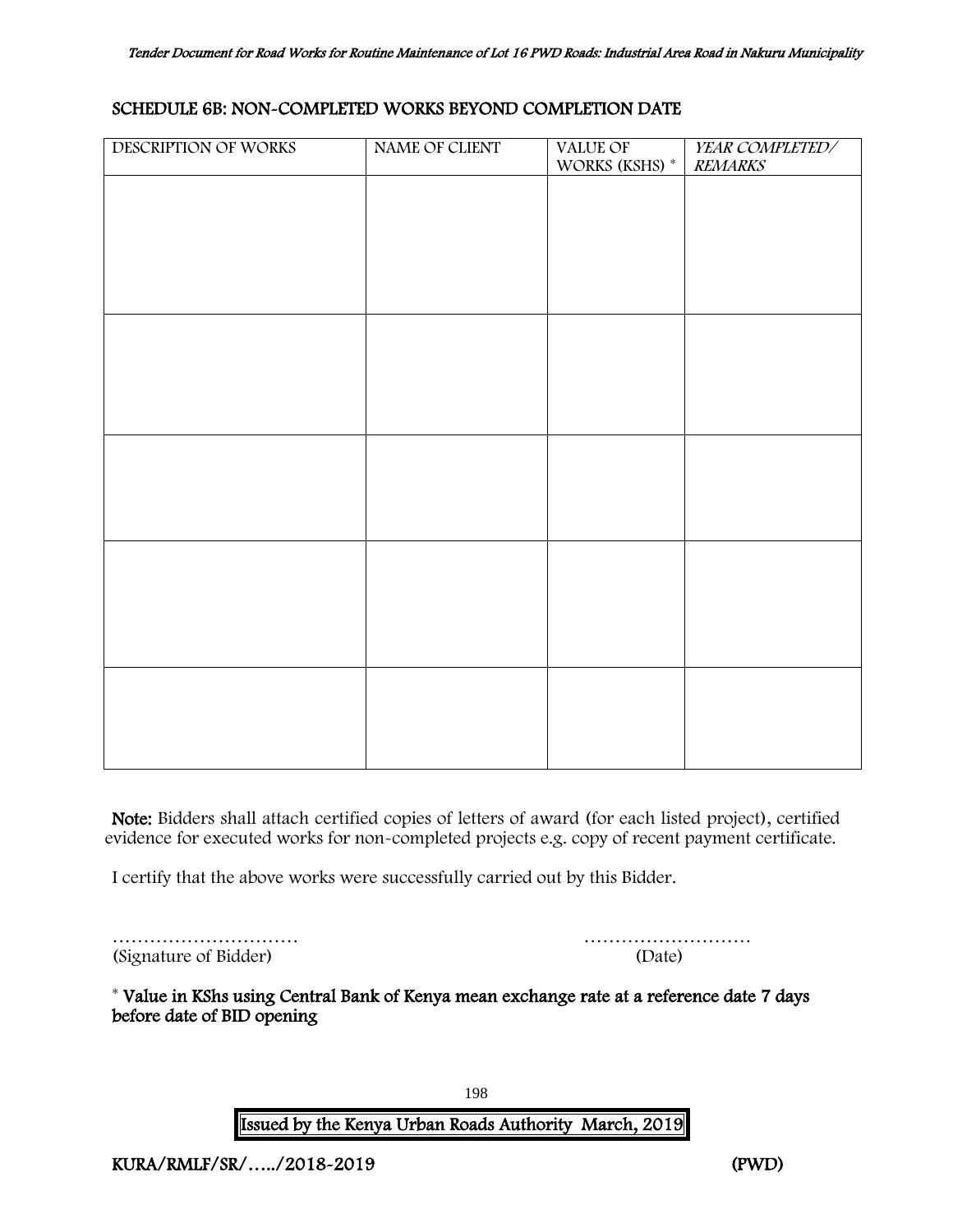## SCHEDULE 6B: NON-COMPLETED WORKS BEYOND COMPLETION DATE

| DESCRIPTION OF WORKS | NAME OF CLIENT | VALUE OF WORKS (KSHS) * | *YEAR COMPLETED/ REMARKS* |
|---|---|---|---|
| | | | |
| | | | |
| | | | |
| | | | |
| | | | |

**Note:** Bidders shall attach certified copies of letters of award (for each listed project), certified evidence for executed works for non-completed projects e.g. copy of recent payment certificate.

I certify that the above works were successfully carried out by this Bidder.

………………………… ………………………
(Signature of Bidder) (Date)

**\* Value in KShs using Central Bank of Kenya mean exchange rate at a reference date 7 days before date of BID opening**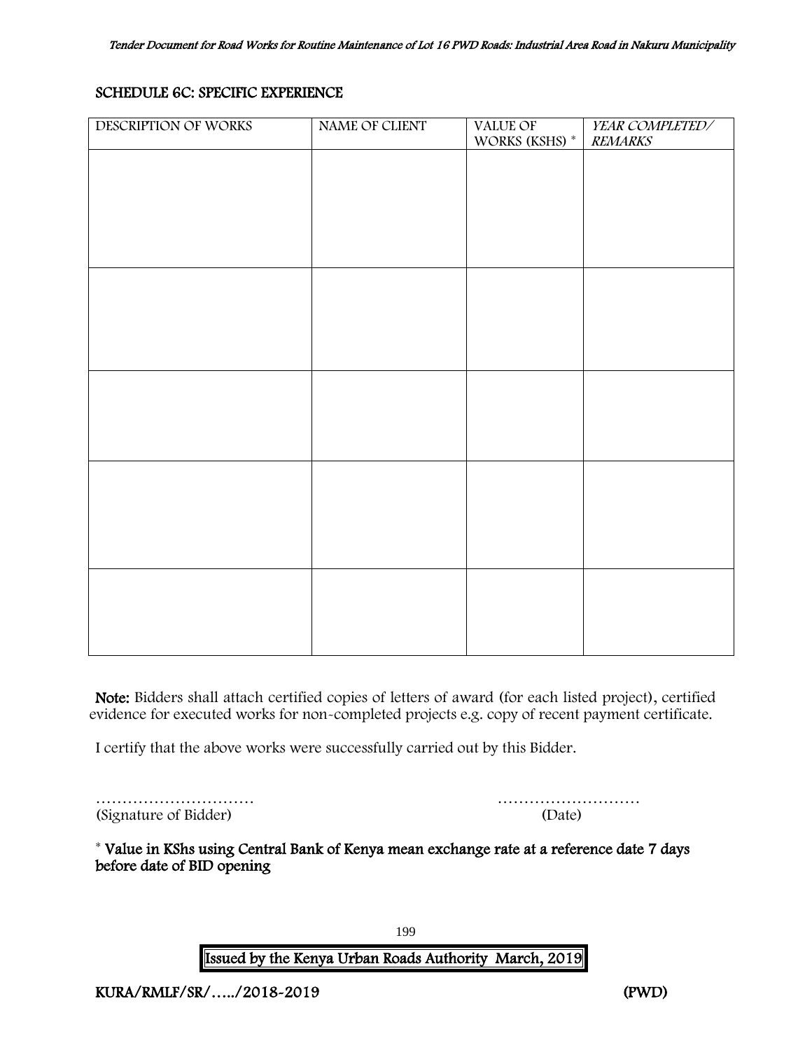## SCHEDULE 6C: SPECIFIC EXPERIENCE

| DESCRIPTION OF WORKS | NAME OF CLIENT | VALUE OF WORKS (KSHS) * | *YEAR COMPLETED/ REMARKS* |
|---|---|---|---|
| | | | |
| | | | |
| | | | |
| | | | |
| | | | |

**Note:** Bidders shall attach certified copies of letters of award (for each listed project), certified evidence for executed works for non-completed projects e.g. copy of recent payment certificate.

I certify that the above works were successfully carried out by this Bidder.

………………………… ………………………
(Signature of Bidder) (Date)

* **Value in KShs using Central Bank of Kenya mean exchange rate at a reference date 7 days before date of BID opening**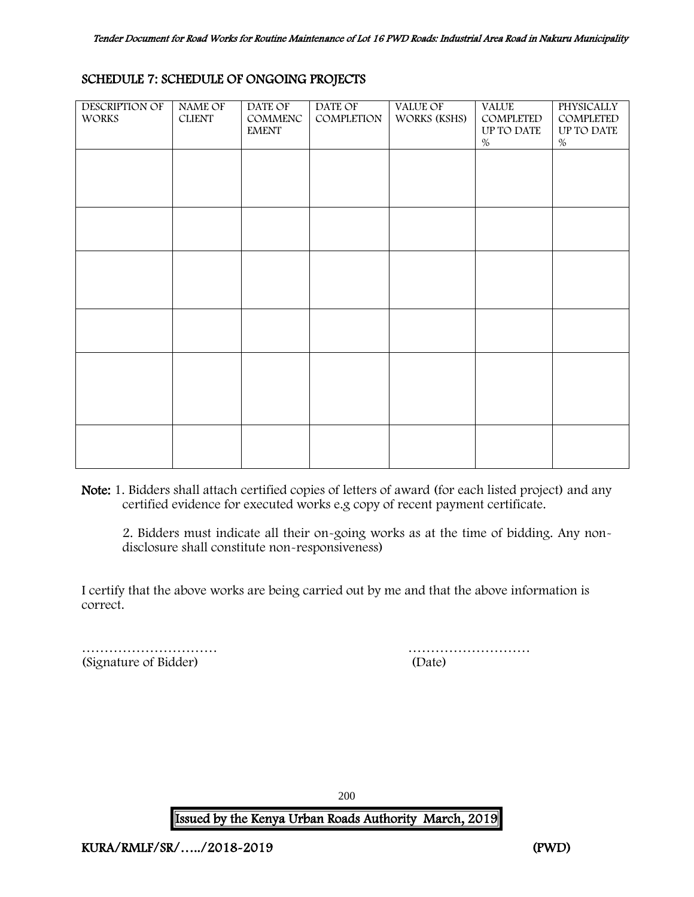## SCHEDULE 7: SCHEDULE OF ONGOING PROJECTS

| DESCRIPTION OF WORKS | NAME OF CLIENT | DATE OF COMMENCEMENT | DATE OF COMPLETION | VALUE OF WORKS (KSHS) | VALUE COMPLETED UP TO DATE % | PHYSICALLY COMPLETED UP TO DATE % |
|---|---|---|---|---|---|---|
| | | | | | | |
| | | | | | | |
| | | | | | | |
| | | | | | | |
| | | | | | | |
| | | | | | | |

**Note:** 1. Bidders shall attach certified copies of letters of award (for each listed project) and any certified evidence for executed works e.g copy of recent payment certificate.

2. Bidders must indicate all their on-going works as at the time of bidding. Any non-disclosure shall constitute non-responsiveness)

I certify that the above works are being carried out by me and that the above information is correct.

…………………………  
(Signature of Bidder)

………………………  
(Date)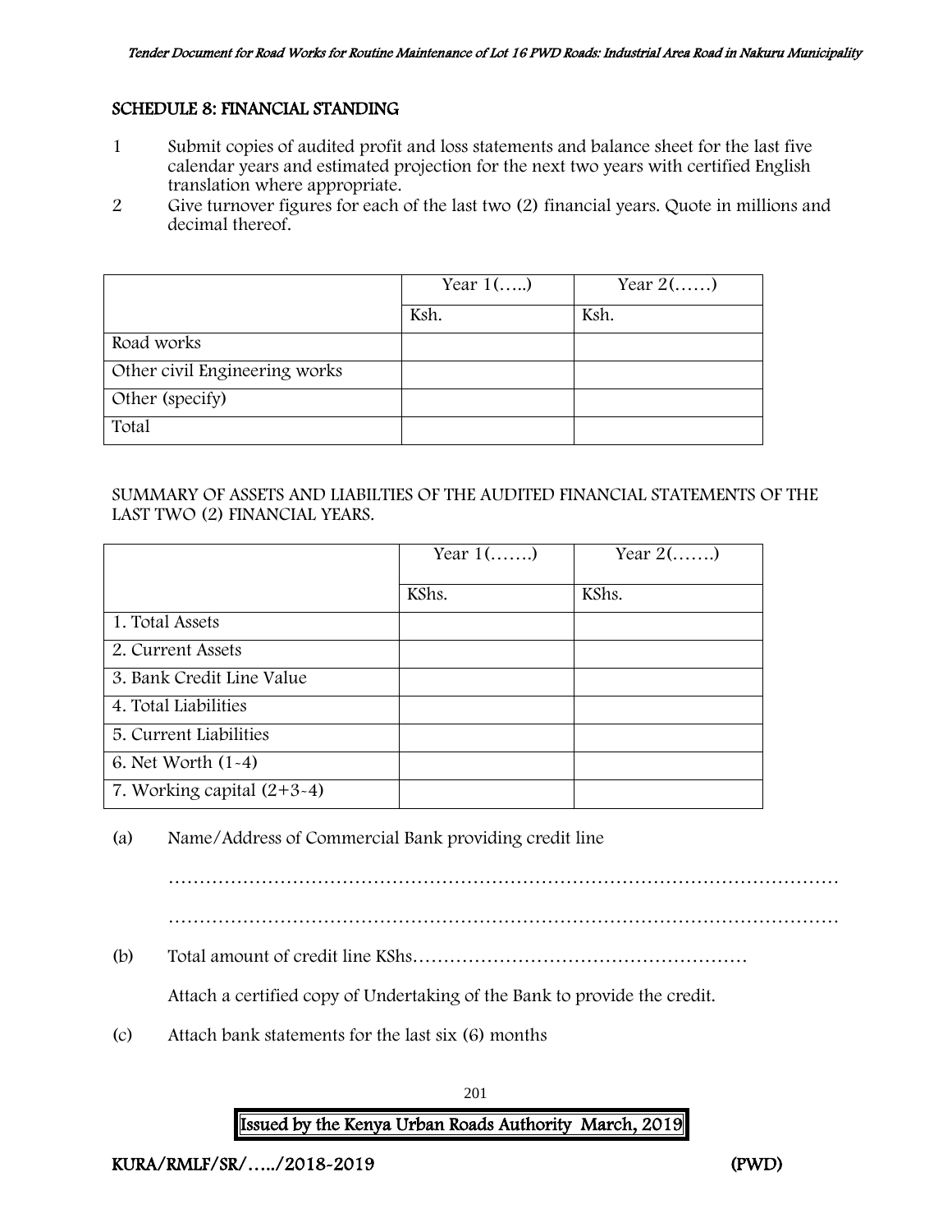## SCHEDULE 8: FINANCIAL STANDING

1. Submit copies of audited profit and loss statements and balance sheet for the last five calendar years and estimated projection for the next two years with certified English translation where appropriate.
2. Give turnover figures for each of the last two (2) financial years. Quote in millions and decimal thereof.

| | Year 1(…..) | Year 2(……) |
|---|---|---|
| | Ksh. | Ksh. |
| Road works | | |
| Other civil Engineering works | | |
| Other (specify) | | |
| Total | | |

SUMMARY OF ASSETS AND LIABILTIES OF THE AUDITED FINANCIAL STATEMENTS OF THE LAST TWO (2) FINANCIAL YEARS.

| | Year 1(…….) | Year 2(…….) |
|---|---|---|
| | KShs. | KShs. |
| 1. Total Assets | | |
| 2. Current Assets | | |
| 3. Bank Credit Line Value | | |
| 4. Total Liabilities | | |
| 5. Current Liabilities | | |
| 6. Net Worth (1-4) | | |
| 7. Working capital (2+3-4) | | |

(a) Name/Address of Commercial Bank providing credit line

………………………………………………………………………………………………

………………………………………………………………………………………………

(b) Total amount of credit line KShs………………………………………………

Attach a certified copy of Undertaking of the Bank to provide the credit.

(c) Attach bank statements for the last six (6) months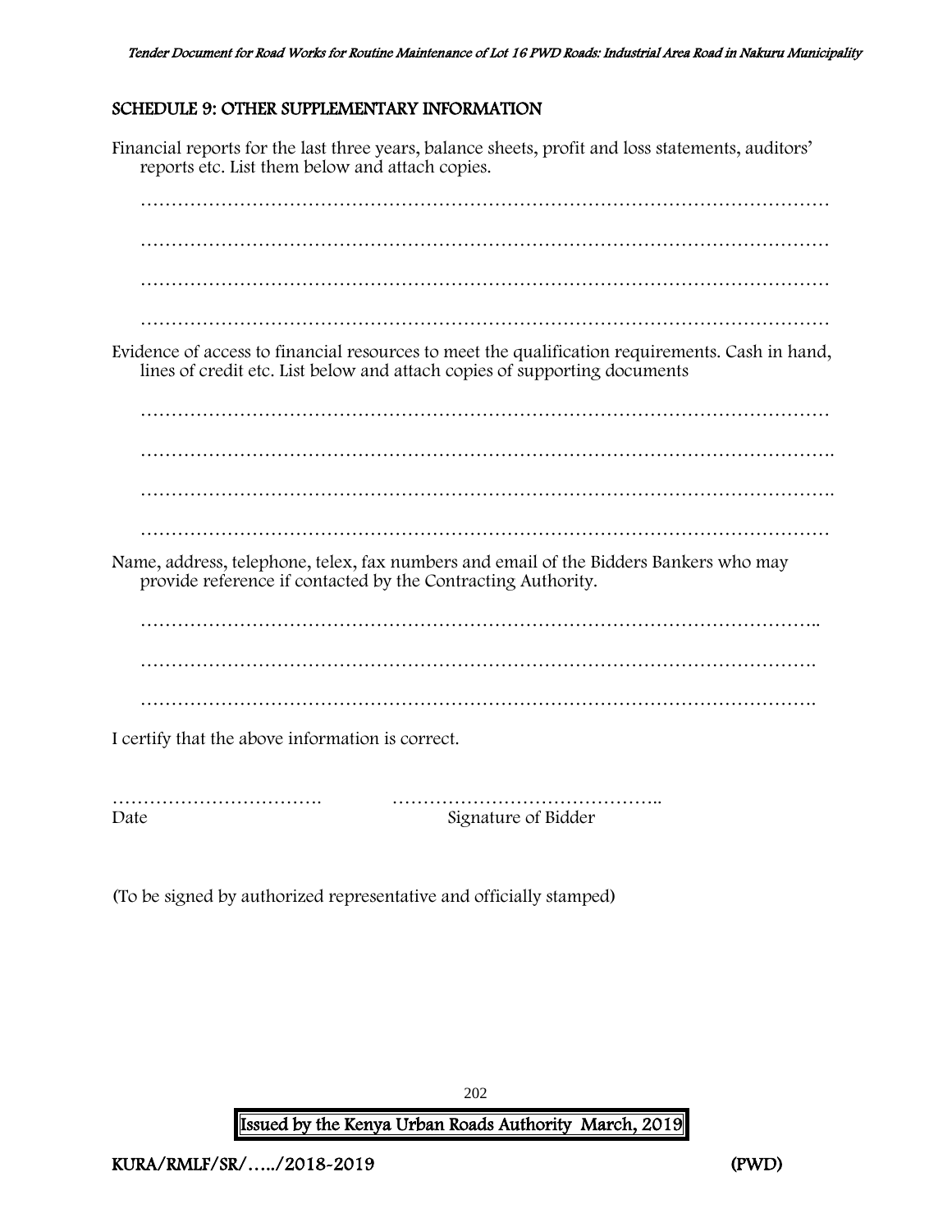## SCHEDULE 9: OTHER SUPPLEMENTARY INFORMATION

Financial reports for the last three years, balance sheets, profit and loss statements, auditors' reports etc. List them below and attach copies.

…………………………………………………………………………………………………

…………………………………………………………………………………………………

…………………………………………………………………………………………………

…………………………………………………………………………………………………

Evidence of access to financial resources to meet the qualification requirements. Cash in hand, lines of credit etc. List below and attach copies of supporting documents

…………………………………………………………………………………………………

………………………………………………………………………………………………….

………………………………………………………………………………………………….

…………………………………………………………………………………………………

Name, address, telephone, telex, fax numbers and email of the Bidders Bankers who may provide reference if contacted by the Contracting Authority.

………………………………………………………………………………………………..

……………………………………………………………………………………………….

……………………………………………………………………………………………….

I certify that the above information is correct.

……………………………. ……………………………………..

Date Signature of Bidder

(To be signed by authorized representative and officially stamped)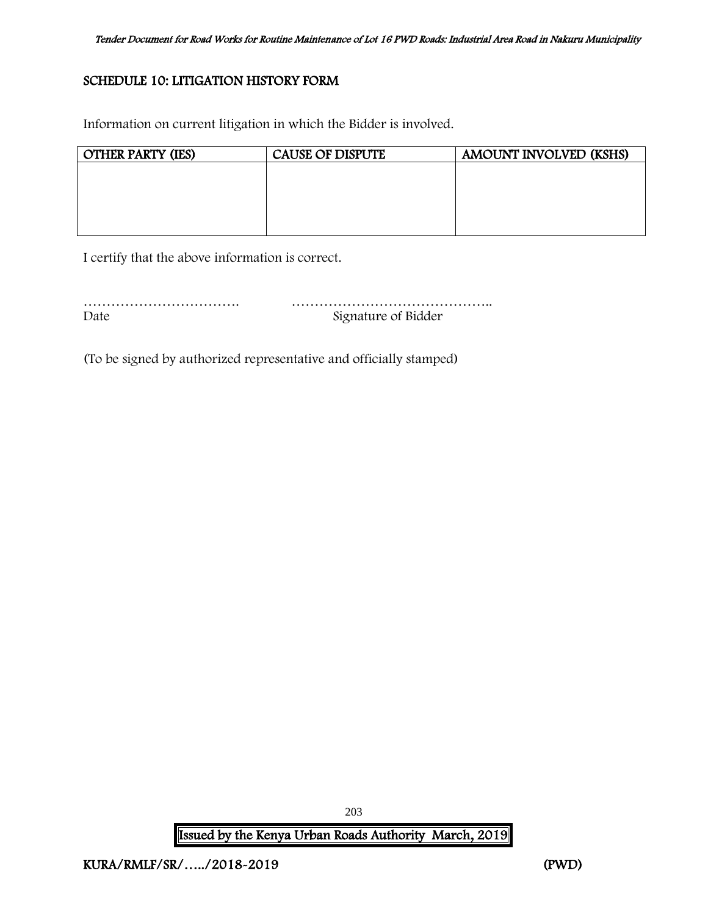## SCHEDULE 10: LITIGATION HISTORY FORM

Information on current litigation in which the Bidder is involved.

| OTHER PARTY (IES) | CAUSE OF DISPUTE | AMOUNT INVOLVED (KSHS) |
|---|---|---|
| | | |

I certify that the above information is correct.

……………………………. ……………………………………..

Date Signature of Bidder

(To be signed by authorized representative and officially stamped)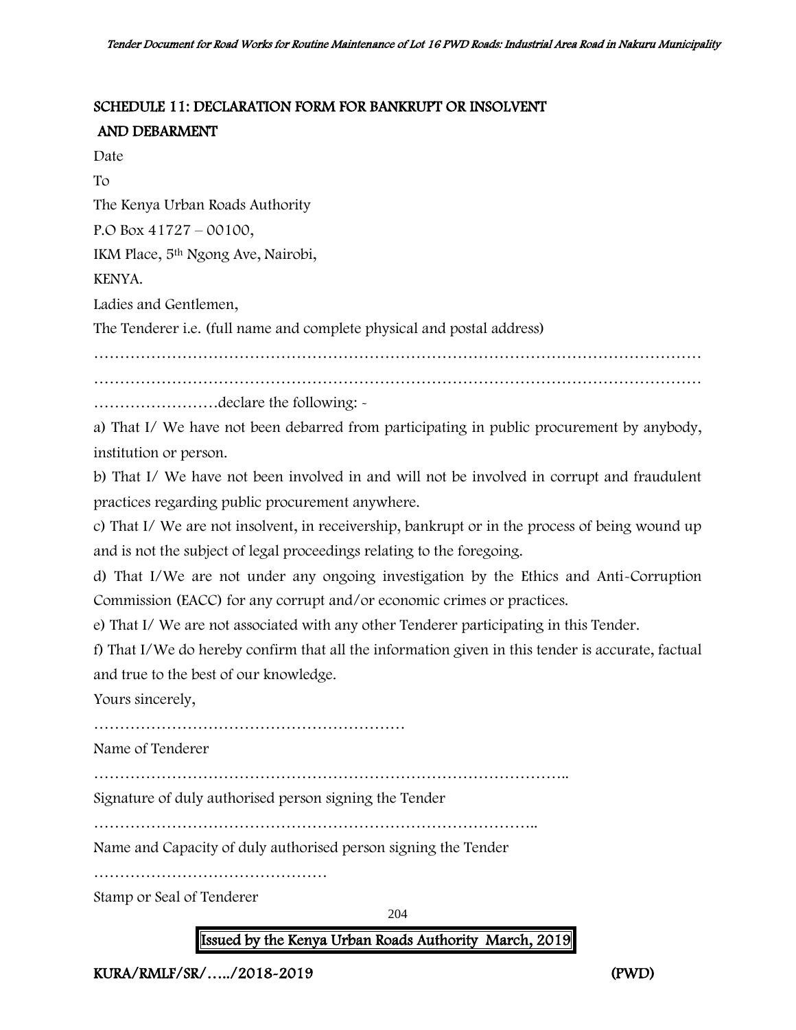## SCHEDULE 11: DECLARATION FORM FOR BANKRUPT OR INSOLVENT AND DEBARMENT

Date

To

The Kenya Urban Roads Authority

P.O Box 41727 – 00100,

IKM Place, 5th Ngong Ave, Nairobi,

KENYA.

Ladies and Gentlemen,

The Tenderer i.e. (full name and complete physical and postal address)

……………………………………………………………………………………………………

……………………………………………………………………………………………………

……………………declare the following: -

a) That I/ We have not been debarred from participating in public procurement by anybody, institution or person.

b) That I/ We have not been involved in and will not be involved in corrupt and fraudulent practices regarding public procurement anywhere.

c) That I/ We are not insolvent, in receivership, bankrupt or in the process of being wound up and is not the subject of legal proceedings relating to the foregoing.

d) That I/We are not under any ongoing investigation by the Ethics and Anti-Corruption Commission (EACC) for any corrupt and/or economic crimes or practices.

e) That I/ We are not associated with any other Tenderer participating in this Tender.

f) That I/We do hereby confirm that all the information given in this tender is accurate, factual and true to the best of our knowledge.

Yours sincerely,

……………………………………………………

Name of Tenderer

………………………………………………………………………………..

Signature of duly authorised person signing the Tender

………………………………………………………………………..

Name and Capacity of duly authorised person signing the Tender

………………………………………

Stamp or Seal of Tenderer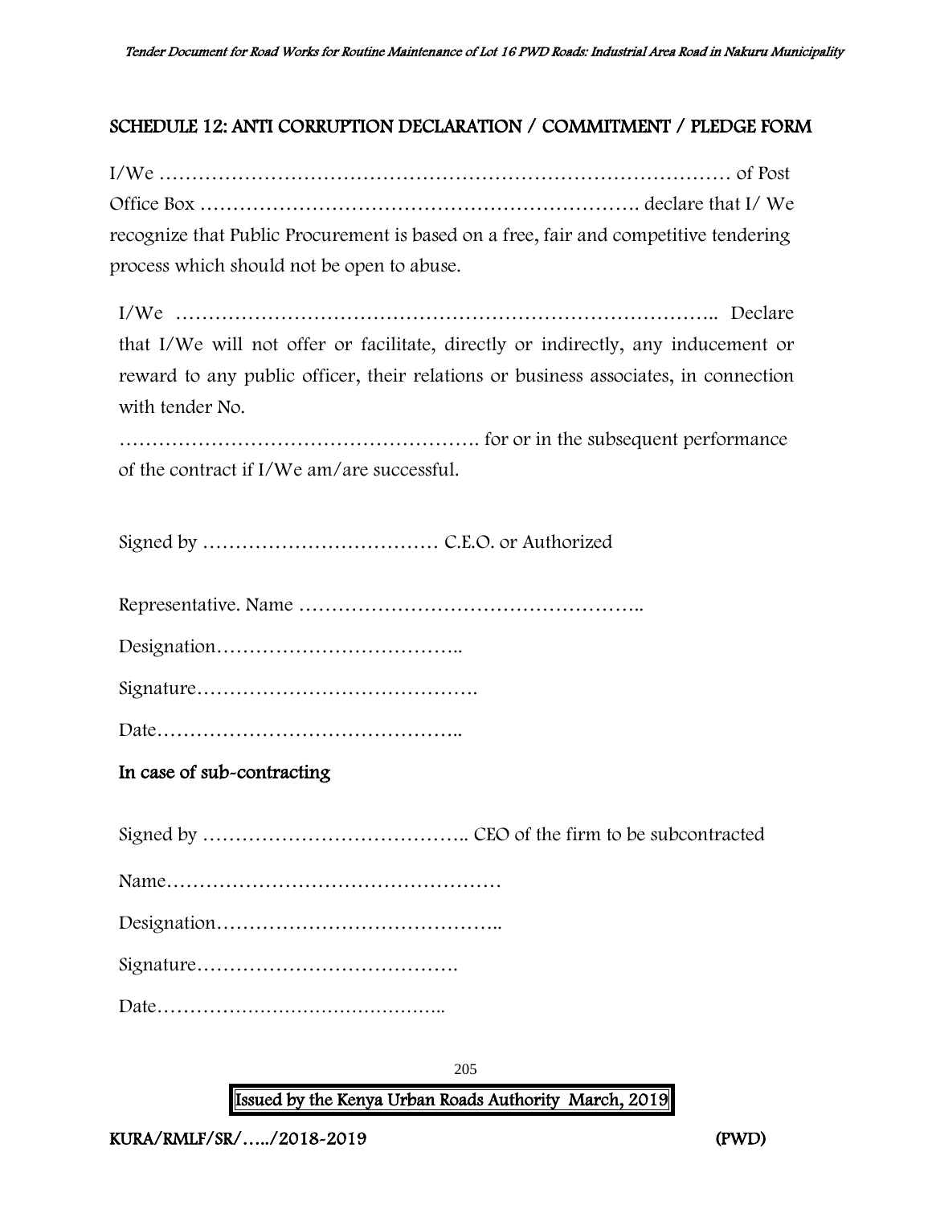## SCHEDULE 12: ANTI CORRUPTION DECLARATION / COMMITMENT / PLEDGE FORM

I/We ……………………………………………………………………………… of Post Office Box ………………………………………………………. declare that I/ We recognize that Public Procurement is based on a free, fair and competitive tendering process which should not be open to abuse.

I/We ……………………………………………………………………….. Declare that I/We will not offer or facilitate, directly or indirectly, any inducement or reward to any public officer, their relations or business associates, in connection with tender No.

………………………………………………. for or in the subsequent performance of the contract if I/We am/are successful.

Signed by ……………………………… C.E.O. or Authorized

Representative. Name ……………………………………………..

Designation………………………………..

Signature…………………………………….

Date………………………………………..

### In case of sub-contracting

Signed by ………………………………….. CEO of the firm to be subcontracted

Name……………………………………………

Designation……………………………………..

Signature………………………………….

Date………………………………………..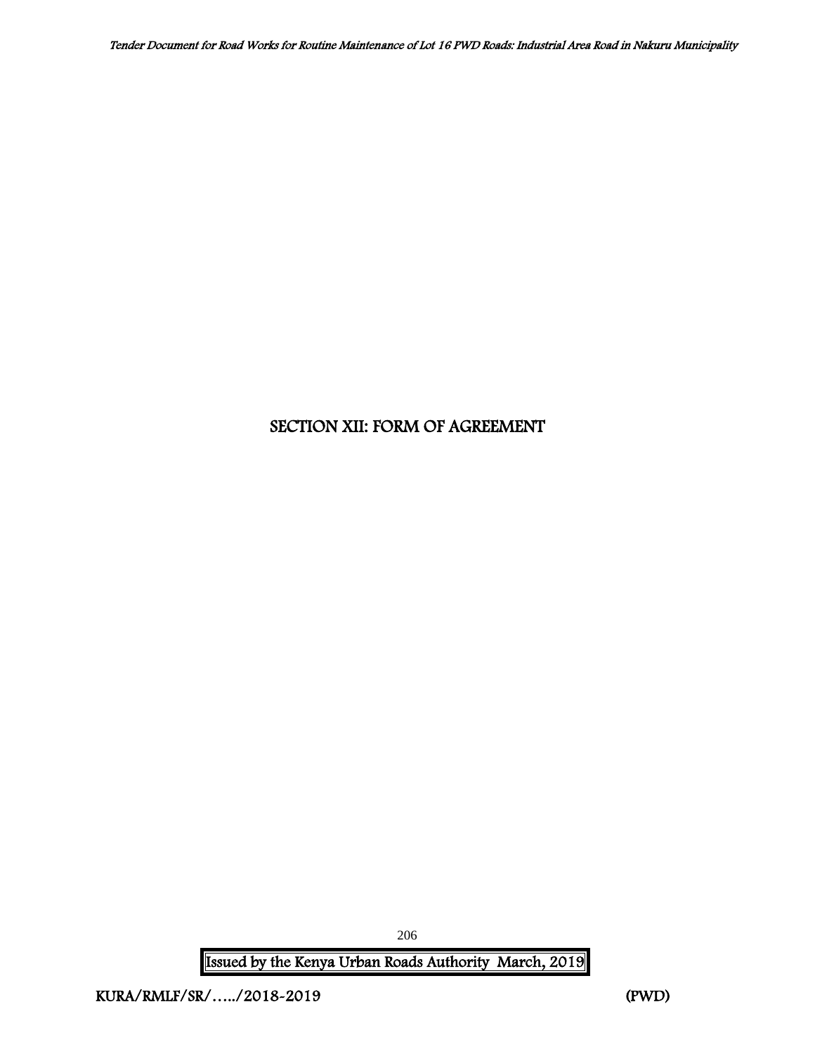# SECTION XII: FORM OF AGREEMENT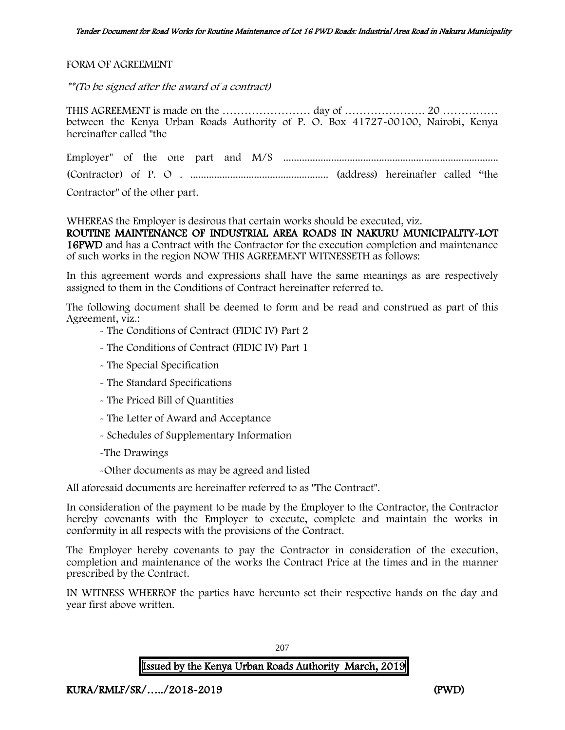FORM OF AGREEMENT

*\*\*(To be signed after the award of a contract)*

THIS AGREEMENT is made on the …………………… day of …………………. 20 …………… between the Kenya Urban Roads Authority of P. O. Box 41727-00100, Nairobi, Kenya hereinafter called "the

Employer" of the one part and M/S ................................................................................

(Contractor) of P. O . .................................................... (address) hereinafter called "the

Contractor" of the other part.

WHEREAS the Employer is desirous that certain works should be executed, viz. **ROUTINE MAINTENANCE OF INDUSTRIAL AREA ROADS IN NAKURU MUNICIPALITY-LOT 16PWD** and has a Contract with the Contractor for the execution completion and maintenance of such works in the region NOW THIS AGREEMENT WITNESSETH as follows:

In this agreement words and expressions shall have the same meanings as are respectively assigned to them in the Conditions of Contract hereinafter referred to.

The following document shall be deemed to form and be read and construed as part of this Agreement, viz.:

- The Conditions of Contract (FIDIC IV) Part 2
- The Conditions of Contract (FIDIC IV) Part 1
- The Special Specification
- The Standard Specifications
- The Priced Bill of Quantities
- The Letter of Award and Acceptance
- Schedules of Supplementary Information
- The Drawings
- Other documents as may be agreed and listed

All aforesaid documents are hereinafter referred to as "The Contract".

In consideration of the payment to be made by the Employer to the Contractor, the Contractor hereby covenants with the Employer to execute, complete and maintain the works in conformity in all respects with the provisions of the Contract.

The Employer hereby covenants to pay the Contractor in consideration of the execution, completion and maintenance of the works the Contract Price at the times and in the manner prescribed by the Contract.

IN WITNESS WHEREOF the parties have hereunto set their respective hands on the day and year first above written.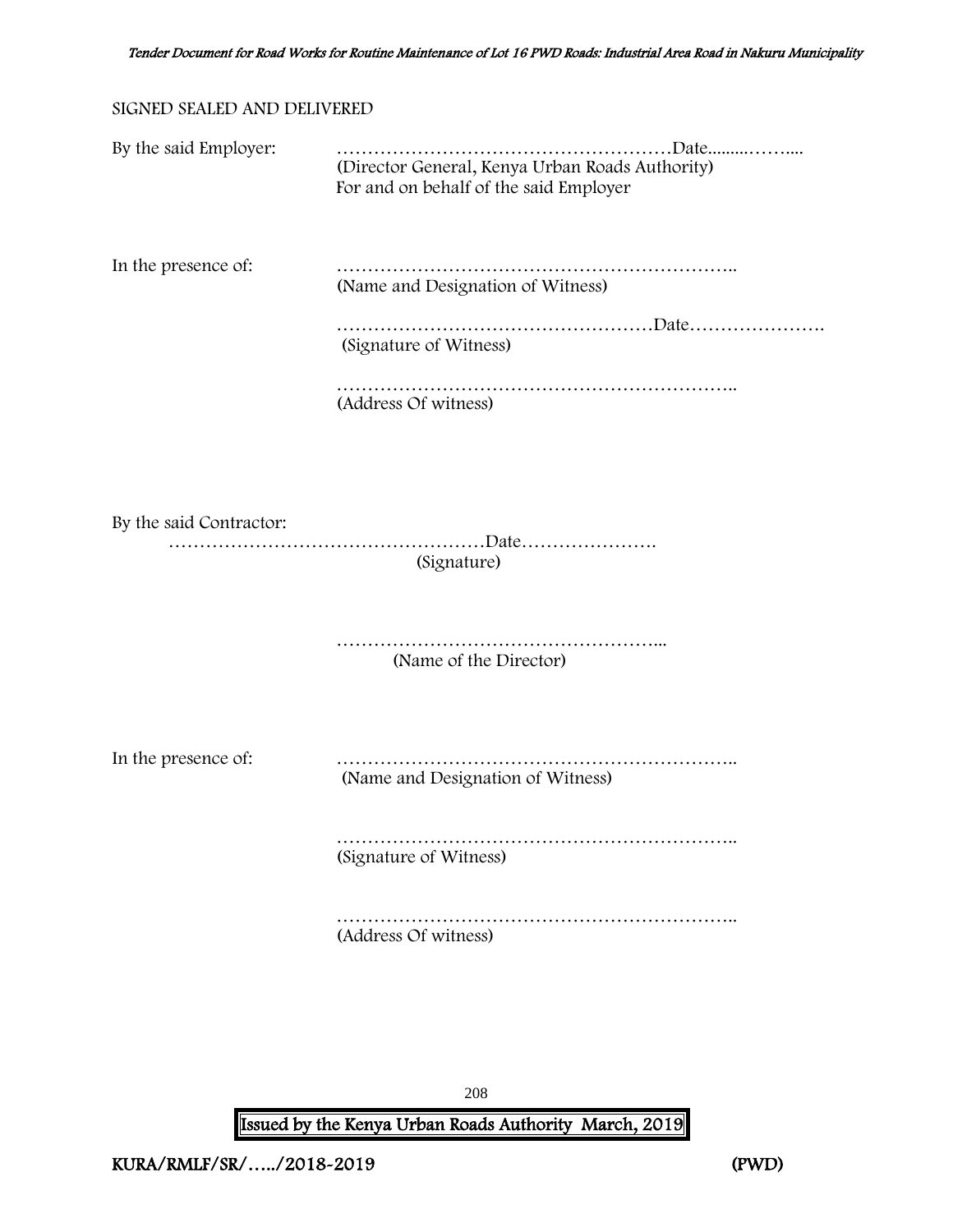SIGNED SEALED AND DELIVERED

By the said Employer: ………………………………………………Date.........……....
(Director General, Kenya Urban Roads Authority)
For and on behalf of the said Employer

In the presence of: ………………………………………………………..
(Name and Designation of Witness)

……………………………………………Date………………….
(Signature of Witness)

………………………………………………………..
(Address Of witness)

By the said Contractor:
……………………………………………Date………………….
(Signature)

……………………………………………...
(Name of the Director)

In the presence of: ………………………………………………………..
(Name and Designation of Witness)

………………………………………………………..
(Signature of Witness)

………………………………………………………..
(Address Of witness)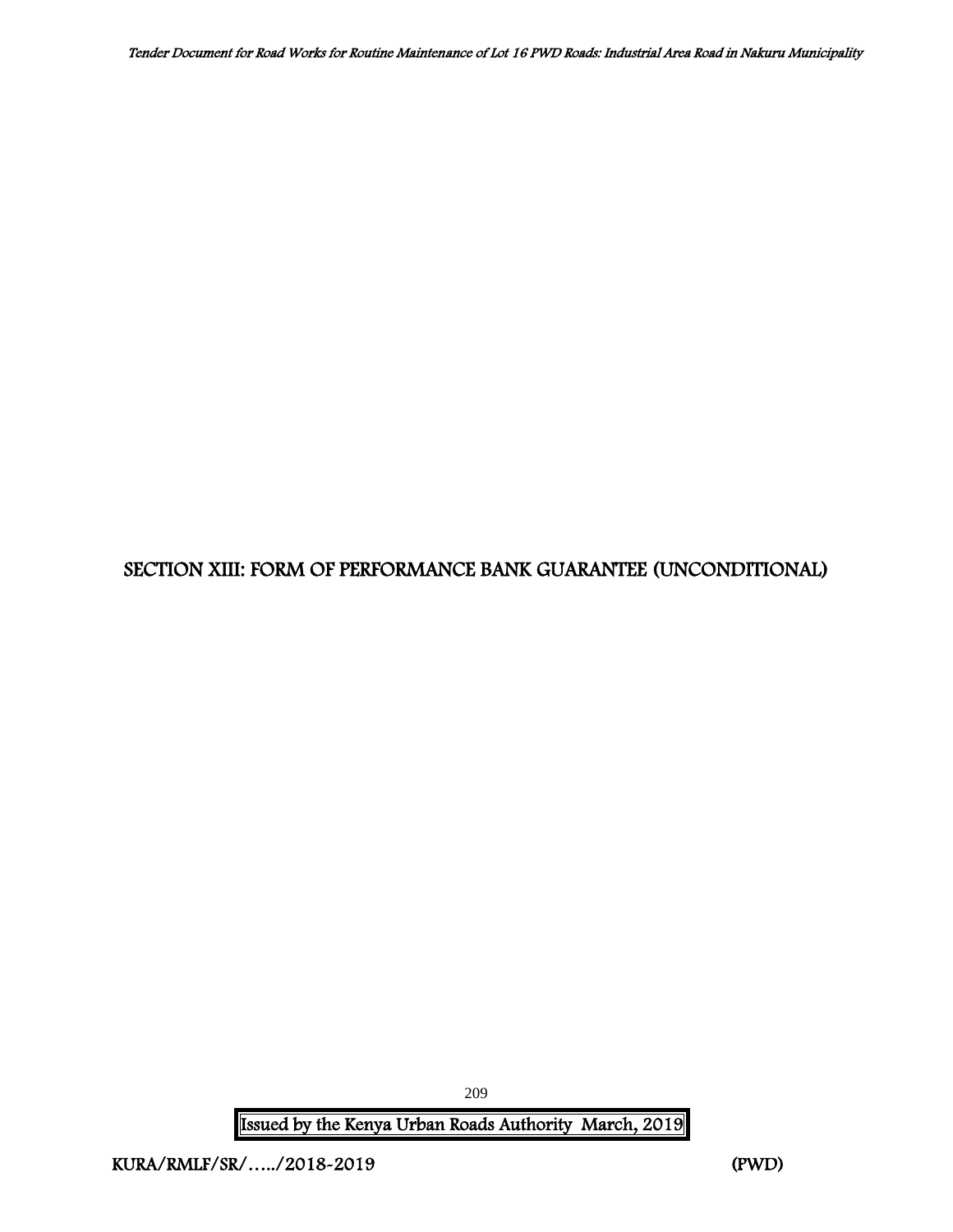# SECTION XIII: FORM OF PERFORMANCE BANK GUARANTEE (UNCONDITIONAL)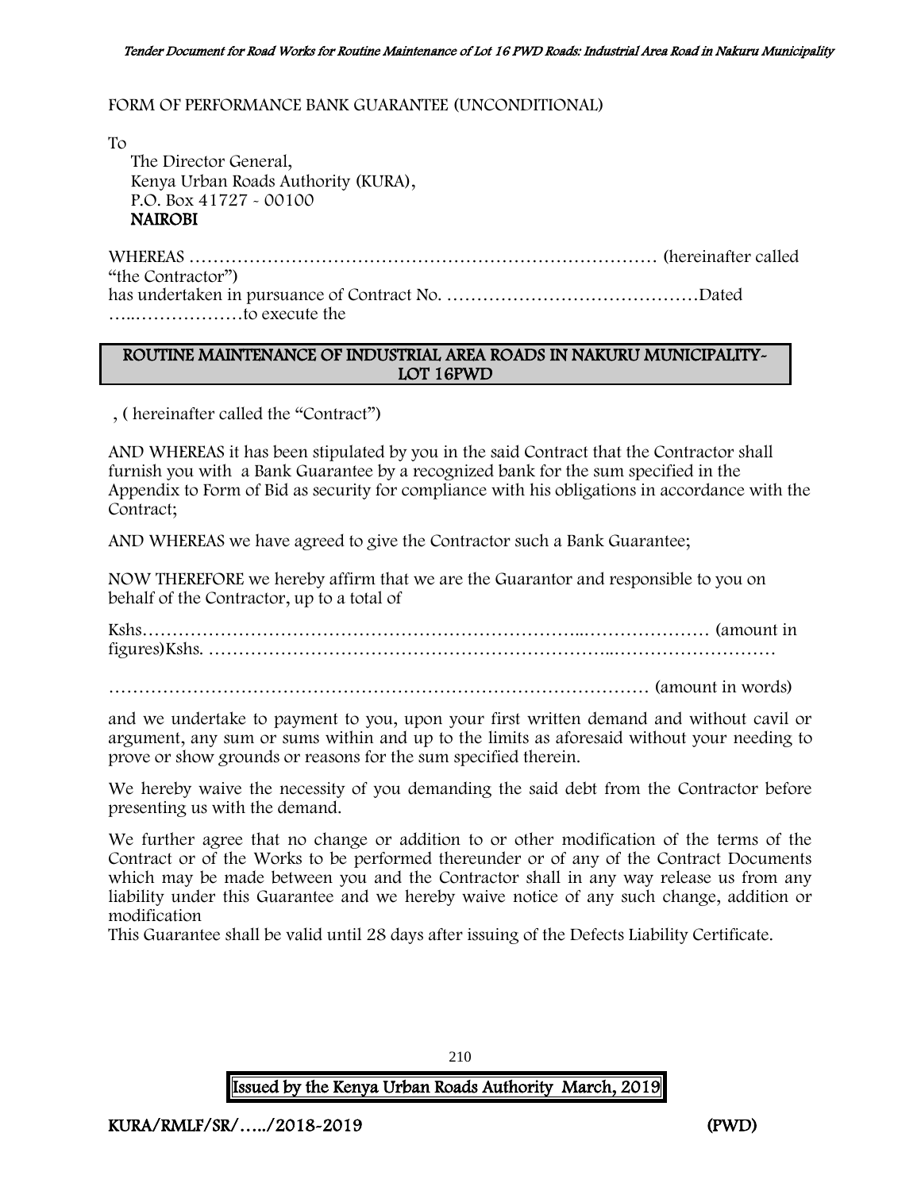FORM OF PERFORMANCE BANK GUARANTEE (UNCONDITIONAL)

To

The Director General,
Kenya Urban Roads Authority (KURA),
P.O. Box 41727 - 00100
**NAIROBI**

WHEREAS …………………………………………………………………… (hereinafter called "the Contractor")
has undertaken in pursuance of Contract No. ……………………………………Dated …..………………to execute the

**ROUTINE MAINTENANCE OF INDUSTRIAL AREA ROADS IN NAKURU MUNICIPALITY- LOT 16PWD**

, ( hereinafter called the "Contract")

AND WHEREAS it has been stipulated by you in the said Contract that the Contractor shall furnish you with a Bank Guarantee by a recognized bank for the sum specified in the Appendix to Form of Bid as security for compliance with his obligations in accordance with the Contract;

AND WHEREAS we have agreed to give the Contractor such a Bank Guarantee;

NOW THEREFORE we hereby affirm that we are the Guarantor and responsible to you on behalf of the Contractor, up to a total of

Kshs……………………………………………………………...………………… (amount in figures)Kshs. ………………………………………………………..………………………

……………………………………………………………………………… (amount in words)

and we undertake to payment to you, upon your first written demand and without cavil or argument, any sum or sums within and up to the limits as aforesaid without your needing to prove or show grounds or reasons for the sum specified therein.

We hereby waive the necessity of you demanding the said debt from the Contractor before presenting us with the demand.

We further agree that no change or addition to or other modification of the terms of the Contract or of the Works to be performed thereunder or of any of the Contract Documents which may be made between you and the Contractor shall in any way release us from any liability under this Guarantee and we hereby waive notice of any such change, addition or modification

This Guarantee shall be valid until 28 days after issuing of the Defects Liability Certificate.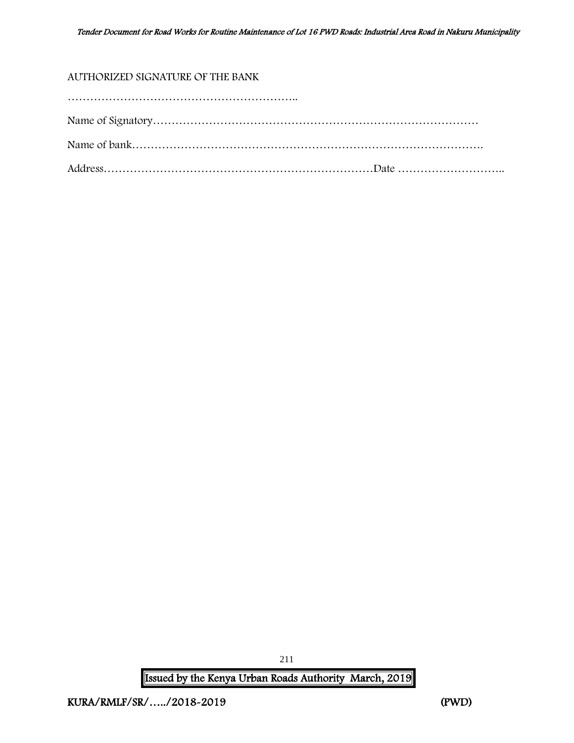AUTHORIZED SIGNATURE OF THE BANK

……………………………………………………..

Name of Signatory……………………………………………………………………………

Name of bank……………………………………………………………………………….

Address………………………………………………………………Date ………………………..